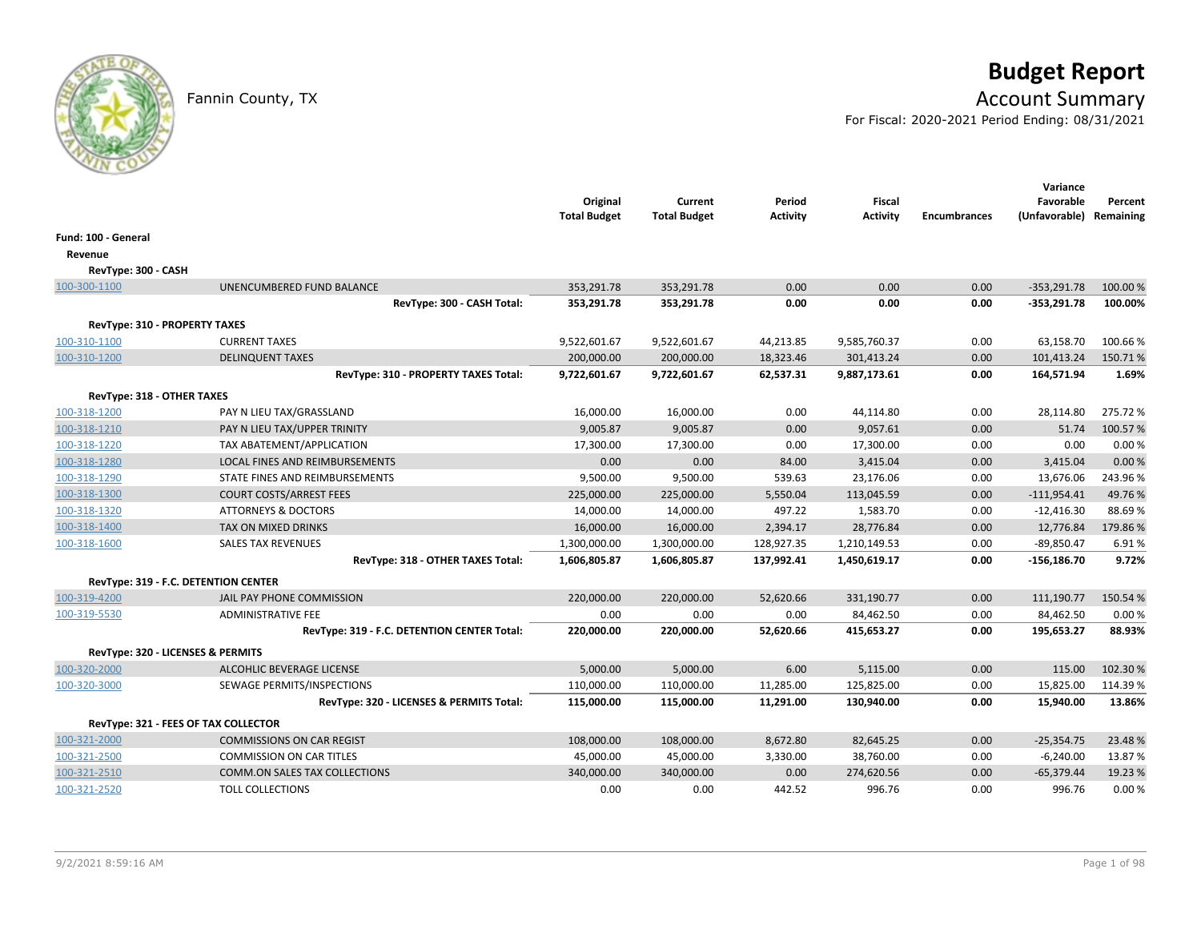# Budget Report

Fannin County, TX

## Account Summary

For Fiscal: 2020-2021 Period Ending: 08/31/2021

| | | Original Total Budget | Current Total Budget | Period Activity | Fiscal Activity | Encumbrances | Variance Favorable (Unfavorable) | Percent Remaining |
|---|---|---|---|---|---|---|---|---|
| **Fund: 100 - General** | | | | | | | | |
| **Revenue** | | | | | | | | |
| **RevType: 300 - CASH** | | | | | | | | |
| 100-300-1100 | UNENCUMBERED FUND BALANCE | 353,291.78 | 353,291.78 | 0.00 | 0.00 | 0.00 | -353,291.78 | 100.00 % |
| | **RevType: 300 - CASH Total:** | **353,291.78** | **353,291.78** | **0.00** | **0.00** | **0.00** | **-353,291.78** | **100.00%** |
| **RevType: 310 - PROPERTY TAXES** | | | | | | | | |
| 100-310-1100 | CURRENT TAXES | 9,522,601.67 | 9,522,601.67 | 44,213.85 | 9,585,760.37 | 0.00 | 63,158.70 | 100.66 % |
| 100-310-1200 | DELINQUENT TAXES | 200,000.00 | 200,000.00 | 18,323.46 | 301,413.24 | 0.00 | 101,413.24 | 150.71 % |
| | **RevType: 310 - PROPERTY TAXES Total:** | **9,722,601.67** | **9,722,601.67** | **62,537.31** | **9,887,173.61** | **0.00** | **164,571.94** | **1.69%** |
| **RevType: 318 - OTHER TAXES** | | | | | | | | |
| 100-318-1200 | PAY N LIEU TAX/GRASSLAND | 16,000.00 | 16,000.00 | 0.00 | 44,114.80 | 0.00 | 28,114.80 | 275.72 % |
| 100-318-1210 | PAY N LIEU TAX/UPPER TRINITY | 9,005.87 | 9,005.87 | 0.00 | 9,057.61 | 0.00 | 51.74 | 100.57 % |
| 100-318-1220 | TAX ABATEMENT/APPLICATION | 17,300.00 | 17,300.00 | 0.00 | 17,300.00 | 0.00 | 0.00 | 0.00 % |
| 100-318-1280 | LOCAL FINES AND REIMBURSEMENTS | 0.00 | 0.00 | 84.00 | 3,415.04 | 0.00 | 3,415.04 | 0.00 % |
| 100-318-1290 | STATE FINES AND REIMBURSEMENTS | 9,500.00 | 9,500.00 | 539.63 | 23,176.06 | 0.00 | 13,676.06 | 243.96 % |
| 100-318-1300 | COURT COSTS/ARREST FEES | 225,000.00 | 225,000.00 | 5,550.04 | 113,045.59 | 0.00 | -111,954.41 | 49.76 % |
| 100-318-1320 | ATTORNEYS & DOCTORS | 14,000.00 | 14,000.00 | 497.22 | 1,583.70 | 0.00 | -12,416.30 | 88.69 % |
| 100-318-1400 | TAX ON MIXED DRINKS | 16,000.00 | 16,000.00 | 2,394.17 | 28,776.84 | 0.00 | 12,776.84 | 179.86 % |
| 100-318-1600 | SALES TAX REVENUES | 1,300,000.00 | 1,300,000.00 | 128,927.35 | 1,210,149.53 | 0.00 | -89,850.47 | 6.91 % |
| | **RevType: 318 - OTHER TAXES Total:** | **1,606,805.87** | **1,606,805.87** | **137,992.41** | **1,450,619.17** | **0.00** | **-156,186.70** | **9.72%** |
| **RevType: 319 - F.C. DETENTION CENTER** | | | | | | | | |
| 100-319-4200 | JAIL PAY PHONE COMMISSION | 220,000.00 | 220,000.00 | 52,620.66 | 331,190.77 | 0.00 | 111,190.77 | 150.54 % |
| 100-319-5530 | ADMINISTRATIVE FEE | 0.00 | 0.00 | 0.00 | 84,462.50 | 0.00 | 84,462.50 | 0.00 % |
| | **RevType: 319 - F.C. DETENTION CENTER Total:** | **220,000.00** | **220,000.00** | **52,620.66** | **415,653.27** | **0.00** | **195,653.27** | **88.93%** |
| **RevType: 320 - LICENSES & PERMITS** | | | | | | | | |
| 100-320-2000 | ALCOHLIC BEVERAGE LICENSE | 5,000.00 | 5,000.00 | 6.00 | 5,115.00 | 0.00 | 115.00 | 102.30 % |
| 100-320-3000 | SEWAGE PERMITS/INSPECTIONS | 110,000.00 | 110,000.00 | 11,285.00 | 125,825.00 | 0.00 | 15,825.00 | 114.39 % |
| | **RevType: 320 - LICENSES & PERMITS Total:** | **115,000.00** | **115,000.00** | **11,291.00** | **130,940.00** | **0.00** | **15,940.00** | **13.86%** |
| **RevType: 321 - FEES OF TAX COLLECTOR** | | | | | | | | |
| 100-321-2000 | COMMISSIONS ON CAR REGIST | 108,000.00 | 108,000.00 | 8,672.80 | 82,645.25 | 0.00 | -25,354.75 | 23.48 % |
| 100-321-2500 | COMMISSION ON CAR TITLES | 45,000.00 | 45,000.00 | 3,330.00 | 38,760.00 | 0.00 | -6,240.00 | 13.87 % |
| 100-321-2510 | COMM.ON SALES TAX COLLECTIONS | 340,000.00 | 340,000.00 | 0.00 | 274,620.56 | 0.00 | -65,379.44 | 19.23 % |
| 100-321-2520 | TOLL COLLECTIONS | 0.00 | 0.00 | 442.52 | 996.76 | 0.00 | 996.76 | 0.00 % |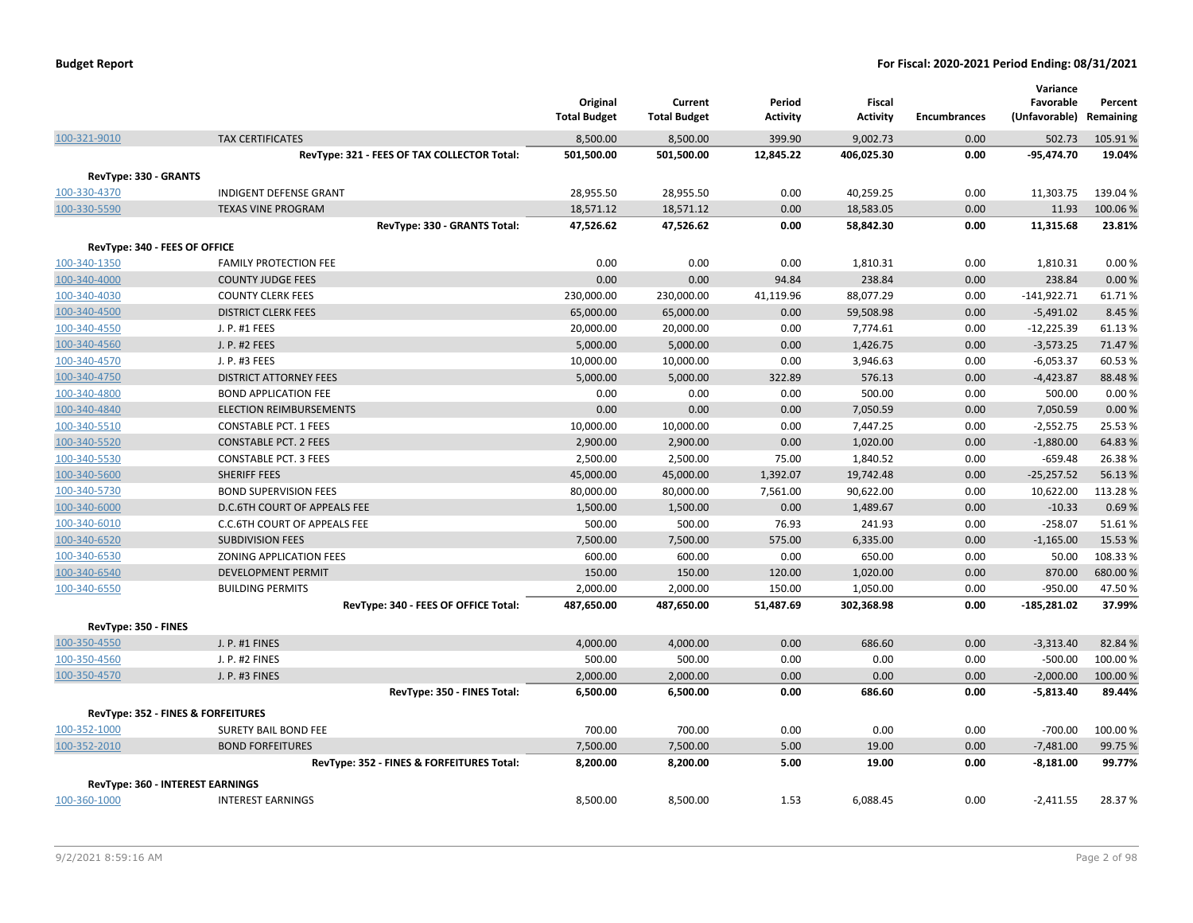| | | Original Total Budget | Current Total Budget | Period Activity | Fiscal Activity | Encumbrances | Variance Favorable (Unfavorable) | Percent Remaining |
|---|---|---|---|---|---|---|---|---|
| 100-321-9010 | TAX CERTIFICATES | 8,500.00 | 8,500.00 | 399.90 | 9,002.73 | 0.00 | 502.73 | 105.91 % |
| | **RevType: 321 - FEES OF TAX COLLECTOR Total:** | **501,500.00** | **501,500.00** | **12,845.22** | **406,025.30** | **0.00** | **-95,474.70** | **19.04%** |
| **RevType: 330 - GRANTS** | | | | | | | | |
| 100-330-4370 | INDIGENT DEFENSE GRANT | 28,955.50 | 28,955.50 | 0.00 | 40,259.25 | 0.00 | 11,303.75 | 139.04 % |
| 100-330-5590 | TEXAS VINE PROGRAM | 18,571.12 | 18,571.12 | 0.00 | 18,583.05 | 0.00 | 11.93 | 100.06 % |
| | **RevType: 330 - GRANTS Total:** | **47,526.62** | **47,526.62** | **0.00** | **58,842.30** | **0.00** | **11,315.68** | **23.81%** |
| **RevType: 340 - FEES OF OFFICE** | | | | | | | | |
| 100-340-1350 | FAMILY PROTECTION FEE | 0.00 | 0.00 | 0.00 | 1,810.31 | 0.00 | 1,810.31 | 0.00 % |
| 100-340-4000 | COUNTY JUDGE FEES | 0.00 | 0.00 | 94.84 | 238.84 | 0.00 | 238.84 | 0.00 % |
| 100-340-4030 | COUNTY CLERK FEES | 230,000.00 | 230,000.00 | 41,119.96 | 88,077.29 | 0.00 | -141,922.71 | 61.71 % |
| 100-340-4500 | DISTRICT CLERK FEES | 65,000.00 | 65,000.00 | 0.00 | 59,508.98 | 0.00 | -5,491.02 | 8.45 % |
| 100-340-4550 | J. P. #1 FEES | 20,000.00 | 20,000.00 | 0.00 | 7,774.61 | 0.00 | -12,225.39 | 61.13 % |
| 100-340-4560 | J. P. #2 FEES | 5,000.00 | 5,000.00 | 0.00 | 1,426.75 | 0.00 | -3,573.25 | 71.47 % |
| 100-340-4570 | J. P. #3 FEES | 10,000.00 | 10,000.00 | 0.00 | 3,946.63 | 0.00 | -6,053.37 | 60.53 % |
| 100-340-4750 | DISTRICT ATTORNEY FEES | 5,000.00 | 5,000.00 | 322.89 | 576.13 | 0.00 | -4,423.87 | 88.48 % |
| 100-340-4800 | BOND APPLICATION FEE | 0.00 | 0.00 | 0.00 | 500.00 | 0.00 | 500.00 | 0.00 % |
| 100-340-4840 | ELECTION REIMBURSEMENTS | 0.00 | 0.00 | 0.00 | 7,050.59 | 0.00 | 7,050.59 | 0.00 % |
| 100-340-5510 | CONSTABLE PCT. 1 FEES | 10,000.00 | 10,000.00 | 0.00 | 7,447.25 | 0.00 | -2,552.75 | 25.53 % |
| 100-340-5520 | CONSTABLE PCT. 2 FEES | 2,900.00 | 2,900.00 | 0.00 | 1,020.00 | 0.00 | -1,880.00 | 64.83 % |
| 100-340-5530 | CONSTABLE PCT. 3 FEES | 2,500.00 | 2,500.00 | 75.00 | 1,840.52 | 0.00 | -659.48 | 26.38 % |
| 100-340-5600 | SHERIFF FEES | 45,000.00 | 45,000.00 | 1,392.07 | 19,742.48 | 0.00 | -25,257.52 | 56.13 % |
| 100-340-5730 | BOND SUPERVISION FEES | 80,000.00 | 80,000.00 | 7,561.00 | 90,622.00 | 0.00 | 10,622.00 | 113.28 % |
| 100-340-6000 | D.C.6TH COURT OF APPEALS FEE | 1,500.00 | 1,500.00 | 0.00 | 1,489.67 | 0.00 | -10.33 | 0.69 % |
| 100-340-6010 | C.C.6TH COURT OF APPEALS FEE | 500.00 | 500.00 | 76.93 | 241.93 | 0.00 | -258.07 | 51.61 % |
| 100-340-6520 | SUBDIVISION FEES | 7,500.00 | 7,500.00 | 575.00 | 6,335.00 | 0.00 | -1,165.00 | 15.53 % |
| 100-340-6530 | ZONING APPLICATION FEES | 600.00 | 600.00 | 0.00 | 650.00 | 0.00 | 50.00 | 108.33 % |
| 100-340-6540 | DEVELOPMENT PERMIT | 150.00 | 150.00 | 120.00 | 1,020.00 | 0.00 | 870.00 | 680.00 % |
| 100-340-6550 | BUILDING PERMITS | 2,000.00 | 2,000.00 | 150.00 | 1,050.00 | 0.00 | -950.00 | 47.50 % |
| | **RevType: 340 - FEES OF OFFICE Total:** | **487,650.00** | **487,650.00** | **51,487.69** | **302,368.98** | **0.00** | **-185,281.02** | **37.99%** |
| **RevType: 350 - FINES** | | | | | | | | |
| 100-350-4550 | J. P. #1 FINES | 4,000.00 | 4,000.00 | 0.00 | 686.60 | 0.00 | -3,313.40 | 82.84 % |
| 100-350-4560 | J. P. #2 FINES | 500.00 | 500.00 | 0.00 | 0.00 | 0.00 | -500.00 | 100.00 % |
| 100-350-4570 | J. P. #3 FINES | 2,000.00 | 2,000.00 | 0.00 | 0.00 | 0.00 | -2,000.00 | 100.00 % |
| | **RevType: 350 - FINES Total:** | **6,500.00** | **6,500.00** | **0.00** | **686.60** | **0.00** | **-5,813.40** | **89.44%** |
| **RevType: 352 - FINES & FORFEITURES** | | | | | | | | |
| 100-352-1000 | SURETY BAIL BOND FEE | 700.00 | 700.00 | 0.00 | 0.00 | 0.00 | -700.00 | 100.00 % |
| 100-352-2010 | BOND FORFEITURES | 7,500.00 | 7,500.00 | 5.00 | 19.00 | 0.00 | -7,481.00 | 99.75 % |
| | **RevType: 352 - FINES & FORFEITURES Total:** | **8,200.00** | **8,200.00** | **5.00** | **19.00** | **0.00** | **-8,181.00** | **99.77%** |
| **RevType: 360 - INTEREST EARNINGS** | | | | | | | | |
| 100-360-1000 | INTEREST EARNINGS | 8,500.00 | 8,500.00 | 1.53 | 6,088.45 | 0.00 | -2,411.55 | 28.37 % |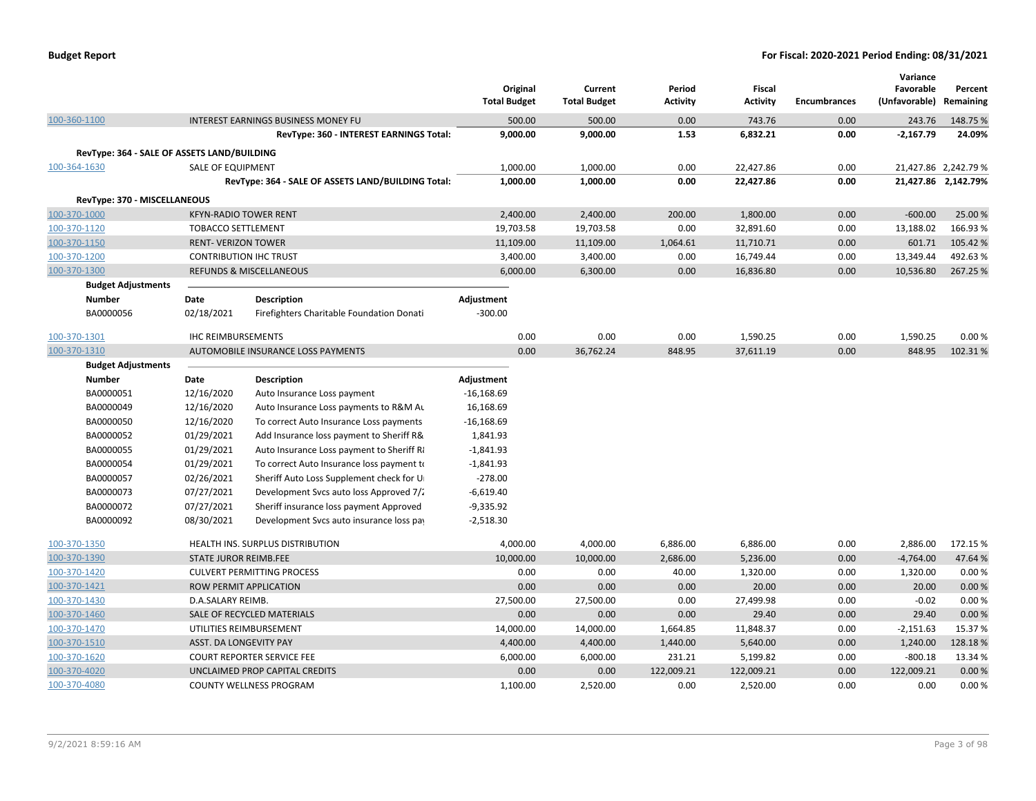**Budget Report** — For Fiscal: 2020-2021 Period Ending: 08/31/2021

| | | Original Total Budget | Current Total Budget | Period Activity | Fiscal Activity | Encumbrances | Variance Favorable (Unfavorable) | Percent Remaining |
|---|---|---|---|---|---|---|---|---|
| 100-360-1100 | INTEREST EARNINGS BUSINESS MONEY FU | 500.00 | 500.00 | 0.00 | 743.76 | 0.00 | 243.76 | 148.75 % |
| | **RevType: 360 - INTEREST EARNINGS Total:** | **9,000.00** | **9,000.00** | **1.53** | **6,832.21** | **0.00** | **-2,167.79** | **24.09%** |
| **RevType: 364 - SALE OF ASSETS LAND/BUILDING** | | | | | | | | |
| 100-364-1630 | SALE OF EQUIPMENT | 1,000.00 | 1,000.00 | 0.00 | 22,427.86 | 0.00 | 21,427.86 | 2,242.79 % |
| | **RevType: 364 - SALE OF ASSETS LAND/BUILDING Total:** | **1,000.00** | **1,000.00** | **0.00** | **22,427.86** | **0.00** | **21,427.86** | **2,142.79%** |
| **RevType: 370 - MISCELLANEOUS** | | | | | | | | |
| 100-370-1000 | KFYN-RADIO TOWER RENT | 2,400.00 | 2,400.00 | 200.00 | 1,800.00 | 0.00 | -600.00 | 25.00 % |
| 100-370-1120 | TOBACCO SETTLEMENT | 19,703.58 | 19,703.58 | 0.00 | 32,891.60 | 0.00 | 13,188.02 | 166.93 % |
| 100-370-1150 | RENT- VERIZON TOWER | 11,109.00 | 11,109.00 | 1,064.61 | 11,710.71 | 0.00 | 601.71 | 105.42 % |
| 100-370-1200 | CONTRIBUTION IHC TRUST | 3,400.00 | 3,400.00 | 0.00 | 16,749.44 | 0.00 | 13,349.44 | 492.63 % |
| 100-370-1300 | REFUNDS & MISCELLANEOUS | 6,000.00 | 6,300.00 | 0.00 | 16,836.80 | 0.00 | 10,536.80 | 267.25 % |

**Budget Adjustments**

| Number | Date | Description | Adjustment |
|---|---|---|---|
| BA0000056 | 02/18/2021 | Firefighters Charitable Foundation Donati | -300.00 |

| | | Original Total Budget | Current Total Budget | Period Activity | Fiscal Activity | Encumbrances | Variance Favorable (Unfavorable) | Percent Remaining |
|---|---|---|---|---|---|---|---|---|
| 100-370-1301 | IHC REIMBURSEMENTS | 0.00 | 0.00 | 0.00 | 1,590.25 | 0.00 | 1,590.25 | 0.00 % |
| 100-370-1310 | AUTOMOBILE INSURANCE LOSS PAYMENTS | 0.00 | 36,762.24 | 848.95 | 37,611.19 | 0.00 | 848.95 | 102.31 % |

**Budget Adjustments**

| Number | Date | Description | Adjustment |
|---|---|---|---|
| BA0000051 | 12/16/2020 | Auto Insurance Loss payment | -16,168.69 |
| BA0000049 | 12/16/2020 | Auto Insurance Loss payments to R&M Au | 16,168.69 |
| BA0000050 | 12/16/2020 | To correct Auto Insurance Loss payments | -16,168.69 |
| BA0000052 | 01/29/2021 | Add Insurance loss payment to Sheriff R& | 1,841.93 |
| BA0000055 | 01/29/2021 | Auto Insurance Loss payment to Sheriff R | -1,841.93 |
| BA0000054 | 01/29/2021 | To correct Auto Insurance loss payment t | -1,841.93 |
| BA0000057 | 02/26/2021 | Sheriff Auto Loss Supplement check for U | -278.00 |
| BA0000073 | 07/27/2021 | Development Svcs auto loss Approved 7/ | -6,619.40 |
| BA0000072 | 07/27/2021 | Sheriff insurance loss payment Approved | -9,335.92 |
| BA0000092 | 08/30/2021 | Development Svcs auto insurance loss pa | -2,518.30 |

| | | Original Total Budget | Current Total Budget | Period Activity | Fiscal Activity | Encumbrances | Variance Favorable (Unfavorable) | Percent Remaining |
|---|---|---|---|---|---|---|---|---|
| 100-370-1350 | HEALTH INS. SURPLUS DISTRIBUTION | 4,000.00 | 4,000.00 | 6,886.00 | 6,886.00 | 0.00 | 2,886.00 | 172.15 % |
| 100-370-1390 | STATE JUROR REIMB.FEE | 10,000.00 | 10,000.00 | 2,686.00 | 5,236.00 | 0.00 | -4,764.00 | 47.64 % |
| 100-370-1420 | CULVERT PERMITTING PROCESS | 0.00 | 0.00 | 40.00 | 1,320.00 | 0.00 | 1,320.00 | 0.00 % |
| 100-370-1421 | ROW PERMIT APPLICATION | 0.00 | 0.00 | 0.00 | 20.00 | 0.00 | 20.00 | 0.00 % |
| 100-370-1430 | D.A.SALARY REIMB. | 27,500.00 | 27,500.00 | 0.00 | 27,499.98 | 0.00 | -0.02 | 0.00 % |
| 100-370-1460 | SALE OF RECYCLED MATERIALS | 0.00 | 0.00 | 0.00 | 29.40 | 0.00 | 29.40 | 0.00 % |
| 100-370-1470 | UTILITIES REIMBURSEMENT | 14,000.00 | 14,000.00 | 1,664.85 | 11,848.37 | 0.00 | -2,151.63 | 15.37 % |
| 100-370-1510 | ASST. DA LONGEVITY PAY | 4,400.00 | 4,400.00 | 1,440.00 | 5,640.00 | 0.00 | 1,240.00 | 128.18 % |
| 100-370-1620 | COURT REPORTER SERVICE FEE | 6,000.00 | 6,000.00 | 231.21 | 5,199.82 | 0.00 | -800.18 | 13.34 % |
| 100-370-4020 | UNCLAIMED PROP CAPITAL CREDITS | 0.00 | 0.00 | 122,009.21 | 122,009.21 | 0.00 | 122,009.21 | 0.00 % |
| 100-370-4080 | COUNTY WELLNESS PROGRAM | 1,100.00 | 2,520.00 | 0.00 | 2,520.00 | 0.00 | 0.00 | 0.00 % |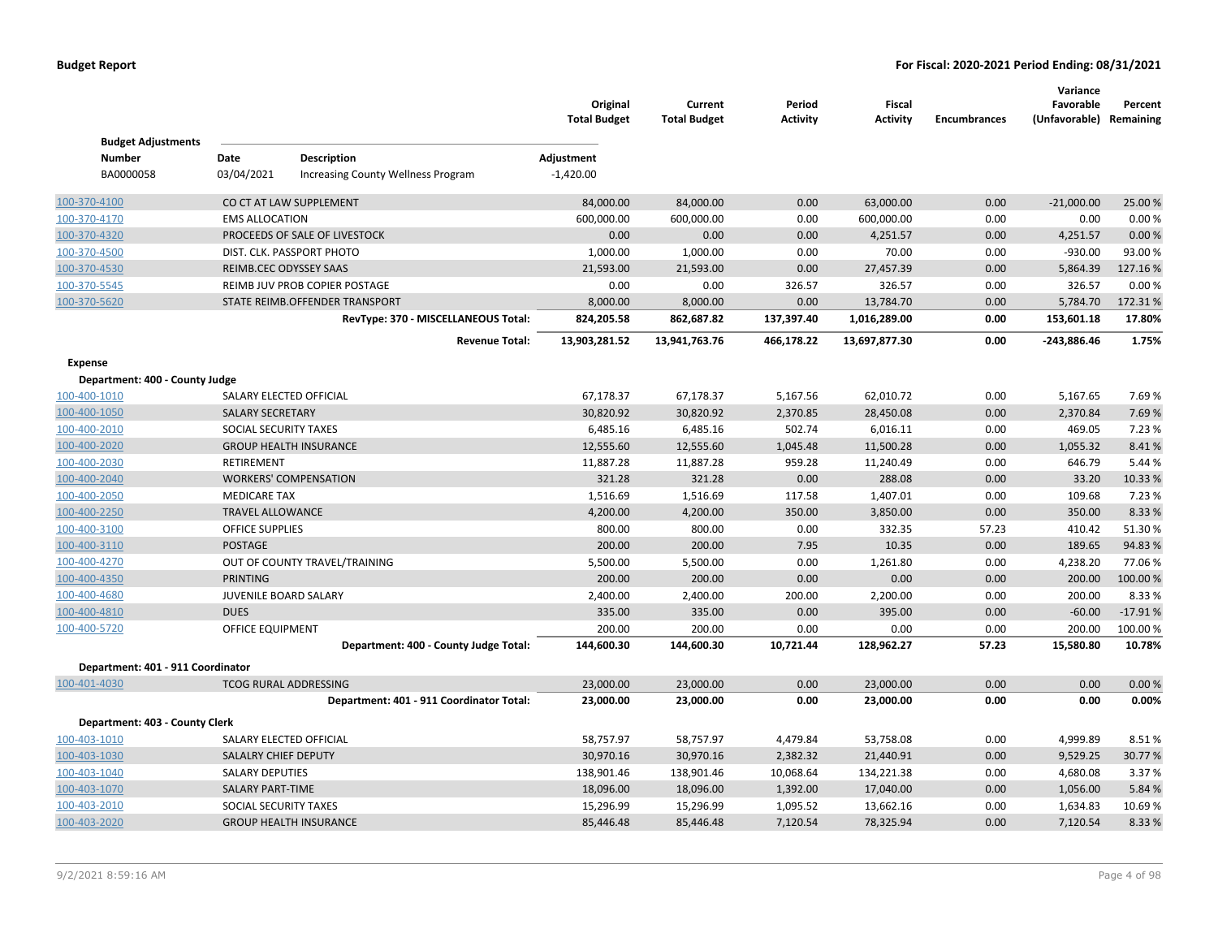**Budget Report** — For Fiscal: 2020-2021 Period Ending: 08/31/2021

**Budget Adjustments**

| Number | Date | Description | Adjustment |
|---|---|---|---|
| BA0000058 | 03/04/2021 | Increasing County Wellness Program | -1,420.00 |

| | | Original Total Budget | Current Total Budget | Period Activity | Fiscal Activity | Encumbrances | Variance Favorable (Unfavorable) | Percent Remaining |
|---|---|---|---|---|---|---|---|---|
| 100-370-4100 | CO CT AT LAW SUPPLEMENT | 84,000.00 | 84,000.00 | 0.00 | 63,000.00 | 0.00 | -21,000.00 | 25.00 % |
| 100-370-4170 | EMS ALLOCATION | 600,000.00 | 600,000.00 | 0.00 | 600,000.00 | 0.00 | 0.00 | 0.00 % |
| 100-370-4320 | PROCEEDS OF SALE OF LIVESTOCK | 0.00 | 0.00 | 0.00 | 4,251.57 | 0.00 | 4,251.57 | 0.00 % |
| 100-370-4500 | DIST. CLK. PASSPORT PHOTO | 1,000.00 | 1,000.00 | 0.00 | 70.00 | 0.00 | -930.00 | 93.00 % |
| 100-370-4530 | REIMB.CEC ODYSSEY SAAS | 21,593.00 | 21,593.00 | 0.00 | 27,457.39 | 0.00 | 5,864.39 | 127.16 % |
| 100-370-5545 | REIMB JUV PROB COPIER POSTAGE | 0.00 | 0.00 | 326.57 | 326.57 | 0.00 | 326.57 | 0.00 % |
| 100-370-5620 | STATE REIMB.OFFENDER TRANSPORT | 8,000.00 | 8,000.00 | 0.00 | 13,784.70 | 0.00 | 5,784.70 | 172.31 % |
| | **RevType: 370 - MISCELLANEOUS Total:** | **824,205.58** | **862,687.82** | **137,397.40** | **1,016,289.00** | **0.00** | **153,601.18** | **17.80%** |
| | **Revenue Total:** | **13,903,281.52** | **13,941,763.76** | **466,178.22** | **13,697,877.30** | **0.00** | **-243,886.46** | **1.75%** |
| **Expense** | | | | | | | | |
| **Department: 400 - County Judge** | | | | | | | | |
| 100-400-1010 | SALARY ELECTED OFFICIAL | 67,178.37 | 67,178.37 | 5,167.56 | 62,010.72 | 0.00 | 5,167.65 | 7.69 % |
| 100-400-1050 | SALARY SECRETARY | 30,820.92 | 30,820.92 | 2,370.85 | 28,450.08 | 0.00 | 2,370.84 | 7.69 % |
| 100-400-2010 | SOCIAL SECURITY TAXES | 6,485.16 | 6,485.16 | 502.74 | 6,016.11 | 0.00 | 469.05 | 7.23 % |
| 100-400-2020 | GROUP HEALTH INSURANCE | 12,555.60 | 12,555.60 | 1,045.48 | 11,500.28 | 0.00 | 1,055.32 | 8.41 % |
| 100-400-2030 | RETIREMENT | 11,887.28 | 11,887.28 | 959.28 | 11,240.49 | 0.00 | 646.79 | 5.44 % |
| 100-400-2040 | WORKERS' COMPENSATION | 321.28 | 321.28 | 0.00 | 288.08 | 0.00 | 33.20 | 10.33 % |
| 100-400-2050 | MEDICARE TAX | 1,516.69 | 1,516.69 | 117.58 | 1,407.01 | 0.00 | 109.68 | 7.23 % |
| 100-400-2250 | TRAVEL ALLOWANCE | 4,200.00 | 4,200.00 | 350.00 | 3,850.00 | 0.00 | 350.00 | 8.33 % |
| 100-400-3100 | OFFICE SUPPLIES | 800.00 | 800.00 | 0.00 | 332.35 | 57.23 | 410.42 | 51.30 % |
| 100-400-3110 | POSTAGE | 200.00 | 200.00 | 7.95 | 10.35 | 0.00 | 189.65 | 94.83 % |
| 100-400-4270 | OUT OF COUNTY TRAVEL/TRAINING | 5,500.00 | 5,500.00 | 0.00 | 1,261.80 | 0.00 | 4,238.20 | 77.06 % |
| 100-400-4350 | PRINTING | 200.00 | 200.00 | 0.00 | 0.00 | 0.00 | 200.00 | 100.00 % |
| 100-400-4680 | JUVENILE BOARD SALARY | 2,400.00 | 2,400.00 | 200.00 | 2,200.00 | 0.00 | 200.00 | 8.33 % |
| 100-400-4810 | DUES | 335.00 | 335.00 | 0.00 | 395.00 | 0.00 | -60.00 | -17.91 % |
| 100-400-5720 | OFFICE EQUIPMENT | 200.00 | 200.00 | 0.00 | 0.00 | 0.00 | 200.00 | 100.00 % |
| | **Department: 400 - County Judge Total:** | **144,600.30** | **144,600.30** | **10,721.44** | **128,962.27** | **57.23** | **15,580.80** | **10.78%** |
| **Department: 401 - 911 Coordinator** | | | | | | | | |
| 100-401-4030 | TCOG RURAL ADDRESSING | 23,000.00 | 23,000.00 | 0.00 | 23,000.00 | 0.00 | 0.00 | 0.00 % |
| | **Department: 401 - 911 Coordinator Total:** | **23,000.00** | **23,000.00** | **0.00** | **23,000.00** | **0.00** | **0.00** | **0.00%** |
| **Department: 403 - County Clerk** | | | | | | | | |
| 100-403-1010 | SALARY ELECTED OFFICIAL | 58,757.97 | 58,757.97 | 4,479.84 | 53,758.08 | 0.00 | 4,999.89 | 8.51 % |
| 100-403-1030 | SALALRY CHIEF DEPUTY | 30,970.16 | 30,970.16 | 2,382.32 | 21,440.91 | 0.00 | 9,529.25 | 30.77 % |
| 100-403-1040 | SALARY DEPUTIES | 138,901.46 | 138,901.46 | 10,068.64 | 134,221.38 | 0.00 | 4,680.08 | 3.37 % |
| 100-403-1070 | SALARY PART-TIME | 18,096.00 | 18,096.00 | 1,392.00 | 17,040.00 | 0.00 | 1,056.00 | 5.84 % |
| 100-403-2010 | SOCIAL SECURITY TAXES | 15,296.99 | 15,296.99 | 1,095.52 | 13,662.16 | 0.00 | 1,634.83 | 10.69 % |
| 100-403-2020 | GROUP HEALTH INSURANCE | 85,446.48 | 85,446.48 | 7,120.54 | 78,325.94 | 0.00 | 7,120.54 | 8.33 % |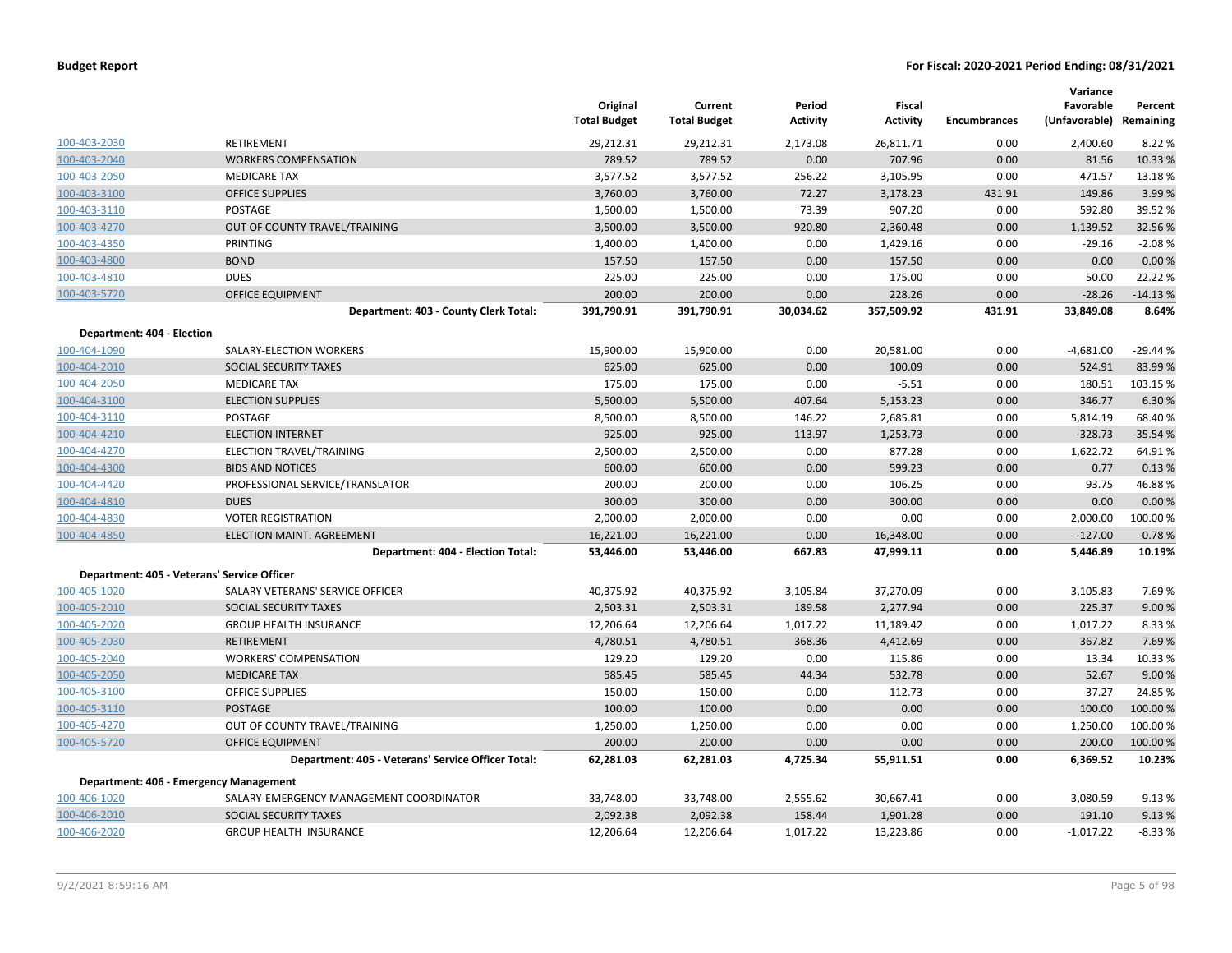**Budget Report** | **For Fiscal: 2020-2021 Period Ending: 08/31/2021**

| | | Original Total Budget | Current Total Budget | Period Activity | Fiscal Activity | Encumbrances | Variance Favorable (Unfavorable) | Percent Remaining |
|---|---|---|---|---|---|---|---|---|
| 100-403-2030 | RETIREMENT | 29,212.31 | 29,212.31 | 2,173.08 | 26,811.71 | 0.00 | 2,400.60 | 8.22 % |
| 100-403-2040 | WORKERS COMPENSATION | 789.52 | 789.52 | 0.00 | 707.96 | 0.00 | 81.56 | 10.33 % |
| 100-403-2050 | MEDICARE TAX | 3,577.52 | 3,577.52 | 256.22 | 3,105.95 | 0.00 | 471.57 | 13.18 % |
| 100-403-3100 | OFFICE SUPPLIES | 3,760.00 | 3,760.00 | 72.27 | 3,178.23 | 431.91 | 149.86 | 3.99 % |
| 100-403-3110 | POSTAGE | 1,500.00 | 1,500.00 | 73.39 | 907.20 | 0.00 | 592.80 | 39.52 % |
| 100-403-4270 | OUT OF COUNTY TRAVEL/TRAINING | 3,500.00 | 3,500.00 | 920.80 | 2,360.48 | 0.00 | 1,139.52 | 32.56 % |
| 100-403-4350 | PRINTING | 1,400.00 | 1,400.00 | 0.00 | 1,429.16 | 0.00 | -29.16 | -2.08 % |
| 100-403-4800 | BOND | 157.50 | 157.50 | 0.00 | 157.50 | 0.00 | 0.00 | 0.00 % |
| 100-403-4810 | DUES | 225.00 | 225.00 | 0.00 | 175.00 | 0.00 | 50.00 | 22.22 % |
| 100-403-5720 | OFFICE EQUIPMENT | 200.00 | 200.00 | 0.00 | 228.26 | 0.00 | -28.26 | -14.13 % |
| | **Department: 403 - County Clerk Total:** | **391,790.91** | **391,790.91** | **30,034.62** | **357,509.92** | **431.91** | **33,849.08** | **8.64%** |
| **Department: 404 - Election** | | | | | | | | |
| 100-404-1090 | SALARY-ELECTION WORKERS | 15,900.00 | 15,900.00 | 0.00 | 20,581.00 | 0.00 | -4,681.00 | -29.44 % |
| 100-404-2010 | SOCIAL SECURITY TAXES | 625.00 | 625.00 | 0.00 | 100.09 | 0.00 | 524.91 | 83.99 % |
| 100-404-2050 | MEDICARE TAX | 175.00 | 175.00 | 0.00 | -5.51 | 0.00 | 180.51 | 103.15 % |
| 100-404-3100 | ELECTION SUPPLIES | 5,500.00 | 5,500.00 | 407.64 | 5,153.23 | 0.00 | 346.77 | 6.30 % |
| 100-404-3110 | POSTAGE | 8,500.00 | 8,500.00 | 146.22 | 2,685.81 | 0.00 | 5,814.19 | 68.40 % |
| 100-404-4210 | ELECTION INTERNET | 925.00 | 925.00 | 113.97 | 1,253.73 | 0.00 | -328.73 | -35.54 % |
| 100-404-4270 | ELECTION TRAVEL/TRAINING | 2,500.00 | 2,500.00 | 0.00 | 877.28 | 0.00 | 1,622.72 | 64.91 % |
| 100-404-4300 | BIDS AND NOTICES | 600.00 | 600.00 | 0.00 | 599.23 | 0.00 | 0.77 | 0.13 % |
| 100-404-4420 | PROFESSIONAL SERVICE/TRANSLATOR | 200.00 | 200.00 | 0.00 | 106.25 | 0.00 | 93.75 | 46.88 % |
| 100-404-4810 | DUES | 300.00 | 300.00 | 0.00 | 300.00 | 0.00 | 0.00 | 0.00 % |
| 100-404-4830 | VOTER REGISTRATION | 2,000.00 | 2,000.00 | 0.00 | 0.00 | 0.00 | 2,000.00 | 100.00 % |
| 100-404-4850 | ELECTION MAINT. AGREEMENT | 16,221.00 | 16,221.00 | 0.00 | 16,348.00 | 0.00 | -127.00 | -0.78 % |
| | **Department: 404 - Election Total:** | **53,446.00** | **53,446.00** | **667.83** | **47,999.11** | **0.00** | **5,446.89** | **10.19%** |
| **Department: 405 - Veterans' Service Officer** | | | | | | | | |
| 100-405-1020 | SALARY VETERANS' SERVICE OFFICER | 40,375.92 | 40,375.92 | 3,105.84 | 37,270.09 | 0.00 | 3,105.83 | 7.69 % |
| 100-405-2010 | SOCIAL SECURITY TAXES | 2,503.31 | 2,503.31 | 189.58 | 2,277.94 | 0.00 | 225.37 | 9.00 % |
| 100-405-2020 | GROUP HEALTH INSURANCE | 12,206.64 | 12,206.64 | 1,017.22 | 11,189.42 | 0.00 | 1,017.22 | 8.33 % |
| 100-405-2030 | RETIREMENT | 4,780.51 | 4,780.51 | 368.36 | 4,412.69 | 0.00 | 367.82 | 7.69 % |
| 100-405-2040 | WORKERS' COMPENSATION | 129.20 | 129.20 | 0.00 | 115.86 | 0.00 | 13.34 | 10.33 % |
| 100-405-2050 | MEDICARE TAX | 585.45 | 585.45 | 44.34 | 532.78 | 0.00 | 52.67 | 9.00 % |
| 100-405-3100 | OFFICE SUPPLIES | 150.00 | 150.00 | 0.00 | 112.73 | 0.00 | 37.27 | 24.85 % |
| 100-405-3110 | POSTAGE | 100.00 | 100.00 | 0.00 | 0.00 | 0.00 | 100.00 | 100.00 % |
| 100-405-4270 | OUT OF COUNTY TRAVEL/TRAINING | 1,250.00 | 1,250.00 | 0.00 | 0.00 | 0.00 | 1,250.00 | 100.00 % |
| 100-405-5720 | OFFICE EQUIPMENT | 200.00 | 200.00 | 0.00 | 0.00 | 0.00 | 200.00 | 100.00 % |
| | **Department: 405 - Veterans' Service Officer Total:** | **62,281.03** | **62,281.03** | **4,725.34** | **55,911.51** | **0.00** | **6,369.52** | **10.23%** |
| **Department: 406 - Emergency Management** | | | | | | | | |
| 100-406-1020 | SALARY-EMERGENCY MANAGEMENT COORDINATOR | 33,748.00 | 33,748.00 | 2,555.62 | 30,667.41 | 0.00 | 3,080.59 | 9.13 % |
| 100-406-2010 | SOCIAL SECURITY TAXES | 2,092.38 | 2,092.38 | 158.44 | 1,901.28 | 0.00 | 191.10 | 9.13 % |
| 100-406-2020 | GROUP HEALTH INSURANCE | 12,206.64 | 12,206.64 | 1,017.22 | 13,223.86 | 0.00 | -1,017.22 | -8.33 % |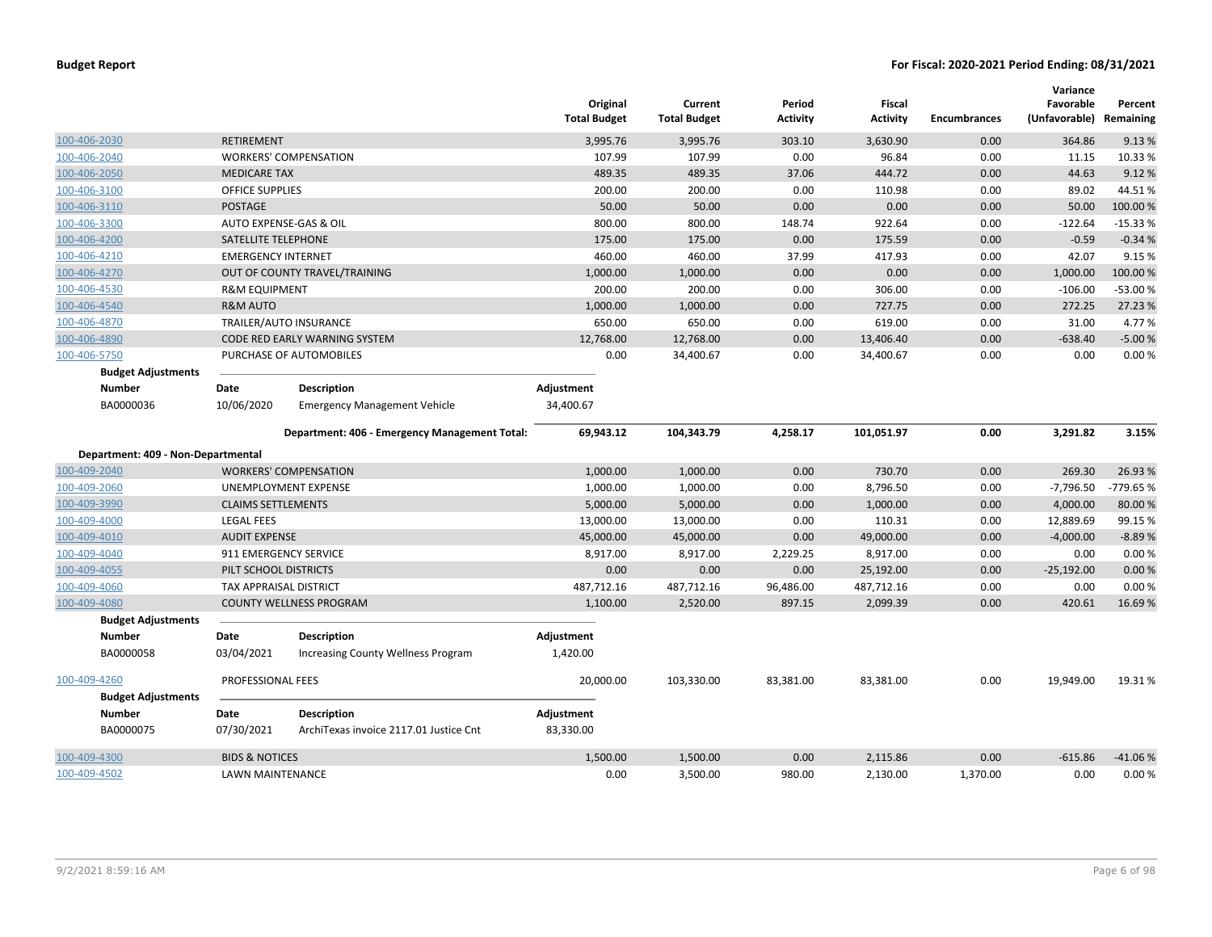**Budget Report** — For Fiscal: 2020-2021 Period Ending: 08/31/2021

| Account | Description | Original Total Budget | Current Total Budget | Period Activity | Fiscal Activity | Encumbrances | Variance Favorable (Unfavorable) | Percent Remaining |
|---|---|---|---|---|---|---|---|---|
| 100-406-2030 | RETIREMENT | 3,995.76 | 3,995.76 | 303.10 | 3,630.90 | 0.00 | 364.86 | 9.13 % |
| 100-406-2040 | WORKERS' COMPENSATION | 107.99 | 107.99 | 0.00 | 96.84 | 0.00 | 11.15 | 10.33 % |
| 100-406-2050 | MEDICARE TAX | 489.35 | 489.35 | 37.06 | 444.72 | 0.00 | 44.63 | 9.12 % |
| 100-406-3100 | OFFICE SUPPLIES | 200.00 | 200.00 | 0.00 | 110.98 | 0.00 | 89.02 | 44.51 % |
| 100-406-3110 | POSTAGE | 50.00 | 50.00 | 0.00 | 0.00 | 0.00 | 50.00 | 100.00 % |
| 100-406-3300 | AUTO EXPENSE-GAS & OIL | 800.00 | 800.00 | 148.74 | 922.64 | 0.00 | -122.64 | -15.33 % |
| 100-406-4200 | SATELLITE TELEPHONE | 175.00 | 175.00 | 0.00 | 175.59 | 0.00 | -0.59 | -0.34 % |
| 100-406-4210 | EMERGENCY INTERNET | 460.00 | 460.00 | 37.99 | 417.93 | 0.00 | 42.07 | 9.15 % |
| 100-406-4270 | OUT OF COUNTY TRAVEL/TRAINING | 1,000.00 | 1,000.00 | 0.00 | 0.00 | 0.00 | 1,000.00 | 100.00 % |
| 100-406-4530 | R&M EQUIPMENT | 200.00 | 200.00 | 0.00 | 306.00 | 0.00 | -106.00 | -53.00 % |
| 100-406-4540 | R&M AUTO | 1,000.00 | 1,000.00 | 0.00 | 727.75 | 0.00 | 272.25 | 27.23 % |
| 100-406-4870 | TRAILER/AUTO INSURANCE | 650.00 | 650.00 | 0.00 | 619.00 | 0.00 | 31.00 | 4.77 % |
| 100-406-4890 | CODE RED EARLY WARNING SYSTEM | 12,768.00 | 12,768.00 | 0.00 | 13,406.40 | 0.00 | -638.40 | -5.00 % |
| 100-406-5750 | PURCHASE OF AUTOMOBILES | 0.00 | 34,400.67 | 0.00 | 34,400.67 | 0.00 | 0.00 | 0.00 % |

**Budget Adjustments**

| Number | Date | Description | Adjustment |
|---|---|---|---|
| BA0000036 | 10/06/2020 | Emergency Management Vehicle | 34,400.67 |

| | Original Total Budget | Current Total Budget | Period Activity | Fiscal Activity | Encumbrances | Variance Favorable (Unfavorable) | Percent Remaining |
|---|---|---|---|---|---|---|---|
| **Department: 406 - Emergency Management Total:** | **69,943.12** | **104,343.79** | **4,258.17** | **101,051.97** | **0.00** | **3,291.82** | **3.15%** |

**Department: 409 - Non-Departmental**

| Account | Description | Original Total Budget | Current Total Budget | Period Activity | Fiscal Activity | Encumbrances | Variance Favorable (Unfavorable) | Percent Remaining |
|---|---|---|---|---|---|---|---|---|
| 100-409-2040 | WORKERS' COMPENSATION | 1,000.00 | 1,000.00 | 0.00 | 730.70 | 0.00 | 269.30 | 26.93 % |
| 100-409-2060 | UNEMPLOYMENT EXPENSE | 1,000.00 | 1,000.00 | 0.00 | 8,796.50 | 0.00 | -7,796.50 | -779.65 % |
| 100-409-3990 | CLAIMS SETTLEMENTS | 5,000.00 | 5,000.00 | 0.00 | 1,000.00 | 0.00 | 4,000.00 | 80.00 % |
| 100-409-4000 | LEGAL FEES | 13,000.00 | 13,000.00 | 0.00 | 110.31 | 0.00 | 12,889.69 | 99.15 % |
| 100-409-4010 | AUDIT EXPENSE | 45,000.00 | 45,000.00 | 0.00 | 49,000.00 | 0.00 | -4,000.00 | -8.89 % |
| 100-409-4040 | 911 EMERGENCY SERVICE | 8,917.00 | 8,917.00 | 2,229.25 | 8,917.00 | 0.00 | 0.00 | 0.00 % |
| 100-409-4055 | PILT SCHOOL DISTRICTS | 0.00 | 0.00 | 0.00 | 25,192.00 | 0.00 | -25,192.00 | 0.00 % |
| 100-409-4060 | TAX APPRAISAL DISTRICT | 487,712.16 | 487,712.16 | 96,486.00 | 487,712.16 | 0.00 | 0.00 | 0.00 % |
| 100-409-4080 | COUNTY WELLNESS PROGRAM | 1,100.00 | 2,520.00 | 897.15 | 2,099.39 | 0.00 | 420.61 | 16.69 % |

**Budget Adjustments**

| Number | Date | Description | Adjustment |
|---|---|---|---|
| BA0000058 | 03/04/2021 | Increasing County Wellness Program | 1,420.00 |

| Account | Description | Original Total Budget | Current Total Budget | Period Activity | Fiscal Activity | Encumbrances | Variance Favorable (Unfavorable) | Percent Remaining |
|---|---|---|---|---|---|---|---|---|
| 100-409-4260 | PROFESSIONAL FEES | 20,000.00 | 103,330.00 | 83,381.00 | 83,381.00 | 0.00 | 19,949.00 | 19.31 % |

**Budget Adjustments**

| Number | Date | Description | Adjustment |
|---|---|---|---|
| BA0000075 | 07/30/2021 | ArchiTexas invoice 2117.01 Justice Cnt | 83,330.00 |

| Account | Description | Original Total Budget | Current Total Budget | Period Activity | Fiscal Activity | Encumbrances | Variance Favorable (Unfavorable) | Percent Remaining |
|---|---|---|---|---|---|---|---|---|
| 100-409-4300 | BIDS & NOTICES | 1,500.00 | 1,500.00 | 0.00 | 2,115.86 | 0.00 | -615.86 | -41.06 % |
| 100-409-4502 | LAWN MAINTENANCE | 0.00 | 3,500.00 | 980.00 | 2,130.00 | 1,370.00 | 0.00 | 0.00 % |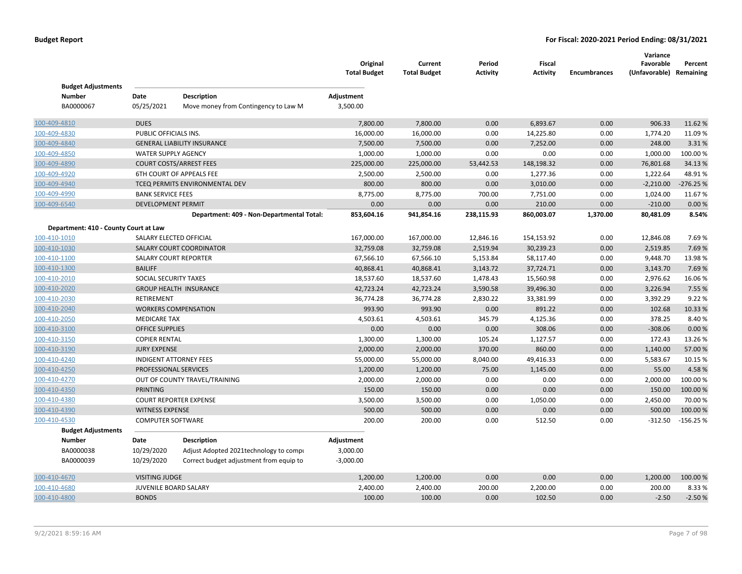**Budget Report** **For Fiscal: 2020-2021 Period Ending: 08/31/2021**

| | | Original Total Budget | Current Total Budget | Period Activity | Fiscal Activity | Encumbrances | Variance Favorable (Unfavorable) | Percent Remaining |
|---|---|---|---|---|---|---|---|---|

**Budget Adjustments**

| Number | Date | Description | Adjustment |
|---|---|---|---|
| BA0000067 | 05/25/2021 | Move money from Contingency to Law M | 3,500.00 |

| Account | Description | Original Total Budget | Current Total Budget | Period Activity | Fiscal Activity | Encumbrances | Variance Favorable (Unfavorable) | Percent Remaining |
|---|---|---|---|---|---|---|---|---|
| 100-409-4810 | DUES | 7,800.00 | 7,800.00 | 0.00 | 6,893.67 | 0.00 | 906.33 | 11.62 % |
| 100-409-4830 | PUBLIC OFFICIALS INS. | 16,000.00 | 16,000.00 | 0.00 | 14,225.80 | 0.00 | 1,774.20 | 11.09 % |
| 100-409-4840 | GENERAL LIABILITY INSURANCE | 7,500.00 | 7,500.00 | 0.00 | 7,252.00 | 0.00 | 248.00 | 3.31 % |
| 100-409-4850 | WATER SUPPLY AGENCY | 1,000.00 | 1,000.00 | 0.00 | 0.00 | 0.00 | 1,000.00 | 100.00 % |
| 100-409-4890 | COURT COSTS/ARREST FEES | 225,000.00 | 225,000.00 | 53,442.53 | 148,198.32 | 0.00 | 76,801.68 | 34.13 % |
| 100-409-4920 | 6TH COURT OF APPEALS FEE | 2,500.00 | 2,500.00 | 0.00 | 1,277.36 | 0.00 | 1,222.64 | 48.91 % |
| 100-409-4940 | TCEQ PERMITS ENVIRONMENTAL DEV | 800.00 | 800.00 | 0.00 | 3,010.00 | 0.00 | -2,210.00 | -276.25 % |
| 100-409-4990 | BANK SERVICE FEES | 8,775.00 | 8,775.00 | 700.00 | 7,751.00 | 0.00 | 1,024.00 | 11.67 % |
| 100-409-6540 | DEVELOPMENT PERMIT | 0.00 | 0.00 | 0.00 | 210.00 | 0.00 | -210.00 | 0.00 % |
| | **Department: 409 - Non-Departmental Total:** | **853,604.16** | **941,854.16** | **238,115.93** | **860,003.07** | **1,370.00** | **80,481.09** | **8.54%** |

**Department: 410 - County Court at Law**

| Account | Description | Original Total Budget | Current Total Budget | Period Activity | Fiscal Activity | Encumbrances | Variance Favorable (Unfavorable) | Percent Remaining |
|---|---|---|---|---|---|---|---|---|
| 100-410-1010 | SALARY ELECTED OFFICIAL | 167,000.00 | 167,000.00 | 12,846.16 | 154,153.92 | 0.00 | 12,846.08 | 7.69 % |
| 100-410-1030 | SALARY COURT COORDINATOR | 32,759.08 | 32,759.08 | 2,519.94 | 30,239.23 | 0.00 | 2,519.85 | 7.69 % |
| 100-410-1100 | SALARY COURT REPORTER | 67,566.10 | 67,566.10 | 5,153.84 | 58,117.40 | 0.00 | 9,448.70 | 13.98 % |
| 100-410-1300 | BAILIFF | 40,868.41 | 40,868.41 | 3,143.72 | 37,724.71 | 0.00 | 3,143.70 | 7.69 % |
| 100-410-2010 | SOCIAL SECURITY TAXES | 18,537.60 | 18,537.60 | 1,478.43 | 15,560.98 | 0.00 | 2,976.62 | 16.06 % |
| 100-410-2020 | GROUP HEALTH INSURANCE | 42,723.24 | 42,723.24 | 3,590.58 | 39,496.30 | 0.00 | 3,226.94 | 7.55 % |
| 100-410-2030 | RETIREMENT | 36,774.28 | 36,774.28 | 2,830.22 | 33,381.99 | 0.00 | 3,392.29 | 9.22 % |
| 100-410-2040 | WORKERS COMPENSATION | 993.90 | 993.90 | 0.00 | 891.22 | 0.00 | 102.68 | 10.33 % |
| 100-410-2050 | MEDICARE TAX | 4,503.61 | 4,503.61 | 345.79 | 4,125.36 | 0.00 | 378.25 | 8.40 % |
| 100-410-3100 | OFFICE SUPPLIES | 0.00 | 0.00 | 0.00 | 308.06 | 0.00 | -308.06 | 0.00 % |
| 100-410-3150 | COPIER RENTAL | 1,300.00 | 1,300.00 | 105.24 | 1,127.57 | 0.00 | 172.43 | 13.26 % |
| 100-410-3190 | JURY EXPENSE | 2,000.00 | 2,000.00 | 370.00 | 860.00 | 0.00 | 1,140.00 | 57.00 % |
| 100-410-4240 | INDIGENT ATTORNEY FEES | 55,000.00 | 55,000.00 | 8,040.00 | 49,416.33 | 0.00 | 5,583.67 | 10.15 % |
| 100-410-4250 | PROFESSIONAL SERVICES | 1,200.00 | 1,200.00 | 75.00 | 1,145.00 | 0.00 | 55.00 | 4.58 % |
| 100-410-4270 | OUT OF COUNTY TRAVEL/TRAINING | 2,000.00 | 2,000.00 | 0.00 | 0.00 | 0.00 | 2,000.00 | 100.00 % |
| 100-410-4350 | PRINTING | 150.00 | 150.00 | 0.00 | 0.00 | 0.00 | 150.00 | 100.00 % |
| 100-410-4380 | COURT REPORTER EXPENSE | 3,500.00 | 3,500.00 | 0.00 | 1,050.00 | 0.00 | 2,450.00 | 70.00 % |
| 100-410-4390 | WITNESS EXPENSE | 500.00 | 500.00 | 0.00 | 0.00 | 0.00 | 500.00 | 100.00 % |
| 100-410-4530 | COMPUTER SOFTWARE | 200.00 | 200.00 | 0.00 | 512.50 | 0.00 | -312.50 | -156.25 % |

**Budget Adjustments**

| Number | Date | Description | Adjustment |
|---|---|---|---|
| BA0000038 | 10/29/2020 | Adjust Adopted 2021technology to compu | 3,000.00 |
| BA0000039 | 10/29/2020 | Correct budget adjustment from equip to | -3,000.00 |

| Account | Description | Original Total Budget | Current Total Budget | Period Activity | Fiscal Activity | Encumbrances | Variance Favorable (Unfavorable) | Percent Remaining |
|---|---|---|---|---|---|---|---|---|
| 100-410-4670 | VISITING JUDGE | 1,200.00 | 1,200.00 | 0.00 | 0.00 | 0.00 | 1,200.00 | 100.00 % |
| 100-410-4680 | JUVENILE BOARD SALARY | 2,400.00 | 2,400.00 | 200.00 | 2,200.00 | 0.00 | 200.00 | 8.33 % |
| 100-410-4800 | BONDS | 100.00 | 100.00 | 0.00 | 102.50 | 0.00 | -2.50 | -2.50 % |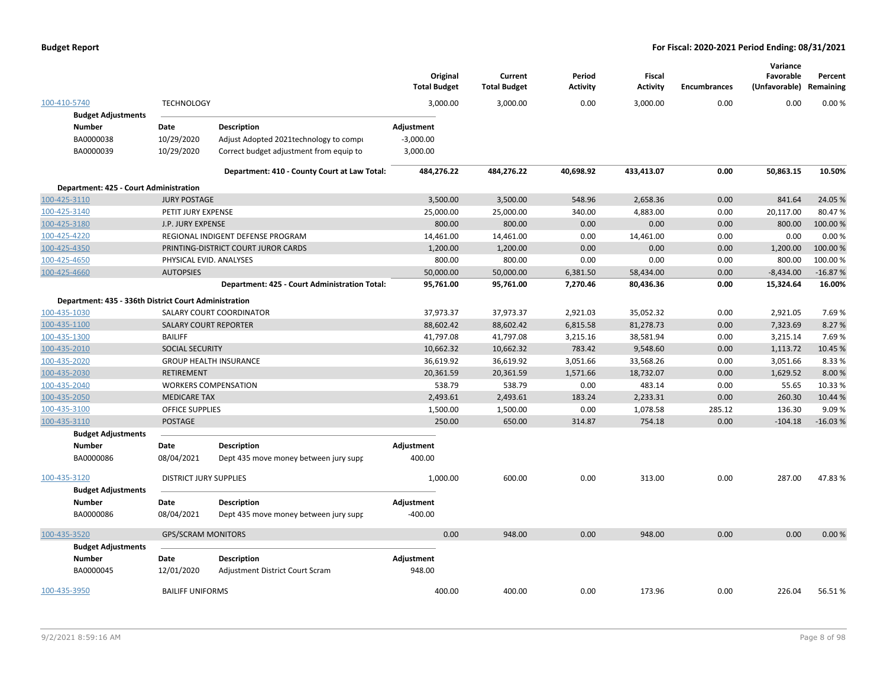**Budget Report** | **For Fiscal: 2020-2021 Period Ending: 08/31/2021**

| | | Original Total Budget | Current Total Budget | Period Activity | Fiscal Activity | Encumbrances | Variance Favorable (Unfavorable) | Percent Remaining |
|---|---|---|---|---|---|---|---|---|
| 100-410-5740 | TECHNOLOGY | 3,000.00 | 3,000.00 | 0.00 | 3,000.00 | 0.00 | 0.00 | 0.00 % |

**Budget Adjustments**

| Number | Date | Description | Adjustment |
|---|---|---|---|
| BA0000038 | 10/29/2020 | Adjust Adopted 2021technology to compu | -3,000.00 |
| BA0000039 | 10/29/2020 | Correct budget adjustment from equip to | 3,000.00 |

| | Original Total Budget | Current Total Budget | Period Activity | Fiscal Activity | Encumbrances | Variance Favorable (Unfavorable) | Percent Remaining |
|---|---|---|---|---|---|---|---|
| **Department: 410 - County Court at Law Total:** | **484,276.22** | **484,276.22** | **40,698.92** | **433,413.07** | **0.00** | **50,863.15** | **10.50%** |

**Department: 425 - Court Administration**

| | | Original Total Budget | Current Total Budget | Period Activity | Fiscal Activity | Encumbrances | Variance Favorable (Unfavorable) | Percent Remaining |
|---|---|---|---|---|---|---|---|---|
| 100-425-3110 | JURY POSTAGE | 3,500.00 | 3,500.00 | 548.96 | 2,658.36 | 0.00 | 841.64 | 24.05 % |
| 100-425-3140 | PETIT JURY EXPENSE | 25,000.00 | 25,000.00 | 340.00 | 4,883.00 | 0.00 | 20,117.00 | 80.47 % |
| 100-425-3180 | J.P. JURY EXPENSE | 800.00 | 800.00 | 0.00 | 0.00 | 0.00 | 800.00 | 100.00 % |
| 100-425-4220 | REGIONAL INDIGENT DEFENSE PROGRAM | 14,461.00 | 14,461.00 | 0.00 | 14,461.00 | 0.00 | 0.00 | 0.00 % |
| 100-425-4350 | PRINTING-DISTRICT COURT JUROR CARDS | 1,200.00 | 1,200.00 | 0.00 | 0.00 | 0.00 | 1,200.00 | 100.00 % |
| 100-425-4650 | PHYSICAL EVID. ANALYSES | 800.00 | 800.00 | 0.00 | 0.00 | 0.00 | 800.00 | 100.00 % |
| 100-425-4660 | AUTOPSIES | 50,000.00 | 50,000.00 | 6,381.50 | 58,434.00 | 0.00 | -8,434.00 | -16.87 % |
| | **Department: 425 - Court Administration Total:** | **95,761.00** | **95,761.00** | **7,270.46** | **80,436.36** | **0.00** | **15,324.64** | **16.00%** |

**Department: 435 - 336th District Court Administration**

| | | Original Total Budget | Current Total Budget | Period Activity | Fiscal Activity | Encumbrances | Variance Favorable (Unfavorable) | Percent Remaining |
|---|---|---|---|---|---|---|---|---|
| 100-435-1030 | SALARY COURT COORDINATOR | 37,973.37 | 37,973.37 | 2,921.03 | 35,052.32 | 0.00 | 2,921.05 | 7.69 % |
| 100-435-1100 | SALARY COURT REPORTER | 88,602.42 | 88,602.42 | 6,815.58 | 81,278.73 | 0.00 | 7,323.69 | 8.27 % |
| 100-435-1300 | BAILIFF | 41,797.08 | 41,797.08 | 3,215.16 | 38,581.94 | 0.00 | 3,215.14 | 7.69 % |
| 100-435-2010 | SOCIAL SECURITY | 10,662.32 | 10,662.32 | 783.42 | 9,548.60 | 0.00 | 1,113.72 | 10.45 % |
| 100-435-2020 | GROUP HEALTH INSURANCE | 36,619.92 | 36,619.92 | 3,051.66 | 33,568.26 | 0.00 | 3,051.66 | 8.33 % |
| 100-435-2030 | RETIREMENT | 20,361.59 | 20,361.59 | 1,571.66 | 18,732.07 | 0.00 | 1,629.52 | 8.00 % |
| 100-435-2040 | WORKERS COMPENSATION | 538.79 | 538.79 | 0.00 | 483.14 | 0.00 | 55.65 | 10.33 % |
| 100-435-2050 | MEDICARE TAX | 2,493.61 | 2,493.61 | 183.24 | 2,233.31 | 0.00 | 260.30 | 10.44 % |
| 100-435-3100 | OFFICE SUPPLIES | 1,500.00 | 1,500.00 | 0.00 | 1,078.58 | 285.12 | 136.30 | 9.09 % |
| 100-435-3110 | POSTAGE | 250.00 | 650.00 | 314.87 | 754.18 | 0.00 | -104.18 | -16.03 % |

**Budget Adjustments**

| Number | Date | Description | Adjustment |
|---|---|---|---|
| BA0000086 | 08/04/2021 | Dept 435 move money between jury supp | 400.00 |

| | | Original Total Budget | Current Total Budget | Period Activity | Fiscal Activity | Encumbrances | Variance Favorable (Unfavorable) | Percent Remaining |
|---|---|---|---|---|---|---|---|---|
| 100-435-3120 | DISTRICT JURY SUPPLIES | 1,000.00 | 600.00 | 0.00 | 313.00 | 0.00 | 287.00 | 47.83 % |

**Budget Adjustments**

| Number | Date | Description | Adjustment |
|---|---|---|---|
| BA0000086 | 08/04/2021 | Dept 435 move money between jury supp | -400.00 |

| | | Original Total Budget | Current Total Budget | Period Activity | Fiscal Activity | Encumbrances | Variance Favorable (Unfavorable) | Percent Remaining |
|---|---|---|---|---|---|---|---|---|
| 100-435-3520 | GPS/SCRAM MONITORS | 0.00 | 948.00 | 0.00 | 948.00 | 0.00 | 0.00 | 0.00 % |

**Budget Adjustments**

| Number | Date | Description | Adjustment |
|---|---|---|---|
| BA0000045 | 12/01/2020 | Adjustment District Court Scram | 948.00 |

| | | Original Total Budget | Current Total Budget | Period Activity | Fiscal Activity | Encumbrances | Variance Favorable (Unfavorable) | Percent Remaining |
|---|---|---|---|---|---|---|---|---|
| 100-435-3950 | BAILIFF UNIFORMS | 400.00 | 400.00 | 0.00 | 173.96 | 0.00 | 226.04 | 56.51 % |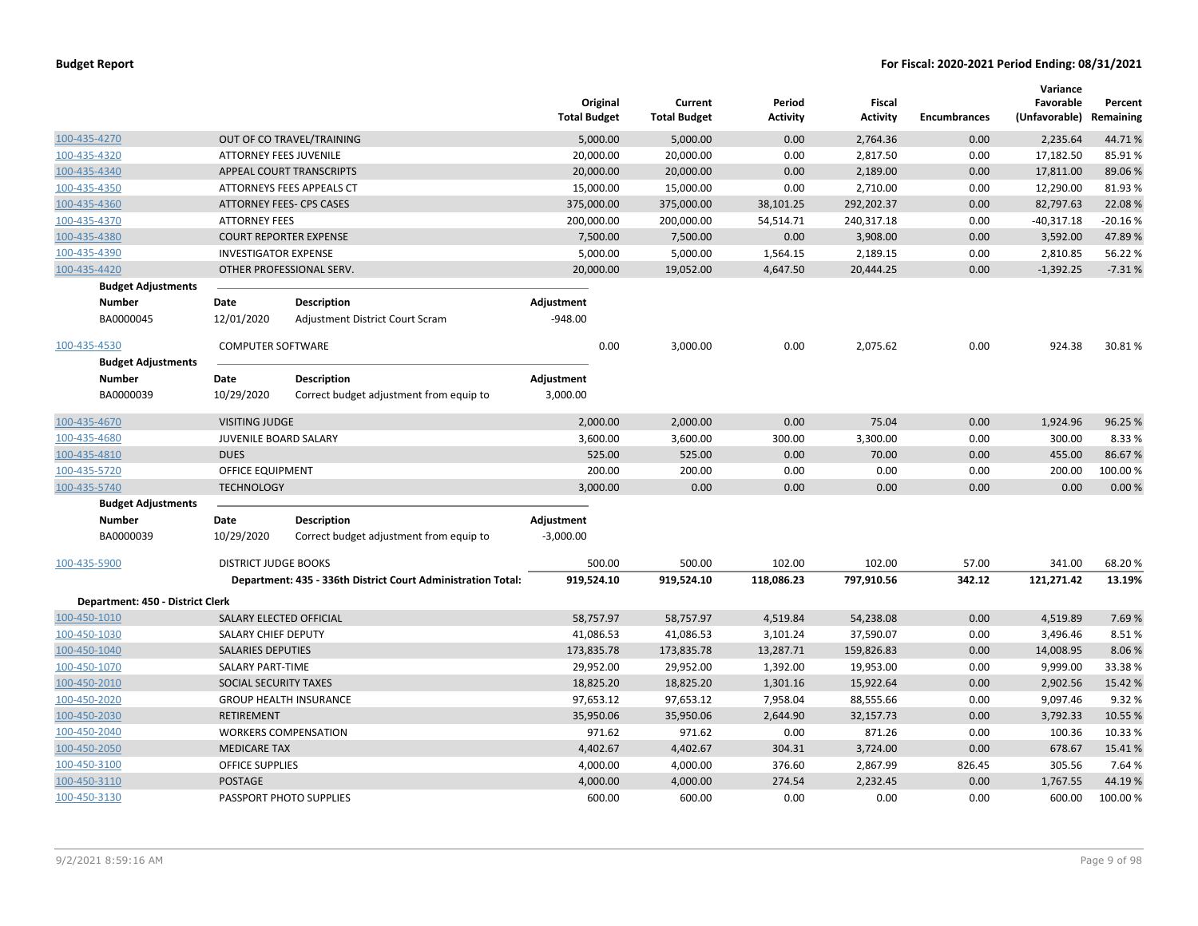| | | Original Total Budget | Current Total Budget | Period Activity | Fiscal Activity | Encumbrances | Variance Favorable (Unfavorable) | Percent Remaining |
|---|---|---|---|---|---|---|---|---|
| 100-435-4270 | OUT OF CO TRAVEL/TRAINING | 5,000.00 | 5,000.00 | 0.00 | 2,764.36 | 0.00 | 2,235.64 | 44.71 % |
| 100-435-4320 | ATTORNEY FEES JUVENILE | 20,000.00 | 20,000.00 | 0.00 | 2,817.50 | 0.00 | 17,182.50 | 85.91 % |
| 100-435-4340 | APPEAL COURT TRANSCRIPTS | 20,000.00 | 20,000.00 | 0.00 | 2,189.00 | 0.00 | 17,811.00 | 89.06 % |
| 100-435-4350 | ATTORNEYS FEES APPEALS CT | 15,000.00 | 15,000.00 | 0.00 | 2,710.00 | 0.00 | 12,290.00 | 81.93 % |
| 100-435-4360 | ATTORNEY FEES- CPS CASES | 375,000.00 | 375,000.00 | 38,101.25 | 292,202.37 | 0.00 | 82,797.63 | 22.08 % |
| 100-435-4370 | ATTORNEY FEES | 200,000.00 | 200,000.00 | 54,514.71 | 240,317.18 | 0.00 | -40,317.18 | -20.16 % |
| 100-435-4380 | COURT REPORTER EXPENSE | 7,500.00 | 7,500.00 | 0.00 | 3,908.00 | 0.00 | 3,592.00 | 47.89 % |
| 100-435-4390 | INVESTIGATOR EXPENSE | 5,000.00 | 5,000.00 | 1,564.15 | 2,189.15 | 0.00 | 2,810.85 | 56.22 % |
| 100-435-4420 | OTHER PROFESSIONAL SERV. | 20,000.00 | 19,052.00 | 4,647.50 | 20,444.25 | 0.00 | -1,392.25 | -7.31 % |

**Budget Adjustments**

| Number | Date | Description | Adjustment |
|---|---|---|---|
| BA0000045 | 12/01/2020 | Adjustment District Court Scram | -948.00 |

| | | Original Total Budget | Current Total Budget | Period Activity | Fiscal Activity | Encumbrances | Variance Favorable (Unfavorable) | Percent Remaining |
|---|---|---|---|---|---|---|---|---|
| 100-435-4530 | COMPUTER SOFTWARE | 0.00 | 3,000.00 | 0.00 | 2,075.62 | 0.00 | 924.38 | 30.81 % |

**Budget Adjustments**

| Number | Date | Description | Adjustment |
|---|---|---|---|
| BA0000039 | 10/29/2020 | Correct budget adjustment from equip to | 3,000.00 |

| | | Original Total Budget | Current Total Budget | Period Activity | Fiscal Activity | Encumbrances | Variance Favorable (Unfavorable) | Percent Remaining |
|---|---|---|---|---|---|---|---|---|
| 100-435-4670 | VISITING JUDGE | 2,000.00 | 2,000.00 | 0.00 | 75.04 | 0.00 | 1,924.96 | 96.25 % |
| 100-435-4680 | JUVENILE BOARD SALARY | 3,600.00 | 3,600.00 | 300.00 | 3,300.00 | 0.00 | 300.00 | 8.33 % |
| 100-435-4810 | DUES | 525.00 | 525.00 | 0.00 | 70.00 | 0.00 | 455.00 | 86.67 % |
| 100-435-5720 | OFFICE EQUIPMENT | 200.00 | 200.00 | 0.00 | 0.00 | 0.00 | 200.00 | 100.00 % |
| 100-435-5740 | TECHNOLOGY | 3,000.00 | 0.00 | 0.00 | 0.00 | 0.00 | 0.00 | 0.00 % |

**Budget Adjustments**

| Number | Date | Description | Adjustment |
|---|---|---|---|
| BA0000039 | 10/29/2020 | Correct budget adjustment from equip to | -3,000.00 |

| | | Original Total Budget | Current Total Budget | Period Activity | Fiscal Activity | Encumbrances | Variance Favorable (Unfavorable) | Percent Remaining |
|---|---|---|---|---|---|---|---|---|
| 100-435-5900 | DISTRICT JUDGE BOOKS | 500.00 | 500.00 | 102.00 | 102.00 | 57.00 | 341.00 | 68.20 % |
| | **Department: 435 - 336th District Court Administration Total:** | **919,524.10** | **919,524.10** | **118,086.23** | **797,910.56** | **342.12** | **121,271.42** | **13.19%** |

**Department: 450 - District Clerk**

| | | Original Total Budget | Current Total Budget | Period Activity | Fiscal Activity | Encumbrances | Variance Favorable (Unfavorable) | Percent Remaining |
|---|---|---|---|---|---|---|---|---|
| 100-450-1010 | SALARY ELECTED OFFICIAL | 58,757.97 | 58,757.97 | 4,519.84 | 54,238.08 | 0.00 | 4,519.89 | 7.69 % |
| 100-450-1030 | SALARY CHIEF DEPUTY | 41,086.53 | 41,086.53 | 3,101.24 | 37,590.07 | 0.00 | 3,496.46 | 8.51 % |
| 100-450-1040 | SALARIES DEPUTIES | 173,835.78 | 173,835.78 | 13,287.71 | 159,826.83 | 0.00 | 14,008.95 | 8.06 % |
| 100-450-1070 | SALARY PART-TIME | 29,952.00 | 29,952.00 | 1,392.00 | 19,953.00 | 0.00 | 9,999.00 | 33.38 % |
| 100-450-2010 | SOCIAL SECURITY TAXES | 18,825.20 | 18,825.20 | 1,301.16 | 15,922.64 | 0.00 | 2,902.56 | 15.42 % |
| 100-450-2020 | GROUP HEALTH INSURANCE | 97,653.12 | 97,653.12 | 7,958.04 | 88,555.66 | 0.00 | 9,097.46 | 9.32 % |
| 100-450-2030 | RETIREMENT | 35,950.06 | 35,950.06 | 2,644.90 | 32,157.73 | 0.00 | 3,792.33 | 10.55 % |
| 100-450-2040 | WORKERS COMPENSATION | 971.62 | 971.62 | 0.00 | 871.26 | 0.00 | 100.36 | 10.33 % |
| 100-450-2050 | MEDICARE TAX | 4,402.67 | 4,402.67 | 304.31 | 3,724.00 | 0.00 | 678.67 | 15.41 % |
| 100-450-3100 | OFFICE SUPPLIES | 4,000.00 | 4,000.00 | 376.60 | 2,867.99 | 826.45 | 305.56 | 7.64 % |
| 100-450-3110 | POSTAGE | 4,000.00 | 4,000.00 | 274.54 | 2,232.45 | 0.00 | 1,767.55 | 44.19 % |
| 100-450-3130 | PASSPORT PHOTO SUPPLIES | 600.00 | 600.00 | 0.00 | 0.00 | 0.00 | 600.00 | 100.00 % |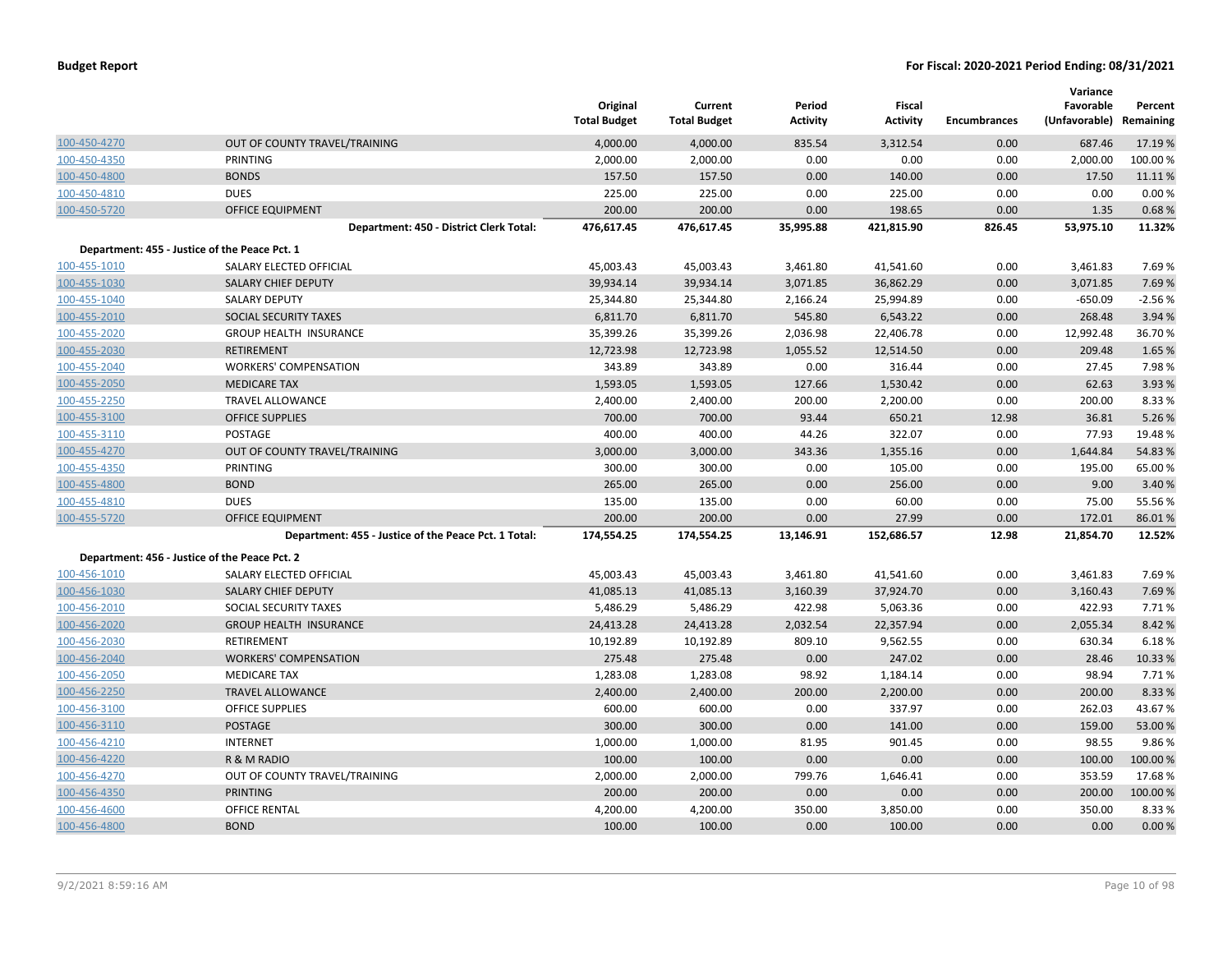| | | Original Total Budget | Current Total Budget | Period Activity | Fiscal Activity | Encumbrances | Variance Favorable (Unfavorable) | Percent Remaining |
|---|---|---|---|---|---|---|---|---|
| 100-450-4270 | OUT OF COUNTY TRAVEL/TRAINING | 4,000.00 | 4,000.00 | 835.54 | 3,312.54 | 0.00 | 687.46 | 17.19 % |
| 100-450-4350 | PRINTING | 2,000.00 | 2,000.00 | 0.00 | 0.00 | 0.00 | 2,000.00 | 100.00 % |
| 100-450-4800 | BONDS | 157.50 | 157.50 | 0.00 | 140.00 | 0.00 | 17.50 | 11.11 % |
| 100-450-4810 | DUES | 225.00 | 225.00 | 0.00 | 225.00 | 0.00 | 0.00 | 0.00 % |
| 100-450-5720 | OFFICE EQUIPMENT | 200.00 | 200.00 | 0.00 | 198.65 | 0.00 | 1.35 | 0.68 % |
| | **Department: 450 - District Clerk Total:** | **476,617.45** | **476,617.45** | **35,995.88** | **421,815.90** | **826.45** | **53,975.10** | **11.32%** |
| **Department: 455 - Justice of the Peace Pct. 1** | | | | | | | | |
| 100-455-1010 | SALARY ELECTED OFFICIAL | 45,003.43 | 45,003.43 | 3,461.80 | 41,541.60 | 0.00 | 3,461.83 | 7.69 % |
| 100-455-1030 | SALARY CHIEF DEPUTY | 39,934.14 | 39,934.14 | 3,071.85 | 36,862.29 | 0.00 | 3,071.85 | 7.69 % |
| 100-455-1040 | SALARY DEPUTY | 25,344.80 | 25,344.80 | 2,166.24 | 25,994.89 | 0.00 | -650.09 | -2.56 % |
| 100-455-2010 | SOCIAL SECURITY TAXES | 6,811.70 | 6,811.70 | 545.80 | 6,543.22 | 0.00 | 268.48 | 3.94 % |
| 100-455-2020 | GROUP HEALTH INSURANCE | 35,399.26 | 35,399.26 | 2,036.98 | 22,406.78 | 0.00 | 12,992.48 | 36.70 % |
| 100-455-2030 | RETIREMENT | 12,723.98 | 12,723.98 | 1,055.52 | 12,514.50 | 0.00 | 209.48 | 1.65 % |
| 100-455-2040 | WORKERS' COMPENSATION | 343.89 | 343.89 | 0.00 | 316.44 | 0.00 | 27.45 | 7.98 % |
| 100-455-2050 | MEDICARE TAX | 1,593.05 | 1,593.05 | 127.66 | 1,530.42 | 0.00 | 62.63 | 3.93 % |
| 100-455-2250 | TRAVEL ALLOWANCE | 2,400.00 | 2,400.00 | 200.00 | 2,200.00 | 0.00 | 200.00 | 8.33 % |
| 100-455-3100 | OFFICE SUPPLIES | 700.00 | 700.00 | 93.44 | 650.21 | 12.98 | 36.81 | 5.26 % |
| 100-455-3110 | POSTAGE | 400.00 | 400.00 | 44.26 | 322.07 | 0.00 | 77.93 | 19.48 % |
| 100-455-4270 | OUT OF COUNTY TRAVEL/TRAINING | 3,000.00 | 3,000.00 | 343.36 | 1,355.16 | 0.00 | 1,644.84 | 54.83 % |
| 100-455-4350 | PRINTING | 300.00 | 300.00 | 0.00 | 105.00 | 0.00 | 195.00 | 65.00 % |
| 100-455-4800 | BOND | 265.00 | 265.00 | 0.00 | 256.00 | 0.00 | 9.00 | 3.40 % |
| 100-455-4810 | DUES | 135.00 | 135.00 | 0.00 | 60.00 | 0.00 | 75.00 | 55.56 % |
| 100-455-5720 | OFFICE EQUIPMENT | 200.00 | 200.00 | 0.00 | 27.99 | 0.00 | 172.01 | 86.01 % |
| | **Department: 455 - Justice of the Peace Pct. 1 Total:** | **174,554.25** | **174,554.25** | **13,146.91** | **152,686.57** | **12.98** | **21,854.70** | **12.52%** |
| **Department: 456 - Justice of the Peace Pct. 2** | | | | | | | | |
| 100-456-1010 | SALARY ELECTED OFFICIAL | 45,003.43 | 45,003.43 | 3,461.80 | 41,541.60 | 0.00 | 3,461.83 | 7.69 % |
| 100-456-1030 | SALARY CHIEF DEPUTY | 41,085.13 | 41,085.13 | 3,160.39 | 37,924.70 | 0.00 | 3,160.43 | 7.69 % |
| 100-456-2010 | SOCIAL SECURITY TAXES | 5,486.29 | 5,486.29 | 422.98 | 5,063.36 | 0.00 | 422.93 | 7.71 % |
| 100-456-2020 | GROUP HEALTH INSURANCE | 24,413.28 | 24,413.28 | 2,032.54 | 22,357.94 | 0.00 | 2,055.34 | 8.42 % |
| 100-456-2030 | RETIREMENT | 10,192.89 | 10,192.89 | 809.10 | 9,562.55 | 0.00 | 630.34 | 6.18 % |
| 100-456-2040 | WORKERS' COMPENSATION | 275.48 | 275.48 | 0.00 | 247.02 | 0.00 | 28.46 | 10.33 % |
| 100-456-2050 | MEDICARE TAX | 1,283.08 | 1,283.08 | 98.92 | 1,184.14 | 0.00 | 98.94 | 7.71 % |
| 100-456-2250 | TRAVEL ALLOWANCE | 2,400.00 | 2,400.00 | 200.00 | 2,200.00 | 0.00 | 200.00 | 8.33 % |
| 100-456-3100 | OFFICE SUPPLIES | 600.00 | 600.00 | 0.00 | 337.97 | 0.00 | 262.03 | 43.67 % |
| 100-456-3110 | POSTAGE | 300.00 | 300.00 | 0.00 | 141.00 | 0.00 | 159.00 | 53.00 % |
| 100-456-4210 | INTERNET | 1,000.00 | 1,000.00 | 81.95 | 901.45 | 0.00 | 98.55 | 9.86 % |
| 100-456-4220 | R & M RADIO | 100.00 | 100.00 | 0.00 | 0.00 | 0.00 | 100.00 | 100.00 % |
| 100-456-4270 | OUT OF COUNTY TRAVEL/TRAINING | 2,000.00 | 2,000.00 | 799.76 | 1,646.41 | 0.00 | 353.59 | 17.68 % |
| 100-456-4350 | PRINTING | 200.00 | 200.00 | 0.00 | 0.00 | 0.00 | 200.00 | 100.00 % |
| 100-456-4600 | OFFICE RENTAL | 4,200.00 | 4,200.00 | 350.00 | 3,850.00 | 0.00 | 350.00 | 8.33 % |
| 100-456-4800 | BOND | 100.00 | 100.00 | 0.00 | 100.00 | 0.00 | 0.00 | 0.00 % |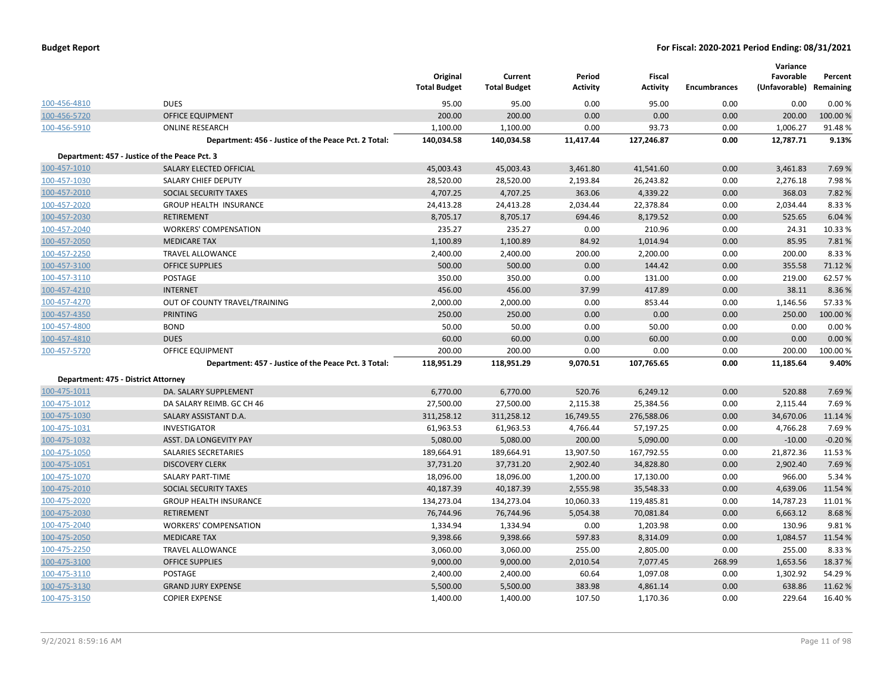**Budget Report** | **For Fiscal: 2020-2021 Period Ending: 08/31/2021**

| | | Original Total Budget | Current Total Budget | Period Activity | Fiscal Activity | Encumbrances | Variance Favorable (Unfavorable) | Percent Remaining |
|---|---|---|---|---|---|---|---|---|
| 100-456-4810 | DUES | 95.00 | 95.00 | 0.00 | 95.00 | 0.00 | 0.00 | 0.00 % |
| 100-456-5720 | OFFICE EQUIPMENT | 200.00 | 200.00 | 0.00 | 0.00 | 0.00 | 200.00 | 100.00 % |
| 100-456-5910 | ONLINE RESEARCH | 1,100.00 | 1,100.00 | 0.00 | 93.73 | 0.00 | 1,006.27 | 91.48 % |
| | **Department: 456 - Justice of the Peace Pct. 2 Total:** | **140,034.58** | **140,034.58** | **11,417.44** | **127,246.87** | **0.00** | **12,787.71** | **9.13%** |
| **Department: 457 - Justice of the Peace Pct. 3** | | | | | | | | |
| 100-457-1010 | SALARY ELECTED OFFICIAL | 45,003.43 | 45,003.43 | 3,461.80 | 41,541.60 | 0.00 | 3,461.83 | 7.69 % |
| 100-457-1030 | SALARY CHIEF DEPUTY | 28,520.00 | 28,520.00 | 2,193.84 | 26,243.82 | 0.00 | 2,276.18 | 7.98 % |
| 100-457-2010 | SOCIAL SECURITY TAXES | 4,707.25 | 4,707.25 | 363.06 | 4,339.22 | 0.00 | 368.03 | 7.82 % |
| 100-457-2020 | GROUP HEALTH INSURANCE | 24,413.28 | 24,413.28 | 2,034.44 | 22,378.84 | 0.00 | 2,034.44 | 8.33 % |
| 100-457-2030 | RETIREMENT | 8,705.17 | 8,705.17 | 694.46 | 8,179.52 | 0.00 | 525.65 | 6.04 % |
| 100-457-2040 | WORKERS' COMPENSATION | 235.27 | 235.27 | 0.00 | 210.96 | 0.00 | 24.31 | 10.33 % |
| 100-457-2050 | MEDICARE TAX | 1,100.89 | 1,100.89 | 84.92 | 1,014.94 | 0.00 | 85.95 | 7.81 % |
| 100-457-2250 | TRAVEL ALLOWANCE | 2,400.00 | 2,400.00 | 200.00 | 2,200.00 | 0.00 | 200.00 | 8.33 % |
| 100-457-3100 | OFFICE SUPPLIES | 500.00 | 500.00 | 0.00 | 144.42 | 0.00 | 355.58 | 71.12 % |
| 100-457-3110 | POSTAGE | 350.00 | 350.00 | 0.00 | 131.00 | 0.00 | 219.00 | 62.57 % |
| 100-457-4210 | INTERNET | 456.00 | 456.00 | 37.99 | 417.89 | 0.00 | 38.11 | 8.36 % |
| 100-457-4270 | OUT OF COUNTY TRAVEL/TRAINING | 2,000.00 | 2,000.00 | 0.00 | 853.44 | 0.00 | 1,146.56 | 57.33 % |
| 100-457-4350 | PRINTING | 250.00 | 250.00 | 0.00 | 0.00 | 0.00 | 250.00 | 100.00 % |
| 100-457-4800 | BOND | 50.00 | 50.00 | 0.00 | 50.00 | 0.00 | 0.00 | 0.00 % |
| 100-457-4810 | DUES | 60.00 | 60.00 | 0.00 | 60.00 | 0.00 | 0.00 | 0.00 % |
| 100-457-5720 | OFFICE EQUIPMENT | 200.00 | 200.00 | 0.00 | 0.00 | 0.00 | 200.00 | 100.00 % |
| | **Department: 457 - Justice of the Peace Pct. 3 Total:** | **118,951.29** | **118,951.29** | **9,070.51** | **107,765.65** | **0.00** | **11,185.64** | **9.40%** |
| **Department: 475 - District Attorney** | | | | | | | | |
| 100-475-1011 | DA. SALARY SUPPLEMENT | 6,770.00 | 6,770.00 | 520.76 | 6,249.12 | 0.00 | 520.88 | 7.69 % |
| 100-475-1012 | DA SALARY REIMB. GC CH 46 | 27,500.00 | 27,500.00 | 2,115.38 | 25,384.56 | 0.00 | 2,115.44 | 7.69 % |
| 100-475-1030 | SALARY ASSISTANT D.A. | 311,258.12 | 311,258.12 | 16,749.55 | 276,588.06 | 0.00 | 34,670.06 | 11.14 % |
| 100-475-1031 | INVESTIGATOR | 61,963.53 | 61,963.53 | 4,766.44 | 57,197.25 | 0.00 | 4,766.28 | 7.69 % |
| 100-475-1032 | ASST. DA LONGEVITY PAY | 5,080.00 | 5,080.00 | 200.00 | 5,090.00 | 0.00 | -10.00 | -0.20 % |
| 100-475-1050 | SALARIES SECRETARIES | 189,664.91 | 189,664.91 | 13,907.50 | 167,792.55 | 0.00 | 21,872.36 | 11.53 % |
| 100-475-1051 | DISCOVERY CLERK | 37,731.20 | 37,731.20 | 2,902.40 | 34,828.80 | 0.00 | 2,902.40 | 7.69 % |
| 100-475-1070 | SALARY PART-TIME | 18,096.00 | 18,096.00 | 1,200.00 | 17,130.00 | 0.00 | 966.00 | 5.34 % |
| 100-475-2010 | SOCIAL SECURITY TAXES | 40,187.39 | 40,187.39 | 2,555.98 | 35,548.33 | 0.00 | 4,639.06 | 11.54 % |
| 100-475-2020 | GROUP HEALTH INSURANCE | 134,273.04 | 134,273.04 | 10,060.33 | 119,485.81 | 0.00 | 14,787.23 | 11.01 % |
| 100-475-2030 | RETIREMENT | 76,744.96 | 76,744.96 | 5,054.38 | 70,081.84 | 0.00 | 6,663.12 | 8.68 % |
| 100-475-2040 | WORKERS' COMPENSATION | 1,334.94 | 1,334.94 | 0.00 | 1,203.98 | 0.00 | 130.96 | 9.81 % |
| 100-475-2050 | MEDICARE TAX | 9,398.66 | 9,398.66 | 597.83 | 8,314.09 | 0.00 | 1,084.57 | 11.54 % |
| 100-475-2250 | TRAVEL ALLOWANCE | 3,060.00 | 3,060.00 | 255.00 | 2,805.00 | 0.00 | 255.00 | 8.33 % |
| 100-475-3100 | OFFICE SUPPLIES | 9,000.00 | 9,000.00 | 2,010.54 | 7,077.45 | 268.99 | 1,653.56 | 18.37 % |
| 100-475-3110 | POSTAGE | 2,400.00 | 2,400.00 | 60.64 | 1,097.08 | 0.00 | 1,302.92 | 54.29 % |
| 100-475-3130 | GRAND JURY EXPENSE | 5,500.00 | 5,500.00 | 383.98 | 4,861.14 | 0.00 | 638.86 | 11.62 % |
| 100-475-3150 | COPIER EXPENSE | 1,400.00 | 1,400.00 | 107.50 | 1,170.36 | 0.00 | 229.64 | 16.40 % |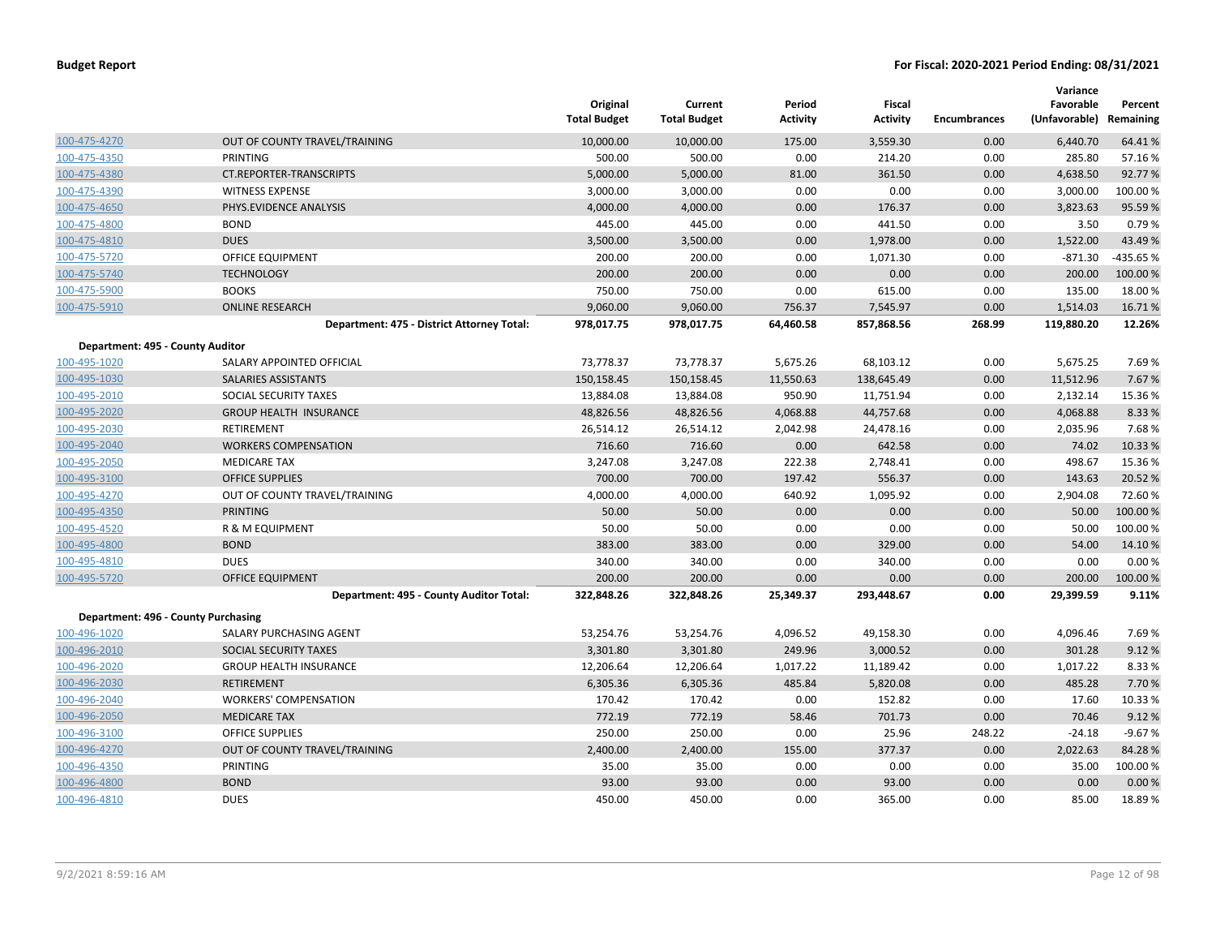| | | Original Total Budget | Current Total Budget | Period Activity | Fiscal Activity | Encumbrances | Variance Favorable (Unfavorable) | Percent Remaining |
|---|---|---|---|---|---|---|---|---|
| 100-475-4270 | OUT OF COUNTY TRAVEL/TRAINING | 10,000.00 | 10,000.00 | 175.00 | 3,559.30 | 0.00 | 6,440.70 | 64.41 % |
| 100-475-4350 | PRINTING | 500.00 | 500.00 | 0.00 | 214.20 | 0.00 | 285.80 | 57.16 % |
| 100-475-4380 | CT.REPORTER-TRANSCRIPTS | 5,000.00 | 5,000.00 | 81.00 | 361.50 | 0.00 | 4,638.50 | 92.77 % |
| 100-475-4390 | WITNESS EXPENSE | 3,000.00 | 3,000.00 | 0.00 | 0.00 | 0.00 | 3,000.00 | 100.00 % |
| 100-475-4650 | PHYS.EVIDENCE ANALYSIS | 4,000.00 | 4,000.00 | 0.00 | 176.37 | 0.00 | 3,823.63 | 95.59 % |
| 100-475-4800 | BOND | 445.00 | 445.00 | 0.00 | 441.50 | 0.00 | 3.50 | 0.79 % |
| 100-475-4810 | DUES | 3,500.00 | 3,500.00 | 0.00 | 1,978.00 | 0.00 | 1,522.00 | 43.49 % |
| 100-475-5720 | OFFICE EQUIPMENT | 200.00 | 200.00 | 0.00 | 1,071.30 | 0.00 | -871.30 | -435.65 % |
| 100-475-5740 | TECHNOLOGY | 200.00 | 200.00 | 0.00 | 0.00 | 0.00 | 200.00 | 100.00 % |
| 100-475-5900 | BOOKS | 750.00 | 750.00 | 0.00 | 615.00 | 0.00 | 135.00 | 18.00 % |
| 100-475-5910 | ONLINE RESEARCH | 9,060.00 | 9,060.00 | 756.37 | 7,545.97 | 0.00 | 1,514.03 | 16.71 % |
| | **Department: 475 - District Attorney Total:** | **978,017.75** | **978,017.75** | **64,460.58** | **857,868.56** | **268.99** | **119,880.20** | **12.26%** |
| **Department: 495 - County Auditor** | | | | | | | | |
| 100-495-1020 | SALARY APPOINTED OFFICIAL | 73,778.37 | 73,778.37 | 5,675.26 | 68,103.12 | 0.00 | 5,675.25 | 7.69 % |
| 100-495-1030 | SALARIES ASSISTANTS | 150,158.45 | 150,158.45 | 11,550.63 | 138,645.49 | 0.00 | 11,512.96 | 7.67 % |
| 100-495-2010 | SOCIAL SECURITY TAXES | 13,884.08 | 13,884.08 | 950.90 | 11,751.94 | 0.00 | 2,132.14 | 15.36 % |
| 100-495-2020 | GROUP HEALTH INSURANCE | 48,826.56 | 48,826.56 | 4,068.88 | 44,757.68 | 0.00 | 4,068.88 | 8.33 % |
| 100-495-2030 | RETIREMENT | 26,514.12 | 26,514.12 | 2,042.98 | 24,478.16 | 0.00 | 2,035.96 | 7.68 % |
| 100-495-2040 | WORKERS COMPENSATION | 716.60 | 716.60 | 0.00 | 642.58 | 0.00 | 74.02 | 10.33 % |
| 100-495-2050 | MEDICARE TAX | 3,247.08 | 3,247.08 | 222.38 | 2,748.41 | 0.00 | 498.67 | 15.36 % |
| 100-495-3100 | OFFICE SUPPLIES | 700.00 | 700.00 | 197.42 | 556.37 | 0.00 | 143.63 | 20.52 % |
| 100-495-4270 | OUT OF COUNTY TRAVEL/TRAINING | 4,000.00 | 4,000.00 | 640.92 | 1,095.92 | 0.00 | 2,904.08 | 72.60 % |
| 100-495-4350 | PRINTING | 50.00 | 50.00 | 0.00 | 0.00 | 0.00 | 50.00 | 100.00 % |
| 100-495-4520 | R & M EQUIPMENT | 50.00 | 50.00 | 0.00 | 0.00 | 0.00 | 50.00 | 100.00 % |
| 100-495-4800 | BOND | 383.00 | 383.00 | 0.00 | 329.00 | 0.00 | 54.00 | 14.10 % |
| 100-495-4810 | DUES | 340.00 | 340.00 | 0.00 | 340.00 | 0.00 | 0.00 | 0.00 % |
| 100-495-5720 | OFFICE EQUIPMENT | 200.00 | 200.00 | 0.00 | 0.00 | 0.00 | 200.00 | 100.00 % |
| | **Department: 495 - County Auditor Total:** | **322,848.26** | **322,848.26** | **25,349.37** | **293,448.67** | **0.00** | **29,399.59** | **9.11%** |
| **Department: 496 - County Purchasing** | | | | | | | | |
| 100-496-1020 | SALARY PURCHASING AGENT | 53,254.76 | 53,254.76 | 4,096.52 | 49,158.30 | 0.00 | 4,096.46 | 7.69 % |
| 100-496-2010 | SOCIAL SECURITY TAXES | 3,301.80 | 3,301.80 | 249.96 | 3,000.52 | 0.00 | 301.28 | 9.12 % |
| 100-496-2020 | GROUP HEALTH INSURANCE | 12,206.64 | 12,206.64 | 1,017.22 | 11,189.42 | 0.00 | 1,017.22 | 8.33 % |
| 100-496-2030 | RETIREMENT | 6,305.36 | 6,305.36 | 485.84 | 5,820.08 | 0.00 | 485.28 | 7.70 % |
| 100-496-2040 | WORKERS' COMPENSATION | 170.42 | 170.42 | 0.00 | 152.82 | 0.00 | 17.60 | 10.33 % |
| 100-496-2050 | MEDICARE TAX | 772.19 | 772.19 | 58.46 | 701.73 | 0.00 | 70.46 | 9.12 % |
| 100-496-3100 | OFFICE SUPPLIES | 250.00 | 250.00 | 0.00 | 25.96 | 248.22 | -24.18 | -9.67 % |
| 100-496-4270 | OUT OF COUNTY TRAVEL/TRAINING | 2,400.00 | 2,400.00 | 155.00 | 377.37 | 0.00 | 2,022.63 | 84.28 % |
| 100-496-4350 | PRINTING | 35.00 | 35.00 | 0.00 | 0.00 | 0.00 | 35.00 | 100.00 % |
| 100-496-4800 | BOND | 93.00 | 93.00 | 0.00 | 93.00 | 0.00 | 0.00 | 0.00 % |
| 100-496-4810 | DUES | 450.00 | 450.00 | 0.00 | 365.00 | 0.00 | 85.00 | 18.89 % |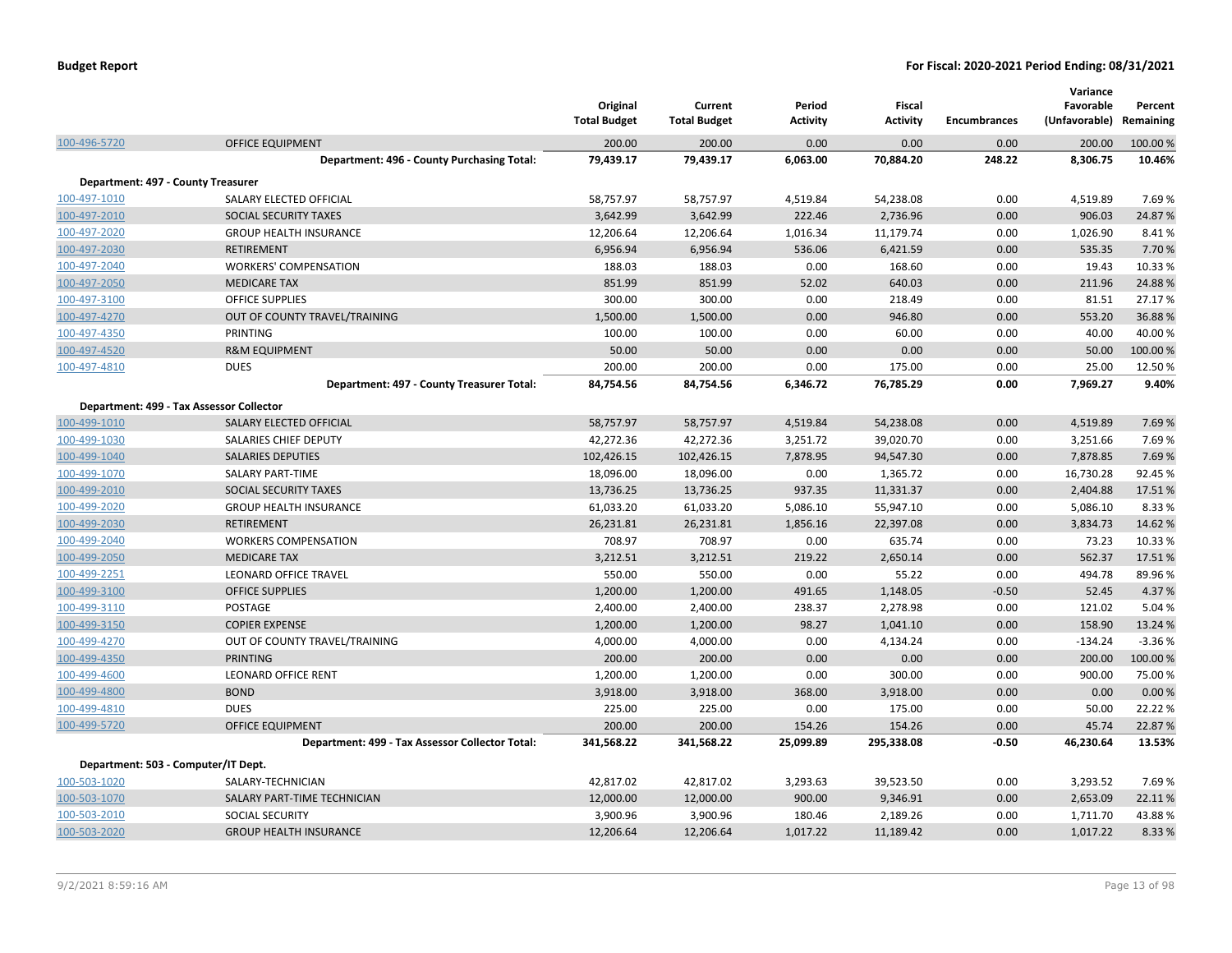**Budget Report** — **For Fiscal: 2020-2021 Period Ending: 08/31/2021**

| | | Original Total Budget | Current Total Budget | Period Activity | Fiscal Activity | Encumbrances | Variance Favorable (Unfavorable) | Percent Remaining |
|---|---|---|---|---|---|---|---|---|
| 100-496-5720 | OFFICE EQUIPMENT | 200.00 | 200.00 | 0.00 | 0.00 | 0.00 | 200.00 | 100.00 % |
| | **Department: 496 - County Purchasing Total:** | **79,439.17** | **79,439.17** | **6,063.00** | **70,884.20** | **248.22** | **8,306.75** | **10.46%** |
| **Department: 497 - County Treasurer** | | | | | | | | |
| 100-497-1010 | SALARY ELECTED OFFICIAL | 58,757.97 | 58,757.97 | 4,519.84 | 54,238.08 | 0.00 | 4,519.89 | 7.69 % |
| 100-497-2010 | SOCIAL SECURITY TAXES | 3,642.99 | 3,642.99 | 222.46 | 2,736.96 | 0.00 | 906.03 | 24.87 % |
| 100-497-2020 | GROUP HEALTH INSURANCE | 12,206.64 | 12,206.64 | 1,016.34 | 11,179.74 | 0.00 | 1,026.90 | 8.41 % |
| 100-497-2030 | RETIREMENT | 6,956.94 | 6,956.94 | 536.06 | 6,421.59 | 0.00 | 535.35 | 7.70 % |
| 100-497-2040 | WORKERS' COMPENSATION | 188.03 | 188.03 | 0.00 | 168.60 | 0.00 | 19.43 | 10.33 % |
| 100-497-2050 | MEDICARE TAX | 851.99 | 851.99 | 52.02 | 640.03 | 0.00 | 211.96 | 24.88 % |
| 100-497-3100 | OFFICE SUPPLIES | 300.00 | 300.00 | 0.00 | 218.49 | 0.00 | 81.51 | 27.17 % |
| 100-497-4270 | OUT OF COUNTY TRAVEL/TRAINING | 1,500.00 | 1,500.00 | 0.00 | 946.80 | 0.00 | 553.20 | 36.88 % |
| 100-497-4350 | PRINTING | 100.00 | 100.00 | 0.00 | 60.00 | 0.00 | 40.00 | 40.00 % |
| 100-497-4520 | R&M EQUIPMENT | 50.00 | 50.00 | 0.00 | 0.00 | 0.00 | 50.00 | 100.00 % |
| 100-497-4810 | DUES | 200.00 | 200.00 | 0.00 | 175.00 | 0.00 | 25.00 | 12.50 % |
| | **Department: 497 - County Treasurer Total:** | **84,754.56** | **84,754.56** | **6,346.72** | **76,785.29** | **0.00** | **7,969.27** | **9.40%** |
| **Department: 499 - Tax Assessor Collector** | | | | | | | | |
| 100-499-1010 | SALARY ELECTED OFFICIAL | 58,757.97 | 58,757.97 | 4,519.84 | 54,238.08 | 0.00 | 4,519.89 | 7.69 % |
| 100-499-1030 | SALARIES CHIEF DEPUTY | 42,272.36 | 42,272.36 | 3,251.72 | 39,020.70 | 0.00 | 3,251.66 | 7.69 % |
| 100-499-1040 | SALARIES DEPUTIES | 102,426.15 | 102,426.15 | 7,878.95 | 94,547.30 | 0.00 | 7,878.85 | 7.69 % |
| 100-499-1070 | SALARY PART-TIME | 18,096.00 | 18,096.00 | 0.00 | 1,365.72 | 0.00 | 16,730.28 | 92.45 % |
| 100-499-2010 | SOCIAL SECURITY TAXES | 13,736.25 | 13,736.25 | 937.35 | 11,331.37 | 0.00 | 2,404.88 | 17.51 % |
| 100-499-2020 | GROUP HEALTH INSURANCE | 61,033.20 | 61,033.20 | 5,086.10 | 55,947.10 | 0.00 | 5,086.10 | 8.33 % |
| 100-499-2030 | RETIREMENT | 26,231.81 | 26,231.81 | 1,856.16 | 22,397.08 | 0.00 | 3,834.73 | 14.62 % |
| 100-499-2040 | WORKERS COMPENSATION | 708.97 | 708.97 | 0.00 | 635.74 | 0.00 | 73.23 | 10.33 % |
| 100-499-2050 | MEDICARE TAX | 3,212.51 | 3,212.51 | 219.22 | 2,650.14 | 0.00 | 562.37 | 17.51 % |
| 100-499-2251 | LEONARD OFFICE TRAVEL | 550.00 | 550.00 | 0.00 | 55.22 | 0.00 | 494.78 | 89.96 % |
| 100-499-3100 | OFFICE SUPPLIES | 1,200.00 | 1,200.00 | 491.65 | 1,148.05 | -0.50 | 52.45 | 4.37 % |
| 100-499-3110 | POSTAGE | 2,400.00 | 2,400.00 | 238.37 | 2,278.98 | 0.00 | 121.02 | 5.04 % |
| 100-499-3150 | COPIER EXPENSE | 1,200.00 | 1,200.00 | 98.27 | 1,041.10 | 0.00 | 158.90 | 13.24 % |
| 100-499-4270 | OUT OF COUNTY TRAVEL/TRAINING | 4,000.00 | 4,000.00 | 0.00 | 4,134.24 | 0.00 | -134.24 | -3.36 % |
| 100-499-4350 | PRINTING | 200.00 | 200.00 | 0.00 | 0.00 | 0.00 | 200.00 | 100.00 % |
| 100-499-4600 | LEONARD OFFICE RENT | 1,200.00 | 1,200.00 | 0.00 | 300.00 | 0.00 | 900.00 | 75.00 % |
| 100-499-4800 | BOND | 3,918.00 | 3,918.00 | 368.00 | 3,918.00 | 0.00 | 0.00 | 0.00 % |
| 100-499-4810 | DUES | 225.00 | 225.00 | 0.00 | 175.00 | 0.00 | 50.00 | 22.22 % |
| 100-499-5720 | OFFICE EQUIPMENT | 200.00 | 200.00 | 154.26 | 154.26 | 0.00 | 45.74 | 22.87 % |
| | **Department: 499 - Tax Assessor Collector Total:** | **341,568.22** | **341,568.22** | **25,099.89** | **295,338.08** | **-0.50** | **46,230.64** | **13.53%** |
| **Department: 503 - Computer/IT Dept.** | | | | | | | | |
| 100-503-1020 | SALARY-TECHNICIAN | 42,817.02 | 42,817.02 | 3,293.63 | 39,523.50 | 0.00 | 3,293.52 | 7.69 % |
| 100-503-1070 | SALARY PART-TIME TECHNICIAN | 12,000.00 | 12,000.00 | 900.00 | 9,346.91 | 0.00 | 2,653.09 | 22.11 % |
| 100-503-2010 | SOCIAL SECURITY | 3,900.96 | 3,900.96 | 180.46 | 2,189.26 | 0.00 | 1,711.70 | 43.88 % |
| 100-503-2020 | GROUP HEALTH INSURANCE | 12,206.64 | 12,206.64 | 1,017.22 | 11,189.42 | 0.00 | 1,017.22 | 8.33 % |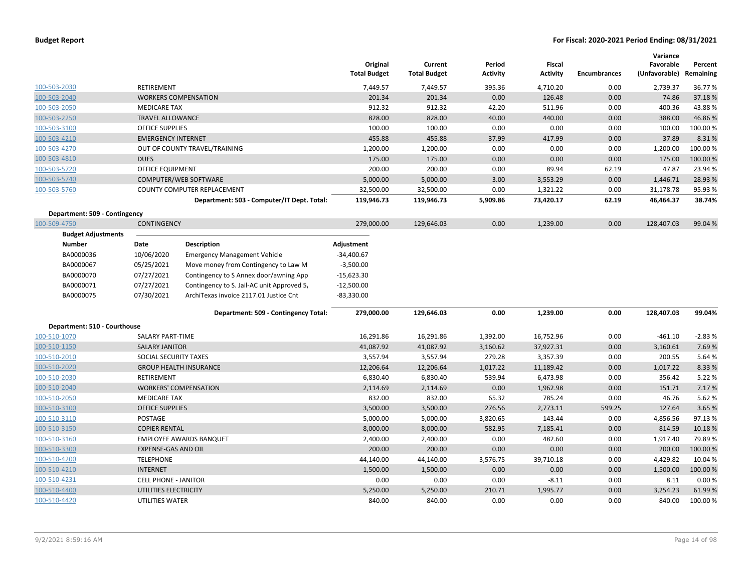**Budget Report** | **For Fiscal: 2020-2021 Period Ending: 08/31/2021**

| | | Original Total Budget | Current Total Budget | Period Activity | Fiscal Activity | Encumbrances | Variance Favorable (Unfavorable) | Percent Remaining |
|---|---|---|---|---|---|---|---|---|
| 100-503-2030 | RETIREMENT | 7,449.57 | 7,449.57 | 395.36 | 4,710.20 | 0.00 | 2,739.37 | 36.77 % |
| 100-503-2040 | WORKERS COMPENSATION | 201.34 | 201.34 | 0.00 | 126.48 | 0.00 | 74.86 | 37.18 % |
| 100-503-2050 | MEDICARE TAX | 912.32 | 912.32 | 42.20 | 511.96 | 0.00 | 400.36 | 43.88 % |
| 100-503-2250 | TRAVEL ALLOWANCE | 828.00 | 828.00 | 40.00 | 440.00 | 0.00 | 388.00 | 46.86 % |
| 100-503-3100 | OFFICE SUPPLIES | 100.00 | 100.00 | 0.00 | 0.00 | 0.00 | 100.00 | 100.00 % |
| 100-503-4210 | EMERGENCY INTERNET | 455.88 | 455.88 | 37.99 | 417.99 | 0.00 | 37.89 | 8.31 % |
| 100-503-4270 | OUT OF COUNTY TRAVEL/TRAINING | 1,200.00 | 1,200.00 | 0.00 | 0.00 | 0.00 | 1,200.00 | 100.00 % |
| 100-503-4810 | DUES | 175.00 | 175.00 | 0.00 | 0.00 | 0.00 | 175.00 | 100.00 % |
| 100-503-5720 | OFFICE EQUIPMENT | 200.00 | 200.00 | 0.00 | 89.94 | 62.19 | 47.87 | 23.94 % |
| 100-503-5740 | COMPUTER/WEB SOFTWARE | 5,000.00 | 5,000.00 | 3.00 | 3,553.29 | 0.00 | 1,446.71 | 28.93 % |
| 100-503-5760 | COUNTY COMPUTER REPLACEMENT | 32,500.00 | 32,500.00 | 0.00 | 1,321.22 | 0.00 | 31,178.78 | 95.93 % |
| | **Department: 503 - Computer/IT Dept. Total:** | **119,946.73** | **119,946.73** | **5,909.86** | **73,420.17** | **62.19** | **46,464.37** | **38.74%** |

**Department: 509 - Contingency**

| | | Original Total Budget | Current Total Budget | Period Activity | Fiscal Activity | Encumbrances | Variance Favorable (Unfavorable) | Percent Remaining |
|---|---|---|---|---|---|---|---|---|
| 100-509-4750 | CONTINGENCY | 279,000.00 | 129,646.03 | 0.00 | 1,239.00 | 0.00 | 128,407.03 | 99.04 % |

**Budget Adjustments**

| Number | Date | Description | Adjustment |
|---|---|---|---|
| BA0000036 | 10/06/2020 | Emergency Management Vehicle | -34,400.67 |
| BA0000067 | 05/25/2021 | Move money from Contingency to Law M | -3,500.00 |
| BA0000070 | 07/27/2021 | Contingency to S Annex door/awning App | -15,623.30 |
| BA0000071 | 07/27/2021 | Contingency to S. Jail-AC unit Approved 5, | -12,500.00 |
| BA0000075 | 07/30/2021 | ArchiTexas invoice 2117.01 Justice Cnt | -83,330.00 |

| | Original Total Budget | Current Total Budget | Period Activity | Fiscal Activity | Encumbrances | Variance Favorable (Unfavorable) | Percent Remaining |
|---|---|---|---|---|---|---|---|
| **Department: 509 - Contingency Total:** | **279,000.00** | **129,646.03** | **0.00** | **1,239.00** | **0.00** | **128,407.03** | **99.04%** |

**Department: 510 - Courthouse**

| | | Original Total Budget | Current Total Budget | Period Activity | Fiscal Activity | Encumbrances | Variance Favorable (Unfavorable) | Percent Remaining |
|---|---|---|---|---|---|---|---|---|
| 100-510-1070 | SALARY PART-TIME | 16,291.86 | 16,291.86 | 1,392.00 | 16,752.96 | 0.00 | -461.10 | -2.83 % |
| 100-510-1150 | SALARY JANITOR | 41,087.92 | 41,087.92 | 3,160.62 | 37,927.31 | 0.00 | 3,160.61 | 7.69 % |
| 100-510-2010 | SOCIAL SECURITY TAXES | 3,557.94 | 3,557.94 | 279.28 | 3,357.39 | 0.00 | 200.55 | 5.64 % |
| 100-510-2020 | GROUP HEALTH INSURANCE | 12,206.64 | 12,206.64 | 1,017.22 | 11,189.42 | 0.00 | 1,017.22 | 8.33 % |
| 100-510-2030 | RETIREMENT | 6,830.40 | 6,830.40 | 539.94 | 6,473.98 | 0.00 | 356.42 | 5.22 % |
| 100-510-2040 | WORKERS' COMPENSATION | 2,114.69 | 2,114.69 | 0.00 | 1,962.98 | 0.00 | 151.71 | 7.17 % |
| 100-510-2050 | MEDICARE TAX | 832.00 | 832.00 | 65.32 | 785.24 | 0.00 | 46.76 | 5.62 % |
| 100-510-3100 | OFFICE SUPPLIES | 3,500.00 | 3,500.00 | 276.56 | 2,773.11 | 599.25 | 127.64 | 3.65 % |
| 100-510-3110 | POSTAGE | 5,000.00 | 5,000.00 | 3,820.65 | 143.44 | 0.00 | 4,856.56 | 97.13 % |
| 100-510-3150 | COPIER RENTAL | 8,000.00 | 8,000.00 | 582.95 | 7,185.41 | 0.00 | 814.59 | 10.18 % |
| 100-510-3160 | EMPLOYEE AWARDS BANQUET | 2,400.00 | 2,400.00 | 0.00 | 482.60 | 0.00 | 1,917.40 | 79.89 % |
| 100-510-3300 | EXPENSE-GAS AND OIL | 200.00 | 200.00 | 0.00 | 0.00 | 0.00 | 200.00 | 100.00 % |
| 100-510-4200 | TELEPHONE | 44,140.00 | 44,140.00 | 3,576.75 | 39,710.18 | 0.00 | 4,429.82 | 10.04 % |
| 100-510-4210 | INTERNET | 1,500.00 | 1,500.00 | 0.00 | 0.00 | 0.00 | 1,500.00 | 100.00 % |
| 100-510-4231 | CELL PHONE - JANITOR | 0.00 | 0.00 | 0.00 | -8.11 | 0.00 | 8.11 | 0.00 % |
| 100-510-4400 | UTILITIES ELECTRICITY | 5,250.00 | 5,250.00 | 210.71 | 1,995.77 | 0.00 | 3,254.23 | 61.99 % |
| 100-510-4420 | UTILITIES WATER | 840.00 | 840.00 | 0.00 | 0.00 | 0.00 | 840.00 | 100.00 % |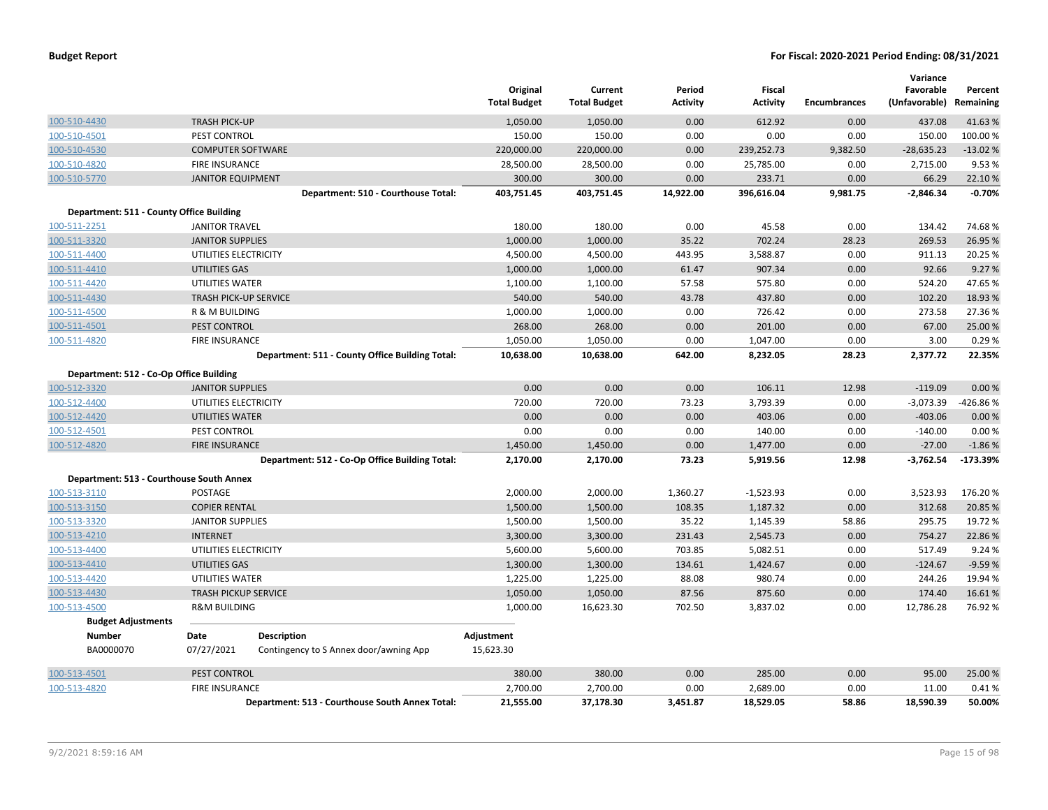**Budget Report** | **For Fiscal: 2020-2021 Period Ending: 08/31/2021**

| | | Original Total Budget | Current Total Budget | Period Activity | Fiscal Activity | Encumbrances | Variance Favorable (Unfavorable) | Percent Remaining |
|---|---|---|---|---|---|---|---|---|
| 100-510-4430 | TRASH PICK-UP | 1,050.00 | 1,050.00 | 0.00 | 612.92 | 0.00 | 437.08 | 41.63 % |
| 100-510-4501 | PEST CONTROL | 150.00 | 150.00 | 0.00 | 0.00 | 0.00 | 150.00 | 100.00 % |
| 100-510-4530 | COMPUTER SOFTWARE | 220,000.00 | 220,000.00 | 0.00 | 239,252.73 | 9,382.50 | -28,635.23 | -13.02 % |
| 100-510-4820 | FIRE INSURANCE | 28,500.00 | 28,500.00 | 0.00 | 25,785.00 | 0.00 | 2,715.00 | 9.53 % |
| 100-510-5770 | JANITOR EQUIPMENT | 300.00 | 300.00 | 0.00 | 233.71 | 0.00 | 66.29 | 22.10 % |
| | **Department: 510 - Courthouse Total:** | **403,751.45** | **403,751.45** | **14,922.00** | **396,616.04** | **9,981.75** | **-2,846.34** | **-0.70%** |
| **Department: 511 - County Office Building** | | | | | | | | |
| 100-511-2251 | JANITOR TRAVEL | 180.00 | 180.00 | 0.00 | 45.58 | 0.00 | 134.42 | 74.68 % |
| 100-511-3320 | JANITOR SUPPLIES | 1,000.00 | 1,000.00 | 35.22 | 702.24 | 28.23 | 269.53 | 26.95 % |
| 100-511-4400 | UTILITIES ELECTRICITY | 4,500.00 | 4,500.00 | 443.95 | 3,588.87 | 0.00 | 911.13 | 20.25 % |
| 100-511-4410 | UTILITIES GAS | 1,000.00 | 1,000.00 | 61.47 | 907.34 | 0.00 | 92.66 | 9.27 % |
| 100-511-4420 | UTILITIES WATER | 1,100.00 | 1,100.00 | 57.58 | 575.80 | 0.00 | 524.20 | 47.65 % |
| 100-511-4430 | TRASH PICK-UP SERVICE | 540.00 | 540.00 | 43.78 | 437.80 | 0.00 | 102.20 | 18.93 % |
| 100-511-4500 | R & M BUILDING | 1,000.00 | 1,000.00 | 0.00 | 726.42 | 0.00 | 273.58 | 27.36 % |
| 100-511-4501 | PEST CONTROL | 268.00 | 268.00 | 0.00 | 201.00 | 0.00 | 67.00 | 25.00 % |
| 100-511-4820 | FIRE INSURANCE | 1,050.00 | 1,050.00 | 0.00 | 1,047.00 | 0.00 | 3.00 | 0.29 % |
| | **Department: 511 - County Office Building Total:** | **10,638.00** | **10,638.00** | **642.00** | **8,232.05** | **28.23** | **2,377.72** | **22.35%** |
| **Department: 512 - Co-Op Office Building** | | | | | | | | |
| 100-512-3320 | JANITOR SUPPLIES | 0.00 | 0.00 | 0.00 | 106.11 | 12.98 | -119.09 | 0.00 % |
| 100-512-4400 | UTILITIES ELECTRICITY | 720.00 | 720.00 | 73.23 | 3,793.39 | 0.00 | -3,073.39 | -426.86 % |
| 100-512-4420 | UTILITIES WATER | 0.00 | 0.00 | 0.00 | 403.06 | 0.00 | -403.06 | 0.00 % |
| 100-512-4501 | PEST CONTROL | 0.00 | 0.00 | 0.00 | 140.00 | 0.00 | -140.00 | 0.00 % |
| 100-512-4820 | FIRE INSURANCE | 1,450.00 | 1,450.00 | 0.00 | 1,477.00 | 0.00 | -27.00 | -1.86 % |
| | **Department: 512 - Co-Op Office Building Total:** | **2,170.00** | **2,170.00** | **73.23** | **5,919.56** | **12.98** | **-3,762.54** | **-173.39%** |
| **Department: 513 - Courthouse South Annex** | | | | | | | | |
| 100-513-3110 | POSTAGE | 2,000.00 | 2,000.00 | 1,360.27 | -1,523.93 | 0.00 | 3,523.93 | 176.20 % |
| 100-513-3150 | COPIER RENTAL | 1,500.00 | 1,500.00 | 108.35 | 1,187.32 | 0.00 | 312.68 | 20.85 % |
| 100-513-3320 | JANITOR SUPPLIES | 1,500.00 | 1,500.00 | 35.22 | 1,145.39 | 58.86 | 295.75 | 19.72 % |
| 100-513-4210 | INTERNET | 3,300.00 | 3,300.00 | 231.43 | 2,545.73 | 0.00 | 754.27 | 22.86 % |
| 100-513-4400 | UTILITIES ELECTRICITY | 5,600.00 | 5,600.00 | 703.85 | 5,082.51 | 0.00 | 517.49 | 9.24 % |
| 100-513-4410 | UTILITIES GAS | 1,300.00 | 1,300.00 | 134.61 | 1,424.67 | 0.00 | -124.67 | -9.59 % |
| 100-513-4420 | UTILITIES WATER | 1,225.00 | 1,225.00 | 88.08 | 980.74 | 0.00 | 244.26 | 19.94 % |
| 100-513-4430 | TRASH PICKUP SERVICE | 1,050.00 | 1,050.00 | 87.56 | 875.60 | 0.00 | 174.40 | 16.61 % |
| 100-513-4500 | R&M BUILDING | 1,000.00 | 16,623.30 | 702.50 | 3,837.02 | 0.00 | 12,786.28 | 76.92 % |

**Budget Adjustments**

| Number | Date | Description | Adjustment |
|---|---|---|---|
| BA0000070 | 07/27/2021 | Contingency to S Annex door/awning App | 15,623.30 |

| | | Original Total Budget | Current Total Budget | Period Activity | Fiscal Activity | Encumbrances | Variance Favorable (Unfavorable) | Percent Remaining |
|---|---|---|---|---|---|---|---|---|
| 100-513-4501 | PEST CONTROL | 380.00 | 380.00 | 0.00 | 285.00 | 0.00 | 95.00 | 25.00 % |
| 100-513-4820 | FIRE INSURANCE | 2,700.00 | 2,700.00 | 0.00 | 2,689.00 | 0.00 | 11.00 | 0.41 % |
| | **Department: 513 - Courthouse South Annex Total:** | **21,555.00** | **37,178.30** | **3,451.87** | **18,529.05** | **58.86** | **18,590.39** | **50.00%** |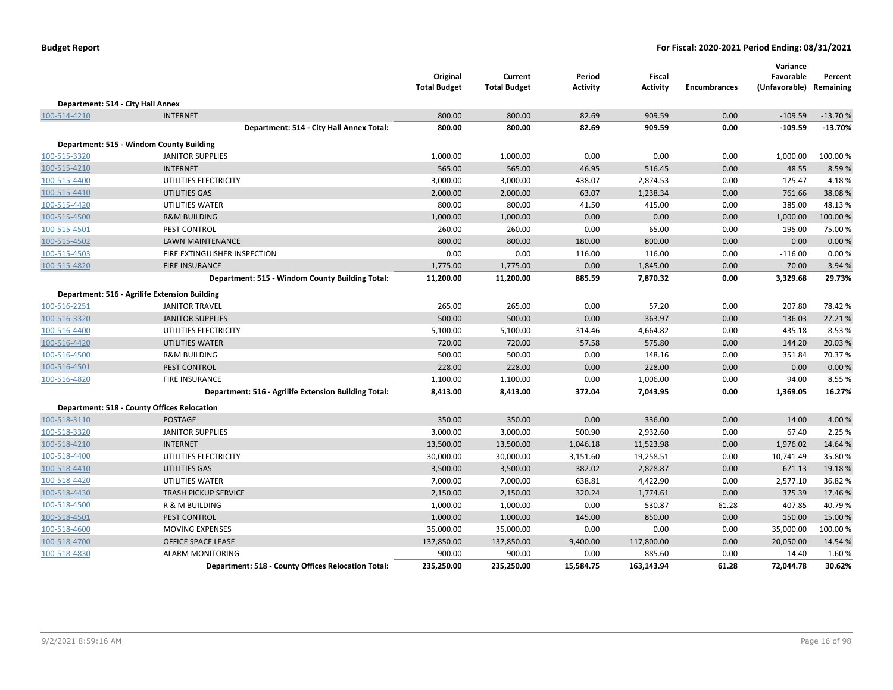**Budget Report** **For Fiscal: 2020-2021 Period Ending: 08/31/2021**

| | | Original Total Budget | Current Total Budget | Period Activity | Fiscal Activity | Encumbrances | Variance Favorable (Unfavorable) | Percent Remaining |
|---|---|---|---|---|---|---|---|---|
| **Department: 514 - City Hall Annex** | | | | | | | | |
| 100-514-4210 | INTERNET | 800.00 | 800.00 | 82.69 | 909.59 | 0.00 | -109.59 | -13.70 % |
| | **Department: 514 - City Hall Annex Total:** | **800.00** | **800.00** | **82.69** | **909.59** | **0.00** | **-109.59** | **-13.70%** |
| **Department: 515 - Windom County Building** | | | | | | | | |
| 100-515-3320 | JANITOR SUPPLIES | 1,000.00 | 1,000.00 | 0.00 | 0.00 | 0.00 | 1,000.00 | 100.00 % |
| 100-515-4210 | INTERNET | 565.00 | 565.00 | 46.95 | 516.45 | 0.00 | 48.55 | 8.59 % |
| 100-515-4400 | UTILITIES ELECTRICITY | 3,000.00 | 3,000.00 | 438.07 | 2,874.53 | 0.00 | 125.47 | 4.18 % |
| 100-515-4410 | UTILITIES GAS | 2,000.00 | 2,000.00 | 63.07 | 1,238.34 | 0.00 | 761.66 | 38.08 % |
| 100-515-4420 | UTILITIES WATER | 800.00 | 800.00 | 41.50 | 415.00 | 0.00 | 385.00 | 48.13 % |
| 100-515-4500 | R&M BUILDING | 1,000.00 | 1,000.00 | 0.00 | 0.00 | 0.00 | 1,000.00 | 100.00 % |
| 100-515-4501 | PEST CONTROL | 260.00 | 260.00 | 0.00 | 65.00 | 0.00 | 195.00 | 75.00 % |
| 100-515-4502 | LAWN MAINTENANCE | 800.00 | 800.00 | 180.00 | 800.00 | 0.00 | 0.00 | 0.00 % |
| 100-515-4503 | FIRE EXTINGUISHER INSPECTION | 0.00 | 0.00 | 116.00 | 116.00 | 0.00 | -116.00 | 0.00 % |
| 100-515-4820 | FIRE INSURANCE | 1,775.00 | 1,775.00 | 0.00 | 1,845.00 | 0.00 | -70.00 | -3.94 % |
| | **Department: 515 - Windom County Building Total:** | **11,200.00** | **11,200.00** | **885.59** | **7,870.32** | **0.00** | **3,329.68** | **29.73%** |
| **Department: 516 - Agrilife Extension Building** | | | | | | | | |
| 100-516-2251 | JANITOR TRAVEL | 265.00 | 265.00 | 0.00 | 57.20 | 0.00 | 207.80 | 78.42 % |
| 100-516-3320 | JANITOR SUPPLIES | 500.00 | 500.00 | 0.00 | 363.97 | 0.00 | 136.03 | 27.21 % |
| 100-516-4400 | UTILITIES ELECTRICITY | 5,100.00 | 5,100.00 | 314.46 | 4,664.82 | 0.00 | 435.18 | 8.53 % |
| 100-516-4420 | UTILITIES WATER | 720.00 | 720.00 | 57.58 | 575.80 | 0.00 | 144.20 | 20.03 % |
| 100-516-4500 | R&M BUILDING | 500.00 | 500.00 | 0.00 | 148.16 | 0.00 | 351.84 | 70.37 % |
| 100-516-4501 | PEST CONTROL | 228.00 | 228.00 | 0.00 | 228.00 | 0.00 | 0.00 | 0.00 % |
| 100-516-4820 | FIRE INSURANCE | 1,100.00 | 1,100.00 | 0.00 | 1,006.00 | 0.00 | 94.00 | 8.55 % |
| | **Department: 516 - Agrilife Extension Building Total:** | **8,413.00** | **8,413.00** | **372.04** | **7,043.95** | **0.00** | **1,369.05** | **16.27%** |
| **Department: 518 - County Offices Relocation** | | | | | | | | |
| 100-518-3110 | POSTAGE | 350.00 | 350.00 | 0.00 | 336.00 | 0.00 | 14.00 | 4.00 % |
| 100-518-3320 | JANITOR SUPPLIES | 3,000.00 | 3,000.00 | 500.90 | 2,932.60 | 0.00 | 67.40 | 2.25 % |
| 100-518-4210 | INTERNET | 13,500.00 | 13,500.00 | 1,046.18 | 11,523.98 | 0.00 | 1,976.02 | 14.64 % |
| 100-518-4400 | UTILITIES ELECTRICITY | 30,000.00 | 30,000.00 | 3,151.60 | 19,258.51 | 0.00 | 10,741.49 | 35.80 % |
| 100-518-4410 | UTILITIES GAS | 3,500.00 | 3,500.00 | 382.02 | 2,828.87 | 0.00 | 671.13 | 19.18 % |
| 100-518-4420 | UTILITIES WATER | 7,000.00 | 7,000.00 | 638.81 | 4,422.90 | 0.00 | 2,577.10 | 36.82 % |
| 100-518-4430 | TRASH PICKUP SERVICE | 2,150.00 | 2,150.00 | 320.24 | 1,774.61 | 0.00 | 375.39 | 17.46 % |
| 100-518-4500 | R & M BUILDING | 1,000.00 | 1,000.00 | 0.00 | 530.87 | 61.28 | 407.85 | 40.79 % |
| 100-518-4501 | PEST CONTROL | 1,000.00 | 1,000.00 | 145.00 | 850.00 | 0.00 | 150.00 | 15.00 % |
| 100-518-4600 | MOVING EXPENSES | 35,000.00 | 35,000.00 | 0.00 | 0.00 | 0.00 | 35,000.00 | 100.00 % |
| 100-518-4700 | OFFICE SPACE LEASE | 137,850.00 | 137,850.00 | 9,400.00 | 117,800.00 | 0.00 | 20,050.00 | 14.54 % |
| 100-518-4830 | ALARM MONITORING | 900.00 | 900.00 | 0.00 | 885.60 | 0.00 | 14.40 | 1.60 % |
| | **Department: 518 - County Offices Relocation Total:** | **235,250.00** | **235,250.00** | **15,584.75** | **163,143.94** | **61.28** | **72,044.78** | **30.62%** |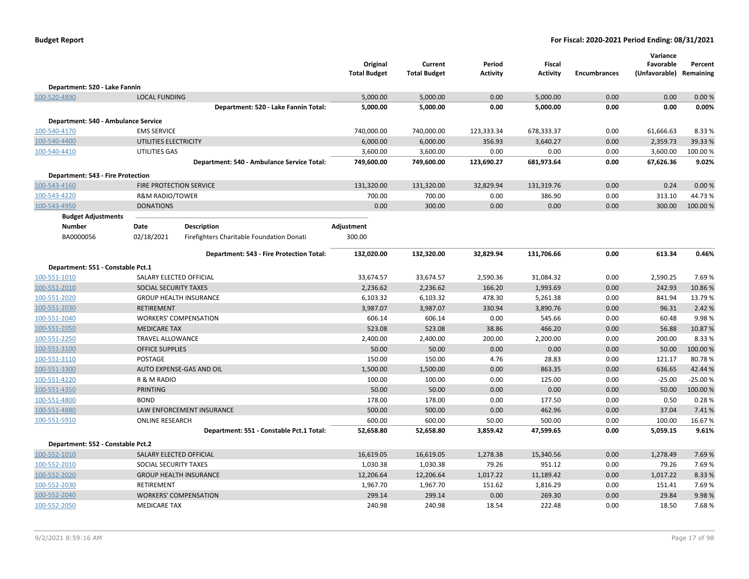**Budget Report** — For Fiscal: 2020-2021 Period Ending: 08/31/2021

| | | Original Total Budget | Current Total Budget | Period Activity | Fiscal Activity | Encumbrances | Variance Favorable (Unfavorable) | Percent Remaining |
|---|---|---|---|---|---|---|---|---|
| **Department: 520 - Lake Fannin** | | | | | | | | |
| 100-520-4890 | LOCAL FUNDING | 5,000.00 | 5,000.00 | 0.00 | 5,000.00 | 0.00 | 0.00 | 0.00 % |
| | **Department: 520 - Lake Fannin Total:** | **5,000.00** | **5,000.00** | **0.00** | **5,000.00** | **0.00** | **0.00** | **0.00%** |
| **Department: 540 - Ambulance Service** | | | | | | | | |
| 100-540-4170 | EMS SERVICE | 740,000.00 | 740,000.00 | 123,333.34 | 678,333.37 | 0.00 | 61,666.63 | 8.33 % |
| 100-540-4400 | UTILITIES ELECTRICITY | 6,000.00 | 6,000.00 | 356.93 | 3,640.27 | 0.00 | 2,359.73 | 39.33 % |
| 100-540-4410 | UTILITIES GAS | 3,600.00 | 3,600.00 | 0.00 | 0.00 | 0.00 | 3,600.00 | 100.00 % |
| | **Department: 540 - Ambulance Service Total:** | **749,600.00** | **749,600.00** | **123,690.27** | **681,973.64** | **0.00** | **67,626.36** | **9.02%** |
| **Department: 543 - Fire Protection** | | | | | | | | |
| 100-543-4160 | FIRE PROTECTION SERVICE | 131,320.00 | 131,320.00 | 32,829.94 | 131,319.76 | 0.00 | 0.24 | 0.00 % |
| 100-543-4220 | R&M RADIO/TOWER | 700.00 | 700.00 | 0.00 | 386.90 | 0.00 | 313.10 | 44.73 % |
| 100-543-4950 | DONATIONS | 0.00 | 300.00 | 0.00 | 0.00 | 0.00 | 300.00 | 100.00 % |

**Budget Adjustments**

| Number | Date | Description | Adjustment |
|---|---|---|---|
| BA0000056 | 02/18/2021 | Firefighters Charitable Foundation Donati | 300.00 |

| | | Original Total Budget | Current Total Budget | Period Activity | Fiscal Activity | Encumbrances | Variance Favorable (Unfavorable) | Percent Remaining |
|---|---|---|---|---|---|---|---|---|
| | **Department: 543 - Fire Protection Total:** | **132,020.00** | **132,320.00** | **32,829.94** | **131,706.66** | **0.00** | **613.34** | **0.46%** |
| **Department: 551 - Constable Pct.1** | | | | | | | | |
| 100-551-1010 | SALARY ELECTED OFFICIAL | 33,674.57 | 33,674.57 | 2,590.36 | 31,084.32 | 0.00 | 2,590.25 | 7.69 % |
| 100-551-2010 | SOCIAL SECURITY TAXES | 2,236.62 | 2,236.62 | 166.20 | 1,993.69 | 0.00 | 242.93 | 10.86 % |
| 100-551-2020 | GROUP HEALTH INSURANCE | 6,103.32 | 6,103.32 | 478.30 | 5,261.38 | 0.00 | 841.94 | 13.79 % |
| 100-551-2030 | RETIREMENT | 3,987.07 | 3,987.07 | 330.94 | 3,890.76 | 0.00 | 96.31 | 2.42 % |
| 100-551-2040 | WORKERS' COMPENSATION | 606.14 | 606.14 | 0.00 | 545.66 | 0.00 | 60.48 | 9.98 % |
| 100-551-2050 | MEDICARE TAX | 523.08 | 523.08 | 38.86 | 466.20 | 0.00 | 56.88 | 10.87 % |
| 100-551-2250 | TRAVEL ALLOWANCE | 2,400.00 | 2,400.00 | 200.00 | 2,200.00 | 0.00 | 200.00 | 8.33 % |
| 100-551-3100 | OFFICE SUPPLIES | 50.00 | 50.00 | 0.00 | 0.00 | 0.00 | 50.00 | 100.00 % |
| 100-551-3110 | POSTAGE | 150.00 | 150.00 | 4.76 | 28.83 | 0.00 | 121.17 | 80.78 % |
| 100-551-3300 | AUTO EXPENSE-GAS AND OIL | 1,500.00 | 1,500.00 | 0.00 | 863.35 | 0.00 | 636.65 | 42.44 % |
| 100-551-4220 | R & M RADIO | 100.00 | 100.00 | 0.00 | 125.00 | 0.00 | -25.00 | -25.00 % |
| 100-551-4350 | PRINTING | 50.00 | 50.00 | 0.00 | 0.00 | 0.00 | 50.00 | 100.00 % |
| 100-551-4800 | BOND | 178.00 | 178.00 | 0.00 | 177.50 | 0.00 | 0.50 | 0.28 % |
| 100-551-4880 | LAW ENFORCEMENT INSURANCE | 500.00 | 500.00 | 0.00 | 462.96 | 0.00 | 37.04 | 7.41 % |
| 100-551-5910 | ONLINE RESEARCH | 600.00 | 600.00 | 50.00 | 500.00 | 0.00 | 100.00 | 16.67 % |
| | **Department: 551 - Constable Pct.1 Total:** | **52,658.80** | **52,658.80** | **3,859.42** | **47,599.65** | **0.00** | **5,059.15** | **9.61%** |
| **Department: 552 - Constable Pct.2** | | | | | | | | |
| 100-552-1010 | SALARY ELECTED OFFICIAL | 16,619.05 | 16,619.05 | 1,278.38 | 15,340.56 | 0.00 | 1,278.49 | 7.69 % |
| 100-552-2010 | SOCIAL SECURITY TAXES | 1,030.38 | 1,030.38 | 79.26 | 951.12 | 0.00 | 79.26 | 7.69 % |
| 100-552-2020 | GROUP HEALTH INSURANCE | 12,206.64 | 12,206.64 | 1,017.22 | 11,189.42 | 0.00 | 1,017.22 | 8.33 % |
| 100-552-2030 | RETIREMENT | 1,967.70 | 1,967.70 | 151.62 | 1,816.29 | 0.00 | 151.41 | 7.69 % |
| 100-552-2040 | WORKERS' COMPENSATION | 299.14 | 299.14 | 0.00 | 269.30 | 0.00 | 29.84 | 9.98 % |
| 100-552-2050 | MEDICARE TAX | 240.98 | 240.98 | 18.54 | 222.48 | 0.00 | 18.50 | 7.68 % |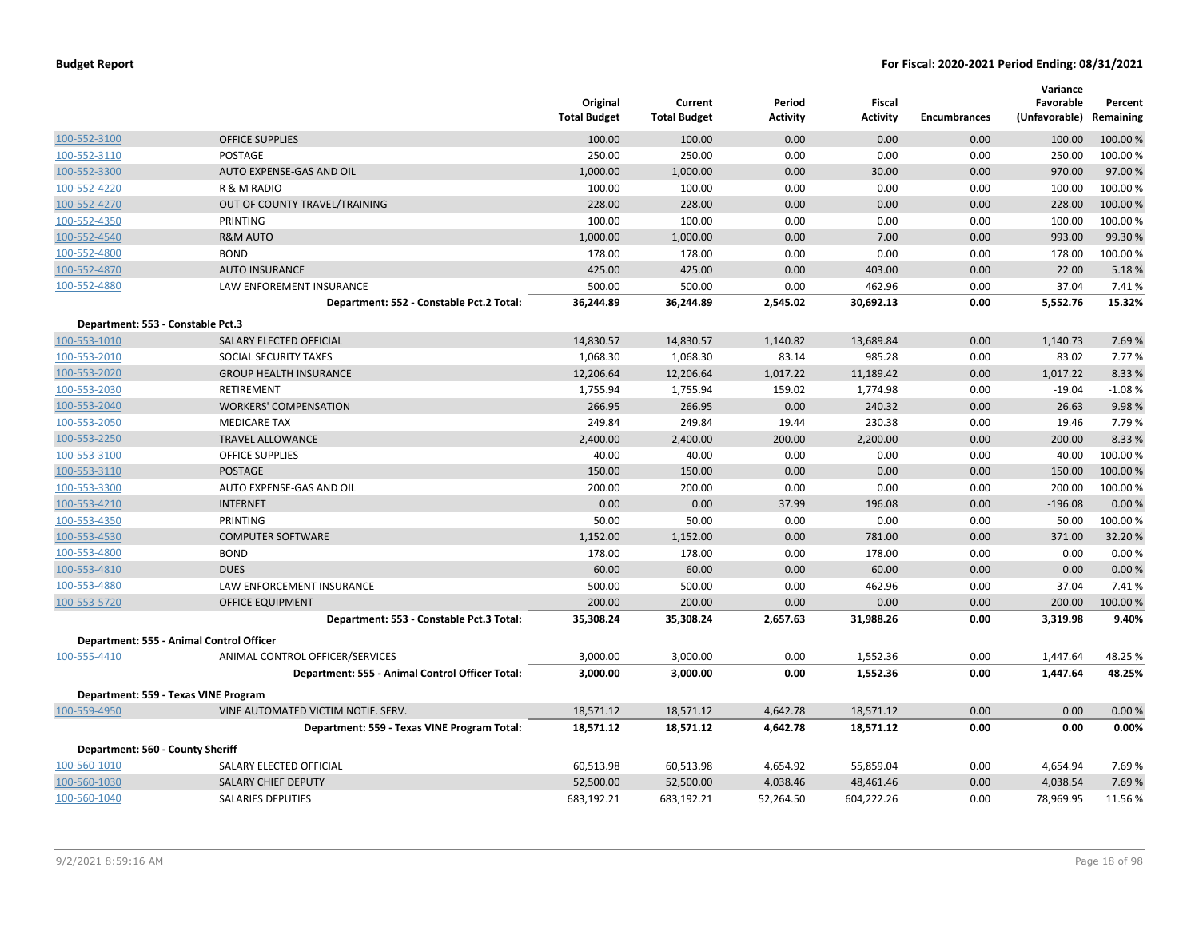| | | Original Total Budget | Current Total Budget | Period Activity | Fiscal Activity | Encumbrances | Variance Favorable (Unfavorable) | Percent Remaining |
|---|---|---|---|---|---|---|---|---|
| 100-552-3100 | OFFICE SUPPLIES | 100.00 | 100.00 | 0.00 | 0.00 | 0.00 | 100.00 | 100.00 % |
| 100-552-3110 | POSTAGE | 250.00 | 250.00 | 0.00 | 0.00 | 0.00 | 250.00 | 100.00 % |
| 100-552-3300 | AUTO EXPENSE-GAS AND OIL | 1,000.00 | 1,000.00 | 0.00 | 30.00 | 0.00 | 970.00 | 97.00 % |
| 100-552-4220 | R & M RADIO | 100.00 | 100.00 | 0.00 | 0.00 | 0.00 | 100.00 | 100.00 % |
| 100-552-4270 | OUT OF COUNTY TRAVEL/TRAINING | 228.00 | 228.00 | 0.00 | 0.00 | 0.00 | 228.00 | 100.00 % |
| 100-552-4350 | PRINTING | 100.00 | 100.00 | 0.00 | 0.00 | 0.00 | 100.00 | 100.00 % |
| 100-552-4540 | R&M AUTO | 1,000.00 | 1,000.00 | 0.00 | 7.00 | 0.00 | 993.00 | 99.30 % |
| 100-552-4800 | BOND | 178.00 | 178.00 | 0.00 | 0.00 | 0.00 | 178.00 | 100.00 % |
| 100-552-4870 | AUTO INSURANCE | 425.00 | 425.00 | 0.00 | 403.00 | 0.00 | 22.00 | 5.18 % |
| 100-552-4880 | LAW ENFOREMENT INSURANCE | 500.00 | 500.00 | 0.00 | 462.96 | 0.00 | 37.04 | 7.41 % |
| | **Department: 552 - Constable Pct.2 Total:** | **36,244.89** | **36,244.89** | **2,545.02** | **30,692.13** | **0.00** | **5,552.76** | **15.32%** |
| **Department: 553 - Constable Pct.3** | | | | | | | | |
| 100-553-1010 | SALARY ELECTED OFFICIAL | 14,830.57 | 14,830.57 | 1,140.82 | 13,689.84 | 0.00 | 1,140.73 | 7.69 % |
| 100-553-2010 | SOCIAL SECURITY TAXES | 1,068.30 | 1,068.30 | 83.14 | 985.28 | 0.00 | 83.02 | 7.77 % |
| 100-553-2020 | GROUP HEALTH INSURANCE | 12,206.64 | 12,206.64 | 1,017.22 | 11,189.42 | 0.00 | 1,017.22 | 8.33 % |
| 100-553-2030 | RETIREMENT | 1,755.94 | 1,755.94 | 159.02 | 1,774.98 | 0.00 | -19.04 | -1.08 % |
| 100-553-2040 | WORKERS' COMPENSATION | 266.95 | 266.95 | 0.00 | 240.32 | 0.00 | 26.63 | 9.98 % |
| 100-553-2050 | MEDICARE TAX | 249.84 | 249.84 | 19.44 | 230.38 | 0.00 | 19.46 | 7.79 % |
| 100-553-2250 | TRAVEL ALLOWANCE | 2,400.00 | 2,400.00 | 200.00 | 2,200.00 | 0.00 | 200.00 | 8.33 % |
| 100-553-3100 | OFFICE SUPPLIES | 40.00 | 40.00 | 0.00 | 0.00 | 0.00 | 40.00 | 100.00 % |
| 100-553-3110 | POSTAGE | 150.00 | 150.00 | 0.00 | 0.00 | 0.00 | 150.00 | 100.00 % |
| 100-553-3300 | AUTO EXPENSE-GAS AND OIL | 200.00 | 200.00 | 0.00 | 0.00 | 0.00 | 200.00 | 100.00 % |
| 100-553-4210 | INTERNET | 0.00 | 0.00 | 37.99 | 196.08 | 0.00 | -196.08 | 0.00 % |
| 100-553-4350 | PRINTING | 50.00 | 50.00 | 0.00 | 0.00 | 0.00 | 50.00 | 100.00 % |
| 100-553-4530 | COMPUTER SOFTWARE | 1,152.00 | 1,152.00 | 0.00 | 781.00 | 0.00 | 371.00 | 32.20 % |
| 100-553-4800 | BOND | 178.00 | 178.00 | 0.00 | 178.00 | 0.00 | 0.00 | 0.00 % |
| 100-553-4810 | DUES | 60.00 | 60.00 | 0.00 | 60.00 | 0.00 | 0.00 | 0.00 % |
| 100-553-4880 | LAW ENFORCEMENT INSURANCE | 500.00 | 500.00 | 0.00 | 462.96 | 0.00 | 37.04 | 7.41 % |
| 100-553-5720 | OFFICE EQUIPMENT | 200.00 | 200.00 | 0.00 | 0.00 | 0.00 | 200.00 | 100.00 % |
| | **Department: 553 - Constable Pct.3 Total:** | **35,308.24** | **35,308.24** | **2,657.63** | **31,988.26** | **0.00** | **3,319.98** | **9.40%** |
| **Department: 555 - Animal Control Officer** | | | | | | | | |
| 100-555-4410 | ANIMAL CONTROL OFFICER/SERVICES | 3,000.00 | 3,000.00 | 0.00 | 1,552.36 | 0.00 | 1,447.64 | 48.25 % |
| | **Department: 555 - Animal Control Officer Total:** | **3,000.00** | **3,000.00** | **0.00** | **1,552.36** | **0.00** | **1,447.64** | **48.25%** |
| **Department: 559 - Texas VINE Program** | | | | | | | | |
| 100-559-4950 | VINE AUTOMATED VICTIM NOTIF. SERV. | 18,571.12 | 18,571.12 | 4,642.78 | 18,571.12 | 0.00 | 0.00 | 0.00 % |
| | **Department: 559 - Texas VINE Program Total:** | **18,571.12** | **18,571.12** | **4,642.78** | **18,571.12** | **0.00** | **0.00** | **0.00%** |
| **Department: 560 - County Sheriff** | | | | | | | | |
| 100-560-1010 | SALARY ELECTED OFFICIAL | 60,513.98 | 60,513.98 | 4,654.92 | 55,859.04 | 0.00 | 4,654.94 | 7.69 % |
| 100-560-1030 | SALARY CHIEF DEPUTY | 52,500.00 | 52,500.00 | 4,038.46 | 48,461.46 | 0.00 | 4,038.54 | 7.69 % |
| 100-560-1040 | SALARIES DEPUTIES | 683,192.21 | 683,192.21 | 52,264.50 | 604,222.26 | 0.00 | 78,969.95 | 11.56 % |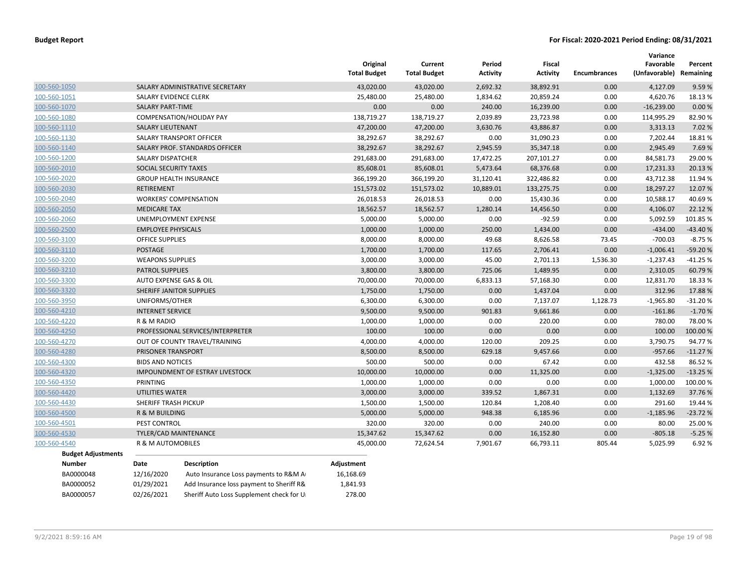**Budget Report** — **For Fiscal: 2020-2021 Period Ending: 08/31/2021**

| | | Original Total Budget | Current Total Budget | Period Activity | Fiscal Activity | Encumbrances | Variance Favorable (Unfavorable) | Percent Remaining |
|---|---|---|---|---|---|---|---|---|
| 100-560-1050 | SALARY ADMINISTRATIVE SECRETARY | 43,020.00 | 43,020.00 | 2,692.32 | 38,892.91 | 0.00 | 4,127.09 | 9.59 % |
| 100-560-1051 | SALARY EVIDENCE CLERK | 25,480.00 | 25,480.00 | 1,834.62 | 20,859.24 | 0.00 | 4,620.76 | 18.13 % |
| 100-560-1070 | SALARY PART-TIME | 0.00 | 0.00 | 240.00 | 16,239.00 | 0.00 | -16,239.00 | 0.00 % |
| 100-560-1080 | COMPENSATION/HOLIDAY PAY | 138,719.27 | 138,719.27 | 2,039.89 | 23,723.98 | 0.00 | 114,995.29 | 82.90 % |
| 100-560-1110 | SALARY LIEUTENANT | 47,200.00 | 47,200.00 | 3,630.76 | 43,886.87 | 0.00 | 3,313.13 | 7.02 % |
| 100-560-1130 | SALARY TRANSPORT OFFICER | 38,292.67 | 38,292.67 | 0.00 | 31,090.23 | 0.00 | 7,202.44 | 18.81 % |
| 100-560-1140 | SALARY PROF. STANDARDS OFFICER | 38,292.67 | 38,292.67 | 2,945.59 | 35,347.18 | 0.00 | 2,945.49 | 7.69 % |
| 100-560-1200 | SALARY DISPATCHER | 291,683.00 | 291,683.00 | 17,472.25 | 207,101.27 | 0.00 | 84,581.73 | 29.00 % |
| 100-560-2010 | SOCIAL SECURITY TAXES | 85,608.01 | 85,608.01 | 5,473.64 | 68,376.68 | 0.00 | 17,231.33 | 20.13 % |
| 100-560-2020 | GROUP HEALTH INSURANCE | 366,199.20 | 366,199.20 | 31,120.41 | 322,486.82 | 0.00 | 43,712.38 | 11.94 % |
| 100-560-2030 | RETIREMENT | 151,573.02 | 151,573.02 | 10,889.01 | 133,275.75 | 0.00 | 18,297.27 | 12.07 % |
| 100-560-2040 | WORKERS' COMPENSATION | 26,018.53 | 26,018.53 | 0.00 | 15,430.36 | 0.00 | 10,588.17 | 40.69 % |
| 100-560-2050 | MEDICARE TAX | 18,562.57 | 18,562.57 | 1,280.14 | 14,456.50 | 0.00 | 4,106.07 | 22.12 % |
| 100-560-2060 | UNEMPLOYMENT EXPENSE | 5,000.00 | 5,000.00 | 0.00 | -92.59 | 0.00 | 5,092.59 | 101.85 % |
| 100-560-2500 | EMPLOYEE PHYSICALS | 1,000.00 | 1,000.00 | 250.00 | 1,434.00 | 0.00 | -434.00 | -43.40 % |
| 100-560-3100 | OFFICE SUPPLIES | 8,000.00 | 8,000.00 | 49.68 | 8,626.58 | 73.45 | -700.03 | -8.75 % |
| 100-560-3110 | POSTAGE | 1,700.00 | 1,700.00 | 117.65 | 2,706.41 | 0.00 | -1,006.41 | -59.20 % |
| 100-560-3200 | WEAPONS SUPPLIES | 3,000.00 | 3,000.00 | 45.00 | 2,701.13 | 1,536.30 | -1,237.43 | -41.25 % |
| 100-560-3210 | PATROL SUPPLIES | 3,800.00 | 3,800.00 | 725.06 | 1,489.95 | 0.00 | 2,310.05 | 60.79 % |
| 100-560-3300 | AUTO EXPENSE GAS & OIL | 70,000.00 | 70,000.00 | 6,833.13 | 57,168.30 | 0.00 | 12,831.70 | 18.33 % |
| 100-560-3320 | SHERIFF JANITOR SUPPLIES | 1,750.00 | 1,750.00 | 0.00 | 1,437.04 | 0.00 | 312.96 | 17.88 % |
| 100-560-3950 | UNIFORMS/OTHER | 6,300.00 | 6,300.00 | 0.00 | 7,137.07 | 1,128.73 | -1,965.80 | -31.20 % |
| 100-560-4210 | INTERNET SERVICE | 9,500.00 | 9,500.00 | 901.83 | 9,661.86 | 0.00 | -161.86 | -1.70 % |
| 100-560-4220 | R & M RADIO | 1,000.00 | 1,000.00 | 0.00 | 220.00 | 0.00 | 780.00 | 78.00 % |
| 100-560-4250 | PROFESSIONAL SERVICES/INTERPRETER | 100.00 | 100.00 | 0.00 | 0.00 | 0.00 | 100.00 | 100.00 % |
| 100-560-4270 | OUT OF COUNTY TRAVEL/TRAINING | 4,000.00 | 4,000.00 | 120.00 | 209.25 | 0.00 | 3,790.75 | 94.77 % |
| 100-560-4280 | PRISONER TRANSPORT | 8,500.00 | 8,500.00 | 629.18 | 9,457.66 | 0.00 | -957.66 | -11.27 % |
| 100-560-4300 | BIDS AND NOTICES | 500.00 | 500.00 | 0.00 | 67.42 | 0.00 | 432.58 | 86.52 % |
| 100-560-4320 | IMPOUNDMENT OF ESTRAY LIVESTOCK | 10,000.00 | 10,000.00 | 0.00 | 11,325.00 | 0.00 | -1,325.00 | -13.25 % |
| 100-560-4350 | PRINTING | 1,000.00 | 1,000.00 | 0.00 | 0.00 | 0.00 | 1,000.00 | 100.00 % |
| 100-560-4420 | UTILITIES WATER | 3,000.00 | 3,000.00 | 339.52 | 1,867.31 | 0.00 | 1,132.69 | 37.76 % |
| 100-560-4430 | SHERIFF TRASH PICKUP | 1,500.00 | 1,500.00 | 120.84 | 1,208.40 | 0.00 | 291.60 | 19.44 % |
| 100-560-4500 | R & M BUILDING | 5,000.00 | 5,000.00 | 948.38 | 6,185.96 | 0.00 | -1,185.96 | -23.72 % |
| 100-560-4501 | PEST CONTROL | 320.00 | 320.00 | 0.00 | 240.00 | 0.00 | 80.00 | 25.00 % |
| 100-560-4530 | TYLER/CAD MAINTENANCE | 15,347.62 | 15,347.62 | 0.00 | 16,152.80 | 0.00 | -805.18 | -5.25 % |
| 100-560-4540 | R & M AUTOMOBILES | 45,000.00 | 72,624.54 | 7,901.67 | 66,793.11 | 805.44 | 5,025.99 | 6.92 % |

**Budget Adjustments**

| Number | Date | Description | Adjustment |
|---|---|---|---|
| BA0000048 | 12/16/2020 | Auto Insurance Loss payments to R&M A | 16,168.69 |
| BA0000052 | 01/29/2021 | Add Insurance loss payment to Sheriff R& | 1,841.93 |
| BA0000057 | 02/26/2021 | Sheriff Auto Loss Supplement check for U | 278.00 |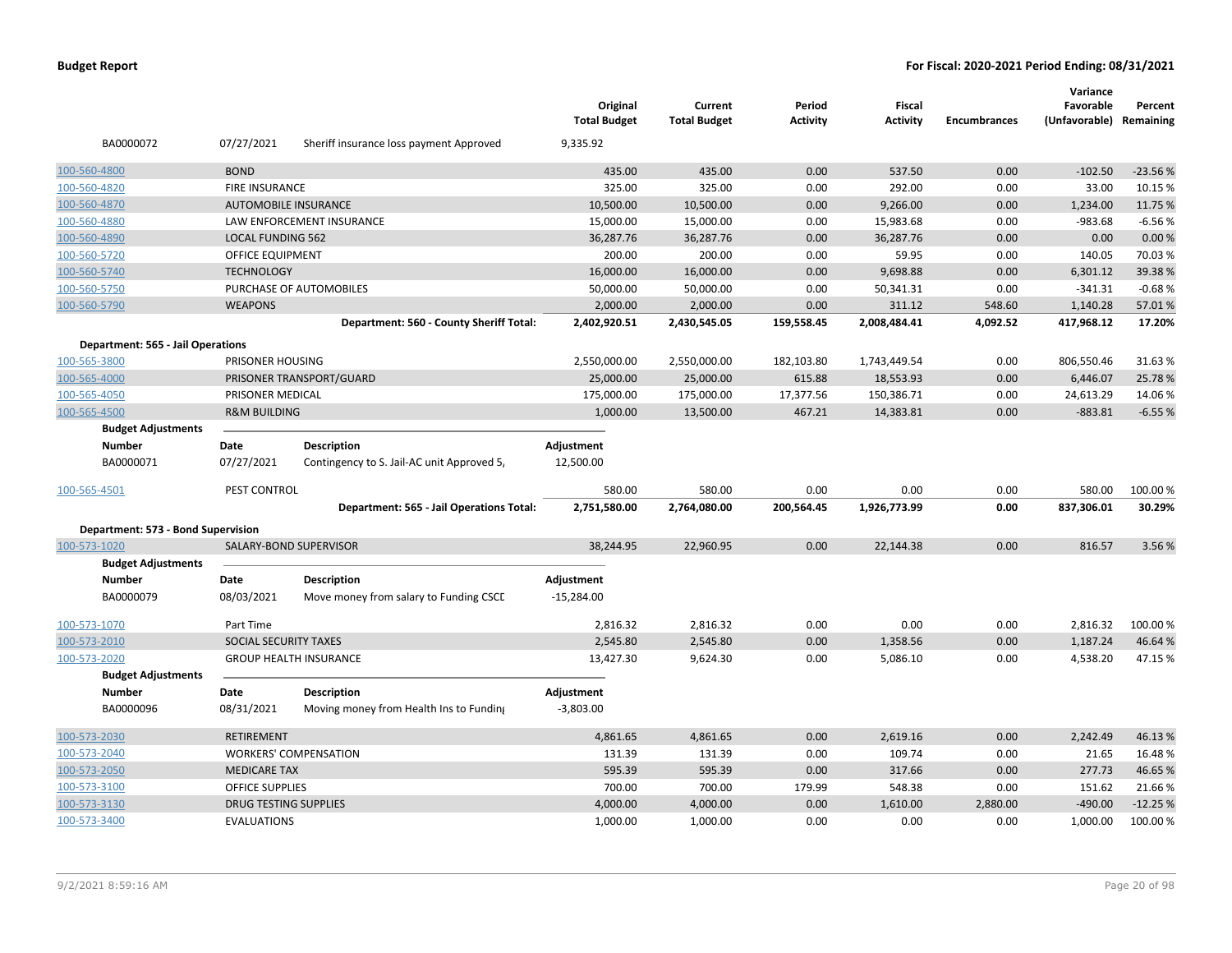| | | Original Total Budget | Current Total Budget | Period Activity | Fiscal Activity | Encumbrances | Variance Favorable (Unfavorable) | Percent Remaining |
|---|---|---|---|---|---|---|---|---|
| BA0000072 | 07/27/2021 Sheriff insurance loss payment Approved | 9,335.92 | | | | | | |
| 100-560-4800 | BOND | 435.00 | 435.00 | 0.00 | 537.50 | 0.00 | -102.50 | -23.56 % |
| 100-560-4820 | FIRE INSURANCE | 325.00 | 325.00 | 0.00 | 292.00 | 0.00 | 33.00 | 10.15 % |
| 100-560-4870 | AUTOMOBILE INSURANCE | 10,500.00 | 10,500.00 | 0.00 | 9,266.00 | 0.00 | 1,234.00 | 11.75 % |
| 100-560-4880 | LAW ENFORCEMENT INSURANCE | 15,000.00 | 15,000.00 | 0.00 | 15,983.68 | 0.00 | -983.68 | -6.56 % |
| 100-560-4890 | LOCAL FUNDING 562 | 36,287.76 | 36,287.76 | 0.00 | 36,287.76 | 0.00 | 0.00 | 0.00 % |
| 100-560-5720 | OFFICE EQUIPMENT | 200.00 | 200.00 | 0.00 | 59.95 | 0.00 | 140.05 | 70.03 % |
| 100-560-5740 | TECHNOLOGY | 16,000.00 | 16,000.00 | 0.00 | 9,698.88 | 0.00 | 6,301.12 | 39.38 % |
| 100-560-5750 | PURCHASE OF AUTOMOBILES | 50,000.00 | 50,000.00 | 0.00 | 50,341.31 | 0.00 | -341.31 | -0.68 % |
| 100-560-5790 | WEAPONS | 2,000.00 | 2,000.00 | 0.00 | 311.12 | 548.60 | 1,140.28 | 57.01 % |
| | **Department: 560 - County Sheriff Total:** | **2,402,920.51** | **2,430,545.05** | **159,558.45** | **2,008,484.41** | **4,092.52** | **417,968.12** | **17.20%** |
| **Department: 565 - Jail Operations** | | | | | | | | |
| 100-565-3800 | PRISONER HOUSING | 2,550,000.00 | 2,550,000.00 | 182,103.80 | 1,743,449.54 | 0.00 | 806,550.46 | 31.63 % |
| 100-565-4000 | PRISONER TRANSPORT/GUARD | 25,000.00 | 25,000.00 | 615.88 | 18,553.93 | 0.00 | 6,446.07 | 25.78 % |
| 100-565-4050 | PRISONER MEDICAL | 175,000.00 | 175,000.00 | 17,377.56 | 150,386.71 | 0.00 | 24,613.29 | 14.06 % |
| 100-565-4500 | R&M BUILDING | 1,000.00 | 13,500.00 | 467.21 | 14,383.81 | 0.00 | -883.81 | -6.55 % |
| **Budget Adjustments** | | | | | | | | |
| **Number** | **Date** **Description** | **Adjustment** | | | | | | |
| BA0000071 | 07/27/2021 Contingency to S. Jail-AC unit Approved 5, | 12,500.00 | | | | | | |
| 100-565-4501 | PEST CONTROL | 580.00 | 580.00 | 0.00 | 0.00 | 0.00 | 580.00 | 100.00 % |
| | **Department: 565 - Jail Operations Total:** | **2,751,580.00** | **2,764,080.00** | **200,564.45** | **1,926,773.99** | **0.00** | **837,306.01** | **30.29%** |
| **Department: 573 - Bond Supervision** | | | | | | | | |
| 100-573-1020 | SALARY-BOND SUPERVISOR | 38,244.95 | 22,960.95 | 0.00 | 22,144.38 | 0.00 | 816.57 | 3.56 % |
| **Budget Adjustments** | | | | | | | | |
| **Number** | **Date** **Description** | **Adjustment** | | | | | | |
| BA0000079 | 08/03/2021 Move money from salary to Funding CSCD | -15,284.00 | | | | | | |
| 100-573-1070 | Part Time | 2,816.32 | 2,816.32 | 0.00 | 0.00 | 0.00 | 2,816.32 | 100.00 % |
| 100-573-2010 | SOCIAL SECURITY TAXES | 2,545.80 | 2,545.80 | 0.00 | 1,358.56 | 0.00 | 1,187.24 | 46.64 % |
| 100-573-2020 | GROUP HEALTH INSURANCE | 13,427.30 | 9,624.30 | 0.00 | 5,086.10 | 0.00 | 4,538.20 | 47.15 % |
| **Budget Adjustments** | | | | | | | | |
| **Number** | **Date** **Description** | **Adjustment** | | | | | | |
| BA0000096 | 08/31/2021 Moving money from Health Ins to Funding | -3,803.00 | | | | | | |
| 100-573-2030 | RETIREMENT | 4,861.65 | 4,861.65 | 0.00 | 2,619.16 | 0.00 | 2,242.49 | 46.13 % |
| 100-573-2040 | WORKERS' COMPENSATION | 131.39 | 131.39 | 0.00 | 109.74 | 0.00 | 21.65 | 16.48 % |
| 100-573-2050 | MEDICARE TAX | 595.39 | 595.39 | 0.00 | 317.66 | 0.00 | 277.73 | 46.65 % |
| 100-573-3100 | OFFICE SUPPLIES | 700.00 | 700.00 | 179.99 | 548.38 | 0.00 | 151.62 | 21.66 % |
| 100-573-3130 | DRUG TESTING SUPPLIES | 4,000.00 | 4,000.00 | 0.00 | 1,610.00 | 2,880.00 | -490.00 | -12.25 % |
| 100-573-3400 | EVALUATIONS | 1,000.00 | 1,000.00 | 0.00 | 0.00 | 0.00 | 1,000.00 | 100.00 % |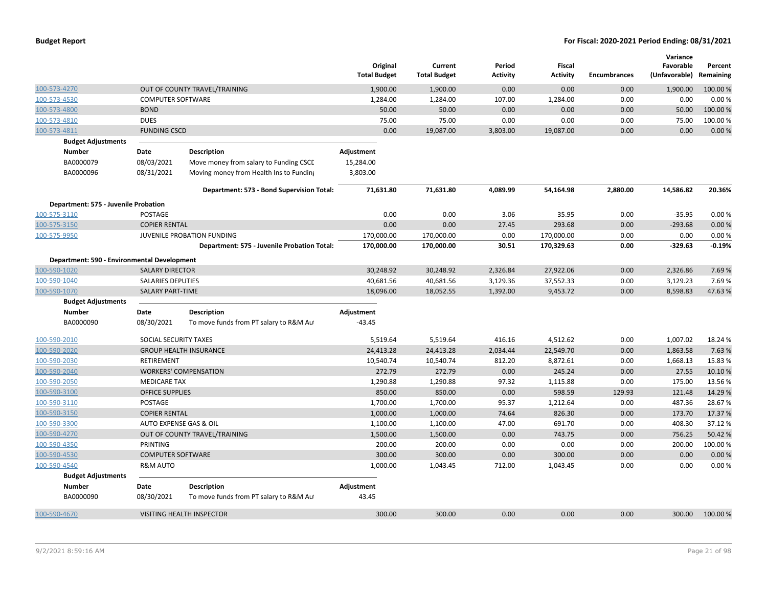| | | Original Total Budget | Current Total Budget | Period Activity | Fiscal Activity | Encumbrances | Variance Favorable (Unfavorable) | Percent Remaining |
|---|---|---|---|---|---|---|---|---|
| 100-573-4270 | OUT OF COUNTY TRAVEL/TRAINING | 1,900.00 | 1,900.00 | 0.00 | 0.00 | 0.00 | 1,900.00 | 100.00 % |
| 100-573-4530 | COMPUTER SOFTWARE | 1,284.00 | 1,284.00 | 107.00 | 1,284.00 | 0.00 | 0.00 | 0.00 % |
| 100-573-4800 | BOND | 50.00 | 50.00 | 0.00 | 0.00 | 0.00 | 50.00 | 100.00 % |
| 100-573-4810 | DUES | 75.00 | 75.00 | 0.00 | 0.00 | 0.00 | 75.00 | 100.00 % |
| 100-573-4811 | FUNDING CSCD | 0.00 | 19,087.00 | 3,803.00 | 19,087.00 | 0.00 | 0.00 | 0.00 % |

**Budget Adjustments**

| Number | Date | Description | Adjustment |
|---|---|---|---|
| BA0000079 | 08/03/2021 | Move money from salary to Funding CSCD | 15,284.00 |
| BA0000096 | 08/31/2021 | Moving money from Health Ins to Funding | 3,803.00 |

| | Original Total Budget | Current Total Budget | Period Activity | Fiscal Activity | Encumbrances | Variance Favorable (Unfavorable) | Percent Remaining |
|---|---|---|---|---|---|---|---|
| **Department: 573 - Bond Supervision Total:** | **71,631.80** | **71,631.80** | **4,089.99** | **54,164.98** | **2,880.00** | **14,586.82** | **20.36%** |

**Department: 575 - Juvenile Probation**

| | | Original Total Budget | Current Total Budget | Period Activity | Fiscal Activity | Encumbrances | Variance Favorable (Unfavorable) | Percent Remaining |
|---|---|---|---|---|---|---|---|---|
| 100-575-3110 | POSTAGE | 0.00 | 0.00 | 3.06 | 35.95 | 0.00 | -35.95 | 0.00 % |
| 100-575-3150 | COPIER RENTAL | 0.00 | 0.00 | 27.45 | 293.68 | 0.00 | -293.68 | 0.00 % |
| 100-575-9950 | JUVENILE PROBATION FUNDING | 170,000.00 | 170,000.00 | 0.00 | 170,000.00 | 0.00 | 0.00 | 0.00 % |
| | **Department: 575 - Juvenile Probation Total:** | **170,000.00** | **170,000.00** | **30.51** | **170,329.63** | **0.00** | **-329.63** | **-0.19%** |

**Department: 590 - Environmental Development**

| | | Original Total Budget | Current Total Budget | Period Activity | Fiscal Activity | Encumbrances | Variance Favorable (Unfavorable) | Percent Remaining |
|---|---|---|---|---|---|---|---|---|
| 100-590-1020 | SALARY DIRECTOR | 30,248.92 | 30,248.92 | 2,326.84 | 27,922.06 | 0.00 | 2,326.86 | 7.69 % |
| 100-590-1040 | SALARIES DEPUTIES | 40,681.56 | 40,681.56 | 3,129.36 | 37,552.33 | 0.00 | 3,129.23 | 7.69 % |
| 100-590-1070 | SALARY PART-TIME | 18,096.00 | 18,052.55 | 1,392.00 | 9,453.72 | 0.00 | 8,598.83 | 47.63 % |

**Budget Adjustments**

| Number | Date | Description | Adjustment |
|---|---|---|---|
| BA0000090 | 08/30/2021 | To move funds from PT salary to R&M Aut | -43.45 |

| | | Original Total Budget | Current Total Budget | Period Activity | Fiscal Activity | Encumbrances | Variance Favorable (Unfavorable) | Percent Remaining |
|---|---|---|---|---|---|---|---|---|
| 100-590-2010 | SOCIAL SECURITY TAXES | 5,519.64 | 5,519.64 | 416.16 | 4,512.62 | 0.00 | 1,007.02 | 18.24 % |
| 100-590-2020 | GROUP HEALTH INSURANCE | 24,413.28 | 24,413.28 | 2,034.44 | 22,549.70 | 0.00 | 1,863.58 | 7.63 % |
| 100-590-2030 | RETIREMENT | 10,540.74 | 10,540.74 | 812.20 | 8,872.61 | 0.00 | 1,668.13 | 15.83 % |
| 100-590-2040 | WORKERS' COMPENSATION | 272.79 | 272.79 | 0.00 | 245.24 | 0.00 | 27.55 | 10.10 % |
| 100-590-2050 | MEDICARE TAX | 1,290.88 | 1,290.88 | 97.32 | 1,115.88 | 0.00 | 175.00 | 13.56 % |
| 100-590-3100 | OFFICE SUPPLIES | 850.00 | 850.00 | 0.00 | 598.59 | 129.93 | 121.48 | 14.29 % |
| 100-590-3110 | POSTAGE | 1,700.00 | 1,700.00 | 95.37 | 1,212.64 | 0.00 | 487.36 | 28.67 % |
| 100-590-3150 | COPIER RENTAL | 1,000.00 | 1,000.00 | 74.64 | 826.30 | 0.00 | 173.70 | 17.37 % |
| 100-590-3300 | AUTO EXPENSE GAS & OIL | 1,100.00 | 1,100.00 | 47.00 | 691.70 | 0.00 | 408.30 | 37.12 % |
| 100-590-4270 | OUT OF COUNTY TRAVEL/TRAINING | 1,500.00 | 1,500.00 | 0.00 | 743.75 | 0.00 | 756.25 | 50.42 % |
| 100-590-4350 | PRINTING | 200.00 | 200.00 | 0.00 | 0.00 | 0.00 | 200.00 | 100.00 % |
| 100-590-4530 | COMPUTER SOFTWARE | 300.00 | 300.00 | 0.00 | 300.00 | 0.00 | 0.00 | 0.00 % |
| 100-590-4540 | R&M AUTO | 1,000.00 | 1,043.45 | 712.00 | 1,043.45 | 0.00 | 0.00 | 0.00 % |

**Budget Adjustments**

| Number | Date | Description | Adjustment |
|---|---|---|---|
| BA0000090 | 08/30/2021 | To move funds from PT salary to R&M Aut | 43.45 |

| | | Original Total Budget | Current Total Budget | Period Activity | Fiscal Activity | Encumbrances | Variance Favorable (Unfavorable) | Percent Remaining |
|---|---|---|---|---|---|---|---|---|
| 100-590-4670 | VISITING HEALTH INSPECTOR | 300.00 | 300.00 | 0.00 | 0.00 | 0.00 | 300.00 | 100.00 % |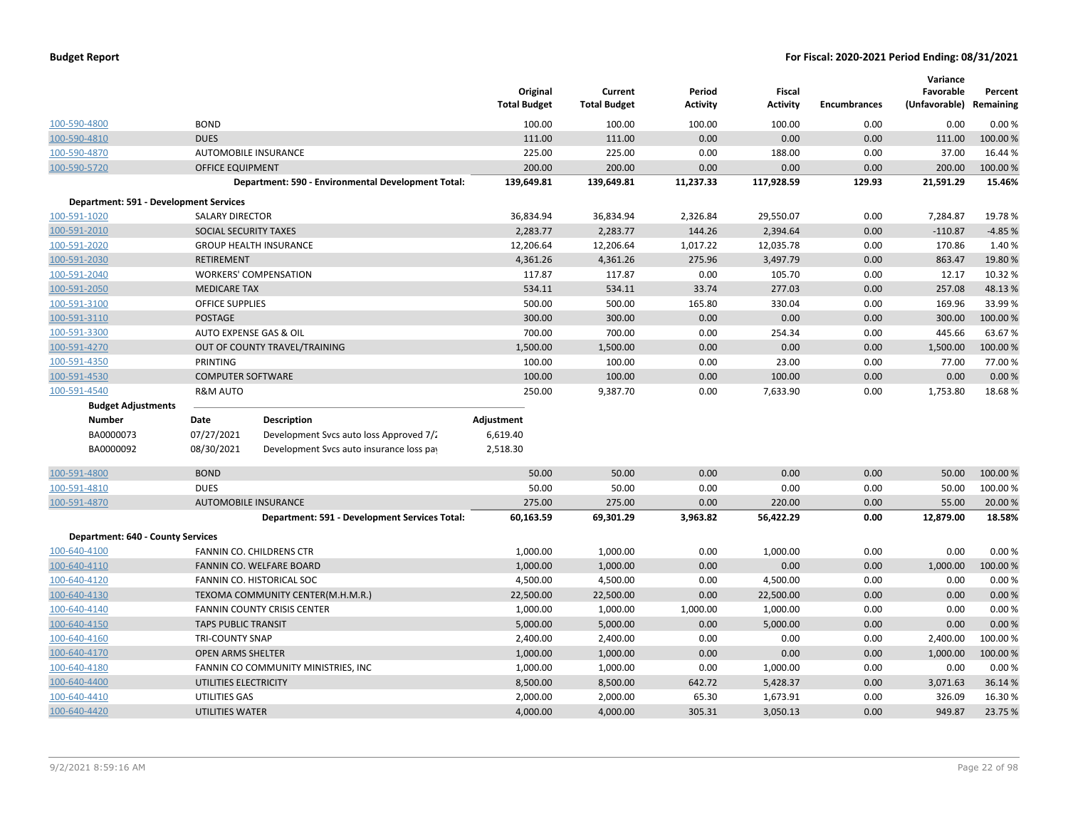**Budget Report** | **For Fiscal: 2020-2021 Period Ending: 08/31/2021**

| | | Original Total Budget | Current Total Budget | Period Activity | Fiscal Activity | Encumbrances | Variance Favorable (Unfavorable) | Percent Remaining |
|---|---|---|---|---|---|---|---|---|
| 100-590-4800 | BOND | 100.00 | 100.00 | 100.00 | 100.00 | 0.00 | 0.00 | 0.00 % |
| 100-590-4810 | DUES | 111.00 | 111.00 | 0.00 | 0.00 | 0.00 | 111.00 | 100.00 % |
| 100-590-4870 | AUTOMOBILE INSURANCE | 225.00 | 225.00 | 0.00 | 188.00 | 0.00 | 37.00 | 16.44 % |
| 100-590-5720 | OFFICE EQUIPMENT | 200.00 | 200.00 | 0.00 | 0.00 | 0.00 | 200.00 | 100.00 % |
| | **Department: 590 - Environmental Development Total:** | **139,649.81** | **139,649.81** | **11,237.33** | **117,928.59** | **129.93** | **21,591.29** | **15.46%** |
| **Department: 591 - Development Services** | | | | | | | | |
| 100-591-1020 | SALARY DIRECTOR | 36,834.94 | 36,834.94 | 2,326.84 | 29,550.07 | 0.00 | 7,284.87 | 19.78 % |
| 100-591-2010 | SOCIAL SECURITY TAXES | 2,283.77 | 2,283.77 | 144.26 | 2,394.64 | 0.00 | -110.87 | -4.85 % |
| 100-591-2020 | GROUP HEALTH INSURANCE | 12,206.64 | 12,206.64 | 1,017.22 | 12,035.78 | 0.00 | 170.86 | 1.40 % |
| 100-591-2030 | RETIREMENT | 4,361.26 | 4,361.26 | 275.96 | 3,497.79 | 0.00 | 863.47 | 19.80 % |
| 100-591-2040 | WORKERS' COMPENSATION | 117.87 | 117.87 | 0.00 | 105.70 | 0.00 | 12.17 | 10.32 % |
| 100-591-2050 | MEDICARE TAX | 534.11 | 534.11 | 33.74 | 277.03 | 0.00 | 257.08 | 48.13 % |
| 100-591-3100 | OFFICE SUPPLIES | 500.00 | 500.00 | 165.80 | 330.04 | 0.00 | 169.96 | 33.99 % |
| 100-591-3110 | POSTAGE | 300.00 | 300.00 | 0.00 | 0.00 | 0.00 | 300.00 | 100.00 % |
| 100-591-3300 | AUTO EXPENSE GAS & OIL | 700.00 | 700.00 | 0.00 | 254.34 | 0.00 | 445.66 | 63.67 % |
| 100-591-4270 | OUT OF COUNTY TRAVEL/TRAINING | 1,500.00 | 1,500.00 | 0.00 | 0.00 | 0.00 | 1,500.00 | 100.00 % |
| 100-591-4350 | PRINTING | 100.00 | 100.00 | 0.00 | 23.00 | 0.00 | 77.00 | 77.00 % |
| 100-591-4530 | COMPUTER SOFTWARE | 100.00 | 100.00 | 0.00 | 100.00 | 0.00 | 0.00 | 0.00 % |
| 100-591-4540 | R&M AUTO | 250.00 | 9,387.70 | 0.00 | 7,633.90 | 0.00 | 1,753.80 | 18.68 % |

**Budget Adjustments**

| Number | Date | Description | Adjustment |
|---|---|---|---|
| BA0000073 | 07/27/2021 | Development Svcs auto loss Approved 7/2 | 6,619.40 |
| BA0000092 | 08/30/2021 | Development Svcs auto insurance loss pay | 2,518.30 |

| | | Original Total Budget | Current Total Budget | Period Activity | Fiscal Activity | Encumbrances | Variance Favorable (Unfavorable) | Percent Remaining |
|---|---|---|---|---|---|---|---|---|
| 100-591-4800 | BOND | 50.00 | 50.00 | 0.00 | 0.00 | 0.00 | 50.00 | 100.00 % |
| 100-591-4810 | DUES | 50.00 | 50.00 | 0.00 | 0.00 | 0.00 | 50.00 | 100.00 % |
| 100-591-4870 | AUTOMOBILE INSURANCE | 275.00 | 275.00 | 0.00 | 220.00 | 0.00 | 55.00 | 20.00 % |
| | **Department: 591 - Development Services Total:** | **60,163.59** | **69,301.29** | **3,963.82** | **56,422.29** | **0.00** | **12,879.00** | **18.58%** |
| **Department: 640 - County Services** | | | | | | | | |
| 100-640-4100 | FANNIN CO. CHILDRENS CTR | 1,000.00 | 1,000.00 | 0.00 | 1,000.00 | 0.00 | 0.00 | 0.00 % |
| 100-640-4110 | FANNIN CO. WELFARE BOARD | 1,000.00 | 1,000.00 | 0.00 | 0.00 | 0.00 | 1,000.00 | 100.00 % |
| 100-640-4120 | FANNIN CO. HISTORICAL SOC | 4,500.00 | 4,500.00 | 0.00 | 4,500.00 | 0.00 | 0.00 | 0.00 % |
| 100-640-4130 | TEXOMA COMMUNITY CENTER(M.H.M.R.) | 22,500.00 | 22,500.00 | 0.00 | 22,500.00 | 0.00 | 0.00 | 0.00 % |
| 100-640-4140 | FANNIN COUNTY CRISIS CENTER | 1,000.00 | 1,000.00 | 1,000.00 | 1,000.00 | 0.00 | 0.00 | 0.00 % |
| 100-640-4150 | TAPS PUBLIC TRANSIT | 5,000.00 | 5,000.00 | 0.00 | 5,000.00 | 0.00 | 0.00 | 0.00 % |
| 100-640-4160 | TRI-COUNTY SNAP | 2,400.00 | 2,400.00 | 0.00 | 0.00 | 0.00 | 2,400.00 | 100.00 % |
| 100-640-4170 | OPEN ARMS SHELTER | 1,000.00 | 1,000.00 | 0.00 | 0.00 | 0.00 | 1,000.00 | 100.00 % |
| 100-640-4180 | FANNIN CO COMMUNITY MINISTRIES, INC | 1,000.00 | 1,000.00 | 0.00 | 1,000.00 | 0.00 | 0.00 | 0.00 % |
| 100-640-4400 | UTILITIES ELECTRICITY | 8,500.00 | 8,500.00 | 642.72 | 5,428.37 | 0.00 | 3,071.63 | 36.14 % |
| 100-640-4410 | UTILITIES GAS | 2,000.00 | 2,000.00 | 65.30 | 1,673.91 | 0.00 | 326.09 | 16.30 % |
| 100-640-4420 | UTILITIES WATER | 4,000.00 | 4,000.00 | 305.31 | 3,050.13 | 0.00 | 949.87 | 23.75 % |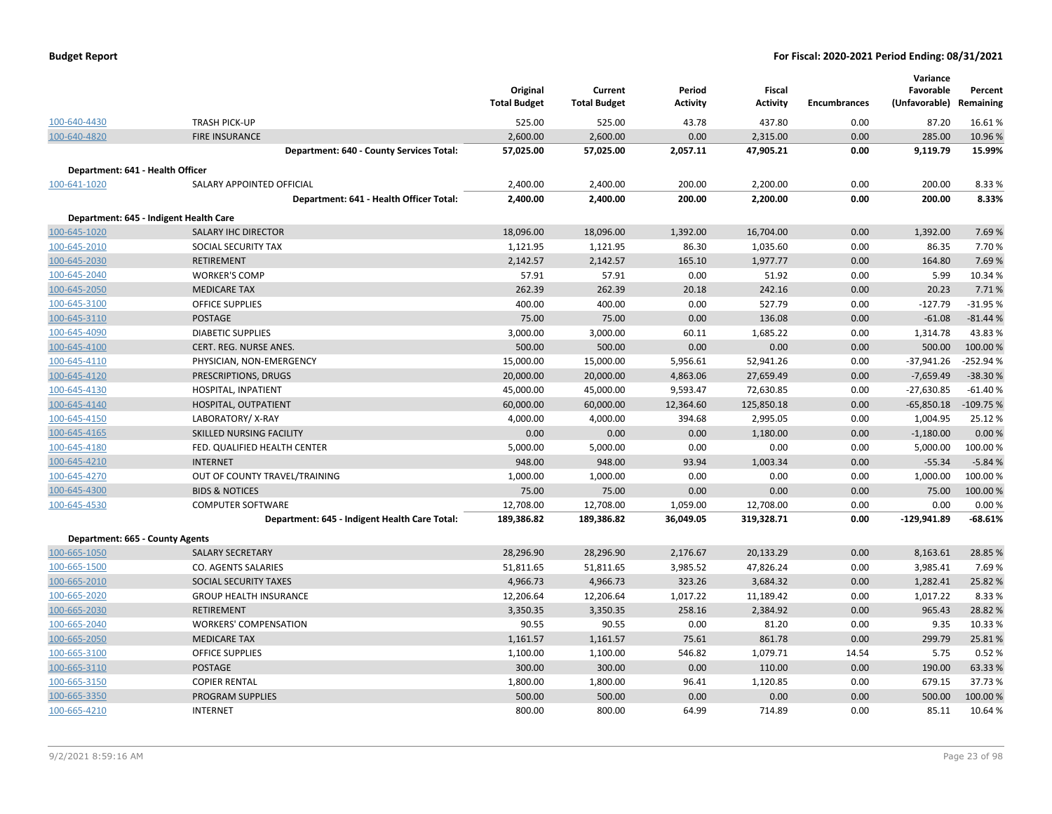**Budget Report** — **For Fiscal: 2020-2021 Period Ending: 08/31/2021**

| | | Original Total Budget | Current Total Budget | Period Activity | Fiscal Activity | Encumbrances | Variance Favorable (Unfavorable) | Percent Remaining |
|---|---|---|---|---|---|---|---|---|
| 100-640-4430 | TRASH PICK-UP | 525.00 | 525.00 | 43.78 | 437.80 | 0.00 | 87.20 | 16.61 % |
| 100-640-4820 | FIRE INSURANCE | 2,600.00 | 2,600.00 | 0.00 | 2,315.00 | 0.00 | 285.00 | 10.96 % |
| | **Department: 640 - County Services Total:** | **57,025.00** | **57,025.00** | **2,057.11** | **47,905.21** | **0.00** | **9,119.79** | **15.99%** |
| **Department: 641 - Health Officer** | | | | | | | | |
| 100-641-1020 | SALARY APPOINTED OFFICIAL | 2,400.00 | 2,400.00 | 200.00 | 2,200.00 | 0.00 | 200.00 | 8.33 % |
| | **Department: 641 - Health Officer Total:** | **2,400.00** | **2,400.00** | **200.00** | **2,200.00** | **0.00** | **200.00** | **8.33%** |
| **Department: 645 - Indigent Health Care** | | | | | | | | |
| 100-645-1020 | SALARY IHC DIRECTOR | 18,096.00 | 18,096.00 | 1,392.00 | 16,704.00 | 0.00 | 1,392.00 | 7.69 % |
| 100-645-2010 | SOCIAL SECURITY TAX | 1,121.95 | 1,121.95 | 86.30 | 1,035.60 | 0.00 | 86.35 | 7.70 % |
| 100-645-2030 | RETIREMENT | 2,142.57 | 2,142.57 | 165.10 | 1,977.77 | 0.00 | 164.80 | 7.69 % |
| 100-645-2040 | WORKER'S COMP | 57.91 | 57.91 | 0.00 | 51.92 | 0.00 | 5.99 | 10.34 % |
| 100-645-2050 | MEDICARE TAX | 262.39 | 262.39 | 20.18 | 242.16 | 0.00 | 20.23 | 7.71 % |
| 100-645-3100 | OFFICE SUPPLIES | 400.00 | 400.00 | 0.00 | 527.79 | 0.00 | -127.79 | -31.95 % |
| 100-645-3110 | POSTAGE | 75.00 | 75.00 | 0.00 | 136.08 | 0.00 | -61.08 | -81.44 % |
| 100-645-4090 | DIABETIC SUPPLIES | 3,000.00 | 3,000.00 | 60.11 | 1,685.22 | 0.00 | 1,314.78 | 43.83 % |
| 100-645-4100 | CERT. REG. NURSE ANES. | 500.00 | 500.00 | 0.00 | 0.00 | 0.00 | 500.00 | 100.00 % |
| 100-645-4110 | PHYSICIAN, NON-EMERGENCY | 15,000.00 | 15,000.00 | 5,956.61 | 52,941.26 | 0.00 | -37,941.26 | -252.94 % |
| 100-645-4120 | PRESCRIPTIONS, DRUGS | 20,000.00 | 20,000.00 | 4,863.06 | 27,659.49 | 0.00 | -7,659.49 | -38.30 % |
| 100-645-4130 | HOSPITAL, INPATIENT | 45,000.00 | 45,000.00 | 9,593.47 | 72,630.85 | 0.00 | -27,630.85 | -61.40 % |
| 100-645-4140 | HOSPITAL, OUTPATIENT | 60,000.00 | 60,000.00 | 12,364.60 | 125,850.18 | 0.00 | -65,850.18 | -109.75 % |
| 100-645-4150 | LABORATORY/ X-RAY | 4,000.00 | 4,000.00 | 394.68 | 2,995.05 | 0.00 | 1,004.95 | 25.12 % |
| 100-645-4165 | SKILLED NURSING FACILITY | 0.00 | 0.00 | 0.00 | 1,180.00 | 0.00 | -1,180.00 | 0.00 % |
| 100-645-4180 | FED. QUALIFIED HEALTH CENTER | 5,000.00 | 5,000.00 | 0.00 | 0.00 | 0.00 | 5,000.00 | 100.00 % |
| 100-645-4210 | INTERNET | 948.00 | 948.00 | 93.94 | 1,003.34 | 0.00 | -55.34 | -5.84 % |
| 100-645-4270 | OUT OF COUNTY TRAVEL/TRAINING | 1,000.00 | 1,000.00 | 0.00 | 0.00 | 0.00 | 1,000.00 | 100.00 % |
| 100-645-4300 | BIDS & NOTICES | 75.00 | 75.00 | 0.00 | 0.00 | 0.00 | 75.00 | 100.00 % |
| 100-645-4530 | COMPUTER SOFTWARE | 12,708.00 | 12,708.00 | 1,059.00 | 12,708.00 | 0.00 | 0.00 | 0.00 % |
| | **Department: 645 - Indigent Health Care Total:** | **189,386.82** | **189,386.82** | **36,049.05** | **319,328.71** | **0.00** | **-129,941.89** | **-68.61%** |
| **Department: 665 - County Agents** | | | | | | | | |
| 100-665-1050 | SALARY SECRETARY | 28,296.90 | 28,296.90 | 2,176.67 | 20,133.29 | 0.00 | 8,163.61 | 28.85 % |
| 100-665-1500 | CO. AGENTS SALARIES | 51,811.65 | 51,811.65 | 3,985.52 | 47,826.24 | 0.00 | 3,985.41 | 7.69 % |
| 100-665-2010 | SOCIAL SECURITY TAXES | 4,966.73 | 4,966.73 | 323.26 | 3,684.32 | 0.00 | 1,282.41 | 25.82 % |
| 100-665-2020 | GROUP HEALTH INSURANCE | 12,206.64 | 12,206.64 | 1,017.22 | 11,189.42 | 0.00 | 1,017.22 | 8.33 % |
| 100-665-2030 | RETIREMENT | 3,350.35 | 3,350.35 | 258.16 | 2,384.92 | 0.00 | 965.43 | 28.82 % |
| 100-665-2040 | WORKERS' COMPENSATION | 90.55 | 90.55 | 0.00 | 81.20 | 0.00 | 9.35 | 10.33 % |
| 100-665-2050 | MEDICARE TAX | 1,161.57 | 1,161.57 | 75.61 | 861.78 | 0.00 | 299.79 | 25.81 % |
| 100-665-3100 | OFFICE SUPPLIES | 1,100.00 | 1,100.00 | 546.82 | 1,079.71 | 14.54 | 5.75 | 0.52 % |
| 100-665-3110 | POSTAGE | 300.00 | 300.00 | 0.00 | 110.00 | 0.00 | 190.00 | 63.33 % |
| 100-665-3150 | COPIER RENTAL | 1,800.00 | 1,800.00 | 96.41 | 1,120.85 | 0.00 | 679.15 | 37.73 % |
| 100-665-3350 | PROGRAM SUPPLIES | 500.00 | 500.00 | 0.00 | 0.00 | 0.00 | 500.00 | 100.00 % |
| 100-665-4210 | INTERNET | 800.00 | 800.00 | 64.99 | 714.89 | 0.00 | 85.11 | 10.64 % |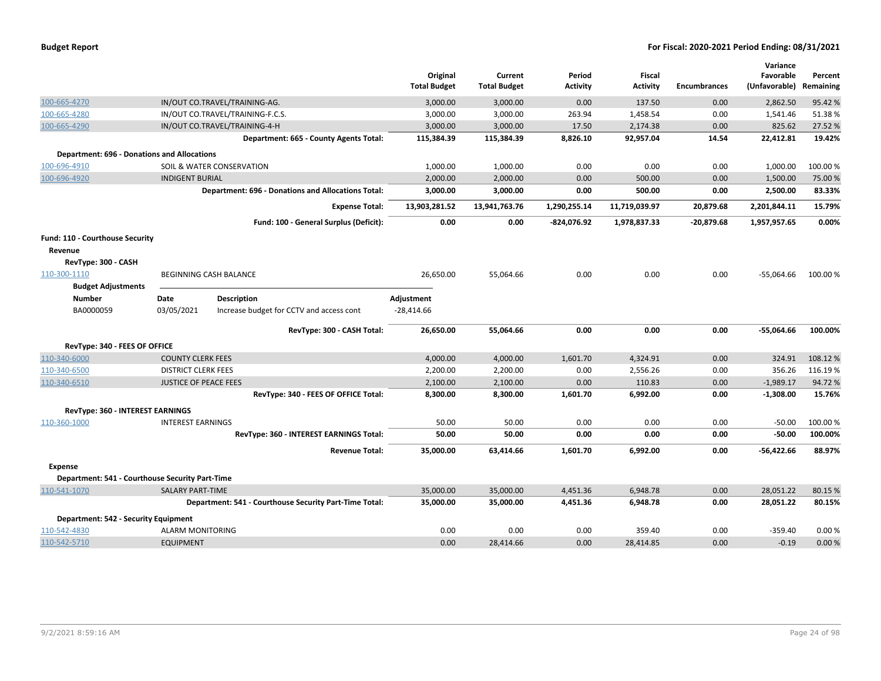| Account | Description | Original Total Budget | Current Total Budget | Period Activity | Fiscal Activity | Encumbrances | Variance Favorable (Unfavorable) | Percent Remaining |
|---|---|---|---|---|---|---|---|---|
| 100-665-4270 | IN/OUT CO.TRAVEL/TRAINING-AG. | 3,000.00 | 3,000.00 | 0.00 | 137.50 | 0.00 | 2,862.50 | 95.42 % |
| 100-665-4280 | IN/OUT CO.TRAVEL/TRAINING-F.C.S. | 3,000.00 | 3,000.00 | 263.94 | 1,458.54 | 0.00 | 1,541.46 | 51.38 % |
| 100-665-4290 | IN/OUT CO.TRAVEL/TRAINING-4-H | 3,000.00 | 3,000.00 | 17.50 | 2,174.38 | 0.00 | 825.62 | 27.52 % |
| | **Department: 665 - County Agents Total:** | **115,384.39** | **115,384.39** | **8,826.10** | **92,957.04** | **14.54** | **22,412.81** | **19.42%** |
| **Department: 696 - Donations and Allocations** | | | | | | | | |
| 100-696-4910 | SOIL & WATER CONSERVATION | 1,000.00 | 1,000.00 | 0.00 | 0.00 | 0.00 | 1,000.00 | 100.00 % |
| 100-696-4920 | INDIGENT BURIAL | 2,000.00 | 2,000.00 | 0.00 | 500.00 | 0.00 | 1,500.00 | 75.00 % |
| | **Department: 696 - Donations and Allocations Total:** | **3,000.00** | **3,000.00** | **0.00** | **500.00** | **0.00** | **2,500.00** | **83.33%** |
| | **Expense Total:** | **13,903,281.52** | **13,941,763.76** | **1,290,255.14** | **11,719,039.97** | **20,879.68** | **2,201,844.11** | **15.79%** |
| | **Fund: 100 - General Surplus (Deficit):** | **0.00** | **0.00** | **-824,076.92** | **1,978,837.33** | **-20,879.68** | **1,957,957.65** | **0.00%** |

**Fund: 110 - Courthouse Security**

**Revenue**

**RevType: 300 - CASH**

| Account | Description | Original Total Budget | Current Total Budget | Period Activity | Fiscal Activity | Encumbrances | Variance Favorable (Unfavorable) | Percent Remaining |
|---|---|---|---|---|---|---|---|---|
| 110-300-1110 | BEGINNING CASH BALANCE | 26,650.00 | 55,064.66 | 0.00 | 0.00 | 0.00 | -55,064.66 | 100.00 % |

**Budget Adjustments**

| Number | Date | Description | Adjustment |
|---|---|---|---|
| BA0000059 | 03/05/2021 | Increase budget for CCTV and access cont | -28,414.66 |

| Account | Description | Original Total Budget | Current Total Budget | Period Activity | Fiscal Activity | Encumbrances | Variance Favorable (Unfavorable) | Percent Remaining |
|---|---|---|---|---|---|---|---|---|
| | **RevType: 300 - CASH Total:** | **26,650.00** | **55,064.66** | **0.00** | **0.00** | **0.00** | **-55,064.66** | **100.00%** |
| **RevType: 340 - FEES OF OFFICE** | | | | | | | | |
| 110-340-6000 | COUNTY CLERK FEES | 4,000.00 | 4,000.00 | 1,601.70 | 4,324.91 | 0.00 | 324.91 | 108.12 % |
| 110-340-6500 | DISTRICT CLERK FEES | 2,200.00 | 2,200.00 | 0.00 | 2,556.26 | 0.00 | 356.26 | 116.19 % |
| 110-340-6510 | JUSTICE OF PEACE FEES | 2,100.00 | 2,100.00 | 0.00 | 110.83 | 0.00 | -1,989.17 | 94.72 % |
| | **RevType: 340 - FEES OF OFFICE Total:** | **8,300.00** | **8,300.00** | **1,601.70** | **6,992.00** | **0.00** | **-1,308.00** | **15.76%** |
| **RevType: 360 - INTEREST EARNINGS** | | | | | | | | |
| 110-360-1000 | INTEREST EARNINGS | 50.00 | 50.00 | 0.00 | 0.00 | 0.00 | -50.00 | 100.00 % |
| | **RevType: 360 - INTEREST EARNINGS Total:** | **50.00** | **50.00** | **0.00** | **0.00** | **0.00** | **-50.00** | **100.00%** |
| | **Revenue Total:** | **35,000.00** | **63,414.66** | **1,601.70** | **6,992.00** | **0.00** | **-56,422.66** | **88.97%** |
| **Expense** | | | | | | | | |
| **Department: 541 - Courthouse Security Part-Time** | | | | | | | | |
| 110-541-1070 | SALARY PART-TIME | 35,000.00 | 35,000.00 | 4,451.36 | 6,948.78 | 0.00 | 28,051.22 | 80.15 % |
| | **Department: 541 - Courthouse Security Part-Time Total:** | **35,000.00** | **35,000.00** | **4,451.36** | **6,948.78** | **0.00** | **28,051.22** | **80.15%** |
| **Department: 542 - Security Equipment** | | | | | | | | |
| 110-542-4830 | ALARM MONITORING | 0.00 | 0.00 | 0.00 | 359.40 | 0.00 | -359.40 | 0.00 % |
| 110-542-5710 | EQUIPMENT | 0.00 | 28,414.66 | 0.00 | 28,414.85 | 0.00 | -0.19 | 0.00 % |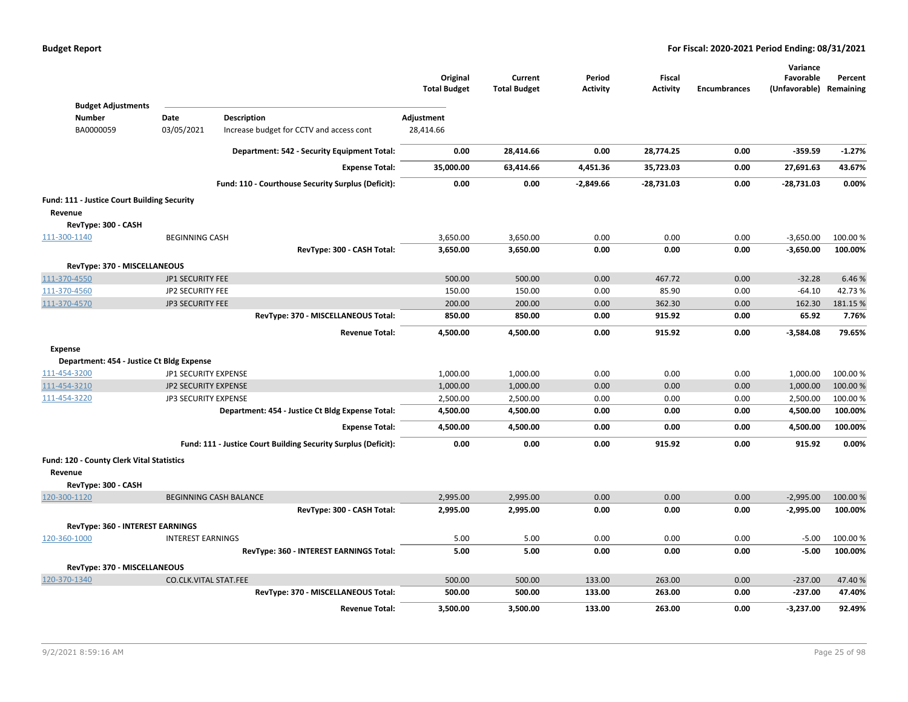| | | | Original Total Budget | Current Total Budget | Period Activity | Fiscal Activity | Encumbrances | Variance Favorable (Unfavorable) | Percent Remaining |
|---|---|---|---|---|---|---|---|---|---|
| **Budget Adjustments** | | | | | | | | | |
| **Number** | **Date** | **Description** | **Adjustment** | | | | | | |
| BA0000059 | 03/05/2021 | Increase budget for CCTV and access cont | 28,414.66 | | | | | | |
| | | **Department: 542 - Security Equipment Total:** | **0.00** | **28,414.66** | **0.00** | **28,774.25** | **0.00** | **-359.59** | **-1.27%** |
| | | **Expense Total:** | **35,000.00** | **63,414.66** | **4,451.36** | **35,723.03** | **0.00** | **27,691.63** | **43.67%** |
| | | **Fund: 110 - Courthouse Security Surplus (Deficit):** | **0.00** | **0.00** | **-2,849.66** | **-28,731.03** | **0.00** | **-28,731.03** | **0.00%** |
| **Fund: 111 - Justice Court Building Security** | | | | | | | | | |
| **Revenue** | | | | | | | | | |
| **RevType: 300 - CASH** | | | | | | | | | |
| 111-300-1140 | BEGINNING CASH | | 3,650.00 | 3,650.00 | 0.00 | 0.00 | 0.00 | -3,650.00 | 100.00 % |
| | | **RevType: 300 - CASH Total:** | **3,650.00** | **3,650.00** | **0.00** | **0.00** | **0.00** | **-3,650.00** | **100.00%** |
| **RevType: 370 - MISCELLANEOUS** | | | | | | | | | |
| 111-370-4550 | JP1 SECURITY FEE | | 500.00 | 500.00 | 0.00 | 467.72 | 0.00 | -32.28 | 6.46 % |
| 111-370-4560 | JP2 SECURITY FEE | | 150.00 | 150.00 | 0.00 | 85.90 | 0.00 | -64.10 | 42.73 % |
| 111-370-4570 | JP3 SECURITY FEE | | 200.00 | 200.00 | 0.00 | 362.30 | 0.00 | 162.30 | 181.15 % |
| | | **RevType: 370 - MISCELLANEOUS Total:** | **850.00** | **850.00** | **0.00** | **915.92** | **0.00** | **65.92** | **7.76%** |
| | | **Revenue Total:** | **4,500.00** | **4,500.00** | **0.00** | **915.92** | **0.00** | **-3,584.08** | **79.65%** |
| **Expense** | | | | | | | | | |
| **Department: 454 - Justice Ct Bldg Expense** | | | | | | | | | |
| 111-454-3200 | JP1 SECURITY EXPENSE | | 1,000.00 | 1,000.00 | 0.00 | 0.00 | 0.00 | 1,000.00 | 100.00 % |
| 111-454-3210 | JP2 SECURITY EXPENSE | | 1,000.00 | 1,000.00 | 0.00 | 0.00 | 0.00 | 1,000.00 | 100.00 % |
| 111-454-3220 | JP3 SECURITY EXPENSE | | 2,500.00 | 2,500.00 | 0.00 | 0.00 | 0.00 | 2,500.00 | 100.00 % |
| | | **Department: 454 - Justice Ct Bldg Expense Total:** | **4,500.00** | **4,500.00** | **0.00** | **0.00** | **0.00** | **4,500.00** | **100.00%** |
| | | **Expense Total:** | **4,500.00** | **4,500.00** | **0.00** | **0.00** | **0.00** | **4,500.00** | **100.00%** |
| | | **Fund: 111 - Justice Court Building Security Surplus (Deficit):** | **0.00** | **0.00** | **0.00** | **915.92** | **0.00** | **915.92** | **0.00%** |
| **Fund: 120 - County Clerk Vital Statistics** | | | | | | | | | |
| **Revenue** | | | | | | | | | |
| **RevType: 300 - CASH** | | | | | | | | | |
| 120-300-1120 | BEGINNING CASH BALANCE | | 2,995.00 | 2,995.00 | 0.00 | 0.00 | 0.00 | -2,995.00 | 100.00 % |
| | | **RevType: 300 - CASH Total:** | **2,995.00** | **2,995.00** | **0.00** | **0.00** | **0.00** | **-2,995.00** | **100.00%** |
| **RevType: 360 - INTEREST EARNINGS** | | | | | | | | | |
| 120-360-1000 | INTEREST EARNINGS | | 5.00 | 5.00 | 0.00 | 0.00 | 0.00 | -5.00 | 100.00 % |
| | | **RevType: 360 - INTEREST EARNINGS Total:** | **5.00** | **5.00** | **0.00** | **0.00** | **0.00** | **-5.00** | **100.00%** |
| **RevType: 370 - MISCELLANEOUS** | | | | | | | | | |
| 120-370-1340 | CO.CLK.VITAL STAT.FEE | | 500.00 | 500.00 | 133.00 | 263.00 | 0.00 | -237.00 | 47.40 % |
| | | **RevType: 370 - MISCELLANEOUS Total:** | **500.00** | **500.00** | **133.00** | **263.00** | **0.00** | **-237.00** | **47.40%** |
| | | **Revenue Total:** | **3,500.00** | **3,500.00** | **133.00** | **263.00** | **0.00** | **-3,237.00** | **92.49%** |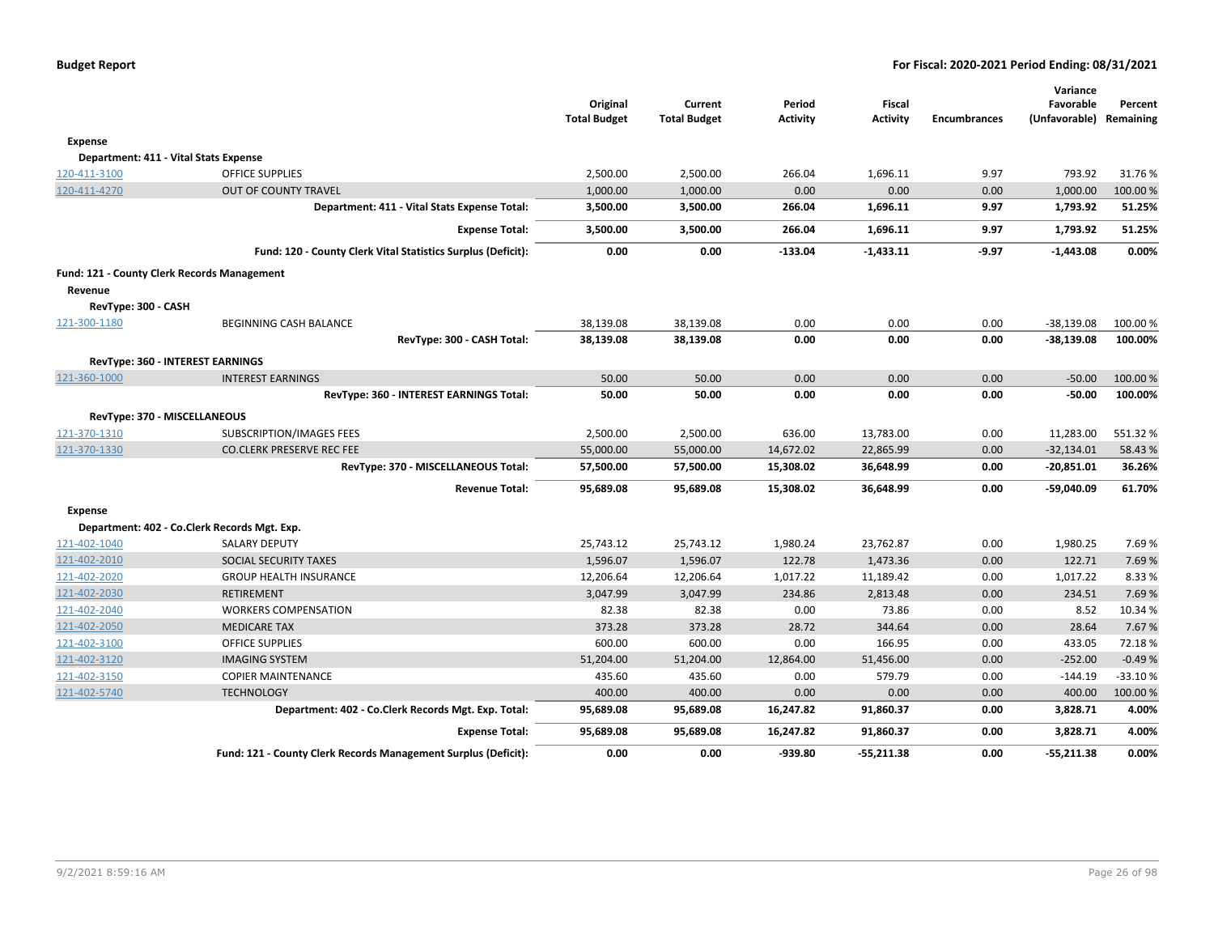| | | Original Total Budget | Current Total Budget | Period Activity | Fiscal Activity | Encumbrances | Variance Favorable (Unfavorable) | Percent Remaining |
|---|---|---|---|---|---|---|---|---|
| **Expense** | | | | | | | | |
| **Department: 411 - Vital Stats Expense** | | | | | | | | |
| 120-411-3100 | OFFICE SUPPLIES | 2,500.00 | 2,500.00 | 266.04 | 1,696.11 | 9.97 | 793.92 | 31.76 % |
| 120-411-4270 | OUT OF COUNTY TRAVEL | 1,000.00 | 1,000.00 | 0.00 | 0.00 | 0.00 | 1,000.00 | 100.00 % |
| | **Department: 411 - Vital Stats Expense Total:** | **3,500.00** | **3,500.00** | **266.04** | **1,696.11** | **9.97** | **1,793.92** | **51.25%** |
| | **Expense Total:** | **3,500.00** | **3,500.00** | **266.04** | **1,696.11** | **9.97** | **1,793.92** | **51.25%** |
| | **Fund: 120 - County Clerk Vital Statistics Surplus (Deficit):** | **0.00** | **0.00** | **-133.04** | **-1,433.11** | **-9.97** | **-1,443.08** | **0.00%** |
| **Fund: 121 - County Clerk Records Management** | | | | | | | | |
| **Revenue** | | | | | | | | |
| **RevType: 300 - CASH** | | | | | | | | |
| 121-300-1180 | BEGINNING CASH BALANCE | 38,139.08 | 38,139.08 | 0.00 | 0.00 | 0.00 | -38,139.08 | 100.00 % |
| | **RevType: 300 - CASH Total:** | **38,139.08** | **38,139.08** | **0.00** | **0.00** | **0.00** | **-38,139.08** | **100.00%** |
| **RevType: 360 - INTEREST EARNINGS** | | | | | | | | |
| 121-360-1000 | INTEREST EARNINGS | 50.00 | 50.00 | 0.00 | 0.00 | 0.00 | -50.00 | 100.00 % |
| | **RevType: 360 - INTEREST EARNINGS Total:** | **50.00** | **50.00** | **0.00** | **0.00** | **0.00** | **-50.00** | **100.00%** |
| **RevType: 370 - MISCELLANEOUS** | | | | | | | | |
| 121-370-1310 | SUBSCRIPTION/IMAGES FEES | 2,500.00 | 2,500.00 | 636.00 | 13,783.00 | 0.00 | 11,283.00 | 551.32 % |
| 121-370-1330 | CO.CLERK PRESERVE REC FEE | 55,000.00 | 55,000.00 | 14,672.02 | 22,865.99 | 0.00 | -32,134.01 | 58.43 % |
| | **RevType: 370 - MISCELLANEOUS Total:** | **57,500.00** | **57,500.00** | **15,308.02** | **36,648.99** | **0.00** | **-20,851.01** | **36.26%** |
| | **Revenue Total:** | **95,689.08** | **95,689.08** | **15,308.02** | **36,648.99** | **0.00** | **-59,040.09** | **61.70%** |
| **Expense** | | | | | | | | |
| **Department: 402 - Co.Clerk Records Mgt. Exp.** | | | | | | | | |
| 121-402-1040 | SALARY DEPUTY | 25,743.12 | 25,743.12 | 1,980.24 | 23,762.87 | 0.00 | 1,980.25 | 7.69 % |
| 121-402-2010 | SOCIAL SECURITY TAXES | 1,596.07 | 1,596.07 | 122.78 | 1,473.36 | 0.00 | 122.71 | 7.69 % |
| 121-402-2020 | GROUP HEALTH INSURANCE | 12,206.64 | 12,206.64 | 1,017.22 | 11,189.42 | 0.00 | 1,017.22 | 8.33 % |
| 121-402-2030 | RETIREMENT | 3,047.99 | 3,047.99 | 234.86 | 2,813.48 | 0.00 | 234.51 | 7.69 % |
| 121-402-2040 | WORKERS COMPENSATION | 82.38 | 82.38 | 0.00 | 73.86 | 0.00 | 8.52 | 10.34 % |
| 121-402-2050 | MEDICARE TAX | 373.28 | 373.28 | 28.72 | 344.64 | 0.00 | 28.64 | 7.67 % |
| 121-402-3100 | OFFICE SUPPLIES | 600.00 | 600.00 | 0.00 | 166.95 | 0.00 | 433.05 | 72.18 % |
| 121-402-3120 | IMAGING SYSTEM | 51,204.00 | 51,204.00 | 12,864.00 | 51,456.00 | 0.00 | -252.00 | -0.49 % |
| 121-402-3150 | COPIER MAINTENANCE | 435.60 | 435.60 | 0.00 | 579.79 | 0.00 | -144.19 | -33.10 % |
| 121-402-5740 | TECHNOLOGY | 400.00 | 400.00 | 0.00 | 0.00 | 0.00 | 400.00 | 100.00 % |
| | **Department: 402 - Co.Clerk Records Mgt. Exp. Total:** | **95,689.08** | **95,689.08** | **16,247.82** | **91,860.37** | **0.00** | **3,828.71** | **4.00%** |
| | **Expense Total:** | **95,689.08** | **95,689.08** | **16,247.82** | **91,860.37** | **0.00** | **3,828.71** | **4.00%** |
| | **Fund: 121 - County Clerk Records Management Surplus (Deficit):** | **0.00** | **0.00** | **-939.80** | **-55,211.38** | **0.00** | **-55,211.38** | **0.00%** |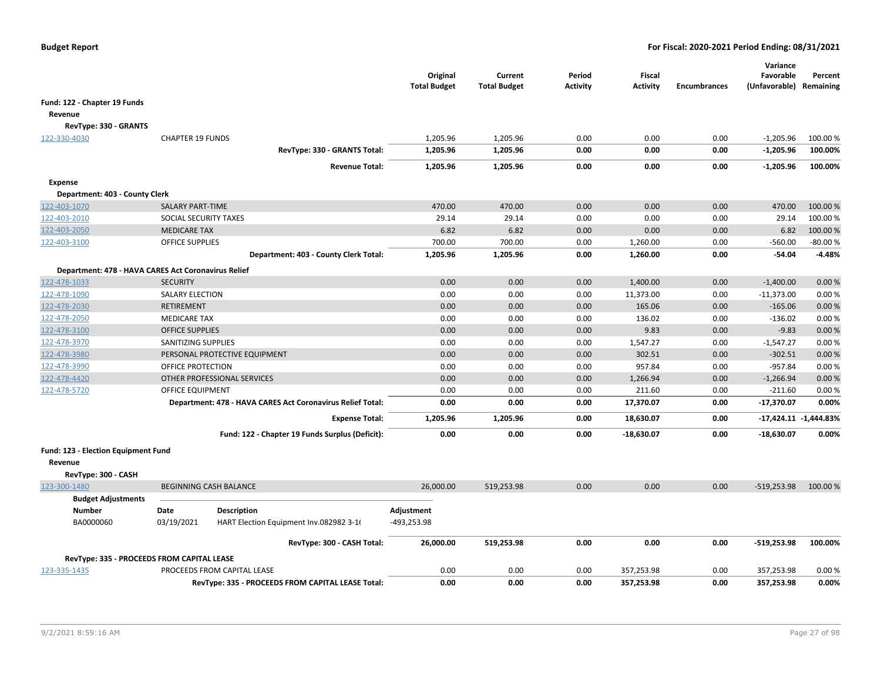**Budget Report** — **For Fiscal: 2020-2021 Period Ending: 08/31/2021**

| | | Original Total Budget | Current Total Budget | Period Activity | Fiscal Activity | Encumbrances | Variance Favorable (Unfavorable) | Percent Remaining |
|---|---|---|---|---|---|---|---|---|
| **Fund: 122 - Chapter 19 Funds** | | | | | | | | |
| **Revenue** | | | | | | | | |
| **RevType: 330 - GRANTS** | | | | | | | | |
| 122-330-4030 | CHAPTER 19 FUNDS | 1,205.96 | 1,205.96 | 0.00 | 0.00 | 0.00 | -1,205.96 | 100.00 % |
| | **RevType: 330 - GRANTS Total:** | **1,205.96** | **1,205.96** | **0.00** | **0.00** | **0.00** | **-1,205.96** | **100.00%** |
| | **Revenue Total:** | **1,205.96** | **1,205.96** | **0.00** | **0.00** | **0.00** | **-1,205.96** | **100.00%** |
| **Expense** | | | | | | | | |
| **Department: 403 - County Clerk** | | | | | | | | |
| 122-403-1070 | SALARY PART-TIME | 470.00 | 470.00 | 0.00 | 0.00 | 0.00 | 470.00 | 100.00 % |
| 122-403-2010 | SOCIAL SECURITY TAXES | 29.14 | 29.14 | 0.00 | 0.00 | 0.00 | 29.14 | 100.00 % |
| 122-403-2050 | MEDICARE TAX | 6.82 | 6.82 | 0.00 | 0.00 | 0.00 | 6.82 | 100.00 % |
| 122-403-3100 | OFFICE SUPPLIES | 700.00 | 700.00 | 0.00 | 1,260.00 | 0.00 | -560.00 | -80.00 % |
| | **Department: 403 - County Clerk Total:** | **1,205.96** | **1,205.96** | **0.00** | **1,260.00** | **0.00** | **-54.04** | **-4.48%** |
| **Department: 478 - HAVA CARES Act Coronavirus Relief** | | | | | | | | |
| 122-478-1033 | SECURITY | 0.00 | 0.00 | 0.00 | 1,400.00 | 0.00 | -1,400.00 | 0.00 % |
| 122-478-1090 | SALARY ELECTION | 0.00 | 0.00 | 0.00 | 11,373.00 | 0.00 | -11,373.00 | 0.00 % |
| 122-478-2030 | RETIREMENT | 0.00 | 0.00 | 0.00 | 165.06 | 0.00 | -165.06 | 0.00 % |
| 122-478-2050 | MEDICARE TAX | 0.00 | 0.00 | 0.00 | 136.02 | 0.00 | -136.02 | 0.00 % |
| 122-478-3100 | OFFICE SUPPLIES | 0.00 | 0.00 | 0.00 | 9.83 | 0.00 | -9.83 | 0.00 % |
| 122-478-3970 | SANITIZING SUPPLIES | 0.00 | 0.00 | 0.00 | 1,547.27 | 0.00 | -1,547.27 | 0.00 % |
| 122-478-3980 | PERSONAL PROTECTIVE EQUIPMENT | 0.00 | 0.00 | 0.00 | 302.51 | 0.00 | -302.51 | 0.00 % |
| 122-478-3990 | OFFICE PROTECTION | 0.00 | 0.00 | 0.00 | 957.84 | 0.00 | -957.84 | 0.00 % |
| 122-478-4420 | OTHER PROFESSIONAL SERVICES | 0.00 | 0.00 | 0.00 | 1,266.94 | 0.00 | -1,266.94 | 0.00 % |
| 122-478-5720 | OFFICE EQUIPMENT | 0.00 | 0.00 | 0.00 | 211.60 | 0.00 | -211.60 | 0.00 % |
| | **Department: 478 - HAVA CARES Act Coronavirus Relief Total:** | **0.00** | **0.00** | **0.00** | **17,370.07** | **0.00** | **-17,370.07** | **0.00%** |
| | **Expense Total:** | **1,205.96** | **1,205.96** | **0.00** | **18,630.07** | **0.00** | **-17,424.11** | **-1,444.83%** |
| | **Fund: 122 - Chapter 19 Funds Surplus (Deficit):** | **0.00** | **0.00** | **0.00** | **-18,630.07** | **0.00** | **-18,630.07** | **0.00%** |
| **Fund: 123 - Election Equipment Fund** | | | | | | | | |
| **Revenue** | | | | | | | | |
| **RevType: 300 - CASH** | | | | | | | | |
| 123-300-1480 | BEGINNING CASH BALANCE | 26,000.00 | 519,253.98 | 0.00 | 0.00 | 0.00 | -519,253.98 | 100.00 % |

**Budget Adjustments**

| Number | Date | Description | Adjustment |
|---|---|---|---|
| BA0000060 | 03/19/2021 | HART Election Equipment Inv.082982 3-16 | -493,253.98 |

| | | Original Total Budget | Current Total Budget | Period Activity | Fiscal Activity | Encumbrances | Variance Favorable (Unfavorable) | Percent Remaining |
|---|---|---|---|---|---|---|---|---|
| | **RevType: 300 - CASH Total:** | **26,000.00** | **519,253.98** | **0.00** | **0.00** | **0.00** | **-519,253.98** | **100.00%** |
| **RevType: 335 - PROCEEDS FROM CAPITAL LEASE** | | | | | | | | |
| 123-335-1435 | PROCEEDS FROM CAPITAL LEASE | 0.00 | 0.00 | 0.00 | 357,253.98 | 0.00 | 357,253.98 | 0.00 % |
| | **RevType: 335 - PROCEEDS FROM CAPITAL LEASE Total:** | **0.00** | **0.00** | **0.00** | **357,253.98** | **0.00** | **357,253.98** | **0.00%** |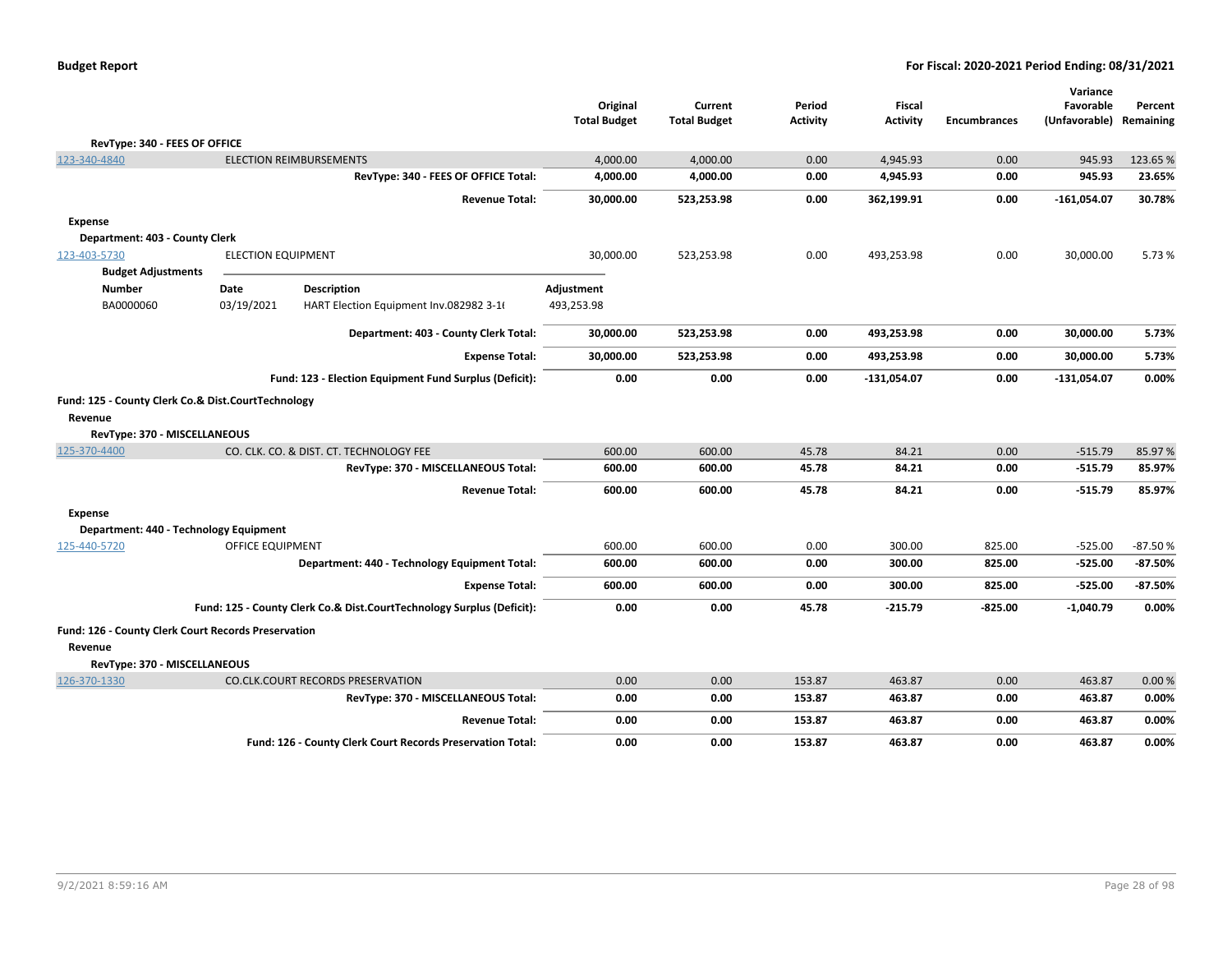| | | Original Total Budget | Current Total Budget | Period Activity | Fiscal Activity | Encumbrances | Variance Favorable (Unfavorable) | Percent Remaining |
|---|---|---|---|---|---|---|---|---|
| **RevType: 340 - FEES OF OFFICE** | | | | | | | | |
| 123-340-4840 | ELECTION REIMBURSEMENTS | 4,000.00 | 4,000.00 | 0.00 | 4,945.93 | 0.00 | 945.93 | 123.65 % |
| | **RevType: 340 - FEES OF OFFICE Total:** | **4,000.00** | **4,000.00** | **0.00** | **4,945.93** | **0.00** | **945.93** | **23.65%** |
| | **Revenue Total:** | **30,000.00** | **523,253.98** | **0.00** | **362,199.91** | **0.00** | **-161,054.07** | **30.78%** |
| **Expense** | | | | | | | | |
| **Department: 403 - County Clerk** | | | | | | | | |
| 123-403-5730 | ELECTION EQUIPMENT | 30,000.00 | 523,253.98 | 0.00 | 493,253.98 | 0.00 | 30,000.00 | 5.73 % |
| | **Department: 403 - County Clerk Total:** | **30,000.00** | **523,253.98** | **0.00** | **493,253.98** | **0.00** | **30,000.00** | **5.73%** |
| | **Expense Total:** | **30,000.00** | **523,253.98** | **0.00** | **493,253.98** | **0.00** | **30,000.00** | **5.73%** |
| | **Fund: 123 - Election Equipment Fund Surplus (Deficit):** | **0.00** | **0.00** | **0.00** | **-131,054.07** | **0.00** | **-131,054.07** | **0.00%** |

**Budget Adjustments**

| Number | Date | Description | Adjustment |
|---|---|---|---|
| BA0000060 | 03/19/2021 | HART Election Equipment Inv.082982 3-1( | 493,253.98 |

**Fund: 125 - County Clerk Co.& Dist.CourtTechnology**

| | | Original Total Budget | Current Total Budget | Period Activity | Fiscal Activity | Encumbrances | Variance Favorable (Unfavorable) | Percent Remaining |
|---|---|---|---|---|---|---|---|---|
| **Revenue** | | | | | | | | |
| **RevType: 370 - MISCELLANEOUS** | | | | | | | | |
| 125-370-4400 | CO. CLK. CO. & DIST. CT. TECHNOLOGY FEE | 600.00 | 600.00 | 45.78 | 84.21 | 0.00 | -515.79 | 85.97 % |
| | **RevType: 370 - MISCELLANEOUS Total:** | **600.00** | **600.00** | **45.78** | **84.21** | **0.00** | **-515.79** | **85.97%** |
| | **Revenue Total:** | **600.00** | **600.00** | **45.78** | **84.21** | **0.00** | **-515.79** | **85.97%** |
| **Expense** | | | | | | | | |
| **Department: 440 - Technology Equipment** | | | | | | | | |
| 125-440-5720 | OFFICE EQUIPMENT | 600.00 | 600.00 | 0.00 | 300.00 | 825.00 | -525.00 | -87.50 % |
| | **Department: 440 - Technology Equipment Total:** | **600.00** | **600.00** | **0.00** | **300.00** | **825.00** | **-525.00** | **-87.50%** |
| | **Expense Total:** | **600.00** | **600.00** | **0.00** | **300.00** | **825.00** | **-525.00** | **-87.50%** |
| | **Fund: 125 - County Clerk Co.& Dist.CourtTechnology Surplus (Deficit):** | **0.00** | **0.00** | **45.78** | **-215.79** | **-825.00** | **-1,040.79** | **0.00%** |

**Fund: 126 - County Clerk Court Records Preservation**

| | | Original Total Budget | Current Total Budget | Period Activity | Fiscal Activity | Encumbrances | Variance Favorable (Unfavorable) | Percent Remaining |
|---|---|---|---|---|---|---|---|---|
| **Revenue** | | | | | | | | |
| **RevType: 370 - MISCELLANEOUS** | | | | | | | | |
| 126-370-1330 | CO.CLK.COURT RECORDS PRESERVATION | 0.00 | 0.00 | 153.87 | 463.87 | 0.00 | 463.87 | 0.00 % |
| | **RevType: 370 - MISCELLANEOUS Total:** | **0.00** | **0.00** | **153.87** | **463.87** | **0.00** | **463.87** | **0.00%** |
| | **Revenue Total:** | **0.00** | **0.00** | **153.87** | **463.87** | **0.00** | **463.87** | **0.00%** |
| | **Fund: 126 - County Clerk Court Records Preservation Total:** | **0.00** | **0.00** | **153.87** | **463.87** | **0.00** | **463.87** | **0.00%** |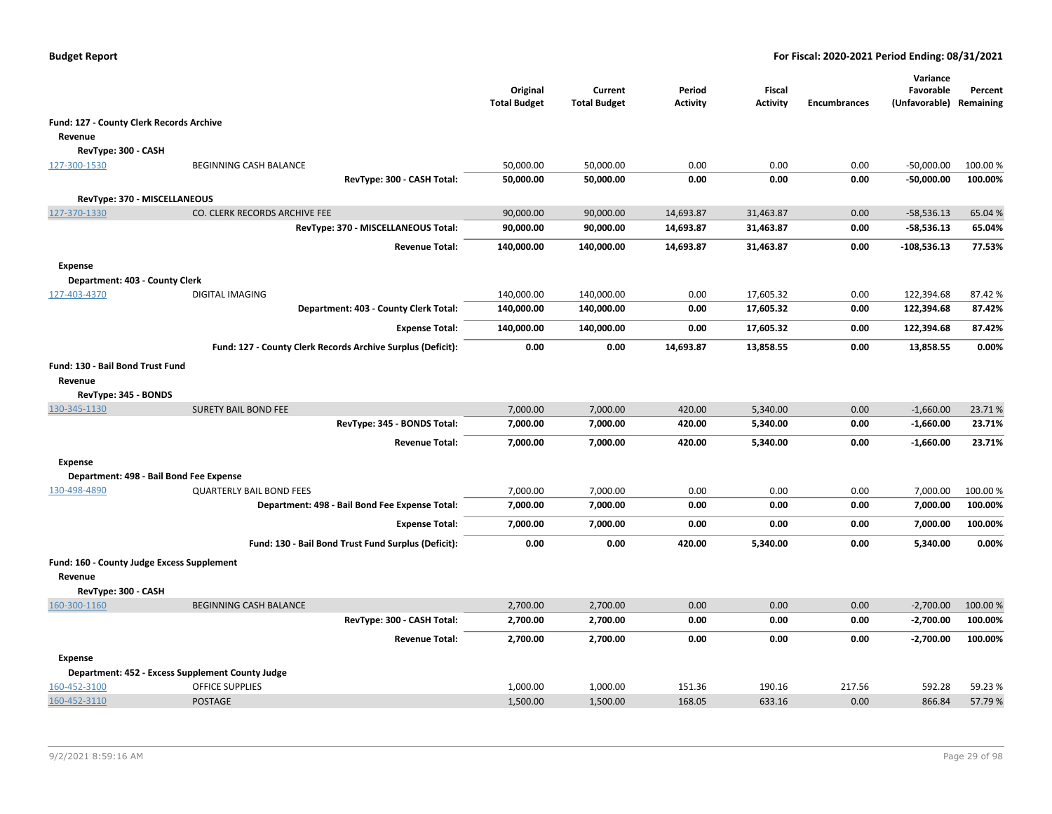**Budget Report** — **For Fiscal: 2020-2021 Period Ending: 08/31/2021**

| | | Original Total Budget | Current Total Budget | Period Activity | Fiscal Activity | Encumbrances | Variance Favorable (Unfavorable) | Percent Remaining |
|---|---|---|---|---|---|---|---|---|
| **Fund: 127 - County Clerk Records Archive** | | | | | | | | |
| **Revenue** | | | | | | | | |
| **RevType: 300 - CASH** | | | | | | | | |
| 127-300-1530 | BEGINNING CASH BALANCE | 50,000.00 | 50,000.00 | 0.00 | 0.00 | 0.00 | -50,000.00 | 100.00 % |
| | **RevType: 300 - CASH Total:** | **50,000.00** | **50,000.00** | **0.00** | **0.00** | **0.00** | **-50,000.00** | **100.00%** |
| **RevType: 370 - MISCELLANEOUS** | | | | | | | | |
| 127-370-1330 | CO. CLERK RECORDS ARCHIVE FEE | 90,000.00 | 90,000.00 | 14,693.87 | 31,463.87 | 0.00 | -58,536.13 | 65.04 % |
| | **RevType: 370 - MISCELLANEOUS Total:** | **90,000.00** | **90,000.00** | **14,693.87** | **31,463.87** | **0.00** | **-58,536.13** | **65.04%** |
| | **Revenue Total:** | **140,000.00** | **140,000.00** | **14,693.87** | **31,463.87** | **0.00** | **-108,536.13** | **77.53%** |
| **Expense** | | | | | | | | |
| **Department: 403 - County Clerk** | | | | | | | | |
| 127-403-4370 | DIGITAL IMAGING | 140,000.00 | 140,000.00 | 0.00 | 17,605.32 | 0.00 | 122,394.68 | 87.42 % |
| | **Department: 403 - County Clerk Total:** | **140,000.00** | **140,000.00** | **0.00** | **17,605.32** | **0.00** | **122,394.68** | **87.42%** |
| | **Expense Total:** | **140,000.00** | **140,000.00** | **0.00** | **17,605.32** | **0.00** | **122,394.68** | **87.42%** |
| | **Fund: 127 - County Clerk Records Archive Surplus (Deficit):** | **0.00** | **0.00** | **14,693.87** | **13,858.55** | **0.00** | **13,858.55** | **0.00%** |
| **Fund: 130 - Bail Bond Trust Fund** | | | | | | | | |
| **Revenue** | | | | | | | | |
| **RevType: 345 - BONDS** | | | | | | | | |
| 130-345-1130 | SURETY BAIL BOND FEE | 7,000.00 | 7,000.00 | 420.00 | 5,340.00 | 0.00 | -1,660.00 | 23.71 % |
| | **RevType: 345 - BONDS Total:** | **7,000.00** | **7,000.00** | **420.00** | **5,340.00** | **0.00** | **-1,660.00** | **23.71%** |
| | **Revenue Total:** | **7,000.00** | **7,000.00** | **420.00** | **5,340.00** | **0.00** | **-1,660.00** | **23.71%** |
| **Expense** | | | | | | | | |
| **Department: 498 - Bail Bond Fee Expense** | | | | | | | | |
| 130-498-4890 | QUARTERLY BAIL BOND FEES | 7,000.00 | 7,000.00 | 0.00 | 0.00 | 0.00 | 7,000.00 | 100.00 % |
| | **Department: 498 - Bail Bond Fee Expense Total:** | **7,000.00** | **7,000.00** | **0.00** | **0.00** | **0.00** | **7,000.00** | **100.00%** |
| | **Expense Total:** | **7,000.00** | **7,000.00** | **0.00** | **0.00** | **0.00** | **7,000.00** | **100.00%** |
| | **Fund: 130 - Bail Bond Trust Fund Surplus (Deficit):** | **0.00** | **0.00** | **420.00** | **5,340.00** | **0.00** | **5,340.00** | **0.00%** |
| **Fund: 160 - County Judge Excess Supplement** | | | | | | | | |
| **Revenue** | | | | | | | | |
| **RevType: 300 - CASH** | | | | | | | | |
| 160-300-1160 | BEGINNING CASH BALANCE | 2,700.00 | 2,700.00 | 0.00 | 0.00 | 0.00 | -2,700.00 | 100.00 % |
| | **RevType: 300 - CASH Total:** | **2,700.00** | **2,700.00** | **0.00** | **0.00** | **0.00** | **-2,700.00** | **100.00%** |
| | **Revenue Total:** | **2,700.00** | **2,700.00** | **0.00** | **0.00** | **0.00** | **-2,700.00** | **100.00%** |
| **Expense** | | | | | | | | |
| **Department: 452 - Excess Supplement County Judge** | | | | | | | | |
| 160-452-3100 | OFFICE SUPPLIES | 1,000.00 | 1,000.00 | 151.36 | 190.16 | 217.56 | 592.28 | 59.23 % |
| 160-452-3110 | POSTAGE | 1,500.00 | 1,500.00 | 168.05 | 633.16 | 0.00 | 866.84 | 57.79 % |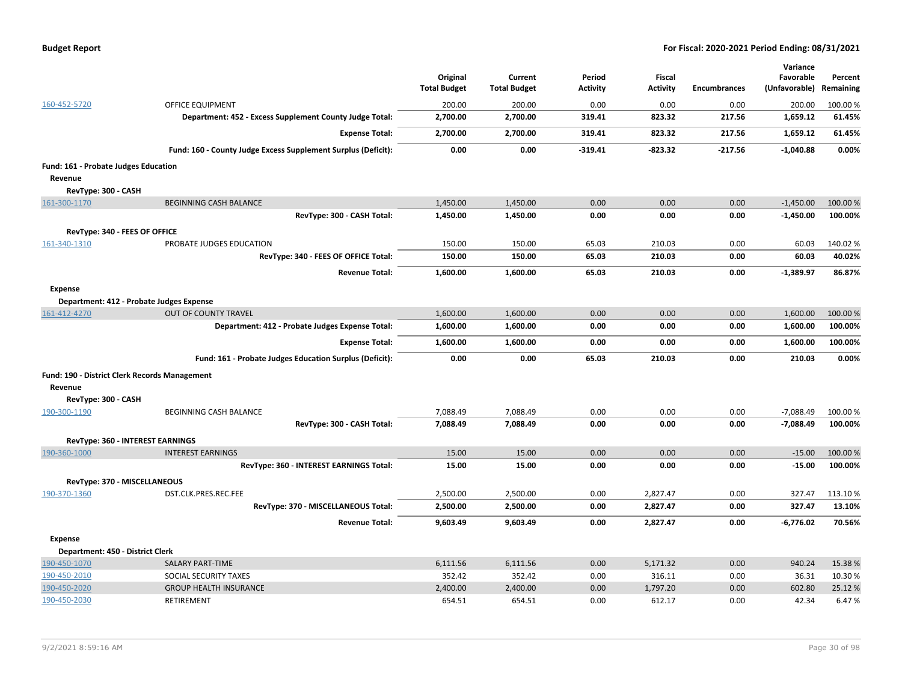**Budget Report** | **For Fiscal: 2020-2021 Period Ending: 08/31/2021**

| | | Original Total Budget | Current Total Budget | Period Activity | Fiscal Activity | Encumbrances | Variance Favorable (Unfavorable) | Percent Remaining |
|---|---|---|---|---|---|---|---|---|
| 160-452-5720 | OFFICE EQUIPMENT | 200.00 | 200.00 | 0.00 | 0.00 | 0.00 | 200.00 | 100.00 % |
| | **Department: 452 - Excess Supplement County Judge Total:** | **2,700.00** | **2,700.00** | **319.41** | **823.32** | **217.56** | **1,659.12** | **61.45%** |
| | **Expense Total:** | **2,700.00** | **2,700.00** | **319.41** | **823.32** | **217.56** | **1,659.12** | **61.45%** |
| | **Fund: 160 - County Judge Excess Supplement Surplus (Deficit):** | **0.00** | **0.00** | **-319.41** | **-823.32** | **-217.56** | **-1,040.88** | **0.00%** |
| **Fund: 161 - Probate Judges Education** | | | | | | | | |
| **Revenue** | | | | | | | | |
| **RevType: 300 - CASH** | | | | | | | | |
| 161-300-1170 | BEGINNING CASH BALANCE | 1,450.00 | 1,450.00 | 0.00 | 0.00 | 0.00 | -1,450.00 | 100.00 % |
| | **RevType: 300 - CASH Total:** | **1,450.00** | **1,450.00** | **0.00** | **0.00** | **0.00** | **-1,450.00** | **100.00%** |
| **RevType: 340 - FEES OF OFFICE** | | | | | | | | |
| 161-340-1310 | PROBATE JUDGES EDUCATION | 150.00 | 150.00 | 65.03 | 210.03 | 0.00 | 60.03 | 140.02 % |
| | **RevType: 340 - FEES OF OFFICE Total:** | **150.00** | **150.00** | **65.03** | **210.03** | **0.00** | **60.03** | **40.02%** |
| | **Revenue Total:** | **1,600.00** | **1,600.00** | **65.03** | **210.03** | **0.00** | **-1,389.97** | **86.87%** |
| **Expense** | | | | | | | | |
| **Department: 412 - Probate Judges Expense** | | | | | | | | |
| 161-412-4270 | OUT OF COUNTY TRAVEL | 1,600.00 | 1,600.00 | 0.00 | 0.00 | 0.00 | 1,600.00 | 100.00 % |
| | **Department: 412 - Probate Judges Expense Total:** | **1,600.00** | **1,600.00** | **0.00** | **0.00** | **0.00** | **1,600.00** | **100.00%** |
| | **Expense Total:** | **1,600.00** | **1,600.00** | **0.00** | **0.00** | **0.00** | **1,600.00** | **100.00%** |
| | **Fund: 161 - Probate Judges Education Surplus (Deficit):** | **0.00** | **0.00** | **65.03** | **210.03** | **0.00** | **210.03** | **0.00%** |
| **Fund: 190 - District Clerk Records Management** | | | | | | | | |
| **Revenue** | | | | | | | | |
| **RevType: 300 - CASH** | | | | | | | | |
| 190-300-1190 | BEGINNING CASH BALANCE | 7,088.49 | 7,088.49 | 0.00 | 0.00 | 0.00 | -7,088.49 | 100.00 % |
| | **RevType: 300 - CASH Total:** | **7,088.49** | **7,088.49** | **0.00** | **0.00** | **0.00** | **-7,088.49** | **100.00%** |
| **RevType: 360 - INTEREST EARNINGS** | | | | | | | | |
| 190-360-1000 | INTEREST EARNINGS | 15.00 | 15.00 | 0.00 | 0.00 | 0.00 | -15.00 | 100.00 % |
| | **RevType: 360 - INTEREST EARNINGS Total:** | **15.00** | **15.00** | **0.00** | **0.00** | **0.00** | **-15.00** | **100.00%** |
| **RevType: 370 - MISCELLANEOUS** | | | | | | | | |
| 190-370-1360 | DST.CLK.PRES.REC.FEE | 2,500.00 | 2,500.00 | 0.00 | 2,827.47 | 0.00 | 327.47 | 113.10 % |
| | **RevType: 370 - MISCELLANEOUS Total:** | **2,500.00** | **2,500.00** | **0.00** | **2,827.47** | **0.00** | **327.47** | **13.10%** |
| | **Revenue Total:** | **9,603.49** | **9,603.49** | **0.00** | **2,827.47** | **0.00** | **-6,776.02** | **70.56%** |
| **Expense** | | | | | | | | |
| **Department: 450 - District Clerk** | | | | | | | | |
| 190-450-1070 | SALARY PART-TIME | 6,111.56 | 6,111.56 | 0.00 | 5,171.32 | 0.00 | 940.24 | 15.38 % |
| 190-450-2010 | SOCIAL SECURITY TAXES | 352.42 | 352.42 | 0.00 | 316.11 | 0.00 | 36.31 | 10.30 % |
| 190-450-2020 | GROUP HEALTH INSURANCE | 2,400.00 | 2,400.00 | 0.00 | 1,797.20 | 0.00 | 602.80 | 25.12 % |
| 190-450-2030 | RETIREMENT | 654.51 | 654.51 | 0.00 | 612.17 | 0.00 | 42.34 | 6.47 % |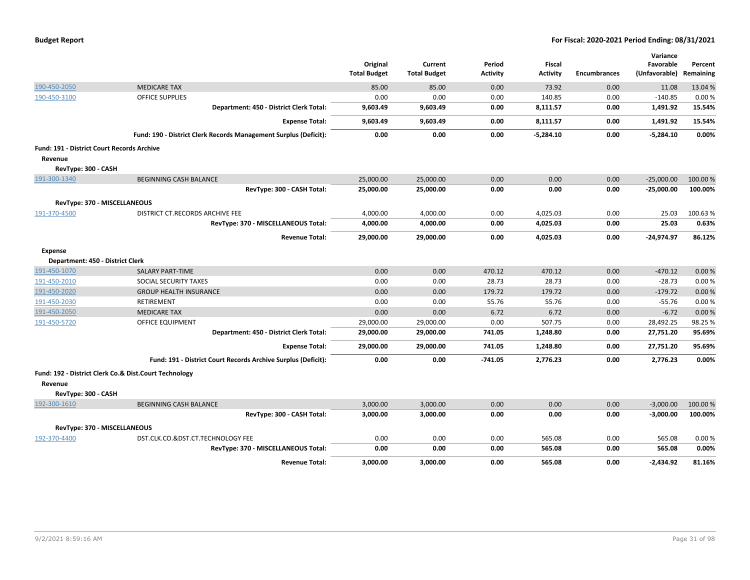| | | Original Total Budget | Current Total Budget | Period Activity | Fiscal Activity | Encumbrances | Variance Favorable (Unfavorable) | Percent Remaining |
|---|---|---|---|---|---|---|---|---|
| 190-450-2050 | MEDICARE TAX | 85.00 | 85.00 | 0.00 | 73.92 | 0.00 | 11.08 | 13.04 % |
| 190-450-3100 | OFFICE SUPPLIES | 0.00 | 0.00 | 0.00 | 140.85 | 0.00 | -140.85 | 0.00 % |
| | **Department: 450 - District Clerk Total:** | **9,603.49** | **9,603.49** | **0.00** | **8,111.57** | **0.00** | **1,491.92** | **15.54%** |
| | **Expense Total:** | **9,603.49** | **9,603.49** | **0.00** | **8,111.57** | **0.00** | **1,491.92** | **15.54%** |
| | **Fund: 190 - District Clerk Records Management Surplus (Deficit):** | **0.00** | **0.00** | **0.00** | **-5,284.10** | **0.00** | **-5,284.10** | **0.00%** |
| **Fund: 191 - District Court Records Archive** | | | | | | | | |
| **Revenue** | | | | | | | | |
| **RevType: 300 - CASH** | | | | | | | | |
| 191-300-1340 | BEGINNING CASH BALANCE | 25,000.00 | 25,000.00 | 0.00 | 0.00 | 0.00 | -25,000.00 | 100.00 % |
| | **RevType: 300 - CASH Total:** | **25,000.00** | **25,000.00** | **0.00** | **0.00** | **0.00** | **-25,000.00** | **100.00%** |
| **RevType: 370 - MISCELLANEOUS** | | | | | | | | |
| 191-370-4500 | DISTRICT CT.RECORDS ARCHIVE FEE | 4,000.00 | 4,000.00 | 0.00 | 4,025.03 | 0.00 | 25.03 | 100.63 % |
| | **RevType: 370 - MISCELLANEOUS Total:** | **4,000.00** | **4,000.00** | **0.00** | **4,025.03** | **0.00** | **25.03** | **0.63%** |
| | **Revenue Total:** | **29,000.00** | **29,000.00** | **0.00** | **4,025.03** | **0.00** | **-24,974.97** | **86.12%** |
| **Expense** | | | | | | | | |
| **Department: 450 - District Clerk** | | | | | | | | |
| 191-450-1070 | SALARY PART-TIME | 0.00 | 0.00 | 470.12 | 470.12 | 0.00 | -470.12 | 0.00 % |
| 191-450-2010 | SOCIAL SECURITY TAXES | 0.00 | 0.00 | 28.73 | 28.73 | 0.00 | -28.73 | 0.00 % |
| 191-450-2020 | GROUP HEALTH INSURANCE | 0.00 | 0.00 | 179.72 | 179.72 | 0.00 | -179.72 | 0.00 % |
| 191-450-2030 | RETIREMENT | 0.00 | 0.00 | 55.76 | 55.76 | 0.00 | -55.76 | 0.00 % |
| 191-450-2050 | MEDICARE TAX | 0.00 | 0.00 | 6.72 | 6.72 | 0.00 | -6.72 | 0.00 % |
| 191-450-5720 | OFFICE EQUIPMENT | 29,000.00 | 29,000.00 | 0.00 | 507.75 | 0.00 | 28,492.25 | 98.25 % |
| | **Department: 450 - District Clerk Total:** | **29,000.00** | **29,000.00** | **741.05** | **1,248.80** | **0.00** | **27,751.20** | **95.69%** |
| | **Expense Total:** | **29,000.00** | **29,000.00** | **741.05** | **1,248.80** | **0.00** | **27,751.20** | **95.69%** |
| | **Fund: 191 - District Court Records Archive Surplus (Deficit):** | **0.00** | **0.00** | **-741.05** | **2,776.23** | **0.00** | **2,776.23** | **0.00%** |
| **Fund: 192 - District Clerk Co.& Dist.Court Technology** | | | | | | | | |
| **Revenue** | | | | | | | | |
| **RevType: 300 - CASH** | | | | | | | | |
| 192-300-1610 | BEGINNING CASH BALANCE | 3,000.00 | 3,000.00 | 0.00 | 0.00 | 0.00 | -3,000.00 | 100.00 % |
| | **RevType: 300 - CASH Total:** | **3,000.00** | **3,000.00** | **0.00** | **0.00** | **0.00** | **-3,000.00** | **100.00%** |
| **RevType: 370 - MISCELLANEOUS** | | | | | | | | |
| 192-370-4400 | DST.CLK.CO.&DST.CT.TECHNOLOGY FEE | 0.00 | 0.00 | 0.00 | 565.08 | 0.00 | 565.08 | 0.00 % |
| | **RevType: 370 - MISCELLANEOUS Total:** | **0.00** | **0.00** | **0.00** | **565.08** | **0.00** | **565.08** | **0.00%** |
| | **Revenue Total:** | **3,000.00** | **3,000.00** | **0.00** | **565.08** | **0.00** | **-2,434.92** | **81.16%** |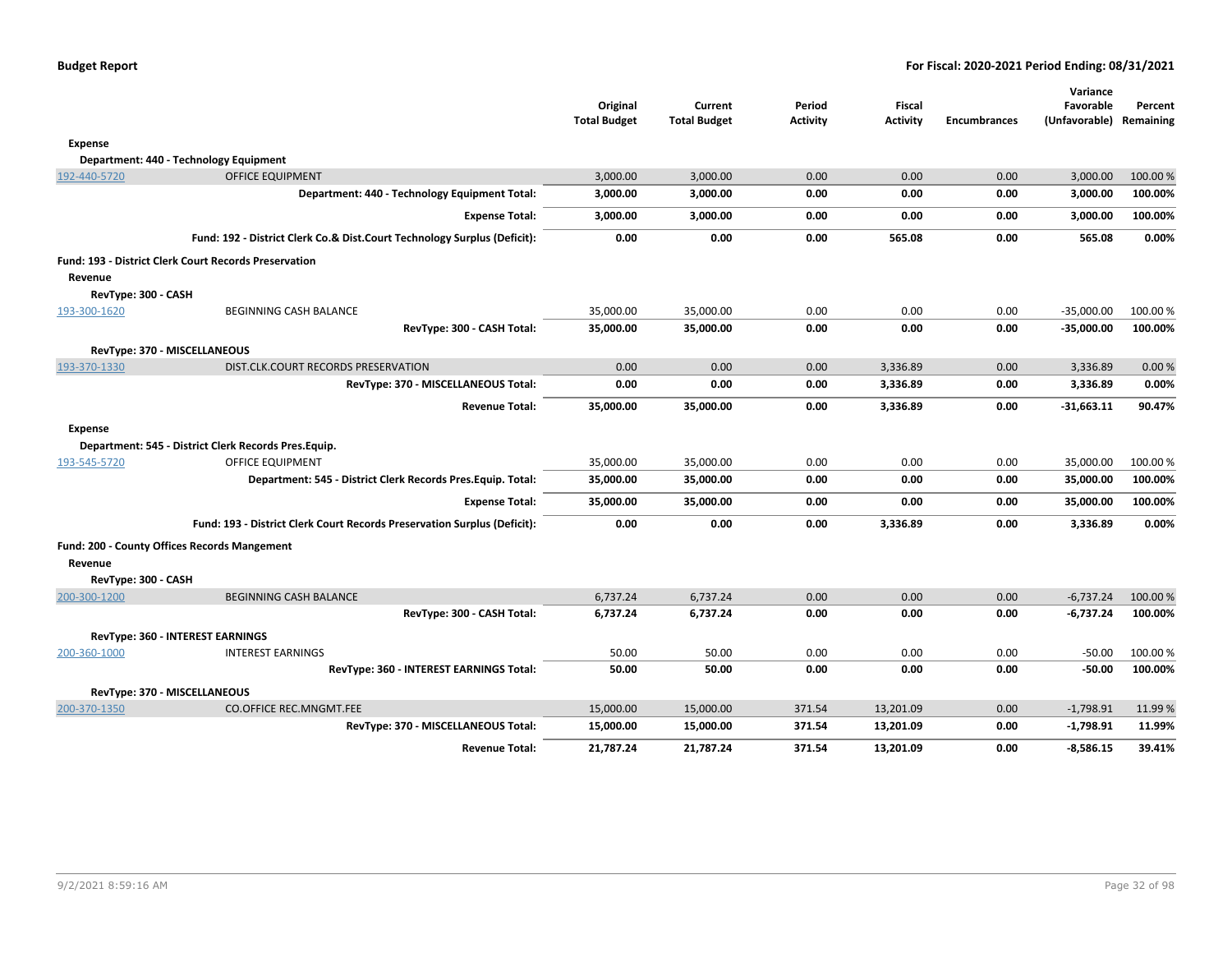| | | Original Total Budget | Current Total Budget | Period Activity | Fiscal Activity | Encumbrances | Variance Favorable (Unfavorable) | Percent Remaining |
|---|---|---|---|---|---|---|---|---|
| **Expense** | | | | | | | | |
| **Department: 440 - Technology Equipment** | | | | | | | | |
| 192-440-5720 | OFFICE EQUIPMENT | 3,000.00 | 3,000.00 | 0.00 | 0.00 | 0.00 | 3,000.00 | 100.00 % |
| | **Department: 440 - Technology Equipment Total:** | **3,000.00** | **3,000.00** | **0.00** | **0.00** | **0.00** | **3,000.00** | **100.00%** |
| | **Expense Total:** | **3,000.00** | **3,000.00** | **0.00** | **0.00** | **0.00** | **3,000.00** | **100.00%** |
| | **Fund: 192 - District Clerk Co.& Dist.Court Technology Surplus (Deficit):** | **0.00** | **0.00** | **0.00** | **565.08** | **0.00** | **565.08** | **0.00%** |
| **Fund: 193 - District Clerk Court Records Preservation** | | | | | | | | |
| **Revenue** | | | | | | | | |
| **RevType: 300 - CASH** | | | | | | | | |
| 193-300-1620 | BEGINNING CASH BALANCE | 35,000.00 | 35,000.00 | 0.00 | 0.00 | 0.00 | -35,000.00 | 100.00 % |
| | **RevType: 300 - CASH Total:** | **35,000.00** | **35,000.00** | **0.00** | **0.00** | **0.00** | **-35,000.00** | **100.00%** |
| **RevType: 370 - MISCELLANEOUS** | | | | | | | | |
| 193-370-1330 | DIST.CLK.COURT RECORDS PRESERVATION | 0.00 | 0.00 | 0.00 | 3,336.89 | 0.00 | 3,336.89 | 0.00 % |
| | **RevType: 370 - MISCELLANEOUS Total:** | **0.00** | **0.00** | **0.00** | **3,336.89** | **0.00** | **3,336.89** | **0.00%** |
| | **Revenue Total:** | **35,000.00** | **35,000.00** | **0.00** | **3,336.89** | **0.00** | **-31,663.11** | **90.47%** |
| **Expense** | | | | | | | | |
| **Department: 545 - District Clerk Records Pres.Equip.** | | | | | | | | |
| 193-545-5720 | OFFICE EQUIPMENT | 35,000.00 | 35,000.00 | 0.00 | 0.00 | 0.00 | 35,000.00 | 100.00 % |
| | **Department: 545 - District Clerk Records Pres.Equip. Total:** | **35,000.00** | **35,000.00** | **0.00** | **0.00** | **0.00** | **35,000.00** | **100.00%** |
| | **Expense Total:** | **35,000.00** | **35,000.00** | **0.00** | **0.00** | **0.00** | **35,000.00** | **100.00%** |
| | **Fund: 193 - District Clerk Court Records Preservation Surplus (Deficit):** | **0.00** | **0.00** | **0.00** | **3,336.89** | **0.00** | **3,336.89** | **0.00%** |
| **Fund: 200 - County Offices Records Mangement** | | | | | | | | |
| **Revenue** | | | | | | | | |
| **RevType: 300 - CASH** | | | | | | | | |
| 200-300-1200 | BEGINNING CASH BALANCE | 6,737.24 | 6,737.24 | 0.00 | 0.00 | 0.00 | -6,737.24 | 100.00 % |
| | **RevType: 300 - CASH Total:** | **6,737.24** | **6,737.24** | **0.00** | **0.00** | **0.00** | **-6,737.24** | **100.00%** |
| **RevType: 360 - INTEREST EARNINGS** | | | | | | | | |
| 200-360-1000 | INTEREST EARNINGS | 50.00 | 50.00 | 0.00 | 0.00 | 0.00 | -50.00 | 100.00 % |
| | **RevType: 360 - INTEREST EARNINGS Total:** | **50.00** | **50.00** | **0.00** | **0.00** | **0.00** | **-50.00** | **100.00%** |
| **RevType: 370 - MISCELLANEOUS** | | | | | | | | |
| 200-370-1350 | CO.OFFICE REC.MNGMT.FEE | 15,000.00 | 15,000.00 | 371.54 | 13,201.09 | 0.00 | -1,798.91 | 11.99 % |
| | **RevType: 370 - MISCELLANEOUS Total:** | **15,000.00** | **15,000.00** | **371.54** | **13,201.09** | **0.00** | **-1,798.91** | **11.99%** |
| | **Revenue Total:** | **21,787.24** | **21,787.24** | **371.54** | **13,201.09** | **0.00** | **-8,586.15** | **39.41%** |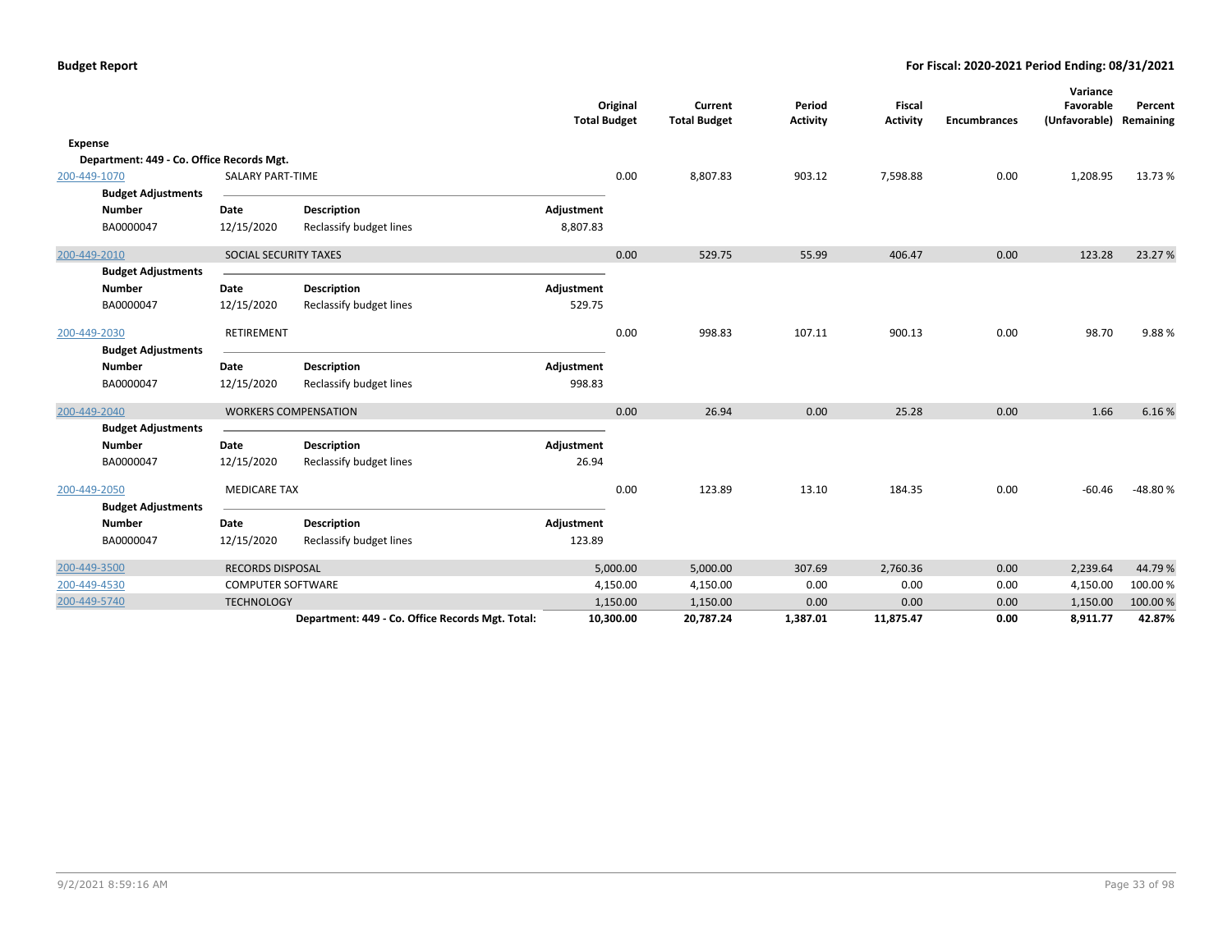**Budget Report** — **For Fiscal: 2020-2021 Period Ending: 08/31/2021**

| | | | Original Total Budget | Current Total Budget | Period Activity | Fiscal Activity | Encumbrances | Variance Favorable (Unfavorable) | Percent Remaining |
|---|---|---|---|---|---|---|---|---|---|
| **Expense** | | | | | | | | | |
| **Department: 449 - Co. Office Records Mgt.** | | | | | | | | | |
| 200-449-1070 | SALARY PART-TIME | | 0.00 | 8,807.83 | 903.12 | 7,598.88 | 0.00 | 1,208.95 | 13.73 % |
| 200-449-2010 | SOCIAL SECURITY TAXES | | 0.00 | 529.75 | 55.99 | 406.47 | 0.00 | 123.28 | 23.27 % |
| 200-449-2030 | RETIREMENT | | 0.00 | 998.83 | 107.11 | 900.13 | 0.00 | 98.70 | 9.88 % |
| 200-449-2040 | WORKERS COMPENSATION | | 0.00 | 26.94 | 0.00 | 25.28 | 0.00 | 1.66 | 6.16 % |
| 200-449-2050 | MEDICARE TAX | | 0.00 | 123.89 | 13.10 | 184.35 | 0.00 | -60.46 | -48.80 % |
| 200-449-3500 | RECORDS DISPOSAL | | 5,000.00 | 5,000.00 | 307.69 | 2,760.36 | 0.00 | 2,239.64 | 44.79 % |
| 200-449-4530 | COMPUTER SOFTWARE | | 4,150.00 | 4,150.00 | 0.00 | 0.00 | 0.00 | 4,150.00 | 100.00 % |
| 200-449-5740 | TECHNOLOGY | | 1,150.00 | 1,150.00 | 0.00 | 0.00 | 0.00 | 1,150.00 | 100.00 % |
| | | **Department: 449 - Co. Office Records Mgt. Total:** | **10,300.00** | **20,787.24** | **1,387.01** | **11,875.47** | **0.00** | **8,911.77** | **42.87%** |

**Budget Adjustments**

| Account | Number | Date | Description | Adjustment |
|---|---|---|---|---|
| 200-449-1070 | BA0000047 | 12/15/2020 | Reclassify budget lines | 8,807.83 |
| 200-449-2010 | BA0000047 | 12/15/2020 | Reclassify budget lines | 529.75 |
| 200-449-2030 | BA0000047 | 12/15/2020 | Reclassify budget lines | 998.83 |
| 200-449-2040 | BA0000047 | 12/15/2020 | Reclassify budget lines | 26.94 |
| 200-449-2050 | BA0000047 | 12/15/2020 | Reclassify budget lines | 123.89 |

9/2/2021 8:59:16 AM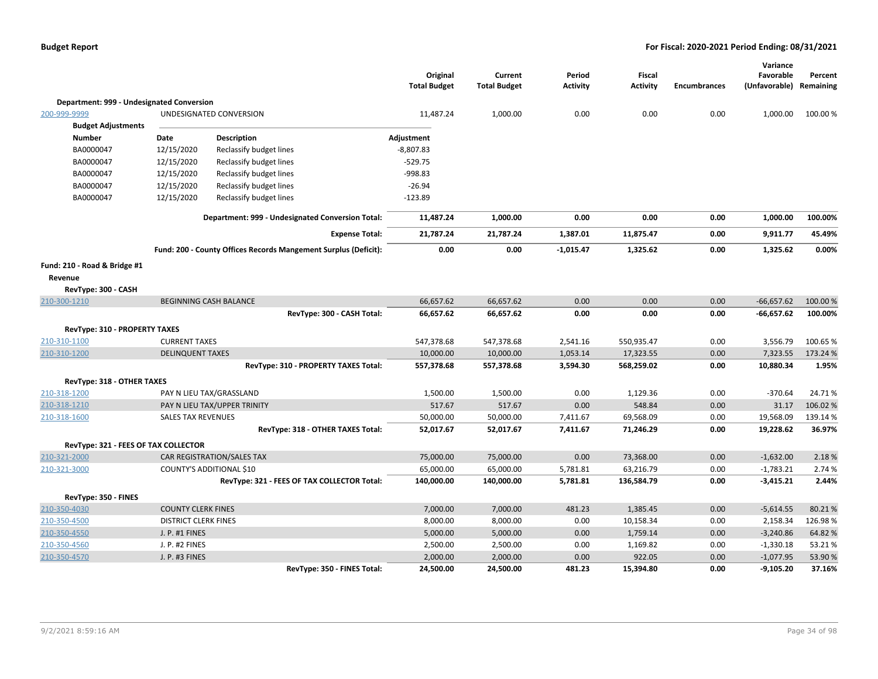| | | Original Total Budget | Current Total Budget | Period Activity | Fiscal Activity | Encumbrances | Variance Favorable (Unfavorable) | Percent Remaining |
|---|---|---|---|---|---|---|---|---|
| **Department: 999 - Undesignated Conversion** | | | | | | | | |
| 200-999-9999 | UNDESIGNATED CONVERSION | 11,487.24 | 1,000.00 | 0.00 | 0.00 | 0.00 | 1,000.00 | 100.00 % |

**Budget Adjustments**

| Number | Date | Description | Adjustment |
|---|---|---|---|
| BA0000047 | 12/15/2020 | Reclassify budget lines | -8,807.83 |
| BA0000047 | 12/15/2020 | Reclassify budget lines | -529.75 |
| BA0000047 | 12/15/2020 | Reclassify budget lines | -998.83 |
| BA0000047 | 12/15/2020 | Reclassify budget lines | -26.94 |
| BA0000047 | 12/15/2020 | Reclassify budget lines | -123.89 |

| | Original Total Budget | Current Total Budget | Period Activity | Fiscal Activity | Encumbrances | Variance Favorable (Unfavorable) | Percent Remaining |
|---|---|---|---|---|---|---|---|
| **Department: 999 - Undesignated Conversion Total:** | **11,487.24** | **1,000.00** | **0.00** | **0.00** | **0.00** | **1,000.00** | **100.00%** |
| **Expense Total:** | **21,787.24** | **21,787.24** | **1,387.01** | **11,875.47** | **0.00** | **9,911.77** | **45.49%** |
| **Fund: 200 - County Offices Records Mangement Surplus (Deficit):** | **0.00** | **0.00** | **-1,015.47** | **1,325.62** | **0.00** | **1,325.62** | **0.00%** |

**Fund: 210 - Road & Bridge #1**

**Revenue**

| | | Original Total Budget | Current Total Budget | Period Activity | Fiscal Activity | Encumbrances | Variance Favorable (Unfavorable) | Percent Remaining |
|---|---|---|---|---|---|---|---|---|
| **RevType: 300 - CASH** | | | | | | | | |
| 210-300-1210 | BEGINNING CASH BALANCE | 66,657.62 | 66,657.62 | 0.00 | 0.00 | 0.00 | -66,657.62 | 100.00 % |
| | **RevType: 300 - CASH Total:** | **66,657.62** | **66,657.62** | **0.00** | **0.00** | **0.00** | **-66,657.62** | **100.00%** |
| **RevType: 310 - PROPERTY TAXES** | | | | | | | | |
| 210-310-1100 | CURRENT TAXES | 547,378.68 | 547,378.68 | 2,541.16 | 550,935.47 | 0.00 | 3,556.79 | 100.65 % |
| 210-310-1200 | DELINQUENT TAXES | 10,000.00 | 10,000.00 | 1,053.14 | 17,323.55 | 0.00 | 7,323.55 | 173.24 % |
| | **RevType: 310 - PROPERTY TAXES Total:** | **557,378.68** | **557,378.68** | **3,594.30** | **568,259.02** | **0.00** | **10,880.34** | **1.95%** |
| **RevType: 318 - OTHER TAXES** | | | | | | | | |
| 210-318-1200 | PAY N LIEU TAX/GRASSLAND | 1,500.00 | 1,500.00 | 0.00 | 1,129.36 | 0.00 | -370.64 | 24.71 % |
| 210-318-1210 | PAY N LIEU TAX/UPPER TRINITY | 517.67 | 517.67 | 0.00 | 548.84 | 0.00 | 31.17 | 106.02 % |
| 210-318-1600 | SALES TAX REVENUES | 50,000.00 | 50,000.00 | 7,411.67 | 69,568.09 | 0.00 | 19,568.09 | 139.14 % |
| | **RevType: 318 - OTHER TAXES Total:** | **52,017.67** | **52,017.67** | **7,411.67** | **71,246.29** | **0.00** | **19,228.62** | **36.97%** |
| **RevType: 321 - FEES OF TAX COLLECTOR** | | | | | | | | |
| 210-321-2000 | CAR REGISTRATION/SALES TAX | 75,000.00 | 75,000.00 | 0.00 | 73,368.00 | 0.00 | -1,632.00 | 2.18 % |
| 210-321-3000 | COUNTY'S ADDITIONAL $10 | 65,000.00 | 65,000.00 | 5,781.81 | 63,216.79 | 0.00 | -1,783.21 | 2.74 % |
| | **RevType: 321 - FEES OF TAX COLLECTOR Total:** | **140,000.00** | **140,000.00** | **5,781.81** | **136,584.79** | **0.00** | **-3,415.21** | **2.44%** |
| **RevType: 350 - FINES** | | | | | | | | |
| 210-350-4030 | COUNTY CLERK FINES | 7,000.00 | 7,000.00 | 481.23 | 1,385.45 | 0.00 | -5,614.55 | 80.21 % |
| 210-350-4500 | DISTRICT CLERK FINES | 8,000.00 | 8,000.00 | 0.00 | 10,158.34 | 0.00 | 2,158.34 | 126.98 % |
| 210-350-4550 | J. P. #1 FINES | 5,000.00 | 5,000.00 | 0.00 | 1,759.14 | 0.00 | -3,240.86 | 64.82 % |
| 210-350-4560 | J. P. #2 FINES | 2,500.00 | 2,500.00 | 0.00 | 1,169.82 | 0.00 | -1,330.18 | 53.21 % |
| 210-350-4570 | J. P. #3 FINES | 2,000.00 | 2,000.00 | 0.00 | 922.05 | 0.00 | -1,077.95 | 53.90 % |
| | **RevType: 350 - FINES Total:** | **24,500.00** | **24,500.00** | **481.23** | **15,394.80** | **0.00** | **-9,105.20** | **37.16%** |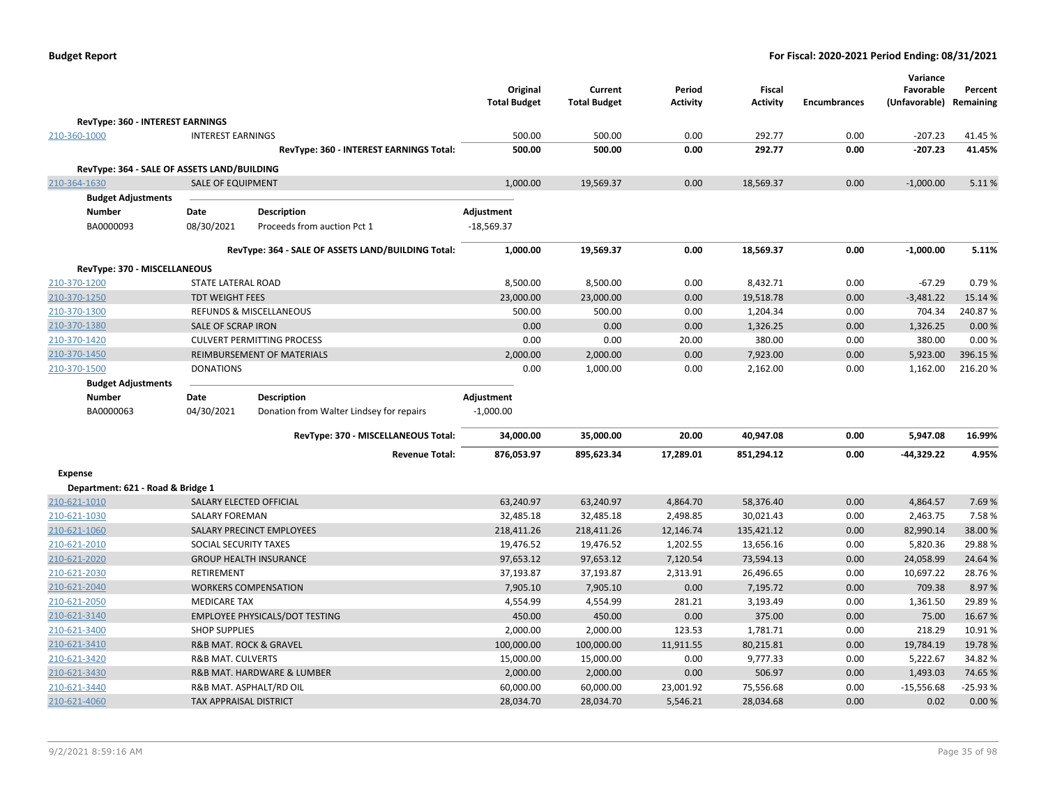**Budget Report** — **For Fiscal: 2020-2021 Period Ending: 08/31/2021**

| | | Original Total Budget | Current Total Budget | Period Activity | Fiscal Activity | Encumbrances | Variance Favorable (Unfavorable) | Percent Remaining |
|---|---|---|---|---|---|---|---|---|
| **RevType: 360 - INTEREST EARNINGS** | | | | | | | | |
| 210-360-1000 | INTEREST EARNINGS | 500.00 | 500.00 | 0.00 | 292.77 | 0.00 | -207.23 | 41.45 % |
| | **RevType: 360 - INTEREST EARNINGS Total:** | **500.00** | **500.00** | **0.00** | **292.77** | **0.00** | **-207.23** | **41.45%** |
| **RevType: 364 - SALE OF ASSETS LAND/BUILDING** | | | | | | | | |
| 210-364-1630 | SALE OF EQUIPMENT | 1,000.00 | 19,569.37 | 0.00 | 18,569.37 | 0.00 | -1,000.00 | 5.11 % |

**Budget Adjustments**

| Number | Date | Description | Adjustment |
|---|---|---|---|
| BA0000093 | 08/30/2021 | Proceeds from auction Pct 1 | -18,569.37 |

| | | Original Total Budget | Current Total Budget | Period Activity | Fiscal Activity | Encumbrances | Variance Favorable (Unfavorable) | Percent Remaining |
|---|---|---|---|---|---|---|---|---|
| | **RevType: 364 - SALE OF ASSETS LAND/BUILDING Total:** | **1,000.00** | **19,569.37** | **0.00** | **18,569.37** | **0.00** | **-1,000.00** | **5.11%** |
| **RevType: 370 - MISCELLANEOUS** | | | | | | | | |
| 210-370-1200 | STATE LATERAL ROAD | 8,500.00 | 8,500.00 | 0.00 | 8,432.71 | 0.00 | -67.29 | 0.79 % |
| 210-370-1250 | TDT WEIGHT FEES | 23,000.00 | 23,000.00 | 0.00 | 19,518.78 | 0.00 | -3,481.22 | 15.14 % |
| 210-370-1300 | REFUNDS & MISCELLANEOUS | 500.00 | 500.00 | 0.00 | 1,204.34 | 0.00 | 704.34 | 240.87 % |
| 210-370-1380 | SALE OF SCRAP IRON | 0.00 | 0.00 | 0.00 | 1,326.25 | 0.00 | 1,326.25 | 0.00 % |
| 210-370-1420 | CULVERT PERMITTING PROCESS | 0.00 | 0.00 | 20.00 | 380.00 | 0.00 | 380.00 | 0.00 % |
| 210-370-1450 | REIMBURSEMENT OF MATERIALS | 2,000.00 | 2,000.00 | 0.00 | 7,923.00 | 0.00 | 5,923.00 | 396.15 % |
| 210-370-1500 | DONATIONS | 0.00 | 1,000.00 | 0.00 | 2,162.00 | 0.00 | 1,162.00 | 216.20 % |

**Budget Adjustments**

| Number | Date | Description | Adjustment |
|---|---|---|---|
| BA0000063 | 04/30/2021 | Donation from Walter Lindsey for repairs | -1,000.00 |

| | | Original Total Budget | Current Total Budget | Period Activity | Fiscal Activity | Encumbrances | Variance Favorable (Unfavorable) | Percent Remaining |
|---|---|---|---|---|---|---|---|---|
| | **RevType: 370 - MISCELLANEOUS Total:** | **34,000.00** | **35,000.00** | **20.00** | **40,947.08** | **0.00** | **5,947.08** | **16.99%** |
| | **Revenue Total:** | **876,053.97** | **895,623.34** | **17,289.01** | **851,294.12** | **0.00** | **-44,329.22** | **4.95%** |

**Expense**

| | | Original Total Budget | Current Total Budget | Period Activity | Fiscal Activity | Encumbrances | Variance Favorable (Unfavorable) | Percent Remaining |
|---|---|---|---|---|---|---|---|---|
| **Department: 621 - Road & Bridge 1** | | | | | | | | |
| 210-621-1010 | SALARY ELECTED OFFICIAL | 63,240.97 | 63,240.97 | 4,864.70 | 58,376.40 | 0.00 | 4,864.57 | 7.69 % |
| 210-621-1030 | SALARY FOREMAN | 32,485.18 | 32,485.18 | 2,498.85 | 30,021.43 | 0.00 | 2,463.75 | 7.58 % |
| 210-621-1060 | SALARY PRECINCT EMPLOYEES | 218,411.26 | 218,411.26 | 12,146.74 | 135,421.12 | 0.00 | 82,990.14 | 38.00 % |
| 210-621-2010 | SOCIAL SECURITY TAXES | 19,476.52 | 19,476.52 | 1,202.55 | 13,656.16 | 0.00 | 5,820.36 | 29.88 % |
| 210-621-2020 | GROUP HEALTH INSURANCE | 97,653.12 | 97,653.12 | 7,120.54 | 73,594.13 | 0.00 | 24,058.99 | 24.64 % |
| 210-621-2030 | RETIREMENT | 37,193.87 | 37,193.87 | 2,313.91 | 26,496.65 | 0.00 | 10,697.22 | 28.76 % |
| 210-621-2040 | WORKERS COMPENSATION | 7,905.10 | 7,905.10 | 0.00 | 7,195.72 | 0.00 | 709.38 | 8.97 % |
| 210-621-2050 | MEDICARE TAX | 4,554.99 | 4,554.99 | 281.21 | 3,193.49 | 0.00 | 1,361.50 | 29.89 % |
| 210-621-3140 | EMPLOYEE PHYSICALS/DOT TESTING | 450.00 | 450.00 | 0.00 | 375.00 | 0.00 | 75.00 | 16.67 % |
| 210-621-3400 | SHOP SUPPLIES | 2,000.00 | 2,000.00 | 123.53 | 1,781.71 | 0.00 | 218.29 | 10.91 % |
| 210-621-3410 | R&B MAT. ROCK & GRAVEL | 100,000.00 | 100,000.00 | 11,911.55 | 80,215.81 | 0.00 | 19,784.19 | 19.78 % |
| 210-621-3420 | R&B MAT. CULVERTS | 15,000.00 | 15,000.00 | 0.00 | 9,777.33 | 0.00 | 5,222.67 | 34.82 % |
| 210-621-3430 | R&B MAT. HARDWARE & LUMBER | 2,000.00 | 2,000.00 | 0.00 | 506.97 | 0.00 | 1,493.03 | 74.65 % |
| 210-621-3440 | R&B MAT. ASPHALT/RD OIL | 60,000.00 | 60,000.00 | 23,001.92 | 75,556.68 | 0.00 | -15,556.68 | -25.93 % |
| 210-621-4060 | TAX APPRAISAL DISTRICT | 28,034.70 | 28,034.70 | 5,546.21 | 28,034.68 | 0.00 | 0.02 | 0.00 % |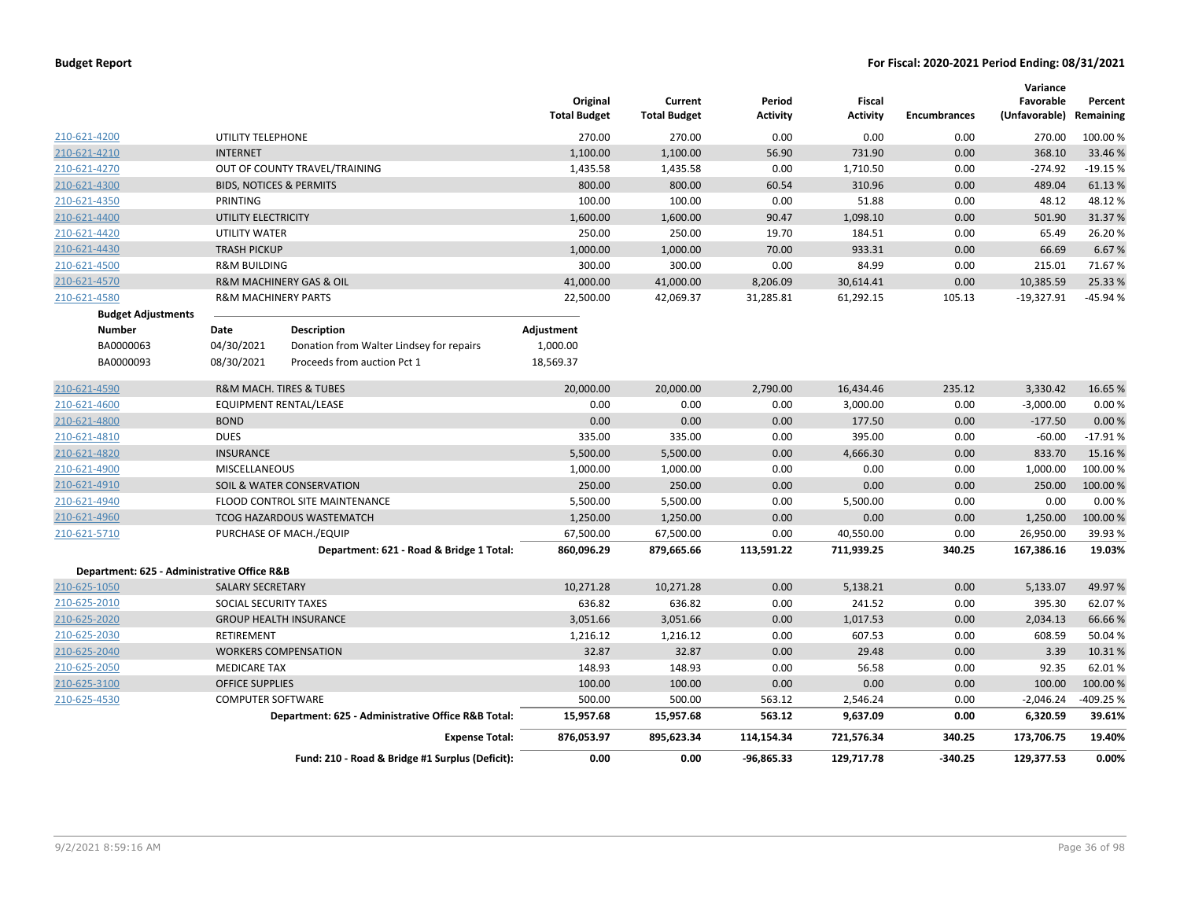**Budget Report** — For Fiscal: 2020-2021 Period Ending: 08/31/2021

| | | Original Total Budget | Current Total Budget | Period Activity | Fiscal Activity | Encumbrances | Variance Favorable (Unfavorable) | Percent Remaining |
|---|---|---|---|---|---|---|---|---|
| 210-621-4200 | UTILITY TELEPHONE | 270.00 | 270.00 | 0.00 | 0.00 | 0.00 | 270.00 | 100.00 % |
| 210-621-4210 | INTERNET | 1,100.00 | 1,100.00 | 56.90 | 731.90 | 0.00 | 368.10 | 33.46 % |
| 210-621-4270 | OUT OF COUNTY TRAVEL/TRAINING | 1,435.58 | 1,435.58 | 0.00 | 1,710.50 | 0.00 | -274.92 | -19.15 % |
| 210-621-4300 | BIDS, NOTICES & PERMITS | 800.00 | 800.00 | 60.54 | 310.96 | 0.00 | 489.04 | 61.13 % |
| 210-621-4350 | PRINTING | 100.00 | 100.00 | 0.00 | 51.88 | 0.00 | 48.12 | 48.12 % |
| 210-621-4400 | UTILITY ELECTRICITY | 1,600.00 | 1,600.00 | 90.47 | 1,098.10 | 0.00 | 501.90 | 31.37 % |
| 210-621-4420 | UTILITY WATER | 250.00 | 250.00 | 19.70 | 184.51 | 0.00 | 65.49 | 26.20 % |
| 210-621-4430 | TRASH PICKUP | 1,000.00 | 1,000.00 | 70.00 | 933.31 | 0.00 | 66.69 | 6.67 % |
| 210-621-4500 | R&M BUILDING | 300.00 | 300.00 | 0.00 | 84.99 | 0.00 | 215.01 | 71.67 % |
| 210-621-4570 | R&M MACHINERY GAS & OIL | 41,000.00 | 41,000.00 | 8,206.09 | 30,614.41 | 0.00 | 10,385.59 | 25.33 % |
| 210-621-4580 | R&M MACHINERY PARTS | 22,500.00 | 42,069.37 | 31,285.81 | 61,292.15 | 105.13 | -19,327.91 | -45.94 % |

**Budget Adjustments**

| Number | Date | Description | Adjustment |
|---|---|---|---|
| BA0000063 | 04/30/2021 | Donation from Walter Lindsey for repairs | 1,000.00 |
| BA0000093 | 08/30/2021 | Proceeds from auction Pct 1 | 18,569.37 |

| | | Original Total Budget | Current Total Budget | Period Activity | Fiscal Activity | Encumbrances | Variance Favorable (Unfavorable) | Percent Remaining |
|---|---|---|---|---|---|---|---|---|
| 210-621-4590 | R&M MACH. TIRES & TUBES | 20,000.00 | 20,000.00 | 2,790.00 | 16,434.46 | 235.12 | 3,330.42 | 16.65 % |
| 210-621-4600 | EQUIPMENT RENTAL/LEASE | 0.00 | 0.00 | 0.00 | 3,000.00 | 0.00 | -3,000.00 | 0.00 % |
| 210-621-4800 | BOND | 0.00 | 0.00 | 0.00 | 177.50 | 0.00 | -177.50 | 0.00 % |
| 210-621-4810 | DUES | 335.00 | 335.00 | 0.00 | 395.00 | 0.00 | -60.00 | -17.91 % |
| 210-621-4820 | INSURANCE | 5,500.00 | 5,500.00 | 0.00 | 4,666.30 | 0.00 | 833.70 | 15.16 % |
| 210-621-4900 | MISCELLANEOUS | 1,000.00 | 1,000.00 | 0.00 | 0.00 | 0.00 | 1,000.00 | 100.00 % |
| 210-621-4910 | SOIL & WATER CONSERVATION | 250.00 | 250.00 | 0.00 | 0.00 | 0.00 | 250.00 | 100.00 % |
| 210-621-4940 | FLOOD CONTROL SITE MAINTENANCE | 5,500.00 | 5,500.00 | 0.00 | 5,500.00 | 0.00 | 0.00 | 0.00 % |
| 210-621-4960 | TCOG HAZARDOUS WASTEMATCH | 1,250.00 | 1,250.00 | 0.00 | 0.00 | 0.00 | 1,250.00 | 100.00 % |
| 210-621-5710 | PURCHASE OF MACH./EQUIP | 67,500.00 | 67,500.00 | 0.00 | 40,550.00 | 0.00 | 26,950.00 | 39.93 % |
| | **Department: 621 - Road & Bridge 1 Total:** | **860,096.29** | **879,665.66** | **113,591.22** | **711,939.25** | **340.25** | **167,386.16** | **19.03%** |
| **Department: 625 - Administrative Office R&B** | | | | | | | | |
| 210-625-1050 | SALARY SECRETARY | 10,271.28 | 10,271.28 | 0.00 | 5,138.21 | 0.00 | 5,133.07 | 49.97 % |
| 210-625-2010 | SOCIAL SECURITY TAXES | 636.82 | 636.82 | 0.00 | 241.52 | 0.00 | 395.30 | 62.07 % |
| 210-625-2020 | GROUP HEALTH INSURANCE | 3,051.66 | 3,051.66 | 0.00 | 1,017.53 | 0.00 | 2,034.13 | 66.66 % |
| 210-625-2030 | RETIREMENT | 1,216.12 | 1,216.12 | 0.00 | 607.53 | 0.00 | 608.59 | 50.04 % |
| 210-625-2040 | WORKERS COMPENSATION | 32.87 | 32.87 | 0.00 | 29.48 | 0.00 | 3.39 | 10.31 % |
| 210-625-2050 | MEDICARE TAX | 148.93 | 148.93 | 0.00 | 56.58 | 0.00 | 92.35 | 62.01 % |
| 210-625-3100 | OFFICE SUPPLIES | 100.00 | 100.00 | 0.00 | 0.00 | 0.00 | 100.00 | 100.00 % |
| 210-625-4530 | COMPUTER SOFTWARE | 500.00 | 500.00 | 563.12 | 2,546.24 | 0.00 | -2,046.24 | -409.25 % |
| | **Department: 625 - Administrative Office R&B Total:** | **15,957.68** | **15,957.68** | **563.12** | **9,637.09** | **0.00** | **6,320.59** | **39.61%** |
| | **Expense Total:** | **876,053.97** | **895,623.34** | **114,154.34** | **721,576.34** | **340.25** | **173,706.75** | **19.40%** |
| | **Fund: 210 - Road & Bridge #1 Surplus (Deficit):** | **0.00** | **0.00** | **-96,865.33** | **129,717.78** | **-340.25** | **129,377.53** | **0.00%** |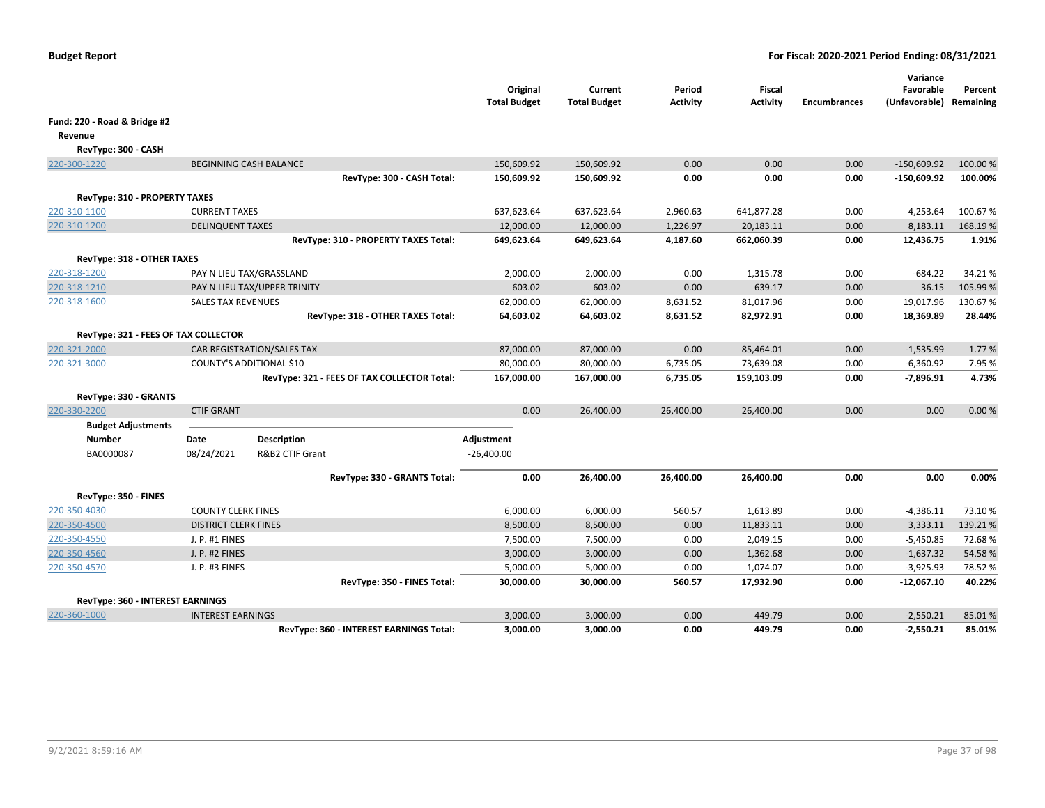# Budget Report

**For Fiscal: 2020-2021 Period Ending: 08/31/2021**

| | | Original Total Budget | Current Total Budget | Period Activity | Fiscal Activity | Encumbrances | Variance Favorable (Unfavorable) | Percent Remaining |
|---|---|---|---|---|---|---|---|---|
| **Fund: 220 - Road & Bridge #2** | | | | | | | | |
| **Revenue** | | | | | | | | |
| **RevType: 300 - CASH** | | | | | | | | |
| 220-300-1220 | BEGINNING CASH BALANCE | 150,609.92 | 150,609.92 | 0.00 | 0.00 | 0.00 | -150,609.92 | 100.00 % |
| | **RevType: 300 - CASH Total:** | **150,609.92** | **150,609.92** | **0.00** | **0.00** | **0.00** | **-150,609.92** | **100.00%** |
| **RevType: 310 - PROPERTY TAXES** | | | | | | | | |
| 220-310-1100 | CURRENT TAXES | 637,623.64 | 637,623.64 | 2,960.63 | 641,877.28 | 0.00 | 4,253.64 | 100.67 % |
| 220-310-1200 | DELINQUENT TAXES | 12,000.00 | 12,000.00 | 1,226.97 | 20,183.11 | 0.00 | 8,183.11 | 168.19 % |
| | **RevType: 310 - PROPERTY TAXES Total:** | **649,623.64** | **649,623.64** | **4,187.60** | **662,060.39** | **0.00** | **12,436.75** | **1.91%** |
| **RevType: 318 - OTHER TAXES** | | | | | | | | |
| 220-318-1200 | PAY N LIEU TAX/GRASSLAND | 2,000.00 | 2,000.00 | 0.00 | 1,315.78 | 0.00 | -684.22 | 34.21 % |
| 220-318-1210 | PAY N LIEU TAX/UPPER TRINITY | 603.02 | 603.02 | 0.00 | 639.17 | 0.00 | 36.15 | 105.99 % |
| 220-318-1600 | SALES TAX REVENUES | 62,000.00 | 62,000.00 | 8,631.52 | 81,017.96 | 0.00 | 19,017.96 | 130.67 % |
| | **RevType: 318 - OTHER TAXES Total:** | **64,603.02** | **64,603.02** | **8,631.52** | **82,972.91** | **0.00** | **18,369.89** | **28.44%** |
| **RevType: 321 - FEES OF TAX COLLECTOR** | | | | | | | | |
| 220-321-2000 | CAR REGISTRATION/SALES TAX | 87,000.00 | 87,000.00 | 0.00 | 85,464.01 | 0.00 | -1,535.99 | 1.77 % |
| 220-321-3000 | COUNTY'S ADDITIONAL $10 | 80,000.00 | 80,000.00 | 6,735.05 | 73,639.08 | 0.00 | -6,360.92 | 7.95 % |
| | **RevType: 321 - FEES OF TAX COLLECTOR Total:** | **167,000.00** | **167,000.00** | **6,735.05** | **159,103.09** | **0.00** | **-7,896.91** | **4.73%** |
| **RevType: 330 - GRANTS** | | | | | | | | |
| 220-330-2200 | CTIF GRANT | 0.00 | 26,400.00 | 26,400.00 | 26,400.00 | 0.00 | 0.00 | 0.00 % |

**Budget Adjustments**

| Number | Date | Description | Adjustment |
|---|---|---|---|
| BA0000087 | 08/24/2021 | R&B2 CTIF Grant | -26,400.00 |

| | | Original Total Budget | Current Total Budget | Period Activity | Fiscal Activity | Encumbrances | Variance Favorable (Unfavorable) | Percent Remaining |
|---|---|---|---|---|---|---|---|---|
| | **RevType: 330 - GRANTS Total:** | **0.00** | **26,400.00** | **26,400.00** | **26,400.00** | **0.00** | **0.00** | **0.00%** |
| **RevType: 350 - FINES** | | | | | | | | |
| 220-350-4030 | COUNTY CLERK FINES | 6,000.00 | 6,000.00 | 560.57 | 1,613.89 | 0.00 | -4,386.11 | 73.10 % |
| 220-350-4500 | DISTRICT CLERK FINES | 8,500.00 | 8,500.00 | 0.00 | 11,833.11 | 0.00 | 3,333.11 | 139.21 % |
| 220-350-4550 | J. P. #1 FINES | 7,500.00 | 7,500.00 | 0.00 | 2,049.15 | 0.00 | -5,450.85 | 72.68 % |
| 220-350-4560 | J. P. #2 FINES | 3,000.00 | 3,000.00 | 0.00 | 1,362.68 | 0.00 | -1,637.32 | 54.58 % |
| 220-350-4570 | J. P. #3 FINES | 5,000.00 | 5,000.00 | 0.00 | 1,074.07 | 0.00 | -3,925.93 | 78.52 % |
| | **RevType: 350 - FINES Total:** | **30,000.00** | **30,000.00** | **560.57** | **17,932.90** | **0.00** | **-12,067.10** | **40.22%** |
| **RevType: 360 - INTEREST EARNINGS** | | | | | | | | |
| 220-360-1000 | INTEREST EARNINGS | 3,000.00 | 3,000.00 | 0.00 | 449.79 | 0.00 | -2,550.21 | 85.01 % |
| | **RevType: 360 - INTEREST EARNINGS Total:** | **3,000.00** | **3,000.00** | **0.00** | **449.79** | **0.00** | **-2,550.21** | **85.01%** |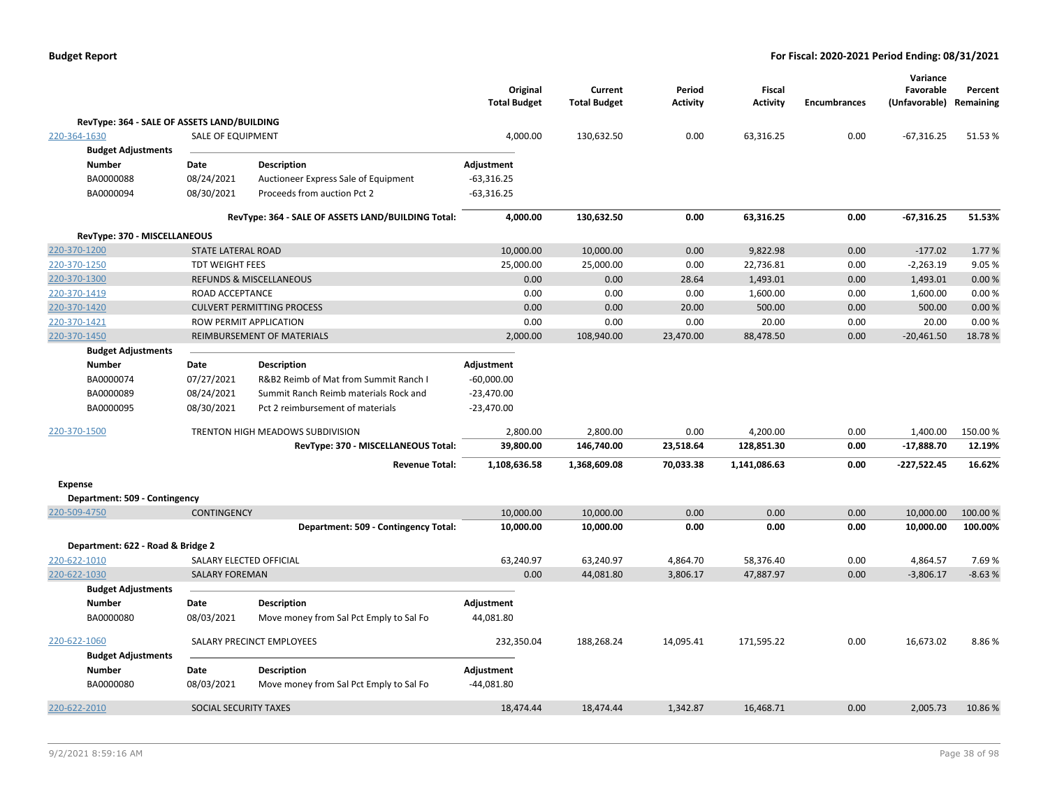| | | | Original Total Budget | Current Total Budget | Period Activity | Fiscal Activity | Encumbrances | Variance Favorable (Unfavorable) | Percent Remaining |
|---|---|---|---|---|---|---|---|---|---|
| **RevType: 364 - SALE OF ASSETS LAND/BUILDING** | | | | | | | | | |
| 220-364-1630 | SALE OF EQUIPMENT | | 4,000.00 | 130,632.50 | 0.00 | 63,316.25 | 0.00 | -67,316.25 | 51.53 % |
| **Budget Adjustments** | | | | | | | | | |
| **Number** | **Date** | **Description** | **Adjustment** | | | | | | |
| BA0000088 | 08/24/2021 | Auctioneer Express Sale of Equipment | -63,316.25 | | | | | | |
| BA0000094 | 08/30/2021 | Proceeds from auction Pct 2 | -63,316.25 | | | | | | |
| | | **RevType: 364 - SALE OF ASSETS LAND/BUILDING Total:** | **4,000.00** | **130,632.50** | **0.00** | **63,316.25** | **0.00** | **-67,316.25** | **51.53%** |
| **RevType: 370 - MISCELLANEOUS** | | | | | | | | | |
| 220-370-1200 | STATE LATERAL ROAD | | 10,000.00 | 10,000.00 | 0.00 | 9,822.98 | 0.00 | -177.02 | 1.77 % |
| 220-370-1250 | TDT WEIGHT FEES | | 25,000.00 | 25,000.00 | 0.00 | 22,736.81 | 0.00 | -2,263.19 | 9.05 % |
| 220-370-1300 | REFUNDS & MISCELLANEOUS | | 0.00 | 0.00 | 28.64 | 1,493.01 | 0.00 | 1,493.01 | 0.00 % |
| 220-370-1419 | ROAD ACCEPTANCE | | 0.00 | 0.00 | 0.00 | 1,600.00 | 0.00 | 1,600.00 | 0.00 % |
| 220-370-1420 | CULVERT PERMITTING PROCESS | | 0.00 | 0.00 | 20.00 | 500.00 | 0.00 | 500.00 | 0.00 % |
| 220-370-1421 | ROW PERMIT APPLICATION | | 0.00 | 0.00 | 0.00 | 20.00 | 0.00 | 20.00 | 0.00 % |
| 220-370-1450 | REIMBURSEMENT OF MATERIALS | | 2,000.00 | 108,940.00 | 23,470.00 | 88,478.50 | 0.00 | -20,461.50 | 18.78 % |
| **Budget Adjustments** | | | | | | | | | |
| **Number** | **Date** | **Description** | **Adjustment** | | | | | | |
| BA0000074 | 07/27/2021 | R&B2 Reimb of Mat from Summit Ranch I | -60,000.00 | | | | | | |
| BA0000089 | 08/24/2021 | Summit Ranch Reimb materials Rock and | -23,470.00 | | | | | | |
| BA0000095 | 08/30/2021 | Pct 2 reimbursement of materials | -23,470.00 | | | | | | |
| 220-370-1500 | TRENTON HIGH MEADOWS SUBDIVISION | | 2,800.00 | 2,800.00 | 0.00 | 4,200.00 | 0.00 | 1,400.00 | 150.00 % |
| | | **RevType: 370 - MISCELLANEOUS Total:** | **39,800.00** | **146,740.00** | **23,518.64** | **128,851.30** | **0.00** | **-17,888.70** | **12.19%** |
| | | **Revenue Total:** | **1,108,636.58** | **1,368,609.08** | **70,033.38** | **1,141,086.63** | **0.00** | **-227,522.45** | **16.62%** |
| **Expense** | | | | | | | | | |
| **Department: 509 - Contingency** | | | | | | | | | |
| 220-509-4750 | CONTINGENCY | | 10,000.00 | 10,000.00 | 0.00 | 0.00 | 0.00 | 10,000.00 | 100.00 % |
| | | **Department: 509 - Contingency Total:** | **10,000.00** | **10,000.00** | **0.00** | **0.00** | **0.00** | **10,000.00** | **100.00%** |
| **Department: 622 - Road & Bridge 2** | | | | | | | | | |
| 220-622-1010 | SALARY ELECTED OFFICIAL | | 63,240.97 | 63,240.97 | 4,864.70 | 58,376.40 | 0.00 | 4,864.57 | 7.69 % |
| 220-622-1030 | SALARY FOREMAN | | 0.00 | 44,081.80 | 3,806.17 | 47,887.97 | 0.00 | -3,806.17 | -8.63 % |
| **Budget Adjustments** | | | | | | | | | |
| **Number** | **Date** | **Description** | **Adjustment** | | | | | | |
| BA0000080 | 08/03/2021 | Move money from Sal Pct Emply to Sal Fo | 44,081.80 | | | | | | |
| 220-622-1060 | SALARY PRECINCT EMPLOYEES | | 232,350.04 | 188,268.24 | 14,095.41 | 171,595.22 | 0.00 | 16,673.02 | 8.86 % |
| **Budget Adjustments** | | | | | | | | | |
| **Number** | **Date** | **Description** | **Adjustment** | | | | | | |
| BA0000080 | 08/03/2021 | Move money from Sal Pct Emply to Sal Fo | -44,081.80 | | | | | | |
| 220-622-2010 | SOCIAL SECURITY TAXES | | 18,474.44 | 18,474.44 | 1,342.87 | 16,468.71 | 0.00 | 2,005.73 | 10.86 % |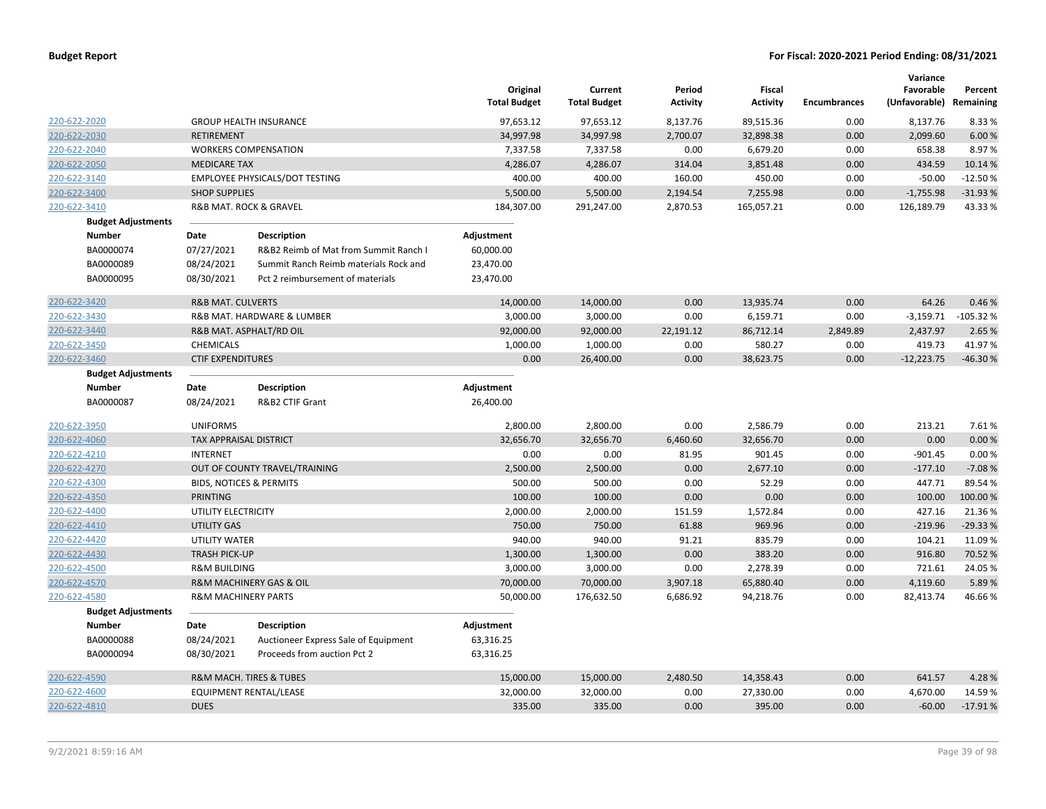**Budget Report** — For Fiscal: 2020-2021 Period Ending: 08/31/2021

| | | Original Total Budget | Current Total Budget | Period Activity | Fiscal Activity | Encumbrances | Variance Favorable (Unfavorable) | Percent Remaining |
|---|---|---|---|---|---|---|---|---|
| 220-622-2020 | GROUP HEALTH INSURANCE | 97,653.12 | 97,653.12 | 8,137.76 | 89,515.36 | 0.00 | 8,137.76 | 8.33 % |
| 220-622-2030 | RETIREMENT | 34,997.98 | 34,997.98 | 2,700.07 | 32,898.38 | 0.00 | 2,099.60 | 6.00 % |
| 220-622-2040 | WORKERS COMPENSATION | 7,337.58 | 7,337.58 | 0.00 | 6,679.20 | 0.00 | 658.38 | 8.97 % |
| 220-622-2050 | MEDICARE TAX | 4,286.07 | 4,286.07 | 314.04 | 3,851.48 | 0.00 | 434.59 | 10.14 % |
| 220-622-3140 | EMPLOYEE PHYSICALS/DOT TESTING | 400.00 | 400.00 | 160.00 | 450.00 | 0.00 | -50.00 | -12.50 % |
| 220-622-3400 | SHOP SUPPLIES | 5,500.00 | 5,500.00 | 2,194.54 | 7,255.98 | 0.00 | -1,755.98 | -31.93 % |
| 220-622-3410 | R&B MAT. ROCK & GRAVEL | 184,307.00 | 291,247.00 | 2,870.53 | 165,057.21 | 0.00 | 126,189.79 | 43.33 % |

**Budget Adjustments**

| Number | Date | Description | Adjustment |
|---|---|---|---|
| BA0000074 | 07/27/2021 | R&B2 Reimb of Mat from Summit Ranch I | 60,000.00 |
| BA0000089 | 08/24/2021 | Summit Ranch Reimb materials Rock and | 23,470.00 |
| BA0000095 | 08/30/2021 | Pct 2 reimbursement of materials | 23,470.00 |

| | | Original Total Budget | Current Total Budget | Period Activity | Fiscal Activity | Encumbrances | Variance Favorable (Unfavorable) | Percent Remaining |
|---|---|---|---|---|---|---|---|---|
| 220-622-3420 | R&B MAT. CULVERTS | 14,000.00 | 14,000.00 | 0.00 | 13,935.74 | 0.00 | 64.26 | 0.46 % |
| 220-622-3430 | R&B MAT. HARDWARE & LUMBER | 3,000.00 | 3,000.00 | 0.00 | 6,159.71 | 0.00 | -3,159.71 | -105.32 % |
| 220-622-3440 | R&B MAT. ASPHALT/RD OIL | 92,000.00 | 92,000.00 | 22,191.12 | 86,712.14 | 2,849.89 | 2,437.97 | 2.65 % |
| 220-622-3450 | CHEMICALS | 1,000.00 | 1,000.00 | 0.00 | 580.27 | 0.00 | 419.73 | 41.97 % |
| 220-622-3460 | CTIF EXPENDITURES | 0.00 | 26,400.00 | 0.00 | 38,623.75 | 0.00 | -12,223.75 | -46.30 % |

**Budget Adjustments**

| Number | Date | Description | Adjustment |
|---|---|---|---|
| BA0000087 | 08/24/2021 | R&B2 CTIF Grant | 26,400.00 |

| | | Original Total Budget | Current Total Budget | Period Activity | Fiscal Activity | Encumbrances | Variance Favorable (Unfavorable) | Percent Remaining |
|---|---|---|---|---|---|---|---|---|
| 220-622-3950 | UNIFORMS | 2,800.00 | 2,800.00 | 0.00 | 2,586.79 | 0.00 | 213.21 | 7.61 % |
| 220-622-4060 | TAX APPRAISAL DISTRICT | 32,656.70 | 32,656.70 | 6,460.60 | 32,656.70 | 0.00 | 0.00 | 0.00 % |
| 220-622-4210 | INTERNET | 0.00 | 0.00 | 81.95 | 901.45 | 0.00 | -901.45 | 0.00 % |
| 220-622-4270 | OUT OF COUNTY TRAVEL/TRAINING | 2,500.00 | 2,500.00 | 0.00 | 2,677.10 | 0.00 | -177.10 | -7.08 % |
| 220-622-4300 | BIDS, NOTICES & PERMITS | 500.00 | 500.00 | 0.00 | 52.29 | 0.00 | 447.71 | 89.54 % |
| 220-622-4350 | PRINTING | 100.00 | 100.00 | 0.00 | 0.00 | 0.00 | 100.00 | 100.00 % |
| 220-622-4400 | UTILITY ELECTRICITY | 2,000.00 | 2,000.00 | 151.59 | 1,572.84 | 0.00 | 427.16 | 21.36 % |
| 220-622-4410 | UTILITY GAS | 750.00 | 750.00 | 61.88 | 969.96 | 0.00 | -219.96 | -29.33 % |
| 220-622-4420 | UTILITY WATER | 940.00 | 940.00 | 91.21 | 835.79 | 0.00 | 104.21 | 11.09 % |
| 220-622-4430 | TRASH PICK-UP | 1,300.00 | 1,300.00 | 0.00 | 383.20 | 0.00 | 916.80 | 70.52 % |
| 220-622-4500 | R&M BUILDING | 3,000.00 | 3,000.00 | 0.00 | 2,278.39 | 0.00 | 721.61 | 24.05 % |
| 220-622-4570 | R&M MACHINERY GAS & OIL | 70,000.00 | 70,000.00 | 3,907.18 | 65,880.40 | 0.00 | 4,119.60 | 5.89 % |
| 220-622-4580 | R&M MACHINERY PARTS | 50,000.00 | 176,632.50 | 6,686.92 | 94,218.76 | 0.00 | 82,413.74 | 46.66 % |

**Budget Adjustments**

| Number | Date | Description | Adjustment |
|---|---|---|---|
| BA0000088 | 08/24/2021 | Auctioneer Express Sale of Equipment | 63,316.25 |
| BA0000094 | 08/30/2021 | Proceeds from auction Pct 2 | 63,316.25 |

| | | Original Total Budget | Current Total Budget | Period Activity | Fiscal Activity | Encumbrances | Variance Favorable (Unfavorable) | Percent Remaining |
|---|---|---|---|---|---|---|---|---|
| 220-622-4590 | R&M MACH. TIRES & TUBES | 15,000.00 | 15,000.00 | 2,480.50 | 14,358.43 | 0.00 | 641.57 | 4.28 % |
| 220-622-4600 | EQUIPMENT RENTAL/LEASE | 32,000.00 | 32,000.00 | 0.00 | 27,330.00 | 0.00 | 4,670.00 | 14.59 % |
| 220-622-4810 | DUES | 335.00 | 335.00 | 0.00 | 395.00 | 0.00 | -60.00 | -17.91 % |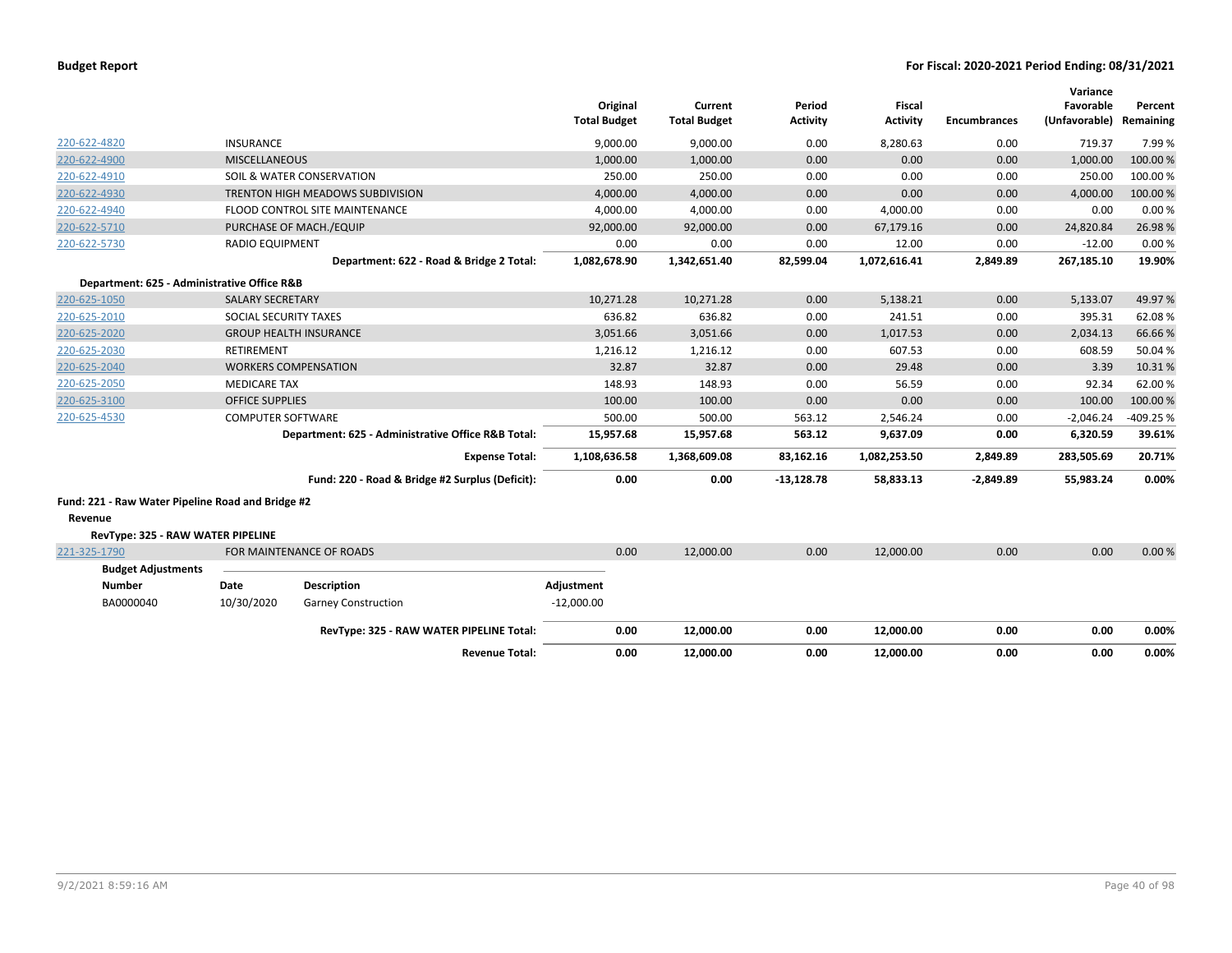**Budget Report** — For Fiscal: 2020-2021 Period Ending: 08/31/2021

| | | Original Total Budget | Current Total Budget | Period Activity | Fiscal Activity | Encumbrances | Variance Favorable (Unfavorable) | Percent Remaining |
|---|---|---|---|---|---|---|---|---|
| 220-622-4820 | INSURANCE | 9,000.00 | 9,000.00 | 0.00 | 8,280.63 | 0.00 | 719.37 | 7.99 % |
| 220-622-4900 | MISCELLANEOUS | 1,000.00 | 1,000.00 | 0.00 | 0.00 | 0.00 | 1,000.00 | 100.00 % |
| 220-622-4910 | SOIL & WATER CONSERVATION | 250.00 | 250.00 | 0.00 | 0.00 | 0.00 | 250.00 | 100.00 % |
| 220-622-4930 | TRENTON HIGH MEADOWS SUBDIVISION | 4,000.00 | 4,000.00 | 0.00 | 0.00 | 0.00 | 4,000.00 | 100.00 % |
| 220-622-4940 | FLOOD CONTROL SITE MAINTENANCE | 4,000.00 | 4,000.00 | 0.00 | 4,000.00 | 0.00 | 0.00 | 0.00 % |
| 220-622-5710 | PURCHASE OF MACH./EQUIP | 92,000.00 | 92,000.00 | 0.00 | 67,179.16 | 0.00 | 24,820.84 | 26.98 % |
| 220-622-5730 | RADIO EQUIPMENT | 0.00 | 0.00 | 0.00 | 12.00 | 0.00 | -12.00 | 0.00 % |
| | **Department: 622 - Road & Bridge 2 Total:** | **1,082,678.90** | **1,342,651.40** | **82,599.04** | **1,072,616.41** | **2,849.89** | **267,185.10** | **19.90%** |
| **Department: 625 - Administrative Office R&B** | | | | | | | | |
| 220-625-1050 | SALARY SECRETARY | 10,271.28 | 10,271.28 | 0.00 | 5,138.21 | 0.00 | 5,133.07 | 49.97 % |
| 220-625-2010 | SOCIAL SECURITY TAXES | 636.82 | 636.82 | 0.00 | 241.51 | 0.00 | 395.31 | 62.08 % |
| 220-625-2020 | GROUP HEALTH INSURANCE | 3,051.66 | 3,051.66 | 0.00 | 1,017.53 | 0.00 | 2,034.13 | 66.66 % |
| 220-625-2030 | RETIREMENT | 1,216.12 | 1,216.12 | 0.00 | 607.53 | 0.00 | 608.59 | 50.04 % |
| 220-625-2040 | WORKERS COMPENSATION | 32.87 | 32.87 | 0.00 | 29.48 | 0.00 | 3.39 | 10.31 % |
| 220-625-2050 | MEDICARE TAX | 148.93 | 148.93 | 0.00 | 56.59 | 0.00 | 92.34 | 62.00 % |
| 220-625-3100 | OFFICE SUPPLIES | 100.00 | 100.00 | 0.00 | 0.00 | 0.00 | 100.00 | 100.00 % |
| 220-625-4530 | COMPUTER SOFTWARE | 500.00 | 500.00 | 563.12 | 2,546.24 | 0.00 | -2,046.24 | -409.25 % |
| | **Department: 625 - Administrative Office R&B Total:** | **15,957.68** | **15,957.68** | **563.12** | **9,637.09** | **0.00** | **6,320.59** | **39.61%** |
| | **Expense Total:** | **1,108,636.58** | **1,368,609.08** | **83,162.16** | **1,082,253.50** | **2,849.89** | **283,505.69** | **20.71%** |
| | **Fund: 220 - Road & Bridge #2 Surplus (Deficit):** | **0.00** | **0.00** | **-13,128.78** | **58,833.13** | **-2,849.89** | **55,983.24** | **0.00%** |

**Fund: 221 - Raw Water Pipeline Road and Bridge #2**

**Revenue**

**RevType: 325 - RAW WATER PIPELINE**

| | | Original Total Budget | Current Total Budget | Period Activity | Fiscal Activity | Encumbrances | Variance Favorable (Unfavorable) | Percent Remaining |
|---|---|---|---|---|---|---|---|---|
| 221-325-1790 | FOR MAINTENANCE OF ROADS | 0.00 | 12,000.00 | 0.00 | 12,000.00 | 0.00 | 0.00 | 0.00 % |

**Budget Adjustments**

| Number | Date | Description | Adjustment |
|---|---|---|---|
| BA0000040 | 10/30/2020 | Garney Construction | -12,000.00 |

| | Original Total Budget | Current Total Budget | Period Activity | Fiscal Activity | Encumbrances | Variance Favorable (Unfavorable) | Percent Remaining |
|---|---|---|---|---|---|---|---|
| **RevType: 325 - RAW WATER PIPELINE Total:** | **0.00** | **12,000.00** | **0.00** | **12,000.00** | **0.00** | **0.00** | **0.00%** |
| **Revenue Total:** | **0.00** | **12,000.00** | **0.00** | **12,000.00** | **0.00** | **0.00** | **0.00%** |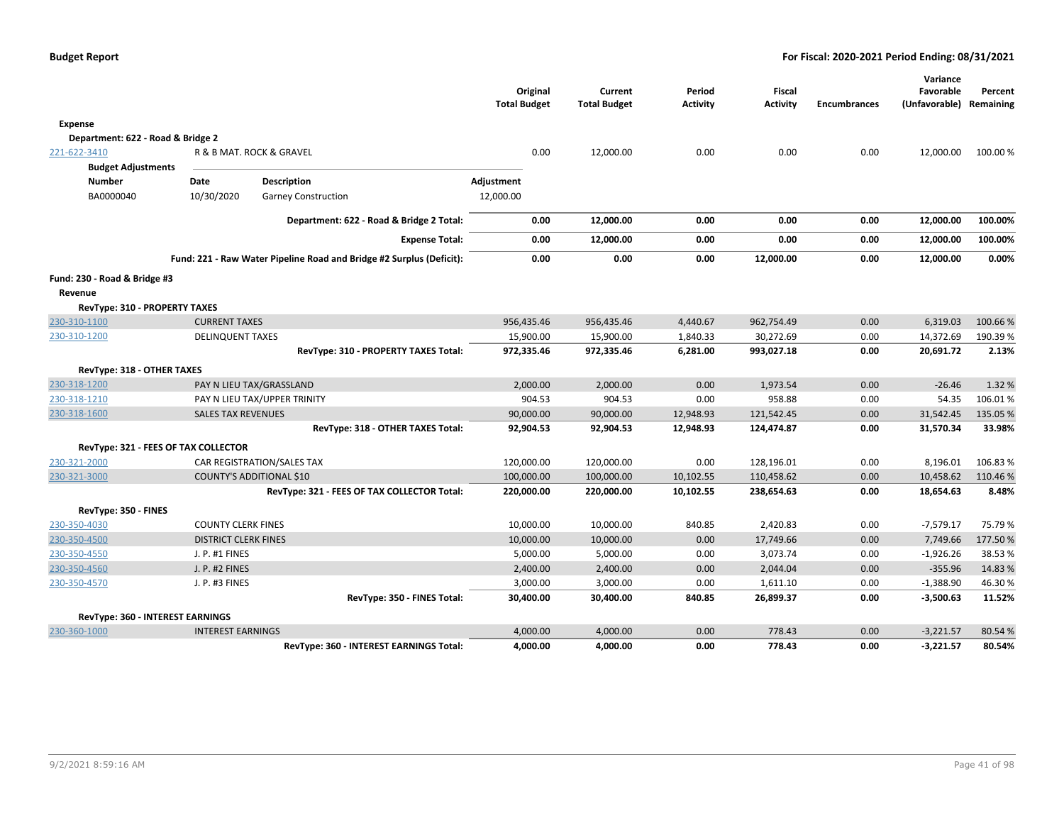| | | Original Total Budget | Current Total Budget | Period Activity | Fiscal Activity | Encumbrances | Variance Favorable (Unfavorable) | Percent Remaining |
|---|---|---|---|---|---|---|---|---|
| **Expense** | | | | | | | | |
| **Department: 622 - Road & Bridge 2** | | | | | | | | |
| 221-622-3410 | R & B MAT. ROCK & GRAVEL | 0.00 | 12,000.00 | 0.00 | 0.00 | 0.00 | 12,000.00 | 100.00 % |

**Budget Adjustments**

| Number | Date | Description | Adjustment |
|---|---|---|---|
| BA0000040 | 10/30/2020 | Garney Construction | 12,000.00 |

| | Original Total Budget | Current Total Budget | Period Activity | Fiscal Activity | Encumbrances | Variance Favorable (Unfavorable) | Percent Remaining |
|---|---|---|---|---|---|---|---|
| **Department: 622 - Road & Bridge 2 Total:** | **0.00** | **12,000.00** | **0.00** | **0.00** | **0.00** | **12,000.00** | **100.00%** |
| **Expense Total:** | **0.00** | **12,000.00** | **0.00** | **0.00** | **0.00** | **12,000.00** | **100.00%** |
| **Fund: 221 - Raw Water Pipeline Road and Bridge #2 Surplus (Deficit):** | **0.00** | **0.00** | **0.00** | **12,000.00** | **0.00** | **12,000.00** | **0.00%** |

**Fund: 230 - Road & Bridge #3**

**Revenue**

| | | Original Total Budget | Current Total Budget | Period Activity | Fiscal Activity | Encumbrances | Variance Favorable (Unfavorable) | Percent Remaining |
|---|---|---|---|---|---|---|---|---|
| **RevType: 310 - PROPERTY TAXES** | | | | | | | | |
| 230-310-1100 | CURRENT TAXES | 956,435.46 | 956,435.46 | 4,440.67 | 962,754.49 | 0.00 | 6,319.03 | 100.66 % |
| 230-310-1200 | DELINQUENT TAXES | 15,900.00 | 15,900.00 | 1,840.33 | 30,272.69 | 0.00 | 14,372.69 | 190.39 % |
| | **RevType: 310 - PROPERTY TAXES Total:** | **972,335.46** | **972,335.46** | **6,281.00** | **993,027.18** | **0.00** | **20,691.72** | **2.13%** |
| **RevType: 318 - OTHER TAXES** | | | | | | | | |
| 230-318-1200 | PAY N LIEU TAX/GRASSLAND | 2,000.00 | 2,000.00 | 0.00 | 1,973.54 | 0.00 | -26.46 | 1.32 % |
| 230-318-1210 | PAY N LIEU TAX/UPPER TRINITY | 904.53 | 904.53 | 0.00 | 958.88 | 0.00 | 54.35 | 106.01 % |
| 230-318-1600 | SALES TAX REVENUES | 90,000.00 | 90,000.00 | 12,948.93 | 121,542.45 | 0.00 | 31,542.45 | 135.05 % |
| | **RevType: 318 - OTHER TAXES Total:** | **92,904.53** | **92,904.53** | **12,948.93** | **124,474.87** | **0.00** | **31,570.34** | **33.98%** |
| **RevType: 321 - FEES OF TAX COLLECTOR** | | | | | | | | |
| 230-321-2000 | CAR REGISTRATION/SALES TAX | 120,000.00 | 120,000.00 | 0.00 | 128,196.01 | 0.00 | 8,196.01 | 106.83 % |
| 230-321-3000 | COUNTY'S ADDITIONAL $10 | 100,000.00 | 100,000.00 | 10,102.55 | 110,458.62 | 0.00 | 10,458.62 | 110.46 % |
| | **RevType: 321 - FEES OF TAX COLLECTOR Total:** | **220,000.00** | **220,000.00** | **10,102.55** | **238,654.63** | **0.00** | **18,654.63** | **8.48%** |
| **RevType: 350 - FINES** | | | | | | | | |
| 230-350-4030 | COUNTY CLERK FINES | 10,000.00 | 10,000.00 | 840.85 | 2,420.83 | 0.00 | -7,579.17 | 75.79 % |
| 230-350-4500 | DISTRICT CLERK FINES | 10,000.00 | 10,000.00 | 0.00 | 17,749.66 | 0.00 | 7,749.66 | 177.50 % |
| 230-350-4550 | J. P. #1 FINES | 5,000.00 | 5,000.00 | 0.00 | 3,073.74 | 0.00 | -1,926.26 | 38.53 % |
| 230-350-4560 | J. P. #2 FINES | 2,400.00 | 2,400.00 | 0.00 | 2,044.04 | 0.00 | -355.96 | 14.83 % |
| 230-350-4570 | J. P. #3 FINES | 3,000.00 | 3,000.00 | 0.00 | 1,611.10 | 0.00 | -1,388.90 | 46.30 % |
| | **RevType: 350 - FINES Total:** | **30,400.00** | **30,400.00** | **840.85** | **26,899.37** | **0.00** | **-3,500.63** | **11.52%** |
| **RevType: 360 - INTEREST EARNINGS** | | | | | | | | |
| 230-360-1000 | INTEREST EARNINGS | 4,000.00 | 4,000.00 | 0.00 | 778.43 | 0.00 | -3,221.57 | 80.54 % |
| | **RevType: 360 - INTEREST EARNINGS Total:** | **4,000.00** | **4,000.00** | **0.00** | **778.43** | **0.00** | **-3,221.57** | **80.54%** |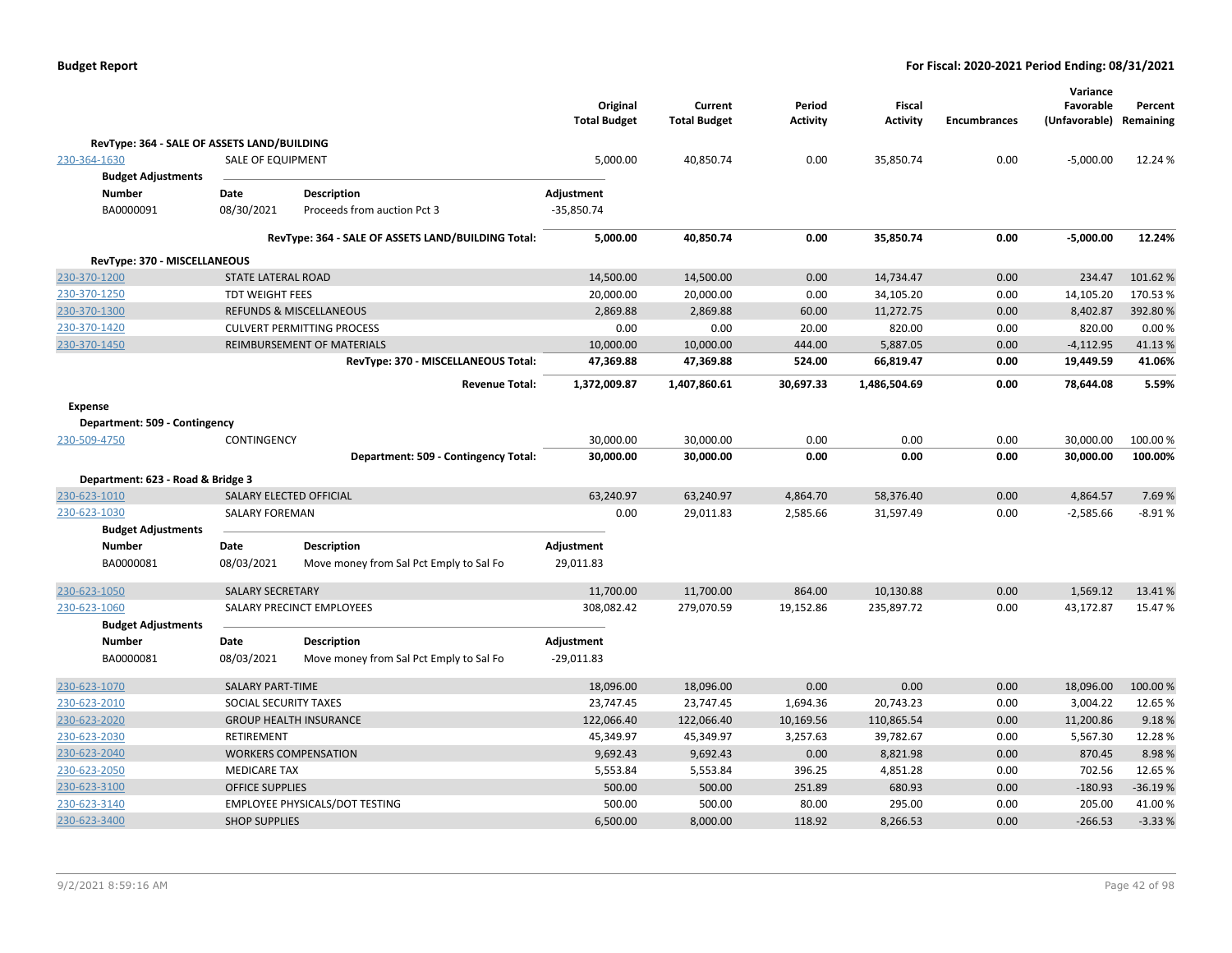| | | Original Total Budget | Current Total Budget | Period Activity | Fiscal Activity | Encumbrances | Variance Favorable (Unfavorable) | Percent Remaining |
|---|---|---|---|---|---|---|---|---|
| **RevType: 364 - SALE OF ASSETS LAND/BUILDING** | | | | | | | | |
| 230-364-1630 | SALE OF EQUIPMENT | 5,000.00 | 40,850.74 | 0.00 | 35,850.74 | 0.00 | -5,000.00 | 12.24 % |

**Budget Adjustments**

| Number | Date | Description | Adjustment |
|---|---|---|---|
| BA0000091 | 08/30/2021 | Proceeds from auction Pct 3 | -35,850.74 |

| | | Original Total Budget | Current Total Budget | Period Activity | Fiscal Activity | Encumbrances | Variance Favorable (Unfavorable) | Percent Remaining |
|---|---|---|---|---|---|---|---|---|
| | **RevType: 364 - SALE OF ASSETS LAND/BUILDING Total:** | **5,000.00** | **40,850.74** | **0.00** | **35,850.74** | **0.00** | **-5,000.00** | **12.24%** |
| **RevType: 370 - MISCELLANEOUS** | | | | | | | | |
| 230-370-1200 | STATE LATERAL ROAD | 14,500.00 | 14,500.00 | 0.00 | 14,734.47 | 0.00 | 234.47 | 101.62 % |
| 230-370-1250 | TDT WEIGHT FEES | 20,000.00 | 20,000.00 | 0.00 | 34,105.20 | 0.00 | 14,105.20 | 170.53 % |
| 230-370-1300 | REFUNDS & MISCELLANEOUS | 2,869.88 | 2,869.88 | 60.00 | 11,272.75 | 0.00 | 8,402.87 | 392.80 % |
| 230-370-1420 | CULVERT PERMITTING PROCESS | 0.00 | 0.00 | 20.00 | 820.00 | 0.00 | 820.00 | 0.00 % |
| 230-370-1450 | REIMBURSEMENT OF MATERIALS | 10,000.00 | 10,000.00 | 444.00 | 5,887.05 | 0.00 | -4,112.95 | 41.13 % |
| | **RevType: 370 - MISCELLANEOUS Total:** | **47,369.88** | **47,369.88** | **524.00** | **66,819.47** | **0.00** | **19,449.59** | **41.06%** |
| | **Revenue Total:** | **1,372,009.87** | **1,407,860.61** | **30,697.33** | **1,486,504.69** | **0.00** | **78,644.08** | **5.59%** |
| **Expense** | | | | | | | | |
| **Department: 509 - Contingency** | | | | | | | | |
| 230-509-4750 | CONTINGENCY | 30,000.00 | 30,000.00 | 0.00 | 0.00 | 0.00 | 30,000.00 | 100.00 % |
| | **Department: 509 - Contingency Total:** | **30,000.00** | **30,000.00** | **0.00** | **0.00** | **0.00** | **30,000.00** | **100.00%** |
| **Department: 623 - Road & Bridge 3** | | | | | | | | |
| 230-623-1010 | SALARY ELECTED OFFICIAL | 63,240.97 | 63,240.97 | 4,864.70 | 58,376.40 | 0.00 | 4,864.57 | 7.69 % |
| 230-623-1030 | SALARY FOREMAN | 0.00 | 29,011.83 | 2,585.66 | 31,597.49 | 0.00 | -2,585.66 | -8.91 % |

**Budget Adjustments**

| Number | Date | Description | Adjustment |
|---|---|---|---|
| BA0000081 | 08/03/2021 | Move money from Sal Pct Emply to Sal Fo | 29,011.83 |

| | | Original Total Budget | Current Total Budget | Period Activity | Fiscal Activity | Encumbrances | Variance Favorable (Unfavorable) | Percent Remaining |
|---|---|---|---|---|---|---|---|---|
| 230-623-1050 | SALARY SECRETARY | 11,700.00 | 11,700.00 | 864.00 | 10,130.88 | 0.00 | 1,569.12 | 13.41 % |
| 230-623-1060 | SALARY PRECINCT EMPLOYEES | 308,082.42 | 279,070.59 | 19,152.86 | 235,897.72 | 0.00 | 43,172.87 | 15.47 % |

**Budget Adjustments**

| Number | Date | Description | Adjustment |
|---|---|---|---|
| BA0000081 | 08/03/2021 | Move money from Sal Pct Emply to Sal Fo | -29,011.83 |

| | | Original Total Budget | Current Total Budget | Period Activity | Fiscal Activity | Encumbrances | Variance Favorable (Unfavorable) | Percent Remaining |
|---|---|---|---|---|---|---|---|---|
| 230-623-1070 | SALARY PART-TIME | 18,096.00 | 18,096.00 | 0.00 | 0.00 | 0.00 | 18,096.00 | 100.00 % |
| 230-623-2010 | SOCIAL SECURITY TAXES | 23,747.45 | 23,747.45 | 1,694.36 | 20,743.23 | 0.00 | 3,004.22 | 12.65 % |
| 230-623-2020 | GROUP HEALTH INSURANCE | 122,066.40 | 122,066.40 | 10,169.56 | 110,865.54 | 0.00 | 11,200.86 | 9.18 % |
| 230-623-2030 | RETIREMENT | 45,349.97 | 45,349.97 | 3,257.63 | 39,782.67 | 0.00 | 5,567.30 | 12.28 % |
| 230-623-2040 | WORKERS COMPENSATION | 9,692.43 | 9,692.43 | 0.00 | 8,821.98 | 0.00 | 870.45 | 8.98 % |
| 230-623-2050 | MEDICARE TAX | 5,553.84 | 5,553.84 | 396.25 | 4,851.28 | 0.00 | 702.56 | 12.65 % |
| 230-623-3100 | OFFICE SUPPLIES | 500.00 | 500.00 | 251.89 | 680.93 | 0.00 | -180.93 | -36.19 % |
| 230-623-3140 | EMPLOYEE PHYSICALS/DOT TESTING | 500.00 | 500.00 | 80.00 | 295.00 | 0.00 | 205.00 | 41.00 % |
| 230-623-3400 | SHOP SUPPLIES | 6,500.00 | 8,000.00 | 118.92 | 8,266.53 | 0.00 | -266.53 | -3.33 % |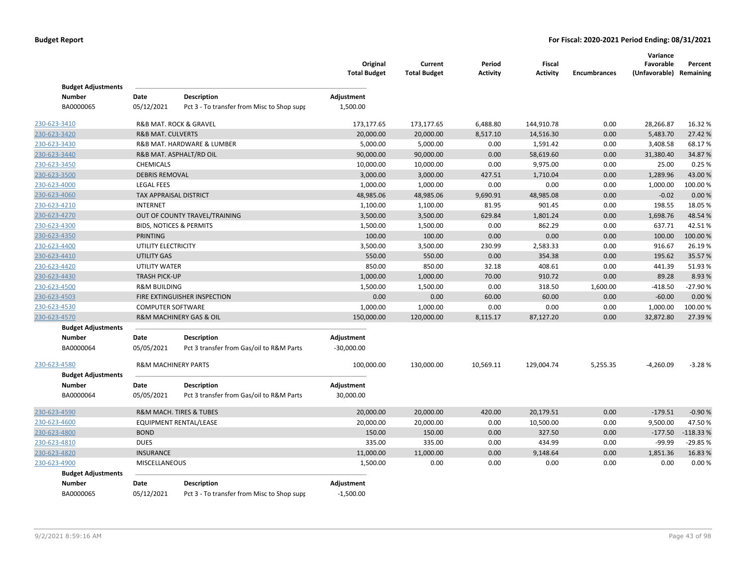**Budget Report** | **For Fiscal: 2020-2021 Period Ending: 08/31/2021**

| | | Original Total Budget | Current Total Budget | Period Activity | Fiscal Activity | Encumbrances | Variance Favorable (Unfavorable) | Percent Remaining |
|---|---|---|---|---|---|---|---|---|

**Budget Adjustments**

| Number | Date | Description | Adjustment |
|---|---|---|---|
| BA0000065 | 05/12/2021 | Pct 3 - To transfer from Misc to Shop supp | 1,500.00 |

| Account | Description | Original Total Budget | Current Total Budget | Period Activity | Fiscal Activity | Encumbrances | Variance Favorable (Unfavorable) | Percent Remaining |
|---|---|---|---|---|---|---|---|---|
| 230-623-3410 | R&B MAT. ROCK & GRAVEL | 173,177.65 | 173,177.65 | 6,488.80 | 144,910.78 | 0.00 | 28,266.87 | 16.32 % |
| 230-623-3420 | R&B MAT. CULVERTS | 20,000.00 | 20,000.00 | 8,517.10 | 14,516.30 | 0.00 | 5,483.70 | 27.42 % |
| 230-623-3430 | R&B MAT. HARDWARE & LUMBER | 5,000.00 | 5,000.00 | 0.00 | 1,591.42 | 0.00 | 3,408.58 | 68.17 % |
| 230-623-3440 | R&B MAT. ASPHALT/RD OIL | 90,000.00 | 90,000.00 | 0.00 | 58,619.60 | 0.00 | 31,380.40 | 34.87 % |
| 230-623-3450 | CHEMICALS | 10,000.00 | 10,000.00 | 0.00 | 9,975.00 | 0.00 | 25.00 | 0.25 % |
| 230-623-3500 | DEBRIS REMOVAL | 3,000.00 | 3,000.00 | 427.51 | 1,710.04 | 0.00 | 1,289.96 | 43.00 % |
| 230-623-4000 | LEGAL FEES | 1,000.00 | 1,000.00 | 0.00 | 0.00 | 0.00 | 1,000.00 | 100.00 % |
| 230-623-4060 | TAX APPRAISAL DISTRICT | 48,985.06 | 48,985.06 | 9,690.91 | 48,985.08 | 0.00 | -0.02 | 0.00 % |
| 230-623-4210 | INTERNET | 1,100.00 | 1,100.00 | 81.95 | 901.45 | 0.00 | 198.55 | 18.05 % |
| 230-623-4270 | OUT OF COUNTY TRAVEL/TRAINING | 3,500.00 | 3,500.00 | 629.84 | 1,801.24 | 0.00 | 1,698.76 | 48.54 % |
| 230-623-4300 | BIDS, NOTICES & PERMITS | 1,500.00 | 1,500.00 | 0.00 | 862.29 | 0.00 | 637.71 | 42.51 % |
| 230-623-4350 | PRINTING | 100.00 | 100.00 | 0.00 | 0.00 | 0.00 | 100.00 | 100.00 % |
| 230-623-4400 | UTILITY ELECTRICITY | 3,500.00 | 3,500.00 | 230.99 | 2,583.33 | 0.00 | 916.67 | 26.19 % |
| 230-623-4410 | UTILITY GAS | 550.00 | 550.00 | 0.00 | 354.38 | 0.00 | 195.62 | 35.57 % |
| 230-623-4420 | UTILITY WATER | 850.00 | 850.00 | 32.18 | 408.61 | 0.00 | 441.39 | 51.93 % |
| 230-623-4430 | TRASH PICK-UP | 1,000.00 | 1,000.00 | 70.00 | 910.72 | 0.00 | 89.28 | 8.93 % |
| 230-623-4500 | R&M BUILDING | 1,500.00 | 1,500.00 | 0.00 | 318.50 | 1,600.00 | -418.50 | -27.90 % |
| 230-623-4503 | FIRE EXTINGUISHER INSPECTION | 0.00 | 0.00 | 60.00 | 60.00 | 0.00 | -60.00 | 0.00 % |
| 230-623-4530 | COMPUTER SOFTWARE | 1,000.00 | 1,000.00 | 0.00 | 0.00 | 0.00 | 1,000.00 | 100.00 % |
| 230-623-4570 | R&M MACHINERY GAS & OIL | 150,000.00 | 120,000.00 | 8,115.17 | 87,127.20 | 0.00 | 32,872.80 | 27.39 % |

**Budget Adjustments**

| Number | Date | Description | Adjustment |
|---|---|---|---|
| BA0000064 | 05/05/2021 | Pct 3 transfer from Gas/oil to R&M Parts | -30,000.00 |

| Account | Description | Original Total Budget | Current Total Budget | Period Activity | Fiscal Activity | Encumbrances | Variance Favorable (Unfavorable) | Percent Remaining |
|---|---|---|---|---|---|---|---|---|
| 230-623-4580 | R&M MACHINERY PARTS | 100,000.00 | 130,000.00 | 10,569.11 | 129,004.74 | 5,255.35 | -4,260.09 | -3.28 % |

**Budget Adjustments**

| Number | Date | Description | Adjustment |
|---|---|---|---|
| BA0000064 | 05/05/2021 | Pct 3 transfer from Gas/oil to R&M Parts | 30,000.00 |

| Account | Description | Original Total Budget | Current Total Budget | Period Activity | Fiscal Activity | Encumbrances | Variance Favorable (Unfavorable) | Percent Remaining |
|---|---|---|---|---|---|---|---|---|
| 230-623-4590 | R&M MACH. TIRES & TUBES | 20,000.00 | 20,000.00 | 420.00 | 20,179.51 | 0.00 | -179.51 | -0.90 % |
| 230-623-4600 | EQUIPMENT RENTAL/LEASE | 20,000.00 | 20,000.00 | 0.00 | 10,500.00 | 0.00 | 9,500.00 | 47.50 % |
| 230-623-4800 | BOND | 150.00 | 150.00 | 0.00 | 327.50 | 0.00 | -177.50 | -118.33 % |
| 230-623-4810 | DUES | 335.00 | 335.00 | 0.00 | 434.99 | 0.00 | -99.99 | -29.85 % |
| 230-623-4820 | INSURANCE | 11,000.00 | 11,000.00 | 0.00 | 9,148.64 | 0.00 | 1,851.36 | 16.83 % |
| 230-623-4900 | MISCELLANEOUS | 1,500.00 | 0.00 | 0.00 | 0.00 | 0.00 | 0.00 | 0.00 % |

**Budget Adjustments**

| Number | Date | Description | Adjustment |
|---|---|---|---|
| BA0000065 | 05/12/2021 | Pct 3 - To transfer from Misc to Shop supp | -1,500.00 |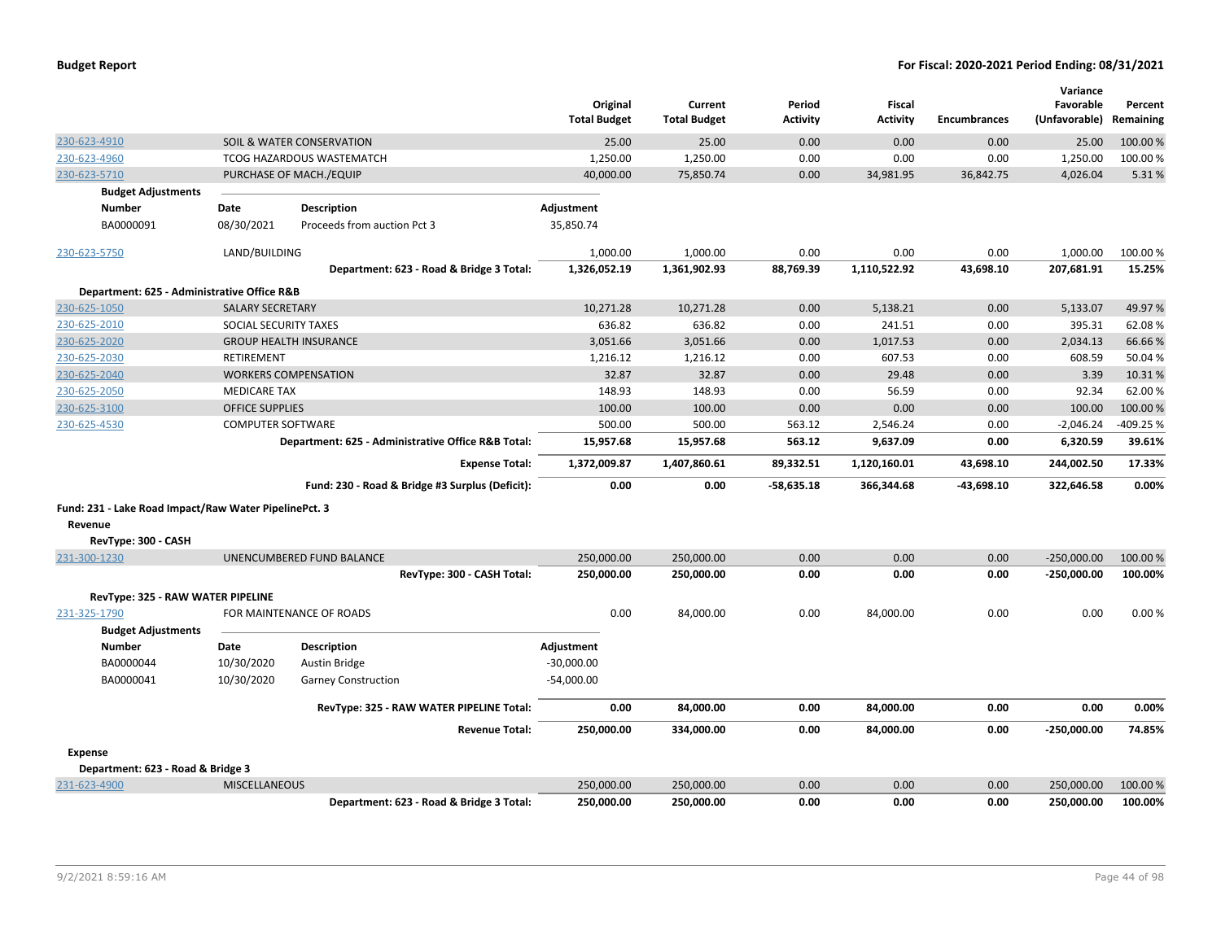| | | Original Total Budget | Current Total Budget | Period Activity | Fiscal Activity | Encumbrances | Variance Favorable (Unfavorable) | Percent Remaining |
|---|---|---|---|---|---|---|---|---|
| 230-623-4910 | SOIL & WATER CONSERVATION | 25.00 | 25.00 | 0.00 | 0.00 | 0.00 | 25.00 | 100.00 % |
| 230-623-4960 | TCOG HAZARDOUS WASTEMATCH | 1,250.00 | 1,250.00 | 0.00 | 0.00 | 0.00 | 1,250.00 | 100.00 % |
| 230-623-5710 | PURCHASE OF MACH./EQUIP | 40,000.00 | 75,850.74 | 0.00 | 34,981.95 | 36,842.75 | 4,026.04 | 5.31 % |

**Budget Adjustments**

| Number | Date | Description | Adjustment |
|---|---|---|---|
| BA0000091 | 08/30/2021 | Proceeds from auction Pct 3 | 35,850.74 |

| | | Original Total Budget | Current Total Budget | Period Activity | Fiscal Activity | Encumbrances | Variance Favorable (Unfavorable) | Percent Remaining |
|---|---|---|---|---|---|---|---|---|
| 230-623-5750 | LAND/BUILDING | 1,000.00 | 1,000.00 | 0.00 | 0.00 | 0.00 | 1,000.00 | 100.00 % |
| | **Department: 623 - Road & Bridge 3 Total:** | **1,326,052.19** | **1,361,902.93** | **88,769.39** | **1,110,522.92** | **43,698.10** | **207,681.91** | **15.25%** |
| **Department: 625 - Administrative Office R&B** | | | | | | | | |
| 230-625-1050 | SALARY SECRETARY | 10,271.28 | 10,271.28 | 0.00 | 5,138.21 | 0.00 | 5,133.07 | 49.97 % |
| 230-625-2010 | SOCIAL SECURITY TAXES | 636.82 | 636.82 | 0.00 | 241.51 | 0.00 | 395.31 | 62.08 % |
| 230-625-2020 | GROUP HEALTH INSURANCE | 3,051.66 | 3,051.66 | 0.00 | 1,017.53 | 0.00 | 2,034.13 | 66.66 % |
| 230-625-2030 | RETIREMENT | 1,216.12 | 1,216.12 | 0.00 | 607.53 | 0.00 | 608.59 | 50.04 % |
| 230-625-2040 | WORKERS COMPENSATION | 32.87 | 32.87 | 0.00 | 29.48 | 0.00 | 3.39 | 10.31 % |
| 230-625-2050 | MEDICARE TAX | 148.93 | 148.93 | 0.00 | 56.59 | 0.00 | 92.34 | 62.00 % |
| 230-625-3100 | OFFICE SUPPLIES | 100.00 | 100.00 | 0.00 | 0.00 | 0.00 | 100.00 | 100.00 % |
| 230-625-4530 | COMPUTER SOFTWARE | 500.00 | 500.00 | 563.12 | 2,546.24 | 0.00 | -2,046.24 | -409.25 % |
| | **Department: 625 - Administrative Office R&B Total:** | **15,957.68** | **15,957.68** | **563.12** | **9,637.09** | **0.00** | **6,320.59** | **39.61%** |
| | **Expense Total:** | **1,372,009.87** | **1,407,860.61** | **89,332.51** | **1,120,160.01** | **43,698.10** | **244,002.50** | **17.33%** |
| | **Fund: 230 - Road & Bridge #3 Surplus (Deficit):** | **0.00** | **0.00** | **-58,635.18** | **366,344.68** | **-43,698.10** | **322,646.58** | **0.00%** |

**Fund: 231 - Lake Road Impact/Raw Water PipelinePct. 3**

**Revenue**

**RevType: 300 - CASH**

| | | Original Total Budget | Current Total Budget | Period Activity | Fiscal Activity | Encumbrances | Variance Favorable (Unfavorable) | Percent Remaining |
|---|---|---|---|---|---|---|---|---|
| 231-300-1230 | UNENCUMBERED FUND BALANCE | 250,000.00 | 250,000.00 | 0.00 | 0.00 | 0.00 | -250,000.00 | 100.00 % |
| | **RevType: 300 - CASH Total:** | **250,000.00** | **250,000.00** | **0.00** | **0.00** | **0.00** | **-250,000.00** | **100.00%** |
| **RevType: 325 - RAW WATER PIPELINE** | | | | | | | | |
| 231-325-1790 | FOR MAINTENANCE OF ROADS | 0.00 | 84,000.00 | 0.00 | 84,000.00 | 0.00 | 0.00 | 0.00 % |

**Budget Adjustments**

| Number | Date | Description | Adjustment |
|---|---|---|---|
| BA0000044 | 10/30/2020 | Austin Bridge | -30,000.00 |
| BA0000041 | 10/30/2020 | Garney Construction | -54,000.00 |

| | | Original Total Budget | Current Total Budget | Period Activity | Fiscal Activity | Encumbrances | Variance Favorable (Unfavorable) | Percent Remaining |
|---|---|---|---|---|---|---|---|---|
| | **RevType: 325 - RAW WATER PIPELINE Total:** | **0.00** | **84,000.00** | **0.00** | **84,000.00** | **0.00** | **0.00** | **0.00%** |
| | **Revenue Total:** | **250,000.00** | **334,000.00** | **0.00** | **84,000.00** | **0.00** | **-250,000.00** | **74.85%** |

**Expense**

**Department: 623 - Road & Bridge 3**

| | | Original Total Budget | Current Total Budget | Period Activity | Fiscal Activity | Encumbrances | Variance Favorable (Unfavorable) | Percent Remaining |
|---|---|---|---|---|---|---|---|---|
| 231-623-4900 | MISCELLANEOUS | 250,000.00 | 250,000.00 | 0.00 | 0.00 | 0.00 | 250,000.00 | 100.00 % |
| | **Department: 623 - Road & Bridge 3 Total:** | **250,000.00** | **250,000.00** | **0.00** | **0.00** | **0.00** | **250,000.00** | **100.00%** |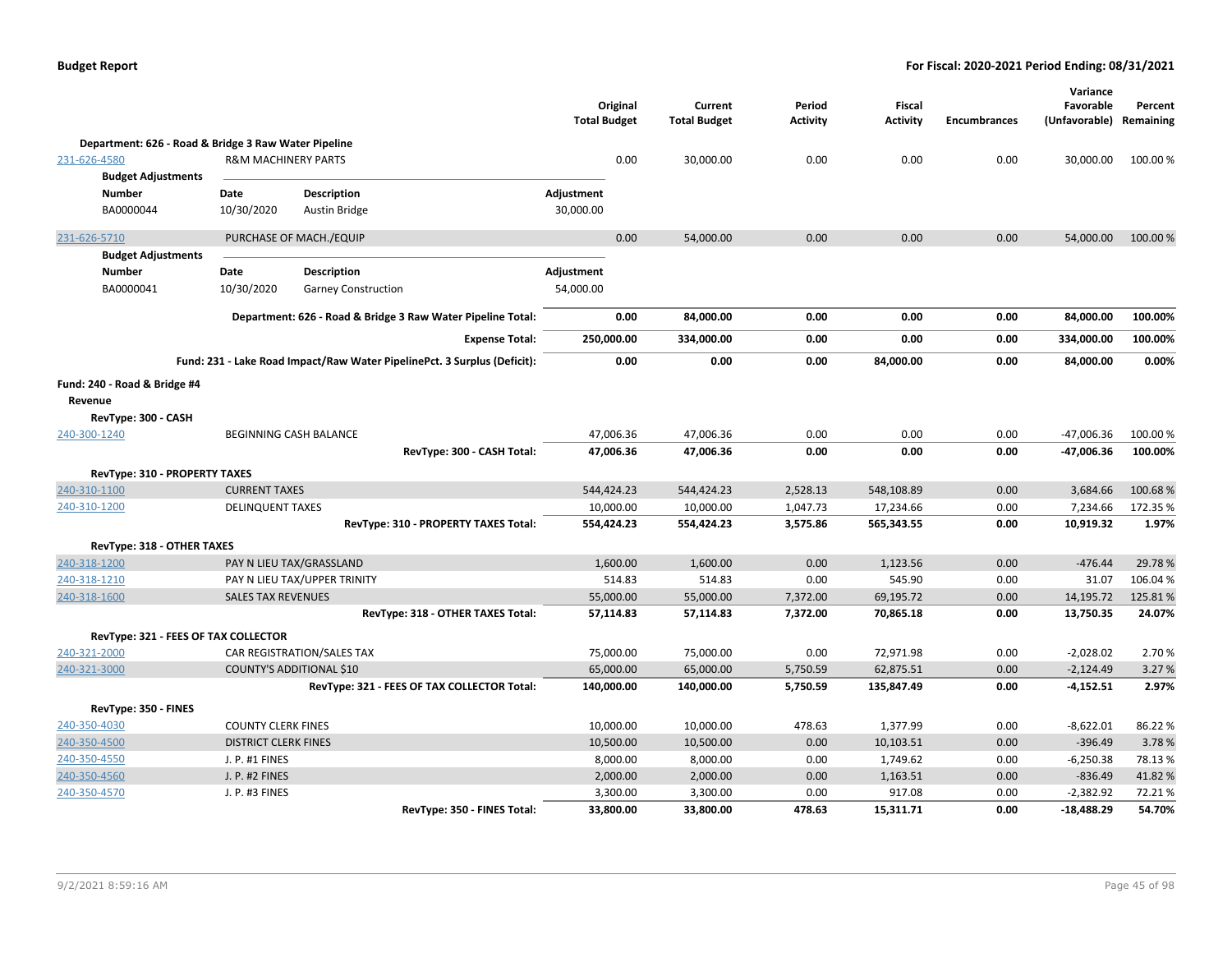**Budget Report** — For Fiscal: 2020-2021 Period Ending: 08/31/2021

| | | Original Total Budget | Current Total Budget | Period Activity | Fiscal Activity | Encumbrances | Variance Favorable (Unfavorable) | Percent Remaining |
|---|---|---|---|---|---|---|---|---|
| **Department: 626 - Road & Bridge 3 Raw Water Pipeline** | | | | | | | | |
| 231-626-4580 | R&M MACHINERY PARTS | 0.00 | 30,000.00 | 0.00 | 0.00 | 0.00 | 30,000.00 | 100.00 % |

**Budget Adjustments**

| Number | Date | Description | Adjustment |
|---|---|---|---|
| BA0000044 | 10/30/2020 | Austin Bridge | 30,000.00 |

| | | Original Total Budget | Current Total Budget | Period Activity | Fiscal Activity | Encumbrances | Variance Favorable (Unfavorable) | Percent Remaining |
|---|---|---|---|---|---|---|---|---|
| 231-626-5710 | PURCHASE OF MACH./EQUIP | 0.00 | 54,000.00 | 0.00 | 0.00 | 0.00 | 54,000.00 | 100.00 % |

**Budget Adjustments**

| Number | Date | Description | Adjustment |
|---|---|---|---|
| BA0000041 | 10/30/2020 | Garney Construction | 54,000.00 |

| | Original Total Budget | Current Total Budget | Period Activity | Fiscal Activity | Encumbrances | Variance Favorable (Unfavorable) | Percent Remaining |
|---|---|---|---|---|---|---|---|
| **Department: 626 - Road & Bridge 3 Raw Water Pipeline Total:** | **0.00** | **84,000.00** | **0.00** | **0.00** | **0.00** | **84,000.00** | **100.00%** |
| **Expense Total:** | **250,000.00** | **334,000.00** | **0.00** | **0.00** | **0.00** | **334,000.00** | **100.00%** |
| **Fund: 231 - Lake Road Impact/Raw Water PipelinePct. 3 Surplus (Deficit):** | **0.00** | **0.00** | **0.00** | **84,000.00** | **0.00** | **84,000.00** | **0.00%** |

**Fund: 240 - Road & Bridge #4**

**Revenue**

| | | Original Total Budget | Current Total Budget | Period Activity | Fiscal Activity | Encumbrances | Variance Favorable (Unfavorable) | Percent Remaining |
|---|---|---|---|---|---|---|---|---|
| **RevType: 300 - CASH** | | | | | | | | |
| 240-300-1240 | BEGINNING CASH BALANCE | 47,006.36 | 47,006.36 | 0.00 | 0.00 | 0.00 | -47,006.36 | 100.00 % |
| | **RevType: 300 - CASH Total:** | **47,006.36** | **47,006.36** | **0.00** | **0.00** | **0.00** | **-47,006.36** | **100.00%** |
| **RevType: 310 - PROPERTY TAXES** | | | | | | | | |
| 240-310-1100 | CURRENT TAXES | 544,424.23 | 544,424.23 | 2,528.13 | 548,108.89 | 0.00 | 3,684.66 | 100.68 % |
| 240-310-1200 | DELINQUENT TAXES | 10,000.00 | 10,000.00 | 1,047.73 | 17,234.66 | 0.00 | 7,234.66 | 172.35 % |
| | **RevType: 310 - PROPERTY TAXES Total:** | **554,424.23** | **554,424.23** | **3,575.86** | **565,343.55** | **0.00** | **10,919.32** | **1.97%** |
| **RevType: 318 - OTHER TAXES** | | | | | | | | |
| 240-318-1200 | PAY N LIEU TAX/GRASSLAND | 1,600.00 | 1,600.00 | 0.00 | 1,123.56 | 0.00 | -476.44 | 29.78 % |
| 240-318-1210 | PAY N LIEU TAX/UPPER TRINITY | 514.83 | 514.83 | 0.00 | 545.90 | 0.00 | 31.07 | 106.04 % |
| 240-318-1600 | SALES TAX REVENUES | 55,000.00 | 55,000.00 | 7,372.00 | 69,195.72 | 0.00 | 14,195.72 | 125.81 % |
| | **RevType: 318 - OTHER TAXES Total:** | **57,114.83** | **57,114.83** | **7,372.00** | **70,865.18** | **0.00** | **13,750.35** | **24.07%** |
| **RevType: 321 - FEES OF TAX COLLECTOR** | | | | | | | | |
| 240-321-2000 | CAR REGISTRATION/SALES TAX | 75,000.00 | 75,000.00 | 0.00 | 72,971.98 | 0.00 | -2,028.02 | 2.70 % |
| 240-321-3000 | COUNTY'S ADDITIONAL $10 | 65,000.00 | 65,000.00 | 5,750.59 | 62,875.51 | 0.00 | -2,124.49 | 3.27 % |
| | **RevType: 321 - FEES OF TAX COLLECTOR Total:** | **140,000.00** | **140,000.00** | **5,750.59** | **135,847.49** | **0.00** | **-4,152.51** | **2.97%** |
| **RevType: 350 - FINES** | | | | | | | | |
| 240-350-4030 | COUNTY CLERK FINES | 10,000.00 | 10,000.00 | 478.63 | 1,377.99 | 0.00 | -8,622.01 | 86.22 % |
| 240-350-4500 | DISTRICT CLERK FINES | 10,500.00 | 10,500.00 | 0.00 | 10,103.51 | 0.00 | -396.49 | 3.78 % |
| 240-350-4550 | J. P. #1 FINES | 8,000.00 | 8,000.00 | 0.00 | 1,749.62 | 0.00 | -6,250.38 | 78.13 % |
| 240-350-4560 | J. P. #2 FINES | 2,000.00 | 2,000.00 | 0.00 | 1,163.51 | 0.00 | -836.49 | 41.82 % |
| 240-350-4570 | J. P. #3 FINES | 3,300.00 | 3,300.00 | 0.00 | 917.08 | 0.00 | -2,382.92 | 72.21 % |
| | **RevType: 350 - FINES Total:** | **33,800.00** | **33,800.00** | **478.63** | **15,311.71** | **0.00** | **-18,488.29** | **54.70%** |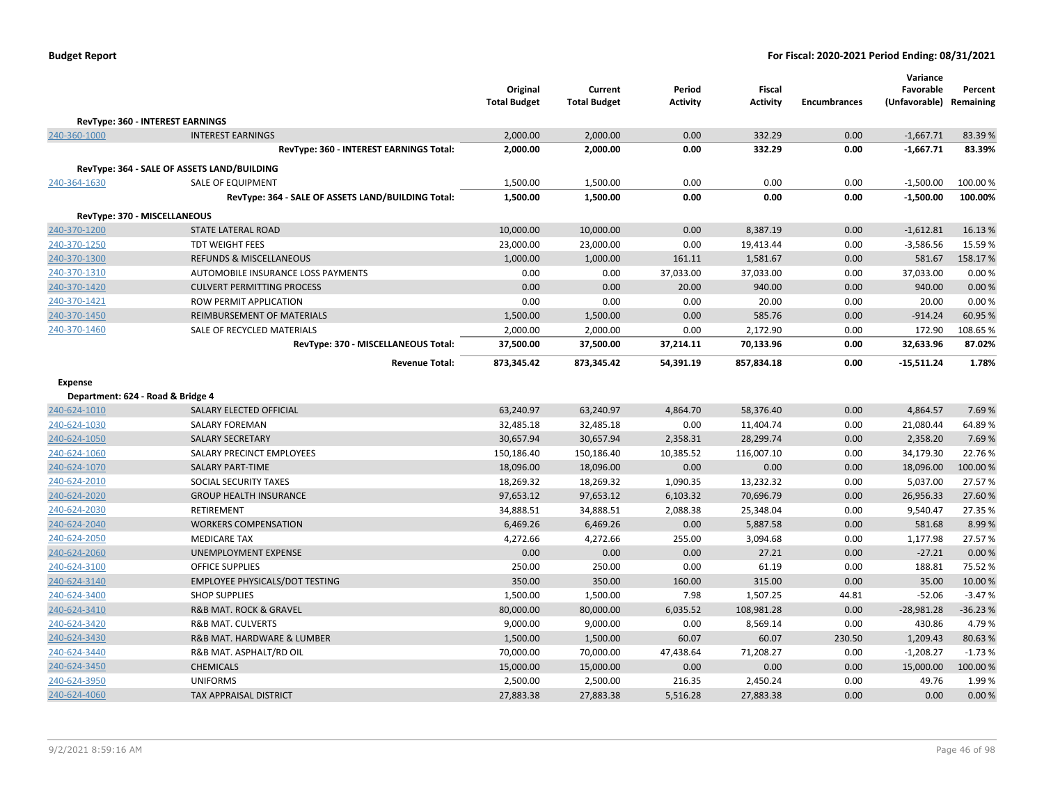**Budget Report** — **For Fiscal: 2020-2021 Period Ending: 08/31/2021**

| | | Original Total Budget | Current Total Budget | Period Activity | Fiscal Activity | Encumbrances | Variance Favorable (Unfavorable) | Percent Remaining |
|---|---|---|---|---|---|---|---|---|
| **RevType: 360 - INTEREST EARNINGS** | | | | | | | | |
| 240-360-1000 | INTEREST EARNINGS | 2,000.00 | 2,000.00 | 0.00 | 332.29 | 0.00 | -1,667.71 | 83.39 % |
| | **RevType: 360 - INTEREST EARNINGS Total:** | **2,000.00** | **2,000.00** | **0.00** | **332.29** | **0.00** | **-1,667.71** | **83.39%** |
| **RevType: 364 - SALE OF ASSETS LAND/BUILDING** | | | | | | | | |
| 240-364-1630 | SALE OF EQUIPMENT | 1,500.00 | 1,500.00 | 0.00 | 0.00 | 0.00 | -1,500.00 | 100.00 % |
| | **RevType: 364 - SALE OF ASSETS LAND/BUILDING Total:** | **1,500.00** | **1,500.00** | **0.00** | **0.00** | **0.00** | **-1,500.00** | **100.00%** |
| **RevType: 370 - MISCELLANEOUS** | | | | | | | | |
| 240-370-1200 | STATE LATERAL ROAD | 10,000.00 | 10,000.00 | 0.00 | 8,387.19 | 0.00 | -1,612.81 | 16.13 % |
| 240-370-1250 | TDT WEIGHT FEES | 23,000.00 | 23,000.00 | 0.00 | 19,413.44 | 0.00 | -3,586.56 | 15.59 % |
| 240-370-1300 | REFUNDS & MISCELLANEOUS | 1,000.00 | 1,000.00 | 161.11 | 1,581.67 | 0.00 | 581.67 | 158.17 % |
| 240-370-1310 | AUTOMOBILE INSURANCE LOSS PAYMENTS | 0.00 | 0.00 | 37,033.00 | 37,033.00 | 0.00 | 37,033.00 | 0.00 % |
| 240-370-1420 | CULVERT PERMITTING PROCESS | 0.00 | 0.00 | 20.00 | 940.00 | 0.00 | 940.00 | 0.00 % |
| 240-370-1421 | ROW PERMIT APPLICATION | 0.00 | 0.00 | 0.00 | 20.00 | 0.00 | 20.00 | 0.00 % |
| 240-370-1450 | REIMBURSEMENT OF MATERIALS | 1,500.00 | 1,500.00 | 0.00 | 585.76 | 0.00 | -914.24 | 60.95 % |
| 240-370-1460 | SALE OF RECYCLED MATERIALS | 2,000.00 | 2,000.00 | 0.00 | 2,172.90 | 0.00 | 172.90 | 108.65 % |
| | **RevType: 370 - MISCELLANEOUS Total:** | **37,500.00** | **37,500.00** | **37,214.11** | **70,133.96** | **0.00** | **32,633.96** | **87.02%** |
| | **Revenue Total:** | **873,345.42** | **873,345.42** | **54,391.19** | **857,834.18** | **0.00** | **-15,511.24** | **1.78%** |
| **Expense** | | | | | | | | |
| **Department: 624 - Road & Bridge 4** | | | | | | | | |
| 240-624-1010 | SALARY ELECTED OFFICIAL | 63,240.97 | 63,240.97 | 4,864.70 | 58,376.40 | 0.00 | 4,864.57 | 7.69 % |
| 240-624-1030 | SALARY FOREMAN | 32,485.18 | 32,485.18 | 0.00 | 11,404.74 | 0.00 | 21,080.44 | 64.89 % |
| 240-624-1050 | SALARY SECRETARY | 30,657.94 | 30,657.94 | 2,358.31 | 28,299.74 | 0.00 | 2,358.20 | 7.69 % |
| 240-624-1060 | SALARY PRECINCT EMPLOYEES | 150,186.40 | 150,186.40 | 10,385.52 | 116,007.10 | 0.00 | 34,179.30 | 22.76 % |
| 240-624-1070 | SALARY PART-TIME | 18,096.00 | 18,096.00 | 0.00 | 0.00 | 0.00 | 18,096.00 | 100.00 % |
| 240-624-2010 | SOCIAL SECURITY TAXES | 18,269.32 | 18,269.32 | 1,090.35 | 13,232.32 | 0.00 | 5,037.00 | 27.57 % |
| 240-624-2020 | GROUP HEALTH INSURANCE | 97,653.12 | 97,653.12 | 6,103.32 | 70,696.79 | 0.00 | 26,956.33 | 27.60 % |
| 240-624-2030 | RETIREMENT | 34,888.51 | 34,888.51 | 2,088.38 | 25,348.04 | 0.00 | 9,540.47 | 27.35 % |
| 240-624-2040 | WORKERS COMPENSATION | 6,469.26 | 6,469.26 | 0.00 | 5,887.58 | 0.00 | 581.68 | 8.99 % |
| 240-624-2050 | MEDICARE TAX | 4,272.66 | 4,272.66 | 255.00 | 3,094.68 | 0.00 | 1,177.98 | 27.57 % |
| 240-624-2060 | UNEMPLOYMENT EXPENSE | 0.00 | 0.00 | 0.00 | 27.21 | 0.00 | -27.21 | 0.00 % |
| 240-624-3100 | OFFICE SUPPLIES | 250.00 | 250.00 | 0.00 | 61.19 | 0.00 | 188.81 | 75.52 % |
| 240-624-3140 | EMPLOYEE PHYSICALS/DOT TESTING | 350.00 | 350.00 | 160.00 | 315.00 | 0.00 | 35.00 | 10.00 % |
| 240-624-3400 | SHOP SUPPLIES | 1,500.00 | 1,500.00 | 7.98 | 1,507.25 | 44.81 | -52.06 | -3.47 % |
| 240-624-3410 | R&B MAT. ROCK & GRAVEL | 80,000.00 | 80,000.00 | 6,035.52 | 108,981.28 | 0.00 | -28,981.28 | -36.23 % |
| 240-624-3420 | R&B MAT. CULVERTS | 9,000.00 | 9,000.00 | 0.00 | 8,569.14 | 0.00 | 430.86 | 4.79 % |
| 240-624-3430 | R&B MAT. HARDWARE & LUMBER | 1,500.00 | 1,500.00 | 60.07 | 60.07 | 230.50 | 1,209.43 | 80.63 % |
| 240-624-3440 | R&B MAT. ASPHALT/RD OIL | 70,000.00 | 70,000.00 | 47,438.64 | 71,208.27 | 0.00 | -1,208.27 | -1.73 % |
| 240-624-3450 | CHEMICALS | 15,000.00 | 15,000.00 | 0.00 | 0.00 | 0.00 | 15,000.00 | 100.00 % |
| 240-624-3950 | UNIFORMS | 2,500.00 | 2,500.00 | 216.35 | 2,450.24 | 0.00 | 49.76 | 1.99 % |
| 240-624-4060 | TAX APPRAISAL DISTRICT | 27,883.38 | 27,883.38 | 5,516.28 | 27,883.38 | 0.00 | 0.00 | 0.00 % |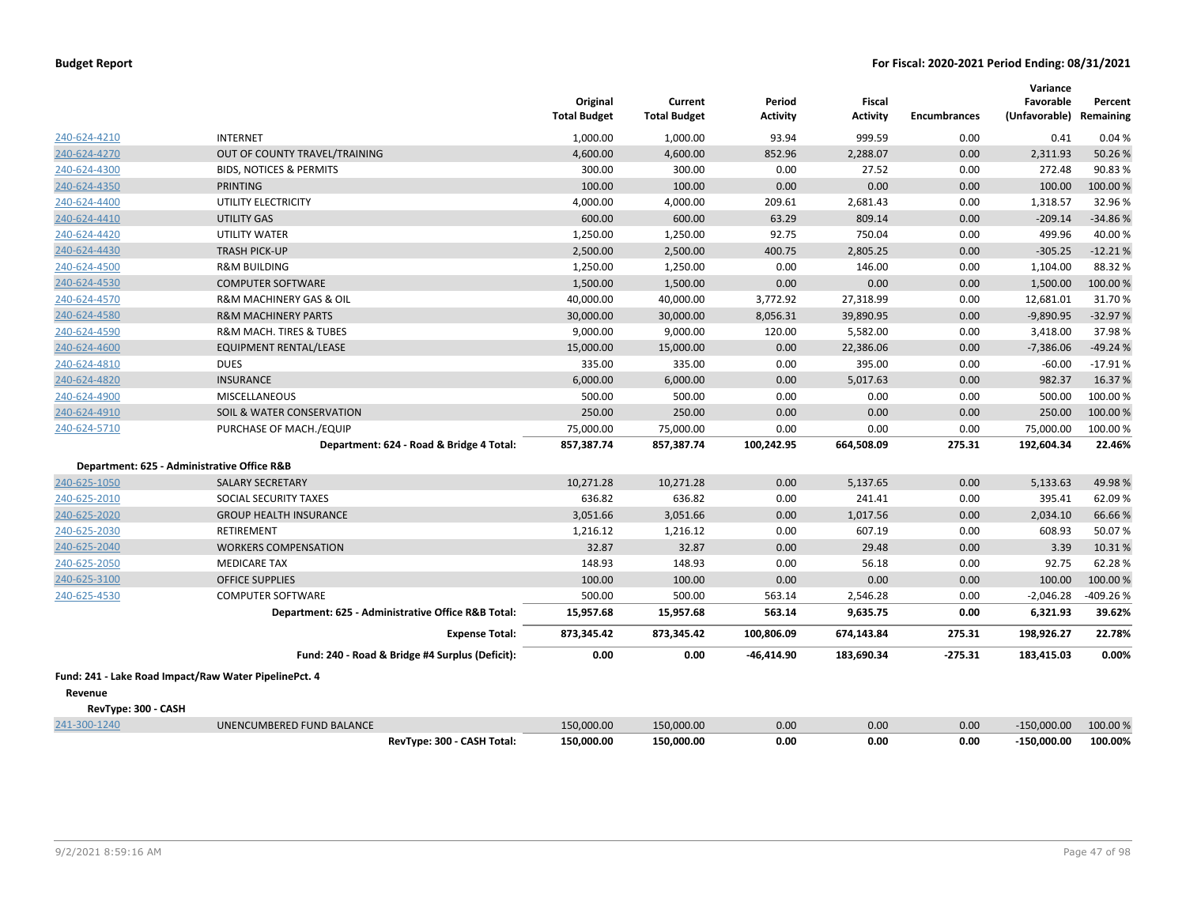**Budget Report** — **For Fiscal: 2020-2021 Period Ending: 08/31/2021**

| | | Original Total Budget | Current Total Budget | Period Activity | Fiscal Activity | Encumbrances | Variance Favorable (Unfavorable) | Percent Remaining |
|---|---|---|---|---|---|---|---|---|
| 240-624-4210 | INTERNET | 1,000.00 | 1,000.00 | 93.94 | 999.59 | 0.00 | 0.41 | 0.04 % |
| 240-624-4270 | OUT OF COUNTY TRAVEL/TRAINING | 4,600.00 | 4,600.00 | 852.96 | 2,288.07 | 0.00 | 2,311.93 | 50.26 % |
| 240-624-4300 | BIDS, NOTICES & PERMITS | 300.00 | 300.00 | 0.00 | 27.52 | 0.00 | 272.48 | 90.83 % |
| 240-624-4350 | PRINTING | 100.00 | 100.00 | 0.00 | 0.00 | 0.00 | 100.00 | 100.00 % |
| 240-624-4400 | UTILITY ELECTRICITY | 4,000.00 | 4,000.00 | 209.61 | 2,681.43 | 0.00 | 1,318.57 | 32.96 % |
| 240-624-4410 | UTILITY GAS | 600.00 | 600.00 | 63.29 | 809.14 | 0.00 | -209.14 | -34.86 % |
| 240-624-4420 | UTILITY WATER | 1,250.00 | 1,250.00 | 92.75 | 750.04 | 0.00 | 499.96 | 40.00 % |
| 240-624-4430 | TRASH PICK-UP | 2,500.00 | 2,500.00 | 400.75 | 2,805.25 | 0.00 | -305.25 | -12.21 % |
| 240-624-4500 | R&M BUILDING | 1,250.00 | 1,250.00 | 0.00 | 146.00 | 0.00 | 1,104.00 | 88.32 % |
| 240-624-4530 | COMPUTER SOFTWARE | 1,500.00 | 1,500.00 | 0.00 | 0.00 | 0.00 | 1,500.00 | 100.00 % |
| 240-624-4570 | R&M MACHINERY GAS & OIL | 40,000.00 | 40,000.00 | 3,772.92 | 27,318.99 | 0.00 | 12,681.01 | 31.70 % |
| 240-624-4580 | R&M MACHINERY PARTS | 30,000.00 | 30,000.00 | 8,056.31 | 39,890.95 | 0.00 | -9,890.95 | -32.97 % |
| 240-624-4590 | R&M MACH. TIRES & TUBES | 9,000.00 | 9,000.00 | 120.00 | 5,582.00 | 0.00 | 3,418.00 | 37.98 % |
| 240-624-4600 | EQUIPMENT RENTAL/LEASE | 15,000.00 | 15,000.00 | 0.00 | 22,386.06 | 0.00 | -7,386.06 | -49.24 % |
| 240-624-4810 | DUES | 335.00 | 335.00 | 0.00 | 395.00 | 0.00 | -60.00 | -17.91 % |
| 240-624-4820 | INSURANCE | 6,000.00 | 6,000.00 | 0.00 | 5,017.63 | 0.00 | 982.37 | 16.37 % |
| 240-624-4900 | MISCELLANEOUS | 500.00 | 500.00 | 0.00 | 0.00 | 0.00 | 500.00 | 100.00 % |
| 240-624-4910 | SOIL & WATER CONSERVATION | 250.00 | 250.00 | 0.00 | 0.00 | 0.00 | 250.00 | 100.00 % |
| 240-624-5710 | PURCHASE OF MACH./EQUIP | 75,000.00 | 75,000.00 | 0.00 | 0.00 | 0.00 | 75,000.00 | 100.00 % |
| | **Department: 624 - Road & Bridge 4 Total:** | **857,387.74** | **857,387.74** | **100,242.95** | **664,508.09** | **275.31** | **192,604.34** | **22.46%** |
| **Department: 625 - Administrative Office R&B** | | | | | | | | |
| 240-625-1050 | SALARY SECRETARY | 10,271.28 | 10,271.28 | 0.00 | 5,137.65 | 0.00 | 5,133.63 | 49.98 % |
| 240-625-2010 | SOCIAL SECURITY TAXES | 636.82 | 636.82 | 0.00 | 241.41 | 0.00 | 395.41 | 62.09 % |
| 240-625-2020 | GROUP HEALTH INSURANCE | 3,051.66 | 3,051.66 | 0.00 | 1,017.56 | 0.00 | 2,034.10 | 66.66 % |
| 240-625-2030 | RETIREMENT | 1,216.12 | 1,216.12 | 0.00 | 607.19 | 0.00 | 608.93 | 50.07 % |
| 240-625-2040 | WORKERS COMPENSATION | 32.87 | 32.87 | 0.00 | 29.48 | 0.00 | 3.39 | 10.31 % |
| 240-625-2050 | MEDICARE TAX | 148.93 | 148.93 | 0.00 | 56.18 | 0.00 | 92.75 | 62.28 % |
| 240-625-3100 | OFFICE SUPPLIES | 100.00 | 100.00 | 0.00 | 0.00 | 0.00 | 100.00 | 100.00 % |
| 240-625-4530 | COMPUTER SOFTWARE | 500.00 | 500.00 | 563.14 | 2,546.28 | 0.00 | -2,046.28 | -409.26 % |
| | **Department: 625 - Administrative Office R&B Total:** | **15,957.68** | **15,957.68** | **563.14** | **9,635.75** | **0.00** | **6,321.93** | **39.62%** |
| | **Expense Total:** | **873,345.42** | **873,345.42** | **100,806.09** | **674,143.84** | **275.31** | **198,926.27** | **22.78%** |
| | **Fund: 240 - Road & Bridge #4 Surplus (Deficit):** | **0.00** | **0.00** | **-46,414.90** | **183,690.34** | **-275.31** | **183,415.03** | **0.00%** |
| **Fund: 241 - Lake Road Impact/Raw Water PipelinePct. 4** | | | | | | | | |
| **Revenue** | | | | | | | | |
| **RevType: 300 - CASH** | | | | | | | | |
| 241-300-1240 | UNENCUMBERED FUND BALANCE | 150,000.00 | 150,000.00 | 0.00 | 0.00 | 0.00 | -150,000.00 | 100.00 % |
| | **RevType: 300 - CASH Total:** | **150,000.00** | **150,000.00** | **0.00** | **0.00** | **0.00** | **-150,000.00** | **100.00%** |

9/2/2021 8:59:16 AM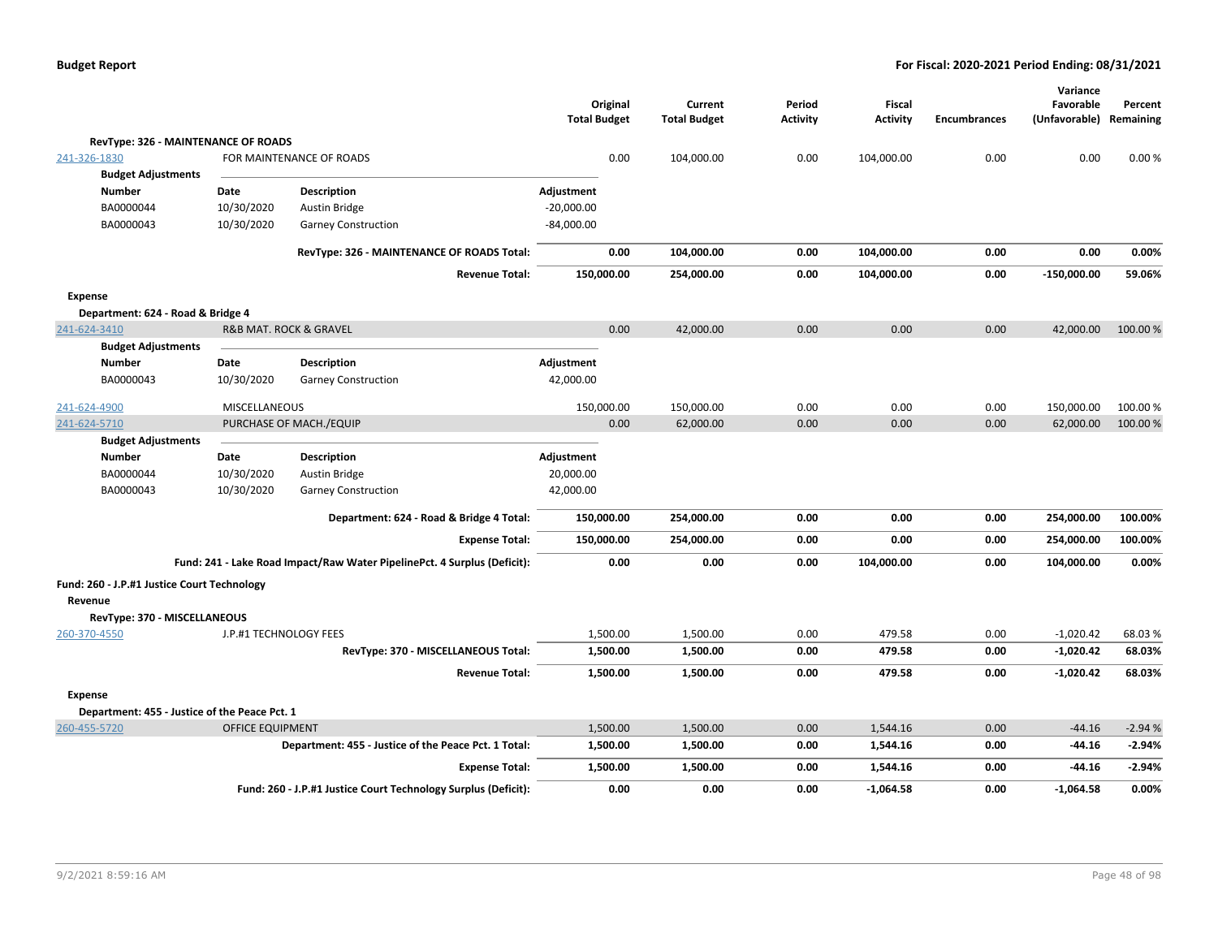| | | Original Total Budget | Current Total Budget | Period Activity | Fiscal Activity | Encumbrances | Variance Favorable (Unfavorable) | Percent Remaining |
|---|---|---|---|---|---|---|---|---|
| **RevType: 326 - MAINTENANCE OF ROADS** | | | | | | | | |
| 241-326-1830 | FOR MAINTENANCE OF ROADS | 0.00 | 104,000.00 | 0.00 | 104,000.00 | 0.00 | 0.00 | 0.00 % |

**Budget Adjustments**

| Number | Date | Description | Adjustment |
|---|---|---|---|
| BA0000044 | 10/30/2020 | Austin Bridge | -20,000.00 |
| BA0000043 | 10/30/2020 | Garney Construction | -84,000.00 |

| | Original Total Budget | Current Total Budget | Period Activity | Fiscal Activity | Encumbrances | Variance Favorable (Unfavorable) | Percent Remaining |
|---|---|---|---|---|---|---|---|
| **RevType: 326 - MAINTENANCE OF ROADS Total:** | **0.00** | **104,000.00** | **0.00** | **104,000.00** | **0.00** | **0.00** | **0.00%** |
| **Revenue Total:** | **150,000.00** | **254,000.00** | **0.00** | **104,000.00** | **0.00** | **-150,000.00** | **59.06%** |

**Expense**

**Department: 624 - Road & Bridge 4**

| | | Original Total Budget | Current Total Budget | Period Activity | Fiscal Activity | Encumbrances | Variance Favorable (Unfavorable) | Percent Remaining |
|---|---|---|---|---|---|---|---|---|
| 241-624-3410 | R&B MAT. ROCK & GRAVEL | 0.00 | 42,000.00 | 0.00 | 0.00 | 0.00 | 42,000.00 | 100.00 % |

**Budget Adjustments**

| Number | Date | Description | Adjustment |
|---|---|---|---|
| BA0000043 | 10/30/2020 | Garney Construction | 42,000.00 |

| | | Original Total Budget | Current Total Budget | Period Activity | Fiscal Activity | Encumbrances | Variance Favorable (Unfavorable) | Percent Remaining |
|---|---|---|---|---|---|---|---|---|
| 241-624-4900 | MISCELLANEOUS | 150,000.00 | 150,000.00 | 0.00 | 0.00 | 0.00 | 150,000.00 | 100.00 % |
| 241-624-5710 | PURCHASE OF MACH./EQUIP | 0.00 | 62,000.00 | 0.00 | 0.00 | 0.00 | 62,000.00 | 100.00 % |

**Budget Adjustments**

| Number | Date | Description | Adjustment |
|---|---|---|---|
| BA0000044 | 10/30/2020 | Austin Bridge | 20,000.00 |
| BA0000043 | 10/30/2020 | Garney Construction | 42,000.00 |

| | Original Total Budget | Current Total Budget | Period Activity | Fiscal Activity | Encumbrances | Variance Favorable (Unfavorable) | Percent Remaining |
|---|---|---|---|---|---|---|---|
| **Department: 624 - Road & Bridge 4 Total:** | **150,000.00** | **254,000.00** | **0.00** | **0.00** | **0.00** | **254,000.00** | **100.00%** |
| **Expense Total:** | **150,000.00** | **254,000.00** | **0.00** | **0.00** | **0.00** | **254,000.00** | **100.00%** |
| **Fund: 241 - Lake Road Impact/Raw Water PipelinePct. 4 Surplus (Deficit):** | **0.00** | **0.00** | **0.00** | **104,000.00** | **0.00** | **104,000.00** | **0.00%** |

**Fund: 260 - J.P.#1 Justice Court Technology**

**Revenue**

**RevType: 370 - MISCELLANEOUS**

| | | Original Total Budget | Current Total Budget | Period Activity | Fiscal Activity | Encumbrances | Variance Favorable (Unfavorable) | Percent Remaining |
|---|---|---|---|---|---|---|---|---|
| 260-370-4550 | J.P.#1 TECHNOLOGY FEES | 1,500.00 | 1,500.00 | 0.00 | 479.58 | 0.00 | -1,020.42 | 68.03 % |
| | **RevType: 370 - MISCELLANEOUS Total:** | **1,500.00** | **1,500.00** | **0.00** | **479.58** | **0.00** | **-1,020.42** | **68.03%** |
| | **Revenue Total:** | **1,500.00** | **1,500.00** | **0.00** | **479.58** | **0.00** | **-1,020.42** | **68.03%** |

**Expense**

**Department: 455 - Justice of the Peace Pct. 1**

| | | Original Total Budget | Current Total Budget | Period Activity | Fiscal Activity | Encumbrances | Variance Favorable (Unfavorable) | Percent Remaining |
|---|---|---|---|---|---|---|---|---|
| 260-455-5720 | OFFICE EQUIPMENT | 1,500.00 | 1,500.00 | 0.00 | 1,544.16 | 0.00 | -44.16 | -2.94 % |
| | **Department: 455 - Justice of the Peace Pct. 1 Total:** | **1,500.00** | **1,500.00** | **0.00** | **1,544.16** | **0.00** | **-44.16** | **-2.94%** |
| | **Expense Total:** | **1,500.00** | **1,500.00** | **0.00** | **1,544.16** | **0.00** | **-44.16** | **-2.94%** |
| | **Fund: 260 - J.P.#1 Justice Court Technology Surplus (Deficit):** | **0.00** | **0.00** | **0.00** | **-1,064.58** | **0.00** | **-1,064.58** | **0.00%** |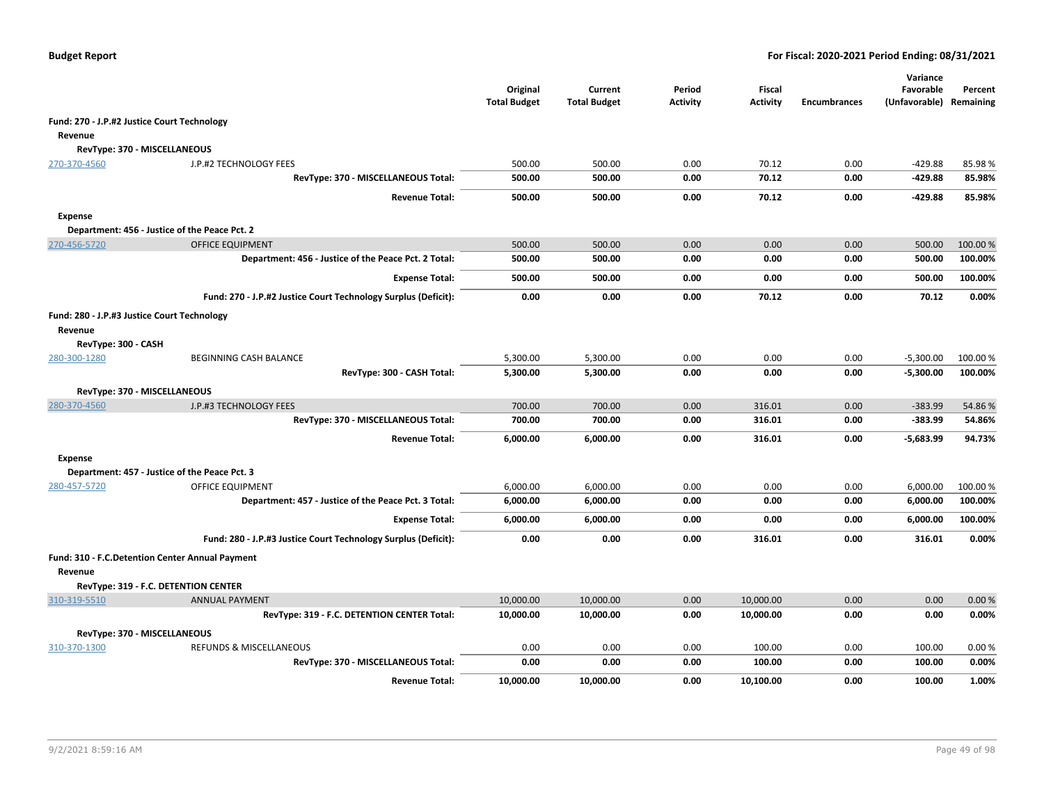**Budget Report** — **For Fiscal: 2020-2021 Period Ending: 08/31/2021**

| | | Original Total Budget | Current Total Budget | Period Activity | Fiscal Activity | Encumbrances | Variance Favorable (Unfavorable) | Percent Remaining |
|---|---|---|---|---|---|---|---|---|
| **Fund: 270 - J.P.#2 Justice Court Technology** | | | | | | | | |
| **Revenue** | | | | | | | | |
| **RevType: 370 - MISCELLANEOUS** | | | | | | | | |
| 270-370-4560 | J.P.#2 TECHNOLOGY FEES | 500.00 | 500.00 | 0.00 | 70.12 | 0.00 | -429.88 | 85.98 % |
| | **RevType: 370 - MISCELLANEOUS Total:** | **500.00** | **500.00** | **0.00** | **70.12** | **0.00** | **-429.88** | **85.98%** |
| | **Revenue Total:** | **500.00** | **500.00** | **0.00** | **70.12** | **0.00** | **-429.88** | **85.98%** |
| **Expense** | | | | | | | | |
| **Department: 456 - Justice of the Peace Pct. 2** | | | | | | | | |
| 270-456-5720 | OFFICE EQUIPMENT | 500.00 | 500.00 | 0.00 | 0.00 | 0.00 | 500.00 | 100.00 % |
| | **Department: 456 - Justice of the Peace Pct. 2 Total:** | **500.00** | **500.00** | **0.00** | **0.00** | **0.00** | **500.00** | **100.00%** |
| | **Expense Total:** | **500.00** | **500.00** | **0.00** | **0.00** | **0.00** | **500.00** | **100.00%** |
| | **Fund: 270 - J.P.#2 Justice Court Technology Surplus (Deficit):** | **0.00** | **0.00** | **0.00** | **70.12** | **0.00** | **70.12** | **0.00%** |
| **Fund: 280 - J.P.#3 Justice Court Technology** | | | | | | | | |
| **Revenue** | | | | | | | | |
| **RevType: 300 - CASH** | | | | | | | | |
| 280-300-1280 | BEGINNING CASH BALANCE | 5,300.00 | 5,300.00 | 0.00 | 0.00 | 0.00 | -5,300.00 | 100.00 % |
| | **RevType: 300 - CASH Total:** | **5,300.00** | **5,300.00** | **0.00** | **0.00** | **0.00** | **-5,300.00** | **100.00%** |
| **RevType: 370 - MISCELLANEOUS** | | | | | | | | |
| 280-370-4560 | J.P.#3 TECHNOLOGY FEES | 700.00 | 700.00 | 0.00 | 316.01 | 0.00 | -383.99 | 54.86 % |
| | **RevType: 370 - MISCELLANEOUS Total:** | **700.00** | **700.00** | **0.00** | **316.01** | **0.00** | **-383.99** | **54.86%** |
| | **Revenue Total:** | **6,000.00** | **6,000.00** | **0.00** | **316.01** | **0.00** | **-5,683.99** | **94.73%** |
| **Expense** | | | | | | | | |
| **Department: 457 - Justice of the Peace Pct. 3** | | | | | | | | |
| 280-457-5720 | OFFICE EQUIPMENT | 6,000.00 | 6,000.00 | 0.00 | 0.00 | 0.00 | 6,000.00 | 100.00 % |
| | **Department: 457 - Justice of the Peace Pct. 3 Total:** | **6,000.00** | **6,000.00** | **0.00** | **0.00** | **0.00** | **6,000.00** | **100.00%** |
| | **Expense Total:** | **6,000.00** | **6,000.00** | **0.00** | **0.00** | **0.00** | **6,000.00** | **100.00%** |
| | **Fund: 280 - J.P.#3 Justice Court Technology Surplus (Deficit):** | **0.00** | **0.00** | **0.00** | **316.01** | **0.00** | **316.01** | **0.00%** |
| **Fund: 310 - F.C.Detention Center Annual Payment** | | | | | | | | |
| **Revenue** | | | | | | | | |
| **RevType: 319 - F.C. DETENTION CENTER** | | | | | | | | |
| 310-319-5510 | ANNUAL PAYMENT | 10,000.00 | 10,000.00 | 0.00 | 10,000.00 | 0.00 | 0.00 | 0.00 % |
| | **RevType: 319 - F.C. DETENTION CENTER Total:** | **10,000.00** | **10,000.00** | **0.00** | **10,000.00** | **0.00** | **0.00** | **0.00%** |
| **RevType: 370 - MISCELLANEOUS** | | | | | | | | |
| 310-370-1300 | REFUNDS & MISCELLANEOUS | 0.00 | 0.00 | 0.00 | 100.00 | 0.00 | 100.00 | 0.00 % |
| | **RevType: 370 - MISCELLANEOUS Total:** | **0.00** | **0.00** | **0.00** | **100.00** | **0.00** | **100.00** | **0.00%** |
| | **Revenue Total:** | **10,000.00** | **10,000.00** | **0.00** | **10,100.00** | **0.00** | **100.00** | **1.00%** |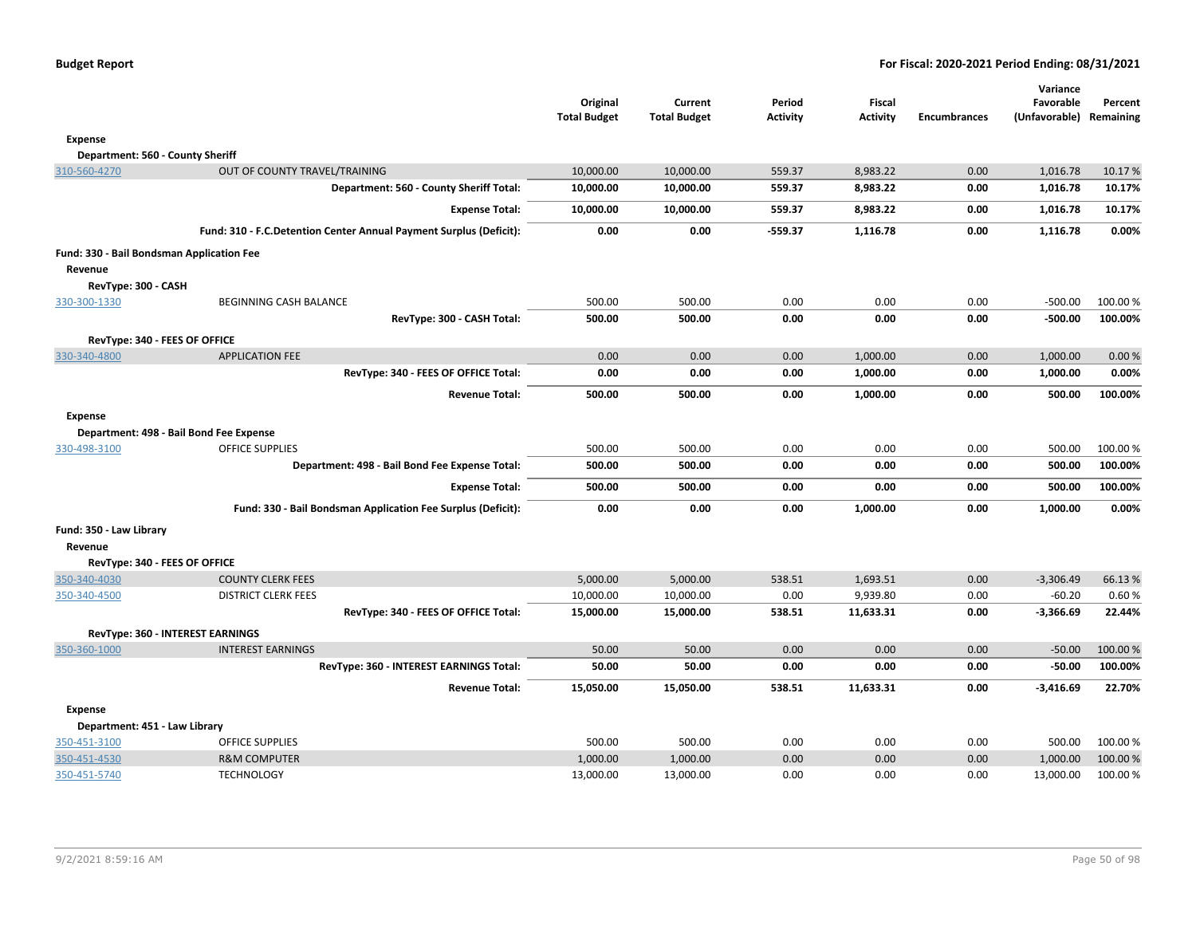| | | Original Total Budget | Current Total Budget | Period Activity | Fiscal Activity | Encumbrances | Variance Favorable (Unfavorable) | Percent Remaining |
|---|---|---|---|---|---|---|---|---|
| **Expense** | | | | | | | | |
| **Department: 560 - County Sheriff** | | | | | | | | |
| 310-560-4270 | OUT OF COUNTY TRAVEL/TRAINING | 10,000.00 | 10,000.00 | 559.37 | 8,983.22 | 0.00 | 1,016.78 | 10.17 % |
| | **Department: 560 - County Sheriff Total:** | **10,000.00** | **10,000.00** | **559.37** | **8,983.22** | **0.00** | **1,016.78** | **10.17%** |
| | **Expense Total:** | **10,000.00** | **10,000.00** | **559.37** | **8,983.22** | **0.00** | **1,016.78** | **10.17%** |
| | **Fund: 310 - F.C.Detention Center Annual Payment Surplus (Deficit):** | **0.00** | **0.00** | **-559.37** | **1,116.78** | **0.00** | **1,116.78** | **0.00%** |
| **Fund: 330 - Bail Bondsman Application Fee** | | | | | | | | |
| **Revenue** | | | | | | | | |
| **RevType: 300 - CASH** | | | | | | | | |
| 330-300-1330 | BEGINNING CASH BALANCE | 500.00 | 500.00 | 0.00 | 0.00 | 0.00 | -500.00 | 100.00 % |
| | **RevType: 300 - CASH Total:** | **500.00** | **500.00** | **0.00** | **0.00** | **0.00** | **-500.00** | **100.00%** |
| **RevType: 340 - FEES OF OFFICE** | | | | | | | | |
| 330-340-4800 | APPLICATION FEE | 0.00 | 0.00 | 0.00 | 1,000.00 | 0.00 | 1,000.00 | 0.00 % |
| | **RevType: 340 - FEES OF OFFICE Total:** | **0.00** | **0.00** | **0.00** | **1,000.00** | **0.00** | **1,000.00** | **0.00%** |
| | **Revenue Total:** | **500.00** | **500.00** | **0.00** | **1,000.00** | **0.00** | **500.00** | **100.00%** |
| **Expense** | | | | | | | | |
| **Department: 498 - Bail Bond Fee Expense** | | | | | | | | |
| 330-498-3100 | OFFICE SUPPLIES | 500.00 | 500.00 | 0.00 | 0.00 | 0.00 | 500.00 | 100.00 % |
| | **Department: 498 - Bail Bond Fee Expense Total:** | **500.00** | **500.00** | **0.00** | **0.00** | **0.00** | **500.00** | **100.00%** |
| | **Expense Total:** | **500.00** | **500.00** | **0.00** | **0.00** | **0.00** | **500.00** | **100.00%** |
| | **Fund: 330 - Bail Bondsman Application Fee Surplus (Deficit):** | **0.00** | **0.00** | **0.00** | **1,000.00** | **0.00** | **1,000.00** | **0.00%** |
| **Fund: 350 - Law Library** | | | | | | | | |
| **Revenue** | | | | | | | | |
| **RevType: 340 - FEES OF OFFICE** | | | | | | | | |
| 350-340-4030 | COUNTY CLERK FEES | 5,000.00 | 5,000.00 | 538.51 | 1,693.51 | 0.00 | -3,306.49 | 66.13 % |
| 350-340-4500 | DISTRICT CLERK FEES | 10,000.00 | 10,000.00 | 0.00 | 9,939.80 | 0.00 | -60.20 | 0.60 % |
| | **RevType: 340 - FEES OF OFFICE Total:** | **15,000.00** | **15,000.00** | **538.51** | **11,633.31** | **0.00** | **-3,366.69** | **22.44%** |
| **RevType: 360 - INTEREST EARNINGS** | | | | | | | | |
| 350-360-1000 | INTEREST EARNINGS | 50.00 | 50.00 | 0.00 | 0.00 | 0.00 | -50.00 | 100.00 % |
| | **RevType: 360 - INTEREST EARNINGS Total:** | **50.00** | **50.00** | **0.00** | **0.00** | **0.00** | **-50.00** | **100.00%** |
| | **Revenue Total:** | **15,050.00** | **15,050.00** | **538.51** | **11,633.31** | **0.00** | **-3,416.69** | **22.70%** |
| **Expense** | | | | | | | | |
| **Department: 451 - Law Library** | | | | | | | | |
| 350-451-3100 | OFFICE SUPPLIES | 500.00 | 500.00 | 0.00 | 0.00 | 0.00 | 500.00 | 100.00 % |
| 350-451-4530 | R&M COMPUTER | 1,000.00 | 1,000.00 | 0.00 | 0.00 | 0.00 | 1,000.00 | 100.00 % |
| 350-451-5740 | TECHNOLOGY | 13,000.00 | 13,000.00 | 0.00 | 0.00 | 0.00 | 13,000.00 | 100.00 % |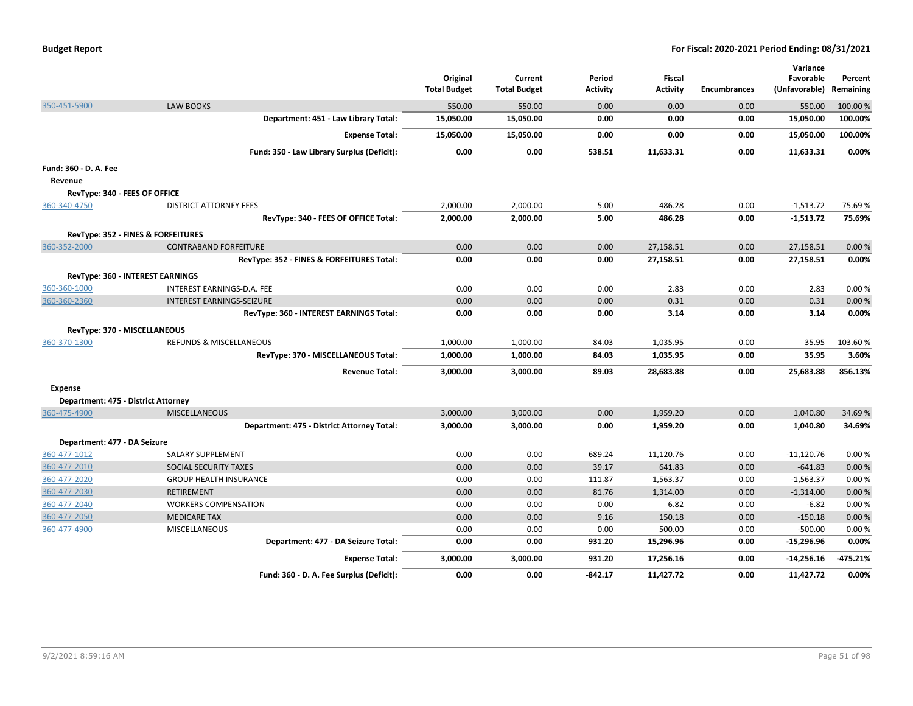| | | Original Total Budget | Current Total Budget | Period Activity | Fiscal Activity | Encumbrances | Variance Favorable (Unfavorable) | Percent Remaining |
|---|---|---|---|---|---|---|---|---|
| 350-451-5900 | LAW BOOKS | 550.00 | 550.00 | 0.00 | 0.00 | 0.00 | 550.00 | 100.00 % |
| | **Department: 451 - Law Library Total:** | **15,050.00** | **15,050.00** | **0.00** | **0.00** | **0.00** | **15,050.00** | **100.00%** |
| | **Expense Total:** | **15,050.00** | **15,050.00** | **0.00** | **0.00** | **0.00** | **15,050.00** | **100.00%** |
| | **Fund: 350 - Law Library Surplus (Deficit):** | **0.00** | **0.00** | **538.51** | **11,633.31** | **0.00** | **11,633.31** | **0.00%** |
| **Fund: 360 - D. A. Fee** | | | | | | | | |
| **Revenue** | | | | | | | | |
| **RevType: 340 - FEES OF OFFICE** | | | | | | | | |
| 360-340-4750 | DISTRICT ATTORNEY FEES | 2,000.00 | 2,000.00 | 5.00 | 486.28 | 0.00 | -1,513.72 | 75.69 % |
| | **RevType: 340 - FEES OF OFFICE Total:** | **2,000.00** | **2,000.00** | **5.00** | **486.28** | **0.00** | **-1,513.72** | **75.69%** |
| **RevType: 352 - FINES & FORFEITURES** | | | | | | | | |
| 360-352-2000 | CONTRABAND FORFEITURE | 0.00 | 0.00 | 0.00 | 27,158.51 | 0.00 | 27,158.51 | 0.00 % |
| | **RevType: 352 - FINES & FORFEITURES Total:** | **0.00** | **0.00** | **0.00** | **27,158.51** | **0.00** | **27,158.51** | **0.00%** |
| **RevType: 360 - INTEREST EARNINGS** | | | | | | | | |
| 360-360-1000 | INTEREST EARNINGS-D.A. FEE | 0.00 | 0.00 | 0.00 | 2.83 | 0.00 | 2.83 | 0.00 % |
| 360-360-2360 | INTEREST EARNINGS-SEIZURE | 0.00 | 0.00 | 0.00 | 0.31 | 0.00 | 0.31 | 0.00 % |
| | **RevType: 360 - INTEREST EARNINGS Total:** | **0.00** | **0.00** | **0.00** | **3.14** | **0.00** | **3.14** | **0.00%** |
| **RevType: 370 - MISCELLANEOUS** | | | | | | | | |
| 360-370-1300 | REFUNDS & MISCELLANEOUS | 1,000.00 | 1,000.00 | 84.03 | 1,035.95 | 0.00 | 35.95 | 103.60 % |
| | **RevType: 370 - MISCELLANEOUS Total:** | **1,000.00** | **1,000.00** | **84.03** | **1,035.95** | **0.00** | **35.95** | **3.60%** |
| | **Revenue Total:** | **3,000.00** | **3,000.00** | **89.03** | **28,683.88** | **0.00** | **25,683.88** | **856.13%** |
| **Expense** | | | | | | | | |
| **Department: 475 - District Attorney** | | | | | | | | |
| 360-475-4900 | MISCELLANEOUS | 3,000.00 | 3,000.00 | 0.00 | 1,959.20 | 0.00 | 1,040.80 | 34.69 % |
| | **Department: 475 - District Attorney Total:** | **3,000.00** | **3,000.00** | **0.00** | **1,959.20** | **0.00** | **1,040.80** | **34.69%** |
| **Department: 477 - DA Seizure** | | | | | | | | |
| 360-477-1012 | SALARY SUPPLEMENT | 0.00 | 0.00 | 689.24 | 11,120.76 | 0.00 | -11,120.76 | 0.00 % |
| 360-477-2010 | SOCIAL SECURITY TAXES | 0.00 | 0.00 | 39.17 | 641.83 | 0.00 | -641.83 | 0.00 % |
| 360-477-2020 | GROUP HEALTH INSURANCE | 0.00 | 0.00 | 111.87 | 1,563.37 | 0.00 | -1,563.37 | 0.00 % |
| 360-477-2030 | RETIREMENT | 0.00 | 0.00 | 81.76 | 1,314.00 | 0.00 | -1,314.00 | 0.00 % |
| 360-477-2040 | WORKERS COMPENSATION | 0.00 | 0.00 | 0.00 | 6.82 | 0.00 | -6.82 | 0.00 % |
| 360-477-2050 | MEDICARE TAX | 0.00 | 0.00 | 9.16 | 150.18 | 0.00 | -150.18 | 0.00 % |
| 360-477-4900 | MISCELLANEOUS | 0.00 | 0.00 | 0.00 | 500.00 | 0.00 | -500.00 | 0.00 % |
| | **Department: 477 - DA Seizure Total:** | **0.00** | **0.00** | **931.20** | **15,296.96** | **0.00** | **-15,296.96** | **0.00%** |
| | **Expense Total:** | **3,000.00** | **3,000.00** | **931.20** | **17,256.16** | **0.00** | **-14,256.16** | **-475.21%** |
| | **Fund: 360 - D. A. Fee Surplus (Deficit):** | **0.00** | **0.00** | **-842.17** | **11,427.72** | **0.00** | **11,427.72** | **0.00%** |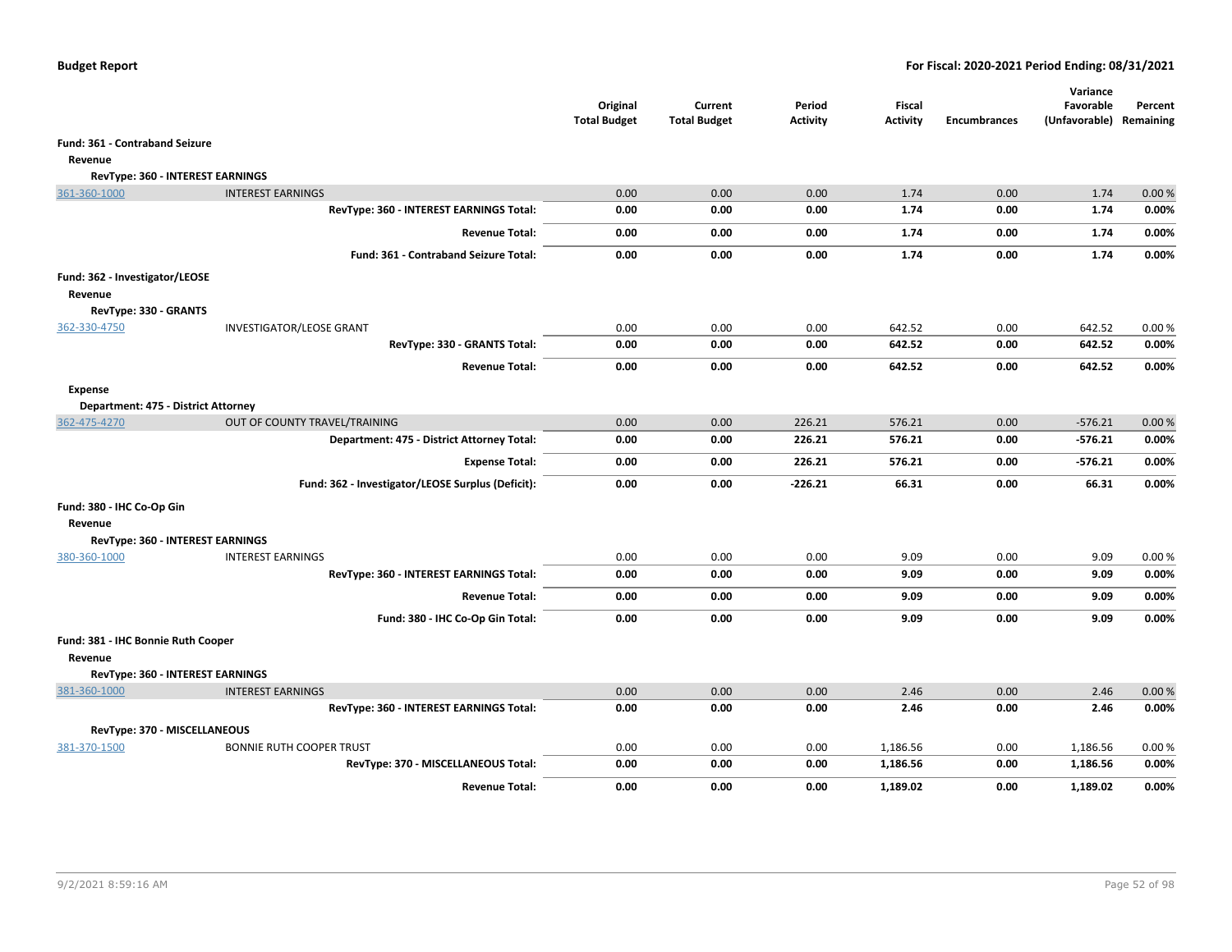| | | Original Total Budget | Current Total Budget | Period Activity | Fiscal Activity | Encumbrances | Variance Favorable (Unfavorable) | Percent Remaining |
|---|---|---|---|---|---|---|---|---|
| **Fund: 361 - Contraband Seizure** | | | | | | | | |
| **Revenue** | | | | | | | | |
| **RevType: 360 - INTEREST EARNINGS** | | | | | | | | |
| 361-360-1000 | INTEREST EARNINGS | 0.00 | 0.00 | 0.00 | 1.74 | 0.00 | 1.74 | 0.00 % |
| | **RevType: 360 - INTEREST EARNINGS Total:** | **0.00** | **0.00** | **0.00** | **1.74** | **0.00** | **1.74** | **0.00%** |
| | **Revenue Total:** | **0.00** | **0.00** | **0.00** | **1.74** | **0.00** | **1.74** | **0.00%** |
| | **Fund: 361 - Contraband Seizure Total:** | **0.00** | **0.00** | **0.00** | **1.74** | **0.00** | **1.74** | **0.00%** |
| **Fund: 362 - Investigator/LEOSE** | | | | | | | | |
| **Revenue** | | | | | | | | |
| **RevType: 330 - GRANTS** | | | | | | | | |
| 362-330-4750 | INVESTIGATOR/LEOSE GRANT | 0.00 | 0.00 | 0.00 | 642.52 | 0.00 | 642.52 | 0.00 % |
| | **RevType: 330 - GRANTS Total:** | **0.00** | **0.00** | **0.00** | **642.52** | **0.00** | **642.52** | **0.00%** |
| | **Revenue Total:** | **0.00** | **0.00** | **0.00** | **642.52** | **0.00** | **642.52** | **0.00%** |
| **Expense** | | | | | | | | |
| **Department: 475 - District Attorney** | | | | | | | | |
| 362-475-4270 | OUT OF COUNTY TRAVEL/TRAINING | 0.00 | 0.00 | 226.21 | 576.21 | 0.00 | -576.21 | 0.00 % |
| | **Department: 475 - District Attorney Total:** | **0.00** | **0.00** | **226.21** | **576.21** | **0.00** | **-576.21** | **0.00%** |
| | **Expense Total:** | **0.00** | **0.00** | **226.21** | **576.21** | **0.00** | **-576.21** | **0.00%** |
| | **Fund: 362 - Investigator/LEOSE Surplus (Deficit):** | **0.00** | **0.00** | **-226.21** | **66.31** | **0.00** | **66.31** | **0.00%** |
| **Fund: 380 - IHC Co-Op Gin** | | | | | | | | |
| **Revenue** | | | | | | | | |
| **RevType: 360 - INTEREST EARNINGS** | | | | | | | | |
| 380-360-1000 | INTEREST EARNINGS | 0.00 | 0.00 | 0.00 | 9.09 | 0.00 | 9.09 | 0.00 % |
| | **RevType: 360 - INTEREST EARNINGS Total:** | **0.00** | **0.00** | **0.00** | **9.09** | **0.00** | **9.09** | **0.00%** |
| | **Revenue Total:** | **0.00** | **0.00** | **0.00** | **9.09** | **0.00** | **9.09** | **0.00%** |
| | **Fund: 380 - IHC Co-Op Gin Total:** | **0.00** | **0.00** | **0.00** | **9.09** | **0.00** | **9.09** | **0.00%** |
| **Fund: 381 - IHC Bonnie Ruth Cooper** | | | | | | | | |
| **Revenue** | | | | | | | | |
| **RevType: 360 - INTEREST EARNINGS** | | | | | | | | |
| 381-360-1000 | INTEREST EARNINGS | 0.00 | 0.00 | 0.00 | 2.46 | 0.00 | 2.46 | 0.00 % |
| | **RevType: 360 - INTEREST EARNINGS Total:** | **0.00** | **0.00** | **0.00** | **2.46** | **0.00** | **2.46** | **0.00%** |
| **RevType: 370 - MISCELLANEOUS** | | | | | | | | |
| 381-370-1500 | BONNIE RUTH COOPER TRUST | 0.00 | 0.00 | 0.00 | 1,186.56 | 0.00 | 1,186.56 | 0.00 % |
| | **RevType: 370 - MISCELLANEOUS Total:** | **0.00** | **0.00** | **0.00** | **1,186.56** | **0.00** | **1,186.56** | **0.00%** |
| | **Revenue Total:** | **0.00** | **0.00** | **0.00** | **1,189.02** | **0.00** | **1,189.02** | **0.00%** |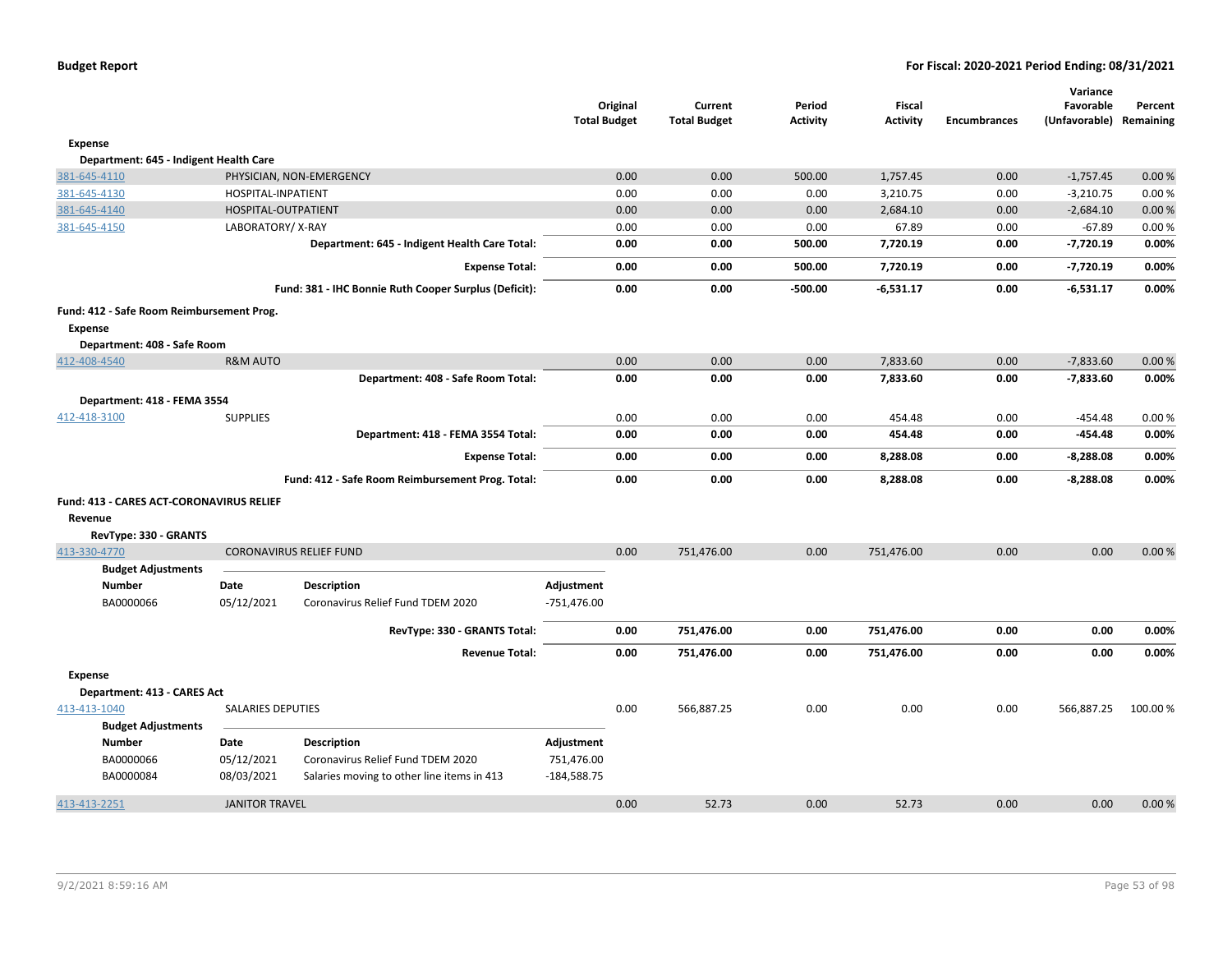**Budget Report** **For Fiscal: 2020-2021 Period Ending: 08/31/2021**

| | | Original Total Budget | Current Total Budget | Period Activity | Fiscal Activity | Encumbrances | Variance Favorable (Unfavorable) | Percent Remaining |
|---|---|---|---|---|---|---|---|---|
| **Expense** | | | | | | | | |
| **Department: 645 - Indigent Health Care** | | | | | | | | |
| 381-645-4110 | PHYSICIAN, NON-EMERGENCY | 0.00 | 0.00 | 500.00 | 1,757.45 | 0.00 | -1,757.45 | 0.00 % |
| 381-645-4130 | HOSPITAL-INPATIENT | 0.00 | 0.00 | 0.00 | 3,210.75 | 0.00 | -3,210.75 | 0.00 % |
| 381-645-4140 | HOSPITAL-OUTPATIENT | 0.00 | 0.00 | 0.00 | 2,684.10 | 0.00 | -2,684.10 | 0.00 % |
| 381-645-4150 | LABORATORY/ X-RAY | 0.00 | 0.00 | 0.00 | 67.89 | 0.00 | -67.89 | 0.00 % |
| | **Department: 645 - Indigent Health Care Total:** | **0.00** | **0.00** | **500.00** | **7,720.19** | **0.00** | **-7,720.19** | **0.00%** |
| | **Expense Total:** | **0.00** | **0.00** | **500.00** | **7,720.19** | **0.00** | **-7,720.19** | **0.00%** |
| | **Fund: 381 - IHC Bonnie Ruth Cooper Surplus (Deficit):** | **0.00** | **0.00** | **-500.00** | **-6,531.17** | **0.00** | **-6,531.17** | **0.00%** |
| **Fund: 412 - Safe Room Reimbursement Prog.** | | | | | | | | |
| **Expense** | | | | | | | | |
| **Department: 408 - Safe Room** | | | | | | | | |
| 412-408-4540 | R&M AUTO | 0.00 | 0.00 | 0.00 | 7,833.60 | 0.00 | -7,833.60 | 0.00 % |
| | **Department: 408 - Safe Room Total:** | **0.00** | **0.00** | **0.00** | **7,833.60** | **0.00** | **-7,833.60** | **0.00%** |
| **Department: 418 - FEMA 3554** | | | | | | | | |
| 412-418-3100 | SUPPLIES | 0.00 | 0.00 | 0.00 | 454.48 | 0.00 | -454.48 | 0.00 % |
| | **Department: 418 - FEMA 3554 Total:** | **0.00** | **0.00** | **0.00** | **454.48** | **0.00** | **-454.48** | **0.00%** |
| | **Expense Total:** | **0.00** | **0.00** | **0.00** | **8,288.08** | **0.00** | **-8,288.08** | **0.00%** |
| | **Fund: 412 - Safe Room Reimbursement Prog. Total:** | **0.00** | **0.00** | **0.00** | **8,288.08** | **0.00** | **-8,288.08** | **0.00%** |
| **Fund: 413 - CARES ACT-CORONAVIRUS RELIEF** | | | | | | | | |
| **Revenue** | | | | | | | | |
| **RevType: 330 - GRANTS** | | | | | | | | |
| 413-330-4770 | CORONAVIRUS RELIEF FUND | 0.00 | 751,476.00 | 0.00 | 751,476.00 | 0.00 | 0.00 | 0.00 % |

**Budget Adjustments**

| Number | Date | Description | Adjustment |
|---|---|---|---|
| BA0000066 | 05/12/2021 | Coronavirus Relief Fund TDEM 2020 | -751,476.00 |

| | | Original Total Budget | Current Total Budget | Period Activity | Fiscal Activity | Encumbrances | Variance Favorable (Unfavorable) | Percent Remaining |
|---|---|---|---|---|---|---|---|---|
| | **RevType: 330 - GRANTS Total:** | **0.00** | **751,476.00** | **0.00** | **751,476.00** | **0.00** | **0.00** | **0.00%** |
| | **Revenue Total:** | **0.00** | **751,476.00** | **0.00** | **751,476.00** | **0.00** | **0.00** | **0.00%** |
| **Expense** | | | | | | | | |
| **Department: 413 - CARES Act** | | | | | | | | |
| 413-413-1040 | SALARIES DEPUTIES | 0.00 | 566,887.25 | 0.00 | 0.00 | 0.00 | 566,887.25 | 100.00 % |

**Budget Adjustments**

| Number | Date | Description | Adjustment |
|---|---|---|---|
| BA0000066 | 05/12/2021 | Coronavirus Relief Fund TDEM 2020 | 751,476.00 |
| BA0000084 | 08/03/2021 | Salaries moving to other line items in 413 | -184,588.75 |

| | | Original Total Budget | Current Total Budget | Period Activity | Fiscal Activity | Encumbrances | Variance Favorable (Unfavorable) | Percent Remaining |
|---|---|---|---|---|---|---|---|---|
| 413-413-2251 | JANITOR TRAVEL | 0.00 | 52.73 | 0.00 | 52.73 | 0.00 | 0.00 | 0.00 % |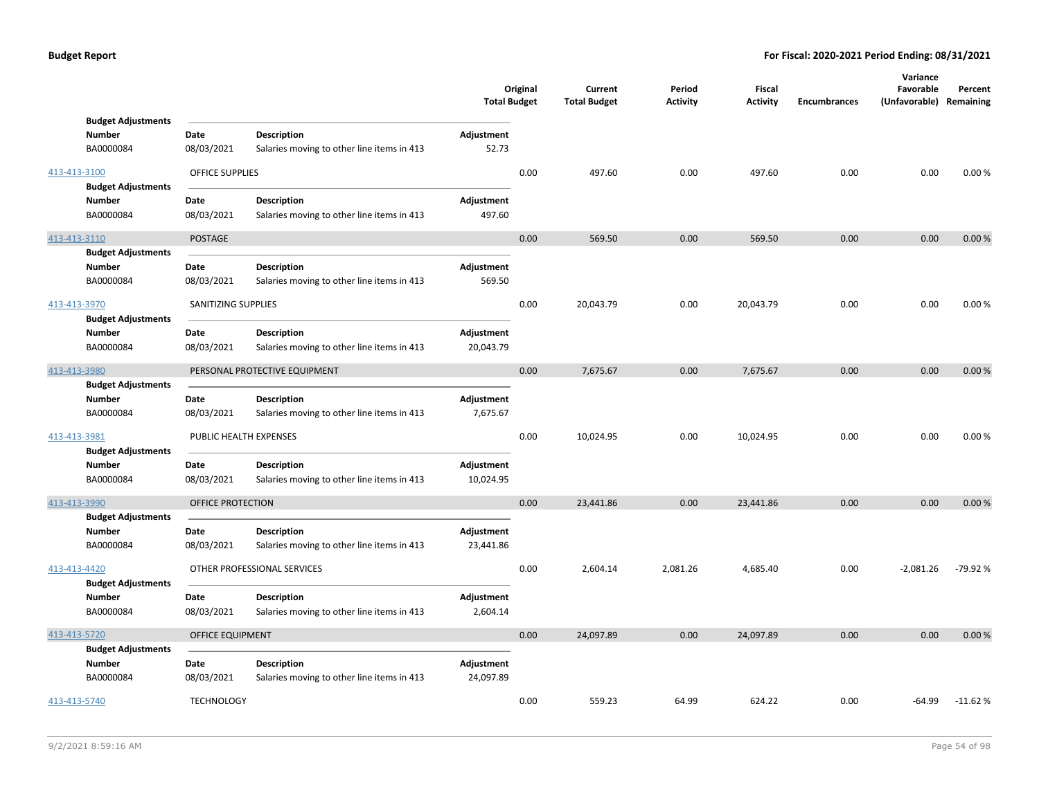| | | | Original Total Budget | Current Total Budget | Period Activity | Fiscal Activity | Encumbrances | Variance Favorable (Unfavorable) | Percent Remaining |
|---|---|---|---|---|---|---|---|---|---|
| **Budget Adjustments** | | | | | | | | | |
| **Number** | **Date** | **Description** | **Adjustment** | | | | | | |
| BA0000084 | 08/03/2021 | Salaries moving to other line items in 413 | 52.73 | | | | | | |
| 413-413-3100 | OFFICE SUPPLIES | | 0.00 | 497.60 | 0.00 | 497.60 | 0.00 | 0.00 | 0.00 % |
| **Budget Adjustments** | | | | | | | | | |
| **Number** | **Date** | **Description** | **Adjustment** | | | | | | |
| BA0000084 | 08/03/2021 | Salaries moving to other line items in 413 | 497.60 | | | | | | |
| 413-413-3110 | POSTAGE | | 0.00 | 569.50 | 0.00 | 569.50 | 0.00 | 0.00 | 0.00 % |
| **Budget Adjustments** | | | | | | | | | |
| **Number** | **Date** | **Description** | **Adjustment** | | | | | | |
| BA0000084 | 08/03/2021 | Salaries moving to other line items in 413 | 569.50 | | | | | | |
| 413-413-3970 | SANITIZING SUPPLIES | | 0.00 | 20,043.79 | 0.00 | 20,043.79 | 0.00 | 0.00 | 0.00 % |
| **Budget Adjustments** | | | | | | | | | |
| **Number** | **Date** | **Description** | **Adjustment** | | | | | | |
| BA0000084 | 08/03/2021 | Salaries moving to other line items in 413 | 20,043.79 | | | | | | |
| 413-413-3980 | PERSONAL PROTECTIVE EQUIPMENT | | 0.00 | 7,675.67 | 0.00 | 7,675.67 | 0.00 | 0.00 | 0.00 % |
| **Budget Adjustments** | | | | | | | | | |
| **Number** | **Date** | **Description** | **Adjustment** | | | | | | |
| BA0000084 | 08/03/2021 | Salaries moving to other line items in 413 | 7,675.67 | | | | | | |
| 413-413-3981 | PUBLIC HEALTH EXPENSES | | 0.00 | 10,024.95 | 0.00 | 10,024.95 | 0.00 | 0.00 | 0.00 % |
| **Budget Adjustments** | | | | | | | | | |
| **Number** | **Date** | **Description** | **Adjustment** | | | | | | |
| BA0000084 | 08/03/2021 | Salaries moving to other line items in 413 | 10,024.95 | | | | | | |
| 413-413-3990 | OFFICE PROTECTION | | 0.00 | 23,441.86 | 0.00 | 23,441.86 | 0.00 | 0.00 | 0.00 % |
| **Budget Adjustments** | | | | | | | | | |
| **Number** | **Date** | **Description** | **Adjustment** | | | | | | |
| BA0000084 | 08/03/2021 | Salaries moving to other line items in 413 | 23,441.86 | | | | | | |
| 413-413-4420 | OTHER PROFESSIONAL SERVICES | | 0.00 | 2,604.14 | 2,081.26 | 4,685.40 | 0.00 | -2,081.26 | -79.92 % |
| **Budget Adjustments** | | | | | | | | | |
| **Number** | **Date** | **Description** | **Adjustment** | | | | | | |
| BA0000084 | 08/03/2021 | Salaries moving to other line items in 413 | 2,604.14 | | | | | | |
| 413-413-5720 | OFFICE EQUIPMENT | | 0.00 | 24,097.89 | 0.00 | 24,097.89 | 0.00 | 0.00 | 0.00 % |
| **Budget Adjustments** | | | | | | | | | |
| **Number** | **Date** | **Description** | **Adjustment** | | | | | | |
| BA0000084 | 08/03/2021 | Salaries moving to other line items in 413 | 24,097.89 | | | | | | |
| 413-413-5740 | TECHNOLOGY | | 0.00 | 559.23 | 64.99 | 624.22 | 0.00 | -64.99 | -11.62 % |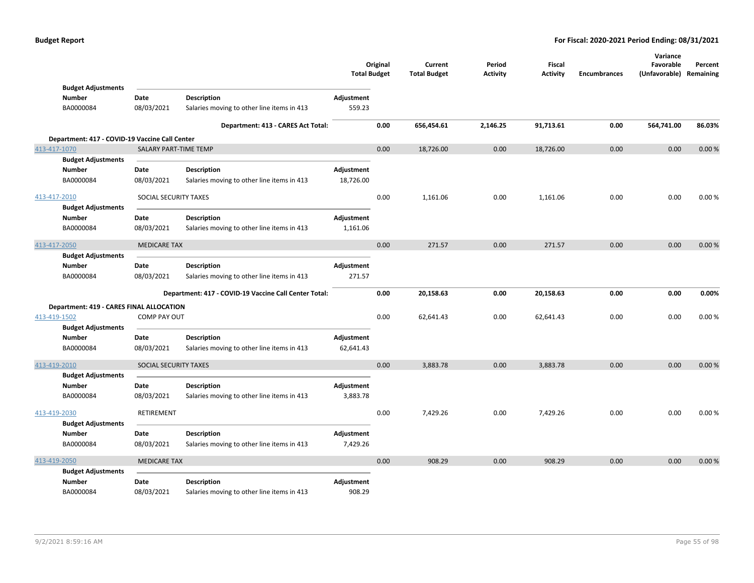**Budget Report** | **For Fiscal: 2020-2021 Period Ending: 08/31/2021**

| | | | Original Total Budget | Current Total Budget | Period Activity | Fiscal Activity | Encumbrances | Variance Favorable (Unfavorable) | Percent Remaining |
|---|---|---|---|---|---|---|---|---|---|
| **Budget Adjustments** | | | | | | | | | |
| **Number** | **Date** | **Description** | **Adjustment** | | | | | | |
| BA0000084 | 08/03/2021 | Salaries moving to other line items in 413 | 559.23 | | | | | | |
| | | **Department: 413 - CARES Act Total:** | | **0.00** | **656,454.61** | **2,146.25** | **91,713.61** | **0.00** | **564,741.00** | **86.03%** |

**Department: 417 - COVID-19 Vaccine Call Center**

| Account | Description | | Original Total Budget | Current Total Budget | Period Activity | Fiscal Activity | Encumbrances | Variance Favorable (Unfavorable) | Percent Remaining |
|---|---|---|---|---|---|---|---|---|---|
| 413-417-1070 | SALARY PART-TIME TEMP | | 0.00 | 18,726.00 | 0.00 | 18,726.00 | 0.00 | 0.00 | 0.00 % |
| **Budget Adjustments** | | | | | | | | | |
| **Number** | **Date** | **Description** | **Adjustment** | | | | | | |
| BA0000084 | 08/03/2021 | Salaries moving to other line items in 413 | 18,726.00 | | | | | | |
| 413-417-2010 | SOCIAL SECURITY TAXES | | 0.00 | 1,161.06 | 0.00 | 1,161.06 | 0.00 | 0.00 | 0.00 % |
| **Budget Adjustments** | | | | | | | | | |
| **Number** | **Date** | **Description** | **Adjustment** | | | | | | |
| BA0000084 | 08/03/2021 | Salaries moving to other line items in 413 | 1,161.06 | | | | | | |
| 413-417-2050 | MEDICARE TAX | | 0.00 | 271.57 | 0.00 | 271.57 | 0.00 | 0.00 | 0.00 % |
| **Budget Adjustments** | | | | | | | | | |
| **Number** | **Date** | **Description** | **Adjustment** | | | | | | |
| BA0000084 | 08/03/2021 | Salaries moving to other line items in 413 | 271.57 | | | | | | |
| | | **Department: 417 - COVID-19 Vaccine Call Center Total:** | **0.00** | **20,158.63** | **0.00** | **20,158.63** | **0.00** | **0.00** | **0.00%** |

**Department: 419 - CARES FINAL ALLOCATION**

| Account | Description | | Original Total Budget | Current Total Budget | Period Activity | Fiscal Activity | Encumbrances | Variance Favorable (Unfavorable) | Percent Remaining |
|---|---|---|---|---|---|---|---|---|---|
| 413-419-1502 | COMP PAY OUT | | 0.00 | 62,641.43 | 0.00 | 62,641.43 | 0.00 | 0.00 | 0.00 % |
| **Budget Adjustments** | | | | | | | | | |
| **Number** | **Date** | **Description** | **Adjustment** | | | | | | |
| BA0000084 | 08/03/2021 | Salaries moving to other line items in 413 | 62,641.43 | | | | | | |
| 413-419-2010 | SOCIAL SECURITY TAXES | | 0.00 | 3,883.78 | 0.00 | 3,883.78 | 0.00 | 0.00 | 0.00 % |
| **Budget Adjustments** | | | | | | | | | |
| **Number** | **Date** | **Description** | **Adjustment** | | | | | | |
| BA0000084 | 08/03/2021 | Salaries moving to other line items in 413 | 3,883.78 | | | | | | |
| 413-419-2030 | RETIREMENT | | 0.00 | 7,429.26 | 0.00 | 7,429.26 | 0.00 | 0.00 | 0.00 % |
| **Budget Adjustments** | | | | | | | | | |
| **Number** | **Date** | **Description** | **Adjustment** | | | | | | |
| BA0000084 | 08/03/2021 | Salaries moving to other line items in 413 | 7,429.26 | | | | | | |
| 413-419-2050 | MEDICARE TAX | | 0.00 | 908.29 | 0.00 | 908.29 | 0.00 | 0.00 | 0.00 % |
| **Budget Adjustments** | | | | | | | | | |
| **Number** | **Date** | **Description** | **Adjustment** | | | | | | |
| BA0000084 | 08/03/2021 | Salaries moving to other line items in 413 | 908.29 | | | | | | |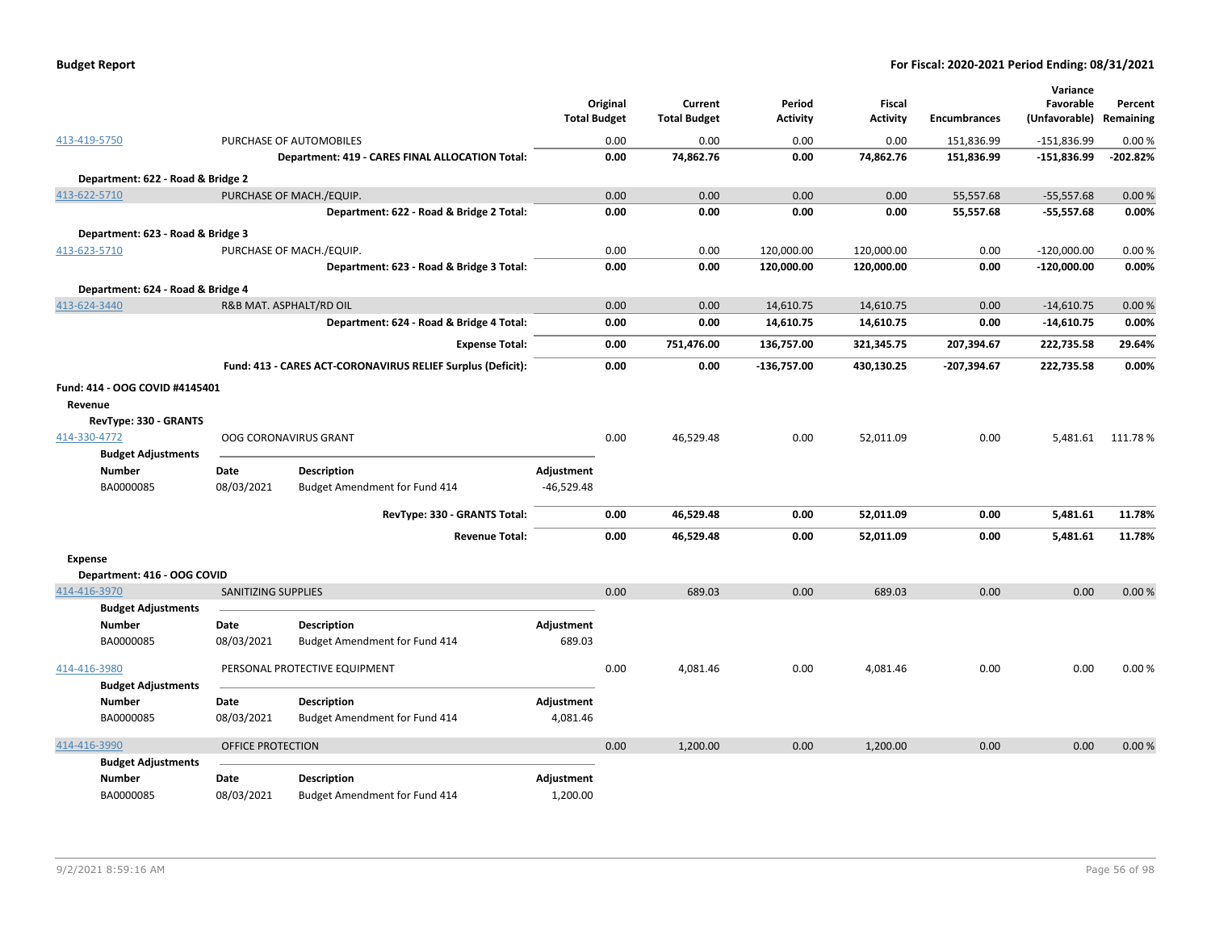| | | Original Total Budget | Current Total Budget | Period Activity | Fiscal Activity | Encumbrances | Variance Favorable (Unfavorable) | Percent Remaining |
|---|---|---|---|---|---|---|---|---|
| 413-419-5750 | PURCHASE OF AUTOMOBILES | 0.00 | 0.00 | 0.00 | 0.00 | 151,836.99 | -151,836.99 | 0.00 % |
| | **Department: 419 - CARES FINAL ALLOCATION Total:** | **0.00** | **74,862.76** | **0.00** | **74,862.76** | **151,836.99** | **-151,836.99** | **-202.82%** |
| **Department: 622 - Road & Bridge 2** | | | | | | | | |
| 413-622-5710 | PURCHASE OF MACH./EQUIP. | 0.00 | 0.00 | 0.00 | 0.00 | 55,557.68 | -55,557.68 | 0.00 % |
| | **Department: 622 - Road & Bridge 2 Total:** | **0.00** | **0.00** | **0.00** | **0.00** | **55,557.68** | **-55,557.68** | **0.00%** |
| **Department: 623 - Road & Bridge 3** | | | | | | | | |
| 413-623-5710 | PURCHASE OF MACH./EQUIP. | 0.00 | 0.00 | 120,000.00 | 120,000.00 | 0.00 | -120,000.00 | 0.00 % |
| | **Department: 623 - Road & Bridge 3 Total:** | **0.00** | **0.00** | **120,000.00** | **120,000.00** | **0.00** | **-120,000.00** | **0.00%** |
| **Department: 624 - Road & Bridge 4** | | | | | | | | |
| 413-624-3440 | R&B MAT. ASPHALT/RD OIL | 0.00 | 0.00 | 14,610.75 | 14,610.75 | 0.00 | -14,610.75 | 0.00 % |
| | **Department: 624 - Road & Bridge 4 Total:** | **0.00** | **0.00** | **14,610.75** | **14,610.75** | **0.00** | **-14,610.75** | **0.00%** |
| | **Expense Total:** | **0.00** | **751,476.00** | **136,757.00** | **321,345.75** | **207,394.67** | **222,735.58** | **29.64%** |
| | **Fund: 413 - CARES ACT-CORONAVIRUS RELIEF Surplus (Deficit):** | **0.00** | **0.00** | **-136,757.00** | **430,130.25** | **-207,394.67** | **222,735.58** | **0.00%** |

**Fund: 414 - OOG COVID #4145401**

**Revenue**

**RevType: 330 - GRANTS**

| | | Original Total Budget | Current Total Budget | Period Activity | Fiscal Activity | Encumbrances | Variance Favorable (Unfavorable) | Percent Remaining |
|---|---|---|---|---|---|---|---|---|
| 414-330-4772 | OOG CORONAVIRUS GRANT | 0.00 | 46,529.48 | 0.00 | 52,011.09 | 0.00 | 5,481.61 | 111.78 % |

**Budget Adjustments**

| Number | Date | Description | Adjustment |
|---|---|---|---|
| BA0000085 | 08/03/2021 | Budget Amendment for Fund 414 | -46,529.48 |

| | Original Total Budget | Current Total Budget | Period Activity | Fiscal Activity | Encumbrances | Variance Favorable (Unfavorable) | Percent Remaining |
|---|---|---|---|---|---|---|---|
| **RevType: 330 - GRANTS Total:** | **0.00** | **46,529.48** | **0.00** | **52,011.09** | **0.00** | **5,481.61** | **11.78%** |
| **Revenue Total:** | **0.00** | **46,529.48** | **0.00** | **52,011.09** | **0.00** | **5,481.61** | **11.78%** |

**Expense**

**Department: 416 - OOG COVID**

| | | Original Total Budget | Current Total Budget | Period Activity | Fiscal Activity | Encumbrances | Variance Favorable (Unfavorable) | Percent Remaining |
|---|---|---|---|---|---|---|---|---|
| 414-416-3970 | SANITIZING SUPPLIES | 0.00 | 689.03 | 0.00 | 689.03 | 0.00 | 0.00 | 0.00 % |

**Budget Adjustments**

| Number | Date | Description | Adjustment |
|---|---|---|---|
| BA0000085 | 08/03/2021 | Budget Amendment for Fund 414 | 689.03 |

| | | Original Total Budget | Current Total Budget | Period Activity | Fiscal Activity | Encumbrances | Variance Favorable (Unfavorable) | Percent Remaining |
|---|---|---|---|---|---|---|---|---|
| 414-416-3980 | PERSONAL PROTECTIVE EQUIPMENT | 0.00 | 4,081.46 | 0.00 | 4,081.46 | 0.00 | 0.00 | 0.00 % |

**Budget Adjustments**

| Number | Date | Description | Adjustment |
|---|---|---|---|
| BA0000085 | 08/03/2021 | Budget Amendment for Fund 414 | 4,081.46 |

| | | Original Total Budget | Current Total Budget | Period Activity | Fiscal Activity | Encumbrances | Variance Favorable (Unfavorable) | Percent Remaining |
|---|---|---|---|---|---|---|---|---|
| 414-416-3990 | OFFICE PROTECTION | 0.00 | 1,200.00 | 0.00 | 1,200.00 | 0.00 | 0.00 | 0.00 % |

**Budget Adjustments**

| Number | Date | Description | Adjustment |
|---|---|---|---|
| BA0000085 | 08/03/2021 | Budget Amendment for Fund 414 | 1,200.00 |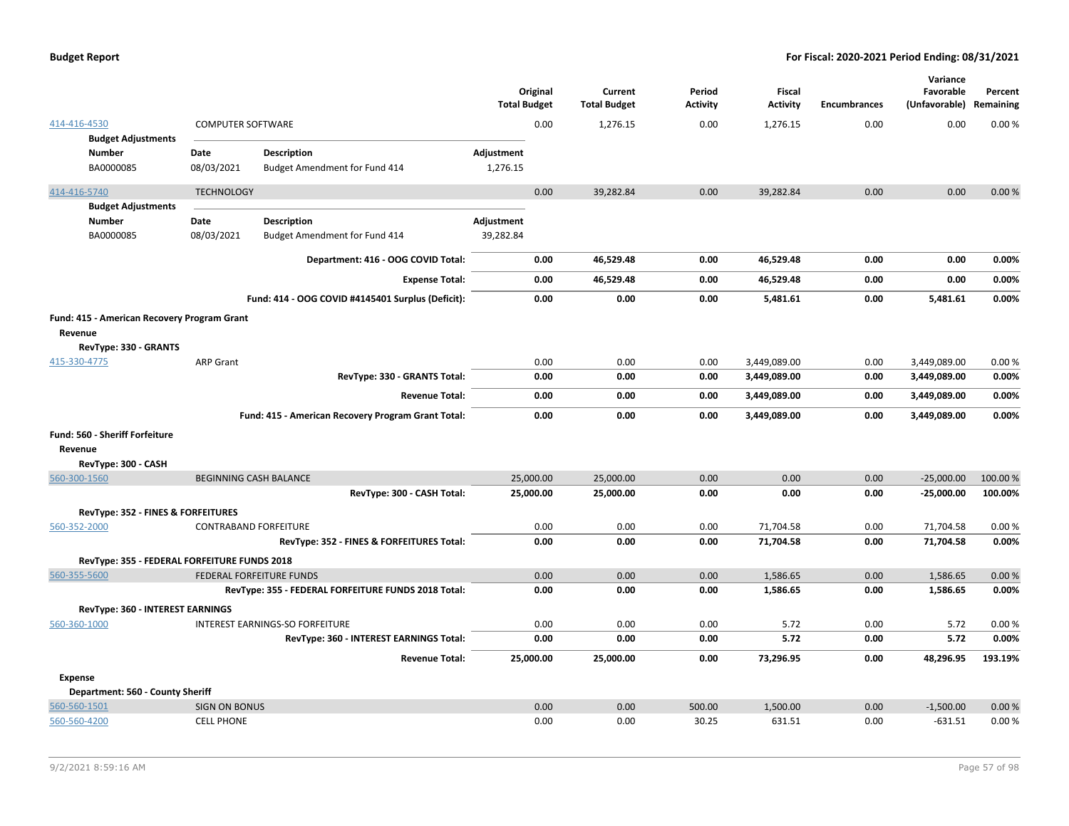| | | Original Total Budget | Current Total Budget | Period Activity | Fiscal Activity | Encumbrances | Variance Favorable (Unfavorable) | Percent Remaining |
|---|---|---|---|---|---|---|---|---|
| 414-416-4530 | COMPUTER SOFTWARE | 0.00 | 1,276.15 | 0.00 | 1,276.15 | 0.00 | 0.00 | 0.00 % |

**Budget Adjustments**

| Number | Date | Description | Adjustment |
|---|---|---|---|
| BA0000085 | 08/03/2021 | Budget Amendment for Fund 414 | 1,276.15 |

| | | Original Total Budget | Current Total Budget | Period Activity | Fiscal Activity | Encumbrances | Variance Favorable (Unfavorable) | Percent Remaining |
|---|---|---|---|---|---|---|---|---|
| 414-416-5740 | TECHNOLOGY | 0.00 | 39,282.84 | 0.00 | 39,282.84 | 0.00 | 0.00 | 0.00 % |

**Budget Adjustments**

| Number | Date | Description | Adjustment |
|---|---|---|---|
| BA0000085 | 08/03/2021 | Budget Amendment for Fund 414 | 39,282.84 |

| | Original Total Budget | Current Total Budget | Period Activity | Fiscal Activity | Encumbrances | Variance Favorable (Unfavorable) | Percent Remaining |
|---|---|---|---|---|---|---|---|
| **Department: 416 - OOG COVID Total:** | **0.00** | **46,529.48** | **0.00** | **46,529.48** | **0.00** | **0.00** | **0.00%** |
| **Expense Total:** | **0.00** | **46,529.48** | **0.00** | **46,529.48** | **0.00** | **0.00** | **0.00%** |
| **Fund: 414 - OOG COVID #4145401 Surplus (Deficit):** | **0.00** | **0.00** | **0.00** | **5,481.61** | **0.00** | **5,481.61** | **0.00%** |

**Fund: 415 - American Recovery Program Grant**

**Revenue**

**RevType: 330 - GRANTS**

| | | Original Total Budget | Current Total Budget | Period Activity | Fiscal Activity | Encumbrances | Variance Favorable (Unfavorable) | Percent Remaining |
|---|---|---|---|---|---|---|---|---|
| 415-330-4775 | ARP Grant | 0.00 | 0.00 | 0.00 | 3,449,089.00 | 0.00 | 3,449,089.00 | 0.00 % |
| | **RevType: 330 - GRANTS Total:** | **0.00** | **0.00** | **0.00** | **3,449,089.00** | **0.00** | **3,449,089.00** | **0.00%** |
| | **Revenue Total:** | **0.00** | **0.00** | **0.00** | **3,449,089.00** | **0.00** | **3,449,089.00** | **0.00%** |
| | **Fund: 415 - American Recovery Program Grant Total:** | **0.00** | **0.00** | **0.00** | **3,449,089.00** | **0.00** | **3,449,089.00** | **0.00%** |

**Fund: 560 - Sheriff Forfeiture**

**Revenue**

| | | Original Total Budget | Current Total Budget | Period Activity | Fiscal Activity | Encumbrances | Variance Favorable (Unfavorable) | Percent Remaining |
|---|---|---|---|---|---|---|---|---|
| **RevType: 300 - CASH** | | | | | | | | |
| 560-300-1560 | BEGINNING CASH BALANCE | 25,000.00 | 25,000.00 | 0.00 | 0.00 | 0.00 | -25,000.00 | 100.00 % |
| | **RevType: 300 - CASH Total:** | **25,000.00** | **25,000.00** | **0.00** | **0.00** | **0.00** | **-25,000.00** | **100.00%** |
| **RevType: 352 - FINES & FORFEITURES** | | | | | | | | |
| 560-352-2000 | CONTRABAND FORFEITURE | 0.00 | 0.00 | 0.00 | 71,704.58 | 0.00 | 71,704.58 | 0.00 % |
| | **RevType: 352 - FINES & FORFEITURES Total:** | **0.00** | **0.00** | **0.00** | **71,704.58** | **0.00** | **71,704.58** | **0.00%** |
| **RevType: 355 - FEDERAL FORFEITURE FUNDS 2018** | | | | | | | | |
| 560-355-5600 | FEDERAL FORFEITURE FUNDS | 0.00 | 0.00 | 0.00 | 1,586.65 | 0.00 | 1,586.65 | 0.00 % |
| | **RevType: 355 - FEDERAL FORFEITURE FUNDS 2018 Total:** | **0.00** | **0.00** | **0.00** | **1,586.65** | **0.00** | **1,586.65** | **0.00%** |
| **RevType: 360 - INTEREST EARNINGS** | | | | | | | | |
| 560-360-1000 | INTEREST EARNINGS-SO FORFEITURE | 0.00 | 0.00 | 0.00 | 5.72 | 0.00 | 5.72 | 0.00 % |
| | **RevType: 360 - INTEREST EARNINGS Total:** | **0.00** | **0.00** | **0.00** | **5.72** | **0.00** | **5.72** | **0.00%** |
| | **Revenue Total:** | **25,000.00** | **25,000.00** | **0.00** | **73,296.95** | **0.00** | **48,296.95** | **193.19%** |

**Expense**

**Department: 560 - County Sheriff**

| | | Original Total Budget | Current Total Budget | Period Activity | Fiscal Activity | Encumbrances | Variance Favorable (Unfavorable) | Percent Remaining |
|---|---|---|---|---|---|---|---|---|
| 560-560-1501 | SIGN ON BONUS | 0.00 | 0.00 | 500.00 | 1,500.00 | 0.00 | -1,500.00 | 0.00 % |
| 560-560-4200 | CELL PHONE | 0.00 | 0.00 | 30.25 | 631.51 | 0.00 | -631.51 | 0.00 % |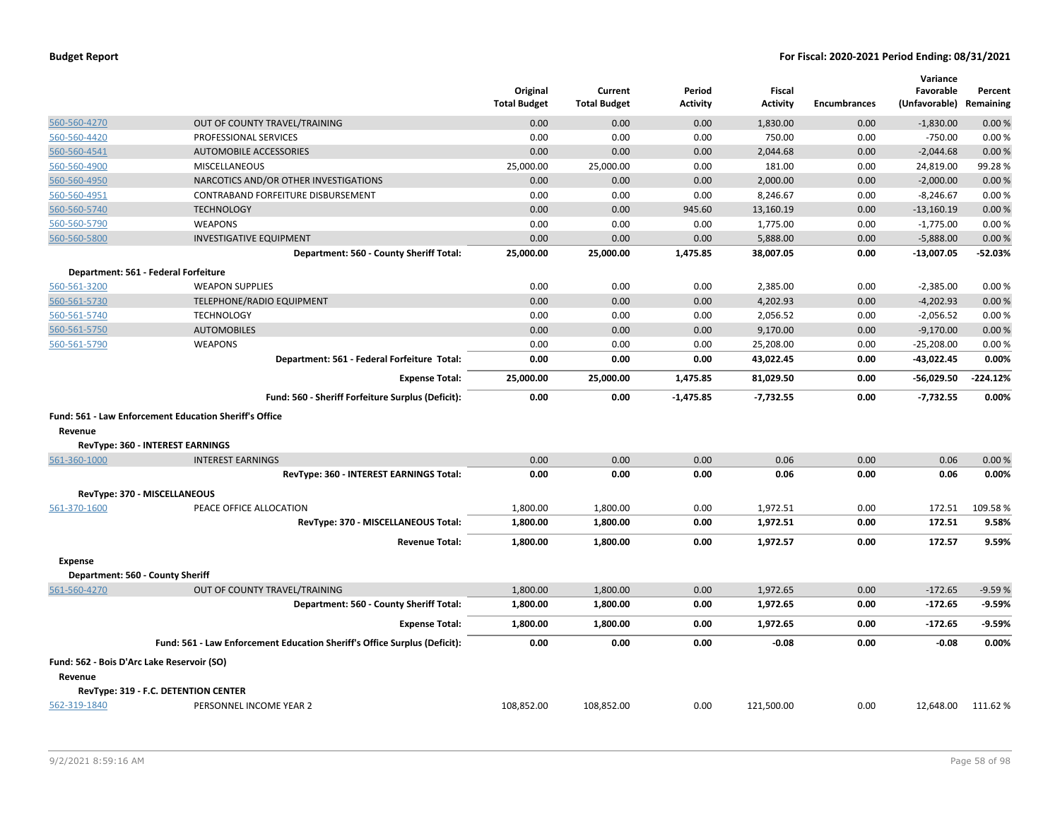| | | Original Total Budget | Current Total Budget | Period Activity | Fiscal Activity | Encumbrances | Variance Favorable (Unfavorable) | Percent Remaining |
|---|---|---|---|---|---|---|---|---|
| 560-560-4270 | OUT OF COUNTY TRAVEL/TRAINING | 0.00 | 0.00 | 0.00 | 1,830.00 | 0.00 | -1,830.00 | 0.00 % |
| 560-560-4420 | PROFESSIONAL SERVICES | 0.00 | 0.00 | 0.00 | 750.00 | 0.00 | -750.00 | 0.00 % |
| 560-560-4541 | AUTOMOBILE ACCESSORIES | 0.00 | 0.00 | 0.00 | 2,044.68 | 0.00 | -2,044.68 | 0.00 % |
| 560-560-4900 | MISCELLANEOUS | 25,000.00 | 25,000.00 | 0.00 | 181.00 | 0.00 | 24,819.00 | 99.28 % |
| 560-560-4950 | NARCOTICS AND/OR OTHER INVESTIGATIONS | 0.00 | 0.00 | 0.00 | 2,000.00 | 0.00 | -2,000.00 | 0.00 % |
| 560-560-4951 | CONTRABAND FORFEITURE DISBURSEMENT | 0.00 | 0.00 | 0.00 | 8,246.67 | 0.00 | -8,246.67 | 0.00 % |
| 560-560-5740 | TECHNOLOGY | 0.00 | 0.00 | 945.60 | 13,160.19 | 0.00 | -13,160.19 | 0.00 % |
| 560-560-5790 | WEAPONS | 0.00 | 0.00 | 0.00 | 1,775.00 | 0.00 | -1,775.00 | 0.00 % |
| 560-560-5800 | INVESTIGATIVE EQUIPMENT | 0.00 | 0.00 | 0.00 | 5,888.00 | 0.00 | -5,888.00 | 0.00 % |
| | **Department: 560 - County Sheriff Total:** | **25,000.00** | **25,000.00** | **1,475.85** | **38,007.05** | **0.00** | **-13,007.05** | **-52.03%** |
| **Department: 561 - Federal Forfeiture** | | | | | | | | |
| 560-561-3200 | WEAPON SUPPLIES | 0.00 | 0.00 | 0.00 | 2,385.00 | 0.00 | -2,385.00 | 0.00 % |
| 560-561-5730 | TELEPHONE/RADIO EQUIPMENT | 0.00 | 0.00 | 0.00 | 4,202.93 | 0.00 | -4,202.93 | 0.00 % |
| 560-561-5740 | TECHNOLOGY | 0.00 | 0.00 | 0.00 | 2,056.52 | 0.00 | -2,056.52 | 0.00 % |
| 560-561-5750 | AUTOMOBILES | 0.00 | 0.00 | 0.00 | 9,170.00 | 0.00 | -9,170.00 | 0.00 % |
| 560-561-5790 | WEAPONS | 0.00 | 0.00 | 0.00 | 25,208.00 | 0.00 | -25,208.00 | 0.00 % |
| | **Department: 561 - Federal Forfeiture Total:** | **0.00** | **0.00** | **0.00** | **43,022.45** | **0.00** | **-43,022.45** | **0.00%** |
| | **Expense Total:** | **25,000.00** | **25,000.00** | **1,475.85** | **81,029.50** | **0.00** | **-56,029.50** | **-224.12%** |
| | **Fund: 560 - Sheriff Forfeiture Surplus (Deficit):** | **0.00** | **0.00** | **-1,475.85** | **-7,732.55** | **0.00** | **-7,732.55** | **0.00%** |
| **Fund: 561 - Law Enforcement Education Sheriff's Office** | | | | | | | | |
| **Revenue** | | | | | | | | |
| **RevType: 360 - INTEREST EARNINGS** | | | | | | | | |
| 561-360-1000 | INTEREST EARNINGS | 0.00 | 0.00 | 0.00 | 0.06 | 0.00 | 0.06 | 0.00 % |
| | **RevType: 360 - INTEREST EARNINGS Total:** | **0.00** | **0.00** | **0.00** | **0.06** | **0.00** | **0.06** | **0.00%** |
| **RevType: 370 - MISCELLANEOUS** | | | | | | | | |
| 561-370-1600 | PEACE OFFICE ALLOCATION | 1,800.00 | 1,800.00 | 0.00 | 1,972.51 | 0.00 | 172.51 | 109.58 % |
| | **RevType: 370 - MISCELLANEOUS Total:** | **1,800.00** | **1,800.00** | **0.00** | **1,972.51** | **0.00** | **172.51** | **9.58%** |
| | **Revenue Total:** | **1,800.00** | **1,800.00** | **0.00** | **1,972.57** | **0.00** | **172.57** | **9.59%** |
| **Expense** | | | | | | | | |
| **Department: 560 - County Sheriff** | | | | | | | | |
| 561-560-4270 | OUT OF COUNTY TRAVEL/TRAINING | 1,800.00 | 1,800.00 | 0.00 | 1,972.65 | 0.00 | -172.65 | -9.59 % |
| | **Department: 560 - County Sheriff Total:** | **1,800.00** | **1,800.00** | **0.00** | **1,972.65** | **0.00** | **-172.65** | **-9.59%** |
| | **Expense Total:** | **1,800.00** | **1,800.00** | **0.00** | **1,972.65** | **0.00** | **-172.65** | **-9.59%** |
| | **Fund: 561 - Law Enforcement Education Sheriff's Office Surplus (Deficit):** | **0.00** | **0.00** | **0.00** | **-0.08** | **0.00** | **-0.08** | **0.00%** |
| **Fund: 562 - Bois D'Arc Lake Reservoir (SO)** | | | | | | | | |
| **Revenue** | | | | | | | | |
| **RevType: 319 - F.C. DETENTION CENTER** | | | | | | | | |
| 562-319-1840 | PERSONNEL INCOME YEAR 2 | 108,852.00 | 108,852.00 | 0.00 | 121,500.00 | 0.00 | 12,648.00 | 111.62 % |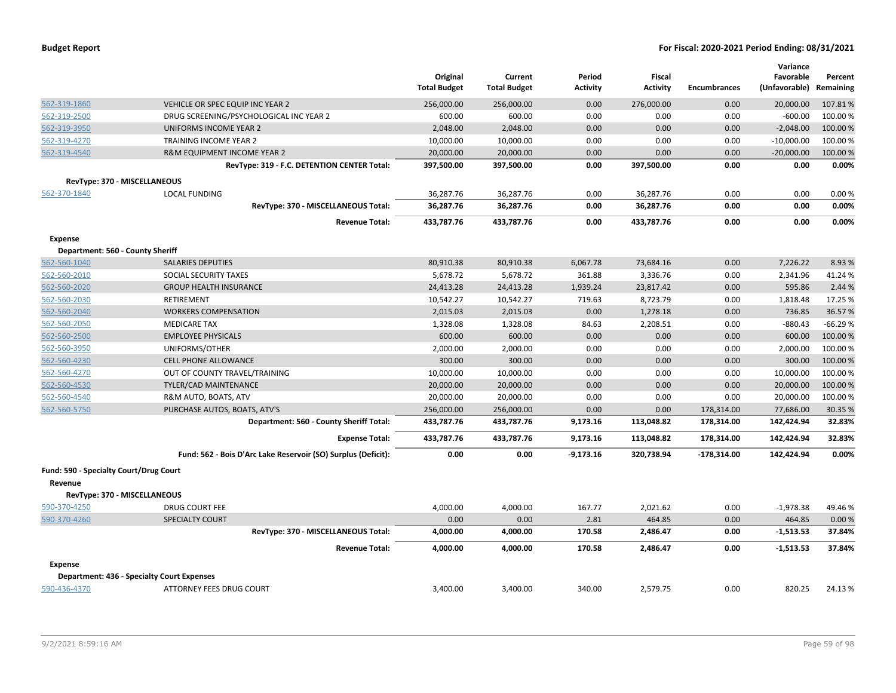| | | Original Total Budget | Current Total Budget | Period Activity | Fiscal Activity | Encumbrances | Variance Favorable (Unfavorable) | Percent Remaining |
|---|---|---|---|---|---|---|---|---|
| 562-319-1860 | VEHICLE OR SPEC EQUIP INC YEAR 2 | 256,000.00 | 256,000.00 | 0.00 | 276,000.00 | 0.00 | 20,000.00 | 107.81 % |
| 562-319-2500 | DRUG SCREENING/PSYCHOLOGICAL INC YEAR 2 | 600.00 | 600.00 | 0.00 | 0.00 | 0.00 | -600.00 | 100.00 % |
| 562-319-3950 | UNIFORMS INCOME YEAR 2 | 2,048.00 | 2,048.00 | 0.00 | 0.00 | 0.00 | -2,048.00 | 100.00 % |
| 562-319-4270 | TRAINING INCOME YEAR 2 | 10,000.00 | 10,000.00 | 0.00 | 0.00 | 0.00 | -10,000.00 | 100.00 % |
| 562-319-4540 | R&M EQUIPMENT INCOME YEAR 2 | 20,000.00 | 20,000.00 | 0.00 | 0.00 | 0.00 | -20,000.00 | 100.00 % |
| | **RevType: 319 - F.C. DETENTION CENTER Total:** | **397,500.00** | **397,500.00** | **0.00** | **397,500.00** | **0.00** | **0.00** | **0.00%** |
| **RevType: 370 - MISCELLANEOUS** | | | | | | | | |
| 562-370-1840 | LOCAL FUNDING | 36,287.76 | 36,287.76 | 0.00 | 36,287.76 | 0.00 | 0.00 | 0.00 % |
| | **RevType: 370 - MISCELLANEOUS Total:** | **36,287.76** | **36,287.76** | **0.00** | **36,287.76** | **0.00** | **0.00** | **0.00%** |
| | **Revenue Total:** | **433,787.76** | **433,787.76** | **0.00** | **433,787.76** | **0.00** | **0.00** | **0.00%** |
| **Expense** | | | | | | | | |
| **Department: 560 - County Sheriff** | | | | | | | | |
| 562-560-1040 | SALARIES DEPUTIES | 80,910.38 | 80,910.38 | 6,067.78 | 73,684.16 | 0.00 | 7,226.22 | 8.93 % |
| 562-560-2010 | SOCIAL SECURITY TAXES | 5,678.72 | 5,678.72 | 361.88 | 3,336.76 | 0.00 | 2,341.96 | 41.24 % |
| 562-560-2020 | GROUP HEALTH INSURANCE | 24,413.28 | 24,413.28 | 1,939.24 | 23,817.42 | 0.00 | 595.86 | 2.44 % |
| 562-560-2030 | RETIREMENT | 10,542.27 | 10,542.27 | 719.63 | 8,723.79 | 0.00 | 1,818.48 | 17.25 % |
| 562-560-2040 | WORKERS COMPENSATION | 2,015.03 | 2,015.03 | 0.00 | 1,278.18 | 0.00 | 736.85 | 36.57 % |
| 562-560-2050 | MEDICARE TAX | 1,328.08 | 1,328.08 | 84.63 | 2,208.51 | 0.00 | -880.43 | -66.29 % |
| 562-560-2500 | EMPLOYEE PHYSICALS | 600.00 | 600.00 | 0.00 | 0.00 | 0.00 | 600.00 | 100.00 % |
| 562-560-3950 | UNIFORMS/OTHER | 2,000.00 | 2,000.00 | 0.00 | 0.00 | 0.00 | 2,000.00 | 100.00 % |
| 562-560-4230 | CELL PHONE ALLOWANCE | 300.00 | 300.00 | 0.00 | 0.00 | 0.00 | 300.00 | 100.00 % |
| 562-560-4270 | OUT OF COUNTY TRAVEL/TRAINING | 10,000.00 | 10,000.00 | 0.00 | 0.00 | 0.00 | 10,000.00 | 100.00 % |
| 562-560-4530 | TYLER/CAD MAINTENANCE | 20,000.00 | 20,000.00 | 0.00 | 0.00 | 0.00 | 20,000.00 | 100.00 % |
| 562-560-4540 | R&M AUTO, BOATS, ATV | 20,000.00 | 20,000.00 | 0.00 | 0.00 | 0.00 | 20,000.00 | 100.00 % |
| 562-560-5750 | PURCHASE AUTOS, BOATS, ATV'S | 256,000.00 | 256,000.00 | 0.00 | 0.00 | 178,314.00 | 77,686.00 | 30.35 % |
| | **Department: 560 - County Sheriff Total:** | **433,787.76** | **433,787.76** | **9,173.16** | **113,048.82** | **178,314.00** | **142,424.94** | **32.83%** |
| | **Expense Total:** | **433,787.76** | **433,787.76** | **9,173.16** | **113,048.82** | **178,314.00** | **142,424.94** | **32.83%** |
| | **Fund: 562 - Bois D'Arc Lake Reservoir (SO) Surplus (Deficit):** | **0.00** | **0.00** | **-9,173.16** | **320,738.94** | **-178,314.00** | **142,424.94** | **0.00%** |
| **Fund: 590 - Specialty Court/Drug Court** | | | | | | | | |
| **Revenue** | | | | | | | | |
| **RevType: 370 - MISCELLANEOUS** | | | | | | | | |
| 590-370-4250 | DRUG COURT FEE | 4,000.00 | 4,000.00 | 167.77 | 2,021.62 | 0.00 | -1,978.38 | 49.46 % |
| 590-370-4260 | SPECIALTY COURT | 0.00 | 0.00 | 2.81 | 464.85 | 0.00 | 464.85 | 0.00 % |
| | **RevType: 370 - MISCELLANEOUS Total:** | **4,000.00** | **4,000.00** | **170.58** | **2,486.47** | **0.00** | **-1,513.53** | **37.84%** |
| | **Revenue Total:** | **4,000.00** | **4,000.00** | **170.58** | **2,486.47** | **0.00** | **-1,513.53** | **37.84%** |
| **Expense** | | | | | | | | |
| **Department: 436 - Specialty Court Expenses** | | | | | | | | |
| 590-436-4370 | ATTORNEY FEES DRUG COURT | 3,400.00 | 3,400.00 | 340.00 | 2,579.75 | 0.00 | 820.25 | 24.13 % |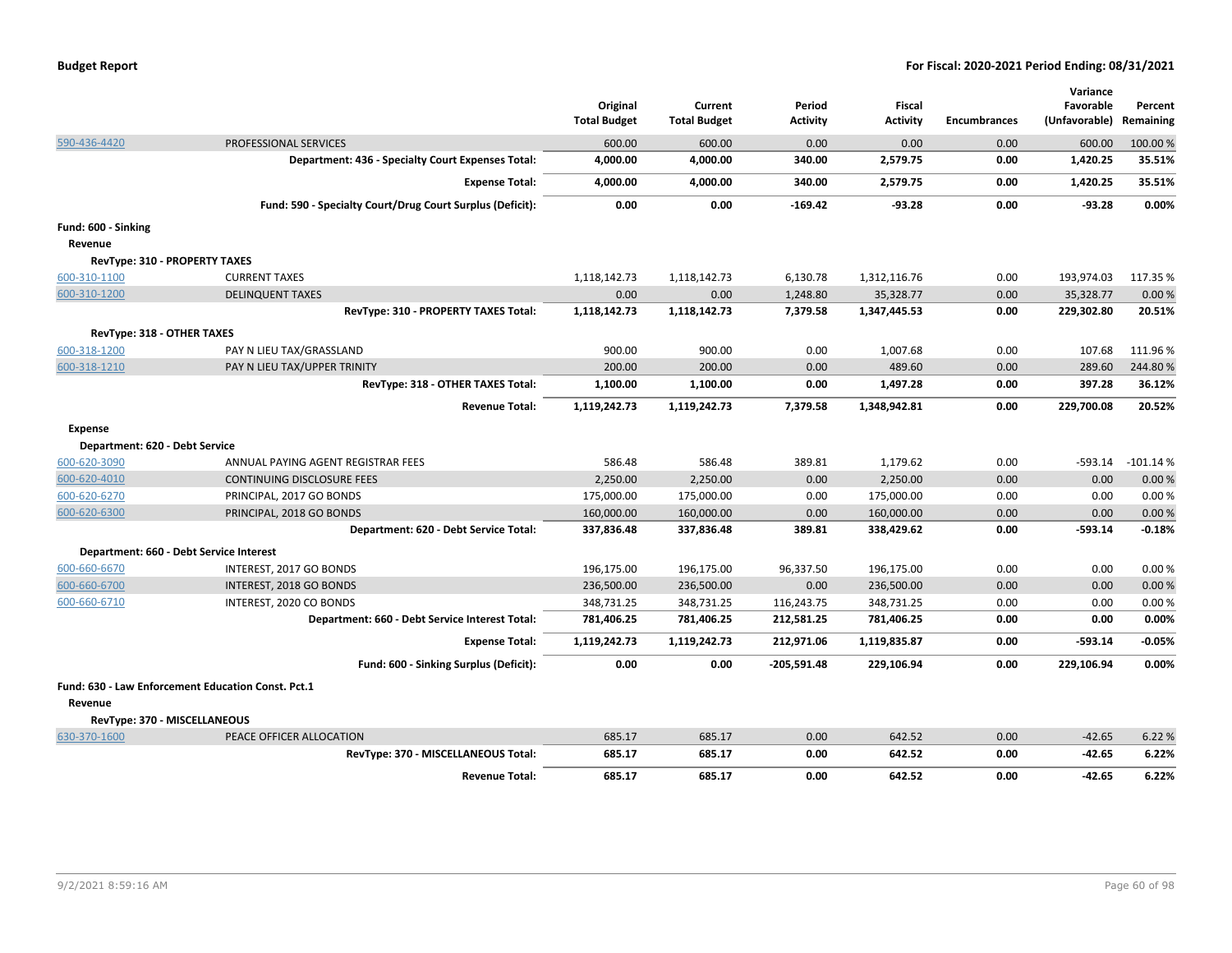**Budget Report** — **For Fiscal: 2020-2021 Period Ending: 08/31/2021**

| | | Original Total Budget | Current Total Budget | Period Activity | Fiscal Activity | Encumbrances | Variance Favorable (Unfavorable) | Percent Remaining |
|---|---|---|---|---|---|---|---|---|
| 590-436-4420 | PROFESSIONAL SERVICES | 600.00 | 600.00 | 0.00 | 0.00 | 0.00 | 600.00 | 100.00 % |
| | **Department: 436 - Specialty Court Expenses Total:** | **4,000.00** | **4,000.00** | **340.00** | **2,579.75** | **0.00** | **1,420.25** | **35.51%** |
| | **Expense Total:** | **4,000.00** | **4,000.00** | **340.00** | **2,579.75** | **0.00** | **1,420.25** | **35.51%** |
| | **Fund: 590 - Specialty Court/Drug Court Surplus (Deficit):** | **0.00** | **0.00** | **-169.42** | **-93.28** | **0.00** | **-93.28** | **0.00%** |
| **Fund: 600 - Sinking** | | | | | | | | |
| **Revenue** | | | | | | | | |
| **RevType: 310 - PROPERTY TAXES** | | | | | | | | |
| 600-310-1100 | CURRENT TAXES | 1,118,142.73 | 1,118,142.73 | 6,130.78 | 1,312,116.76 | 0.00 | 193,974.03 | 117.35 % |
| 600-310-1200 | DELINQUENT TAXES | 0.00 | 0.00 | 1,248.80 | 35,328.77 | 0.00 | 35,328.77 | 0.00 % |
| | **RevType: 310 - PROPERTY TAXES Total:** | **1,118,142.73** | **1,118,142.73** | **7,379.58** | **1,347,445.53** | **0.00** | **229,302.80** | **20.51%** |
| **RevType: 318 - OTHER TAXES** | | | | | | | | |
| 600-318-1200 | PAY N LIEU TAX/GRASSLAND | 900.00 | 900.00 | 0.00 | 1,007.68 | 0.00 | 107.68 | 111.96 % |
| 600-318-1210 | PAY N LIEU TAX/UPPER TRINITY | 200.00 | 200.00 | 0.00 | 489.60 | 0.00 | 289.60 | 244.80 % |
| | **RevType: 318 - OTHER TAXES Total:** | **1,100.00** | **1,100.00** | **0.00** | **1,497.28** | **0.00** | **397.28** | **36.12%** |
| | **Revenue Total:** | **1,119,242.73** | **1,119,242.73** | **7,379.58** | **1,348,942.81** | **0.00** | **229,700.08** | **20.52%** |
| **Expense** | | | | | | | | |
| **Department: 620 - Debt Service** | | | | | | | | |
| 600-620-3090 | ANNUAL PAYING AGENT REGISTRAR FEES | 586.48 | 586.48 | 389.81 | 1,179.62 | 0.00 | -593.14 | -101.14 % |
| 600-620-4010 | CONTINUING DISCLOSURE FEES | 2,250.00 | 2,250.00 | 0.00 | 2,250.00 | 0.00 | 0.00 | 0.00 % |
| 600-620-6270 | PRINCIPAL, 2017 GO BONDS | 175,000.00 | 175,000.00 | 0.00 | 175,000.00 | 0.00 | 0.00 | 0.00 % |
| 600-620-6300 | PRINCIPAL, 2018 GO BONDS | 160,000.00 | 160,000.00 | 0.00 | 160,000.00 | 0.00 | 0.00 | 0.00 % |
| | **Department: 620 - Debt Service Total:** | **337,836.48** | **337,836.48** | **389.81** | **338,429.62** | **0.00** | **-593.14** | **-0.18%** |
| **Department: 660 - Debt Service Interest** | | | | | | | | |
| 600-660-6670 | INTEREST, 2017 GO BONDS | 196,175.00 | 196,175.00 | 96,337.50 | 196,175.00 | 0.00 | 0.00 | 0.00 % |
| 600-660-6700 | INTEREST, 2018 GO BONDS | 236,500.00 | 236,500.00 | 0.00 | 236,500.00 | 0.00 | 0.00 | 0.00 % |
| 600-660-6710 | INTEREST, 2020 CO BONDS | 348,731.25 | 348,731.25 | 116,243.75 | 348,731.25 | 0.00 | 0.00 | 0.00 % |
| | **Department: 660 - Debt Service Interest Total:** | **781,406.25** | **781,406.25** | **212,581.25** | **781,406.25** | **0.00** | **0.00** | **0.00%** |
| | **Expense Total:** | **1,119,242.73** | **1,119,242.73** | **212,971.06** | **1,119,835.87** | **0.00** | **-593.14** | **-0.05%** |
| | **Fund: 600 - Sinking Surplus (Deficit):** | **0.00** | **0.00** | **-205,591.48** | **229,106.94** | **0.00** | **229,106.94** | **0.00%** |
| **Fund: 630 - Law Enforcement Education Const. Pct.1** | | | | | | | | |
| **Revenue** | | | | | | | | |
| **RevType: 370 - MISCELLANEOUS** | | | | | | | | |
| 630-370-1600 | PEACE OFFICER ALLOCATION | 685.17 | 685.17 | 0.00 | 642.52 | 0.00 | -42.65 | 6.22 % |
| | **RevType: 370 - MISCELLANEOUS Total:** | **685.17** | **685.17** | **0.00** | **642.52** | **0.00** | **-42.65** | **6.22%** |
| | **Revenue Total:** | **685.17** | **685.17** | **0.00** | **642.52** | **0.00** | **-42.65** | **6.22%** |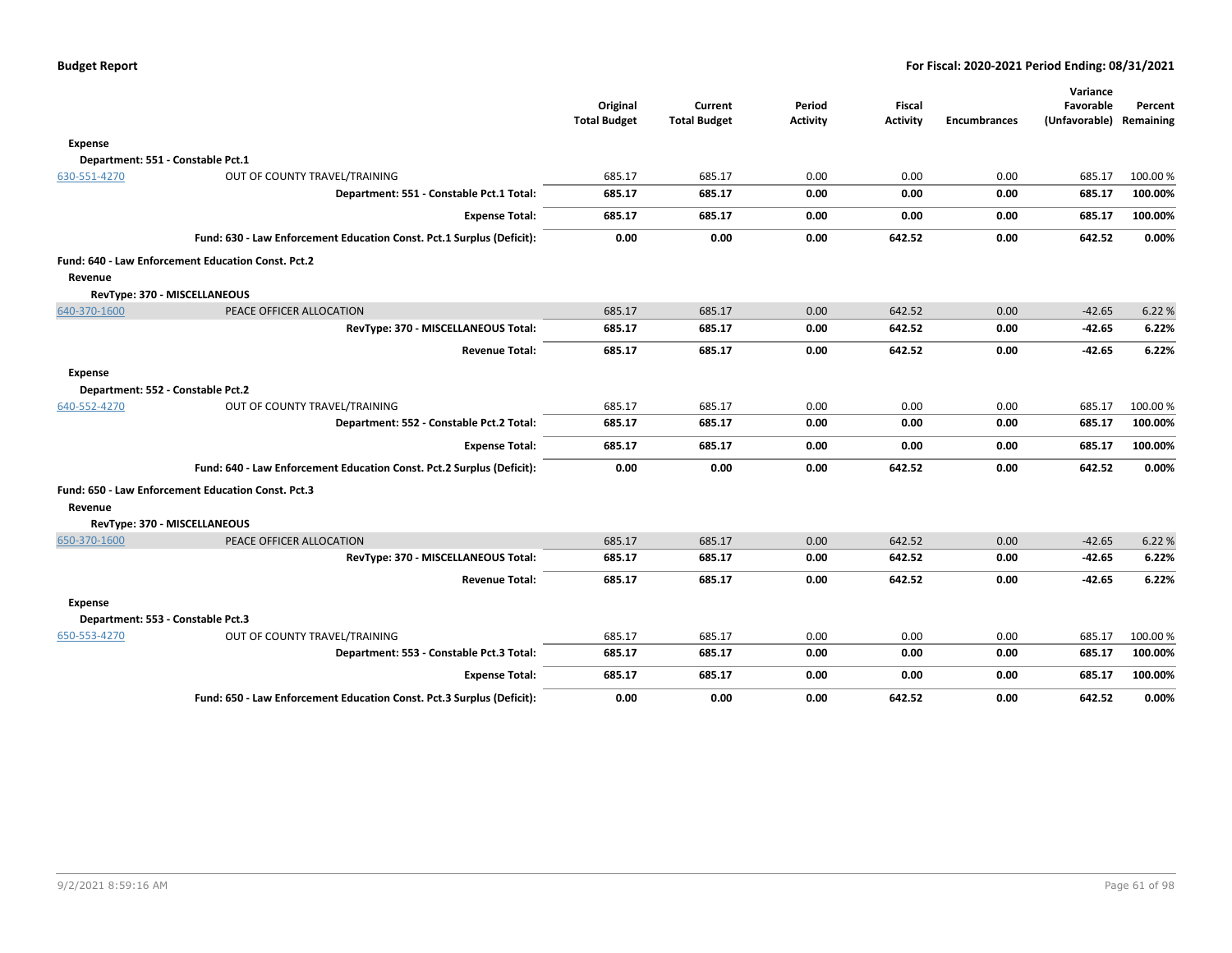| | | Original Total Budget | Current Total Budget | Period Activity | Fiscal Activity | Encumbrances | Variance Favorable (Unfavorable) | Percent Remaining |
|---|---|---|---|---|---|---|---|---|
| **Expense** | | | | | | | | |
| **Department: 551 - Constable Pct.1** | | | | | | | | |
| 630-551-4270 | OUT OF COUNTY TRAVEL/TRAINING | 685.17 | 685.17 | 0.00 | 0.00 | 0.00 | 685.17 | 100.00 % |
| | **Department: 551 - Constable Pct.1 Total:** | **685.17** | **685.17** | **0.00** | **0.00** | **0.00** | **685.17** | **100.00%** |
| | **Expense Total:** | **685.17** | **685.17** | **0.00** | **0.00** | **0.00** | **685.17** | **100.00%** |
| | **Fund: 630 - Law Enforcement Education Const. Pct.1 Surplus (Deficit):** | **0.00** | **0.00** | **0.00** | **642.52** | **0.00** | **642.52** | **0.00%** |
| **Fund: 640 - Law Enforcement Education Const. Pct.2** | | | | | | | | |
| **Revenue** | | | | | | | | |
| **RevType: 370 - MISCELLANEOUS** | | | | | | | | |
| 640-370-1600 | PEACE OFFICER ALLOCATION | 685.17 | 685.17 | 0.00 | 642.52 | 0.00 | -42.65 | 6.22 % |
| | **RevType: 370 - MISCELLANEOUS Total:** | **685.17** | **685.17** | **0.00** | **642.52** | **0.00** | **-42.65** | **6.22%** |
| | **Revenue Total:** | **685.17** | **685.17** | **0.00** | **642.52** | **0.00** | **-42.65** | **6.22%** |
| **Expense** | | | | | | | | |
| **Department: 552 - Constable Pct.2** | | | | | | | | |
| 640-552-4270 | OUT OF COUNTY TRAVEL/TRAINING | 685.17 | 685.17 | 0.00 | 0.00 | 0.00 | 685.17 | 100.00 % |
| | **Department: 552 - Constable Pct.2 Total:** | **685.17** | **685.17** | **0.00** | **0.00** | **0.00** | **685.17** | **100.00%** |
| | **Expense Total:** | **685.17** | **685.17** | **0.00** | **0.00** | **0.00** | **685.17** | **100.00%** |
| | **Fund: 640 - Law Enforcement Education Const. Pct.2 Surplus (Deficit):** | **0.00** | **0.00** | **0.00** | **642.52** | **0.00** | **642.52** | **0.00%** |
| **Fund: 650 - Law Enforcement Education Const. Pct.3** | | | | | | | | |
| **Revenue** | | | | | | | | |
| **RevType: 370 - MISCELLANEOUS** | | | | | | | | |
| 650-370-1600 | PEACE OFFICER ALLOCATION | 685.17 | 685.17 | 0.00 | 642.52 | 0.00 | -42.65 | 6.22 % |
| | **RevType: 370 - MISCELLANEOUS Total:** | **685.17** | **685.17** | **0.00** | **642.52** | **0.00** | **-42.65** | **6.22%** |
| | **Revenue Total:** | **685.17** | **685.17** | **0.00** | **642.52** | **0.00** | **-42.65** | **6.22%** |
| **Expense** | | | | | | | | |
| **Department: 553 - Constable Pct.3** | | | | | | | | |
| 650-553-4270 | OUT OF COUNTY TRAVEL/TRAINING | 685.17 | 685.17 | 0.00 | 0.00 | 0.00 | 685.17 | 100.00 % |
| | **Department: 553 - Constable Pct.3 Total:** | **685.17** | **685.17** | **0.00** | **0.00** | **0.00** | **685.17** | **100.00%** |
| | **Expense Total:** | **685.17** | **685.17** | **0.00** | **0.00** | **0.00** | **685.17** | **100.00%** |
| | **Fund: 650 - Law Enforcement Education Const. Pct.3 Surplus (Deficit):** | **0.00** | **0.00** | **0.00** | **642.52** | **0.00** | **642.52** | **0.00%** |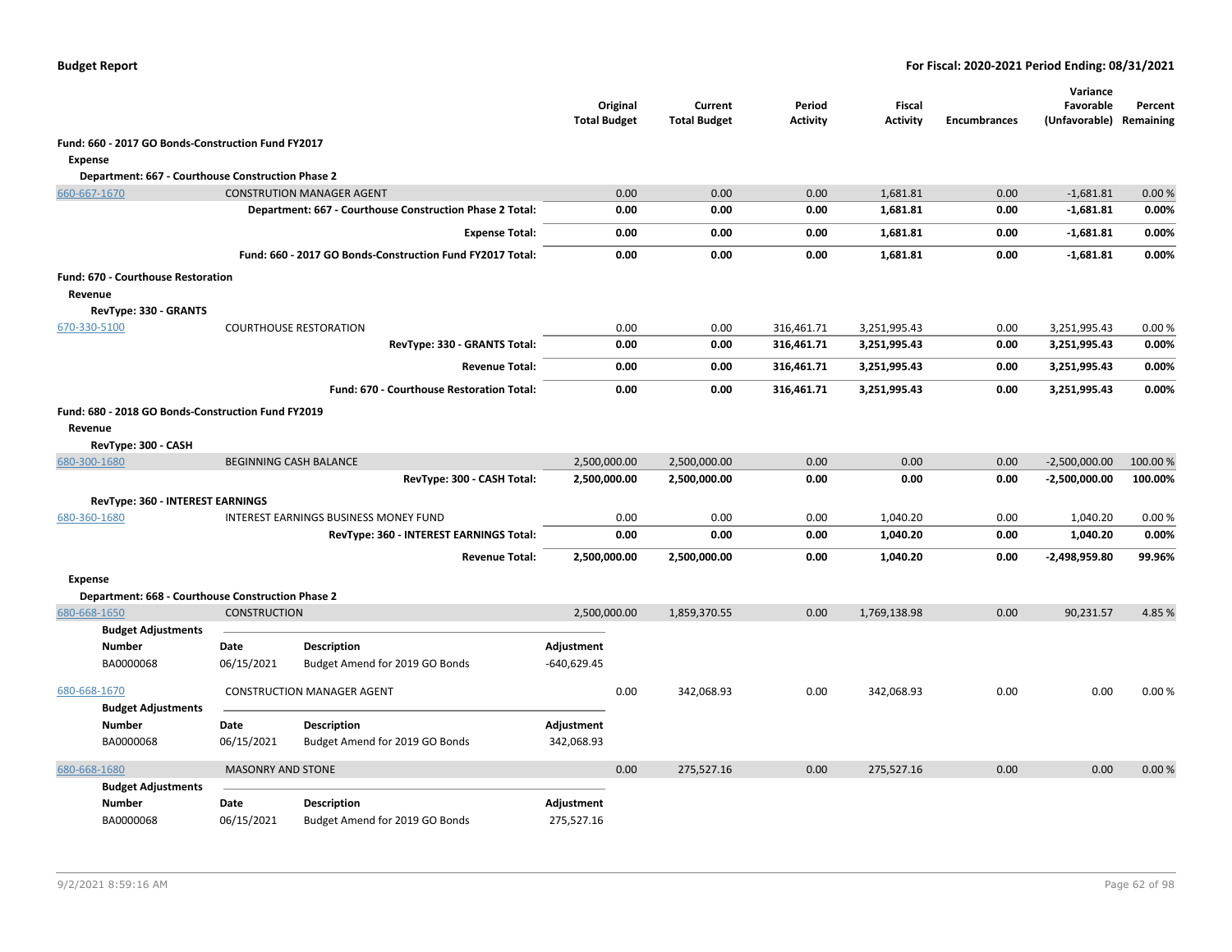**Budget Report** — **For Fiscal: 2020-2021 Period Ending: 08/31/2021**

| | | Original Total Budget | Current Total Budget | Period Activity | Fiscal Activity | Encumbrances | Variance Favorable (Unfavorable) | Percent Remaining |
|---|---|---|---|---|---|---|---|---|
| **Fund: 660 - 2017 GO Bonds-Construction Fund FY2017** | | | | | | | | |
| **Expense** | | | | | | | | |
| **Department: 667 - Courthouse Construction Phase 2** | | | | | | | | |
| 660-667-1670 | CONSTRUTION MANAGER AGENT | 0.00 | 0.00 | 0.00 | 1,681.81 | 0.00 | -1,681.81 | 0.00 % |
| | **Department: 667 - Courthouse Construction Phase 2 Total:** | **0.00** | **0.00** | **0.00** | **1,681.81** | **0.00** | **-1,681.81** | **0.00%** |
| | **Expense Total:** | **0.00** | **0.00** | **0.00** | **1,681.81** | **0.00** | **-1,681.81** | **0.00%** |
| | **Fund: 660 - 2017 GO Bonds-Construction Fund FY2017 Total:** | **0.00** | **0.00** | **0.00** | **1,681.81** | **0.00** | **-1,681.81** | **0.00%** |
| **Fund: 670 - Courthouse Restoration** | | | | | | | | |
| **Revenue** | | | | | | | | |
| **RevType: 330 - GRANTS** | | | | | | | | |
| 670-330-5100 | COURTHOUSE RESTORATION | 0.00 | 0.00 | 316,461.71 | 3,251,995.43 | 0.00 | 3,251,995.43 | 0.00 % |
| | **RevType: 330 - GRANTS Total:** | **0.00** | **0.00** | **316,461.71** | **3,251,995.43** | **0.00** | **3,251,995.43** | **0.00%** |
| | **Revenue Total:** | **0.00** | **0.00** | **316,461.71** | **3,251,995.43** | **0.00** | **3,251,995.43** | **0.00%** |
| | **Fund: 670 - Courthouse Restoration Total:** | **0.00** | **0.00** | **316,461.71** | **3,251,995.43** | **0.00** | **3,251,995.43** | **0.00%** |
| **Fund: 680 - 2018 GO Bonds-Construction Fund FY2019** | | | | | | | | |
| **Revenue** | | | | | | | | |
| **RevType: 300 - CASH** | | | | | | | | |
| 680-300-1680 | BEGINNING CASH BALANCE | 2,500,000.00 | 2,500,000.00 | 0.00 | 0.00 | 0.00 | -2,500,000.00 | 100.00 % |
| | **RevType: 300 - CASH Total:** | **2,500,000.00** | **2,500,000.00** | **0.00** | **0.00** | **0.00** | **-2,500,000.00** | **100.00%** |
| **RevType: 360 - INTEREST EARNINGS** | | | | | | | | |
| 680-360-1680 | INTEREST EARNINGS BUSINESS MONEY FUND | 0.00 | 0.00 | 0.00 | 1,040.20 | 0.00 | 1,040.20 | 0.00 % |
| | **RevType: 360 - INTEREST EARNINGS Total:** | **0.00** | **0.00** | **0.00** | **1,040.20** | **0.00** | **1,040.20** | **0.00%** |
| | **Revenue Total:** | **2,500,000.00** | **2,500,000.00** | **0.00** | **1,040.20** | **0.00** | **-2,498,959.80** | **99.96%** |
| **Expense** | | | | | | | | |
| **Department: 668 - Courthouse Construction Phase 2** | | | | | | | | |
| 680-668-1650 | CONSTRUCTION | 2,500,000.00 | 1,859,370.55 | 0.00 | 1,769,138.98 | 0.00 | 90,231.57 | 4.85 % |

**Budget Adjustments**

| Number | Date | Description | Adjustment |
|---|---|---|---|
| BA0000068 | 06/15/2021 | Budget Amend for 2019 GO Bonds | -640,629.45 |

| | | Original Total Budget | Current Total Budget | Period Activity | Fiscal Activity | Encumbrances | Variance Favorable (Unfavorable) | Percent Remaining |
|---|---|---|---|---|---|---|---|---|
| 680-668-1670 | CONSTRUCTION MANAGER AGENT | 0.00 | 342,068.93 | 0.00 | 342,068.93 | 0.00 | 0.00 | 0.00 % |

**Budget Adjustments**

| Number | Date | Description | Adjustment |
|---|---|---|---|
| BA0000068 | 06/15/2021 | Budget Amend for 2019 GO Bonds | 342,068.93 |

| | | Original Total Budget | Current Total Budget | Period Activity | Fiscal Activity | Encumbrances | Variance Favorable (Unfavorable) | Percent Remaining |
|---|---|---|---|---|---|---|---|---|
| 680-668-1680 | MASONRY AND STONE | 0.00 | 275,527.16 | 0.00 | 275,527.16 | 0.00 | 0.00 | 0.00 % |

**Budget Adjustments**

| Number | Date | Description | Adjustment |
|---|---|---|---|
| BA0000068 | 06/15/2021 | Budget Amend for 2019 GO Bonds | 275,527.16 |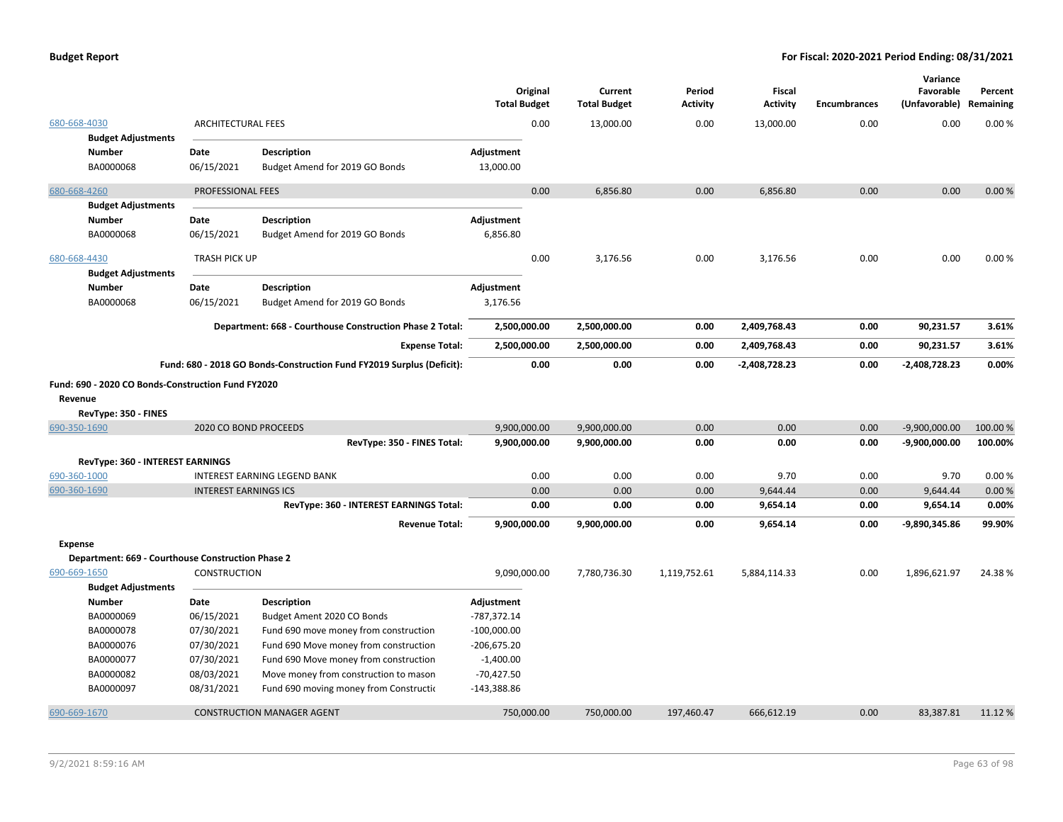| | | | Original Total Budget | Current Total Budget | Period Activity | Fiscal Activity | Encumbrances | Variance Favorable (Unfavorable) | Percent Remaining |
|---|---|---|---|---|---|---|---|---|---|
| 680-668-4030 | ARCHITECTURAL FEES | | 0.00 | 13,000.00 | 0.00 | 13,000.00 | 0.00 | 0.00 | 0.00 % |
| **Budget Adjustments** | | | | | | | | | |
| **Number** | **Date** | **Description** | **Adjustment** | | | | | | |
| BA0000068 | 06/15/2021 | Budget Amend for 2019 GO Bonds | 13,000.00 | | | | | | |
| 680-668-4260 | PROFESSIONAL FEES | | 0.00 | 6,856.80 | 0.00 | 6,856.80 | 0.00 | 0.00 | 0.00 % |
| **Budget Adjustments** | | | | | | | | | |
| **Number** | **Date** | **Description** | **Adjustment** | | | | | | |
| BA0000068 | 06/15/2021 | Budget Amend for 2019 GO Bonds | 6,856.80 | | | | | | |
| 680-668-4430 | TRASH PICK UP | | 0.00 | 3,176.56 | 0.00 | 3,176.56 | 0.00 | 0.00 | 0.00 % |
| **Budget Adjustments** | | | | | | | | | |
| **Number** | **Date** | **Description** | **Adjustment** | | | | | | |
| BA0000068 | 06/15/2021 | Budget Amend for 2019 GO Bonds | 3,176.56 | | | | | | |
| | | **Department: 668 - Courthouse Construction Phase 2 Total:** | **2,500,000.00** | **2,500,000.00** | **0.00** | **2,409,768.43** | **0.00** | **90,231.57** | **3.61%** |
| | | **Expense Total:** | **2,500,000.00** | **2,500,000.00** | **0.00** | **2,409,768.43** | **0.00** | **90,231.57** | **3.61%** |
| | | **Fund: 680 - 2018 GO Bonds-Construction Fund FY2019 Surplus (Deficit):** | **0.00** | **0.00** | **0.00** | **-2,408,728.23** | **0.00** | **-2,408,728.23** | **0.00%** |

**Fund: 690 - 2020 CO Bonds-Construction Fund FY2020**

**Revenue**

**RevType: 350 - FINES**

| | | | Original Total Budget | Current Total Budget | Period Activity | Fiscal Activity | Encumbrances | Variance Favorable (Unfavorable) | Percent Remaining |
|---|---|---|---|---|---|---|---|---|---|
| 690-350-1690 | 2020 CO BOND PROCEEDS | | 9,900,000.00 | 9,900,000.00 | 0.00 | 0.00 | 0.00 | -9,900,000.00 | 100.00 % |
| | | **RevType: 350 - FINES Total:** | **9,900,000.00** | **9,900,000.00** | **0.00** | **0.00** | **0.00** | **-9,900,000.00** | **100.00%** |
| **RevType: 360 - INTEREST EARNINGS** | | | | | | | | | |
| 690-360-1000 | INTEREST EARNING LEGEND BANK | | 0.00 | 0.00 | 0.00 | 9.70 | 0.00 | 9.70 | 0.00 % |
| 690-360-1690 | INTEREST EARNINGS ICS | | 0.00 | 0.00 | 0.00 | 9,644.44 | 0.00 | 9,644.44 | 0.00 % |
| | | **RevType: 360 - INTEREST EARNINGS Total:** | **0.00** | **0.00** | **0.00** | **9,654.14** | **0.00** | **9,654.14** | **0.00%** |
| | | **Revenue Total:** | **9,900,000.00** | **9,900,000.00** | **0.00** | **9,654.14** | **0.00** | **-9,890,345.86** | **99.90%** |

**Expense**

**Department: 669 - Courthouse Construction Phase 2**

| | | | Original Total Budget | Current Total Budget | Period Activity | Fiscal Activity | Encumbrances | Variance Favorable (Unfavorable) | Percent Remaining |
|---|---|---|---|---|---|---|---|---|---|
| 690-669-1650 | CONSTRUCTION | | 9,090,000.00 | 7,780,736.30 | 1,119,752.61 | 5,884,114.33 | 0.00 | 1,896,621.97 | 24.38 % |
| **Budget Adjustments** | | | | | | | | | |
| **Number** | **Date** | **Description** | **Adjustment** | | | | | | |
| BA0000069 | 06/15/2021 | Budget Ament 2020 CO Bonds | -787,372.14 | | | | | | |
| BA0000078 | 07/30/2021 | Fund 690 move money from construction | -100,000.00 | | | | | | |
| BA0000076 | 07/30/2021 | Fund 690 Move money from construction | -206,675.20 | | | | | | |
| BA0000077 | 07/30/2021 | Fund 690 Move money from construction | -1,400.00 | | | | | | |
| BA0000082 | 08/03/2021 | Move money from construction to mason | -70,427.50 | | | | | | |
| BA0000097 | 08/31/2021 | Fund 690 moving money from Constructic | -143,388.86 | | | | | | |
| 690-669-1670 | CONSTRUCTION MANAGER AGENT | | 750,000.00 | 750,000.00 | 197,460.47 | 666,612.19 | 0.00 | 83,387.81 | 11.12 % |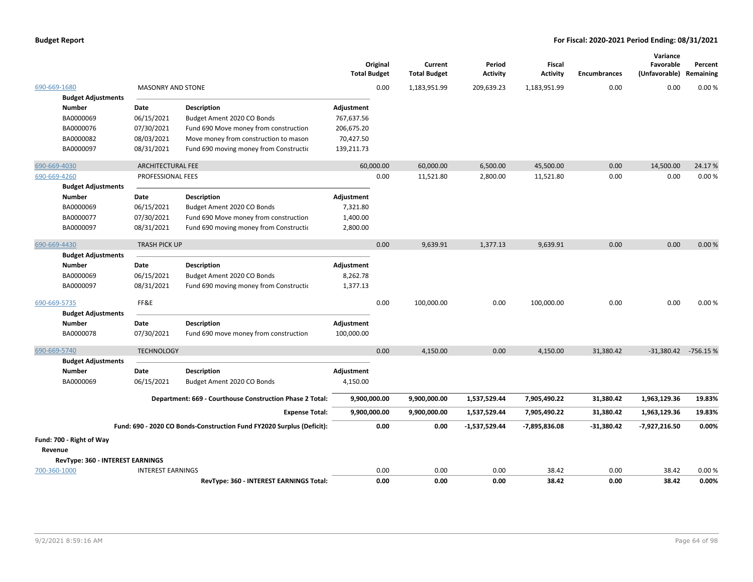## Budget Report

**For Fiscal: 2020-2021 Period Ending: 08/31/2021**

| | | Original Total Budget | Current Total Budget | Period Activity | Fiscal Activity | Encumbrances | Variance Favorable (Unfavorable) | Percent Remaining |
|---|---|---|---|---|---|---|---|---|
| 690-669-1680 | MASONRY AND STONE | 0.00 | 1,183,951.99 | 209,639.23 | 1,183,951.99 | 0.00 | 0.00 | 0.00 % |

**Budget Adjustments**

| Number | Date | Description | Adjustment |
|---|---|---|---|
| BA0000069 | 06/15/2021 | Budget Ament 2020 CO Bonds | 767,637.56 |
| BA0000076 | 07/30/2021 | Fund 690 Move money from construction | 206,675.20 |
| BA0000082 | 08/03/2021 | Move money from construction to mason | 70,427.50 |
| BA0000097 | 08/31/2021 | Fund 690 moving money from Constructic | 139,211.73 |

| | | Original Total Budget | Current Total Budget | Period Activity | Fiscal Activity | Encumbrances | Variance Favorable (Unfavorable) | Percent Remaining |
|---|---|---|---|---|---|---|---|---|
| 690-669-4030 | ARCHITECTURAL FEE | 60,000.00 | 60,000.00 | 6,500.00 | 45,500.00 | 0.00 | 14,500.00 | 24.17 % |
| 690-669-4260 | PROFESSIONAL FEES | 0.00 | 11,521.80 | 2,800.00 | 11,521.80 | 0.00 | 0.00 | 0.00 % |

**Budget Adjustments**

| Number | Date | Description | Adjustment |
|---|---|---|---|
| BA0000069 | 06/15/2021 | Budget Ament 2020 CO Bonds | 7,321.80 |
| BA0000077 | 07/30/2021 | Fund 690 Move money from construction | 1,400.00 |
| BA0000097 | 08/31/2021 | Fund 690 moving money from Constructic | 2,800.00 |

| | | Original Total Budget | Current Total Budget | Period Activity | Fiscal Activity | Encumbrances | Variance Favorable (Unfavorable) | Percent Remaining |
|---|---|---|---|---|---|---|---|---|
| 690-669-4430 | TRASH PICK UP | 0.00 | 9,639.91 | 1,377.13 | 9,639.91 | 0.00 | 0.00 | 0.00 % |

**Budget Adjustments**

| Number | Date | Description | Adjustment |
|---|---|---|---|
| BA0000069 | 06/15/2021 | Budget Ament 2020 CO Bonds | 8,262.78 |
| BA0000097 | 08/31/2021 | Fund 690 moving money from Constructic | 1,377.13 |

| | | Original Total Budget | Current Total Budget | Period Activity | Fiscal Activity | Encumbrances | Variance Favorable (Unfavorable) | Percent Remaining |
|---|---|---|---|---|---|---|---|---|
| 690-669-5735 | FF&E | 0.00 | 100,000.00 | 0.00 | 100,000.00 | 0.00 | 0.00 | 0.00 % |

**Budget Adjustments**

| Number | Date | Description | Adjustment |
|---|---|---|---|
| BA0000078 | 07/30/2021 | Fund 690 move money from construction | 100,000.00 |

| | | Original Total Budget | Current Total Budget | Period Activity | Fiscal Activity | Encumbrances | Variance Favorable (Unfavorable) | Percent Remaining |
|---|---|---|---|---|---|---|---|---|
| 690-669-5740 | TECHNOLOGY | 0.00 | 4,150.00 | 0.00 | 4,150.00 | 31,380.42 | -31,380.42 | -756.15 % |

**Budget Adjustments**

| Number | Date | Description | Adjustment |
|---|---|---|---|
| BA0000069 | 06/15/2021 | Budget Ament 2020 CO Bonds | 4,150.00 |

| | Original Total Budget | Current Total Budget | Period Activity | Fiscal Activity | Encumbrances | Variance Favorable (Unfavorable) | Percent Remaining |
|---|---|---|---|---|---|---|---|
| **Department: 669 - Courthouse Construction Phase 2 Total:** | **9,900,000.00** | **9,900,000.00** | **1,537,529.44** | **7,905,490.22** | **31,380.42** | **1,963,129.36** | **19.83%** |
| **Expense Total:** | **9,900,000.00** | **9,900,000.00** | **1,537,529.44** | **7,905,490.22** | **31,380.42** | **1,963,129.36** | **19.83%** |
| **Fund: 690 - 2020 CO Bonds-Construction Fund FY2020 Surplus (Deficit):** | **0.00** | **0.00** | **-1,537,529.44** | **-7,895,836.08** | **-31,380.42** | **-7,927,216.50** | **0.00%** |

**Fund: 700 - Right of Way**

**Revenue**

**RevType: 360 - INTEREST EARNINGS**

| | | Original Total Budget | Current Total Budget | Period Activity | Fiscal Activity | Encumbrances | Variance Favorable (Unfavorable) | Percent Remaining |
|---|---|---|---|---|---|---|---|---|
| 700-360-1000 | INTEREST EARNINGS | 0.00 | 0.00 | 0.00 | 38.42 | 0.00 | 38.42 | 0.00 % |
| | **RevType: 360 - INTEREST EARNINGS Total:** | **0.00** | **0.00** | **0.00** | **38.42** | **0.00** | **38.42** | **0.00%** |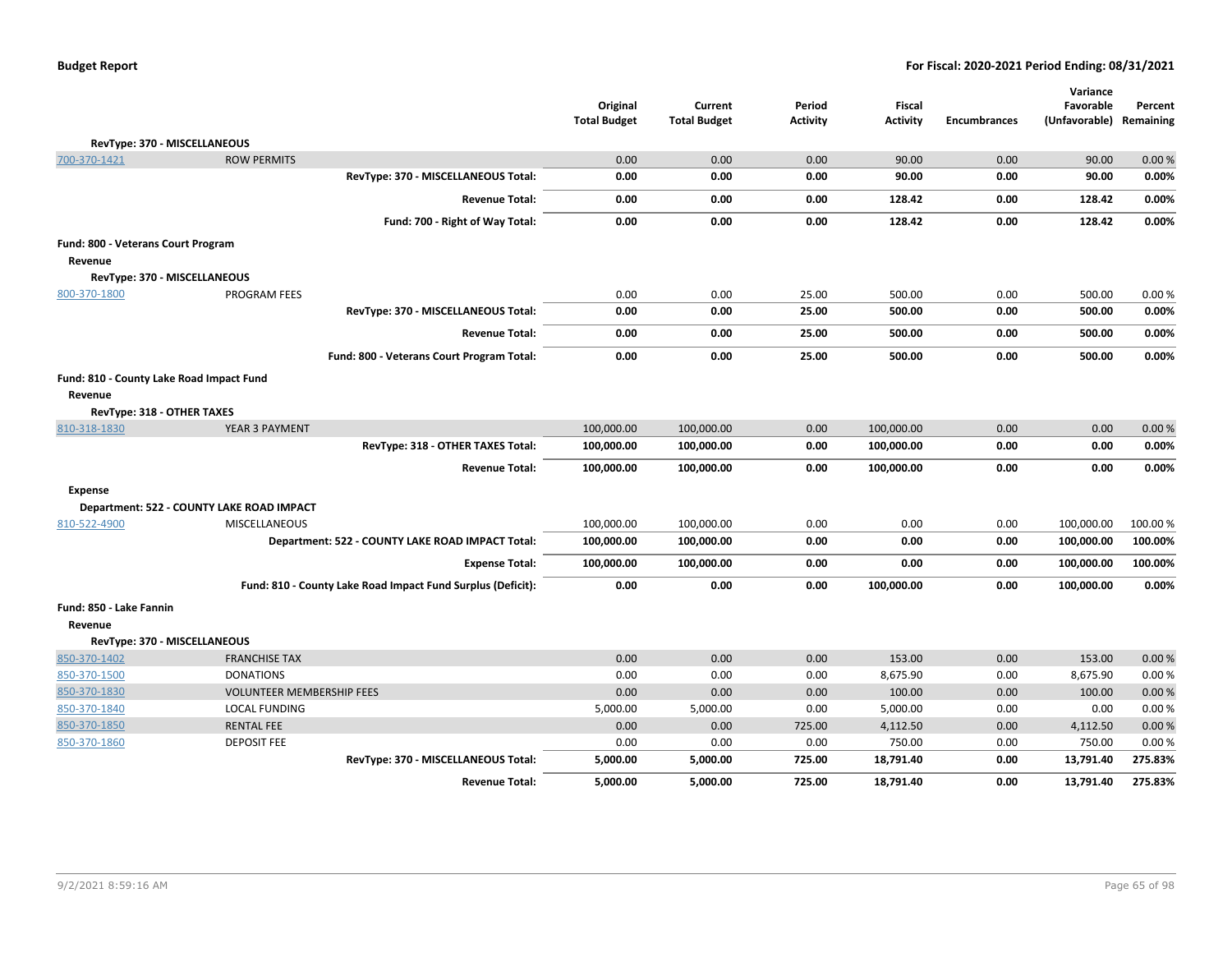| | | Original Total Budget | Current Total Budget | Period Activity | Fiscal Activity | Encumbrances | Variance Favorable (Unfavorable) | Percent Remaining |
|---|---|---|---|---|---|---|---|---|
| **RevType: 370 - MISCELLANEOUS** | | | | | | | | |
| 700-370-1421 | ROW PERMITS | 0.00 | 0.00 | 0.00 | 90.00 | 0.00 | 90.00 | 0.00 % |
| | **RevType: 370 - MISCELLANEOUS Total:** | **0.00** | **0.00** | **0.00** | **90.00** | **0.00** | **90.00** | **0.00%** |
| | **Revenue Total:** | **0.00** | **0.00** | **0.00** | **128.42** | **0.00** | **128.42** | **0.00%** |
| | **Fund: 700 - Right of Way Total:** | **0.00** | **0.00** | **0.00** | **128.42** | **0.00** | **128.42** | **0.00%** |
| **Fund: 800 - Veterans Court Program** | | | | | | | | |
| **Revenue** | | | | | | | | |
| **RevType: 370 - MISCELLANEOUS** | | | | | | | | |
| 800-370-1800 | PROGRAM FEES | 0.00 | 0.00 | 25.00 | 500.00 | 0.00 | 500.00 | 0.00 % |
| | **RevType: 370 - MISCELLANEOUS Total:** | **0.00** | **0.00** | **25.00** | **500.00** | **0.00** | **500.00** | **0.00%** |
| | **Revenue Total:** | **0.00** | **0.00** | **25.00** | **500.00** | **0.00** | **500.00** | **0.00%** |
| | **Fund: 800 - Veterans Court Program Total:** | **0.00** | **0.00** | **25.00** | **500.00** | **0.00** | **500.00** | **0.00%** |
| **Fund: 810 - County Lake Road Impact Fund** | | | | | | | | |
| **Revenue** | | | | | | | | |
| **RevType: 318 - OTHER TAXES** | | | | | | | | |
| 810-318-1830 | YEAR 3 PAYMENT | 100,000.00 | 100,000.00 | 0.00 | 100,000.00 | 0.00 | 0.00 | 0.00 % |
| | **RevType: 318 - OTHER TAXES Total:** | **100,000.00** | **100,000.00** | **0.00** | **100,000.00** | **0.00** | **0.00** | **0.00%** |
| | **Revenue Total:** | **100,000.00** | **100,000.00** | **0.00** | **100,000.00** | **0.00** | **0.00** | **0.00%** |
| **Expense** | | | | | | | | |
| **Department: 522 - COUNTY LAKE ROAD IMPACT** | | | | | | | | |
| 810-522-4900 | MISCELLANEOUS | 100,000.00 | 100,000.00 | 0.00 | 0.00 | 0.00 | 100,000.00 | 100.00 % |
| | **Department: 522 - COUNTY LAKE ROAD IMPACT Total:** | **100,000.00** | **100,000.00** | **0.00** | **0.00** | **0.00** | **100,000.00** | **100.00%** |
| | **Expense Total:** | **100,000.00** | **100,000.00** | **0.00** | **0.00** | **0.00** | **100,000.00** | **100.00%** |
| | **Fund: 810 - County Lake Road Impact Fund Surplus (Deficit):** | **0.00** | **0.00** | **0.00** | **100,000.00** | **0.00** | **100,000.00** | **0.00%** |
| **Fund: 850 - Lake Fannin** | | | | | | | | |
| **Revenue** | | | | | | | | |
| **RevType: 370 - MISCELLANEOUS** | | | | | | | | |
| 850-370-1402 | FRANCHISE TAX | 0.00 | 0.00 | 0.00 | 153.00 | 0.00 | 153.00 | 0.00 % |
| 850-370-1500 | DONATIONS | 0.00 | 0.00 | 0.00 | 8,675.90 | 0.00 | 8,675.90 | 0.00 % |
| 850-370-1830 | VOLUNTEER MEMBERSHIP FEES | 0.00 | 0.00 | 0.00 | 100.00 | 0.00 | 100.00 | 0.00 % |
| 850-370-1840 | LOCAL FUNDING | 5,000.00 | 5,000.00 | 0.00 | 5,000.00 | 0.00 | 0.00 | 0.00 % |
| 850-370-1850 | RENTAL FEE | 0.00 | 0.00 | 725.00 | 4,112.50 | 0.00 | 4,112.50 | 0.00 % |
| 850-370-1860 | DEPOSIT FEE | 0.00 | 0.00 | 0.00 | 750.00 | 0.00 | 750.00 | 0.00 % |
| | **RevType: 370 - MISCELLANEOUS Total:** | **5,000.00** | **5,000.00** | **725.00** | **18,791.40** | **0.00** | **13,791.40** | **275.83%** |
| | **Revenue Total:** | **5,000.00** | **5,000.00** | **725.00** | **18,791.40** | **0.00** | **13,791.40** | **275.83%** |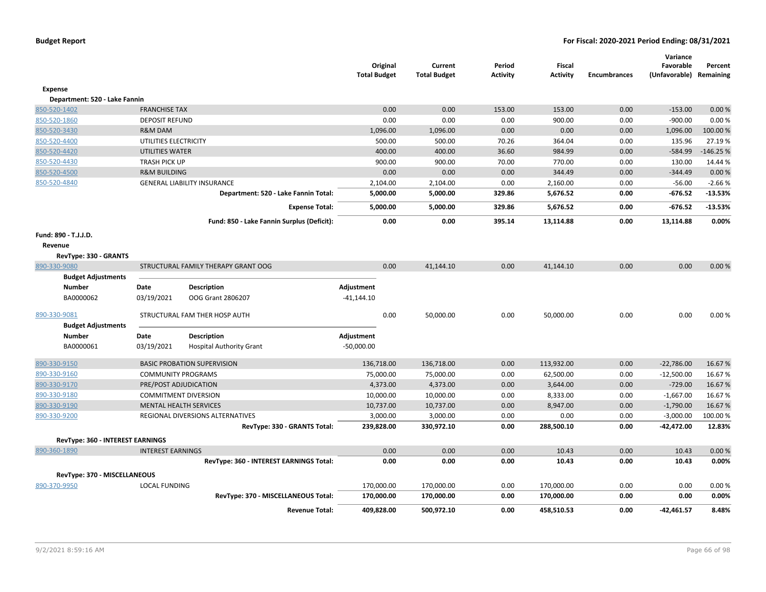**Budget Report** — For Fiscal: 2020-2021 Period Ending: 08/31/2021

| | | Original Total Budget | Current Total Budget | Period Activity | Fiscal Activity | Encumbrances | Variance Favorable (Unfavorable) | Percent Remaining |
|---|---|---|---|---|---|---|---|---|
| **Expense** | | | | | | | | |
| **Department: 520 - Lake Fannin** | | | | | | | | |
| 850-520-1402 | FRANCHISE TAX | 0.00 | 0.00 | 153.00 | 153.00 | 0.00 | -153.00 | 0.00 % |
| 850-520-1860 | DEPOSIT REFUND | 0.00 | 0.00 | 0.00 | 900.00 | 0.00 | -900.00 | 0.00 % |
| 850-520-3430 | R&M DAM | 1,096.00 | 1,096.00 | 0.00 | 0.00 | 0.00 | 1,096.00 | 100.00 % |
| 850-520-4400 | UTILITIES ELECTRICITY | 500.00 | 500.00 | 70.26 | 364.04 | 0.00 | 135.96 | 27.19 % |
| 850-520-4420 | UTILITIES WATER | 400.00 | 400.00 | 36.60 | 984.99 | 0.00 | -584.99 | -146.25 % |
| 850-520-4430 | TRASH PICK UP | 900.00 | 900.00 | 70.00 | 770.00 | 0.00 | 130.00 | 14.44 % |
| 850-520-4500 | R&M BUILDING | 0.00 | 0.00 | 0.00 | 344.49 | 0.00 | -344.49 | 0.00 % |
| 850-520-4840 | GENERAL LIABILITY INSURANCE | 2,104.00 | 2,104.00 | 0.00 | 2,160.00 | 0.00 | -56.00 | -2.66 % |
| | **Department: 520 - Lake Fannin Total:** | **5,000.00** | **5,000.00** | **329.86** | **5,676.52** | **0.00** | **-676.52** | **-13.53%** |
| | **Expense Total:** | **5,000.00** | **5,000.00** | **329.86** | **5,676.52** | **0.00** | **-676.52** | **-13.53%** |
| | **Fund: 850 - Lake Fannin Surplus (Deficit):** | **0.00** | **0.00** | **395.14** | **13,114.88** | **0.00** | **13,114.88** | **0.00%** |

**Fund: 890 - T.J.J.D.**

**Revenue**

**RevType: 330 - GRANTS**

| | | Original Total Budget | Current Total Budget | Period Activity | Fiscal Activity | Encumbrances | Variance Favorable (Unfavorable) | Percent Remaining |
|---|---|---|---|---|---|---|---|---|
| 890-330-9080 | STRUCTURAL FAMILY THERAPY GRANT OOG | 0.00 | 41,144.10 | 0.00 | 41,144.10 | 0.00 | 0.00 | 0.00 % |

**Budget Adjustments**

| Number | Date | Description | Adjustment |
|---|---|---|---|
| BA0000062 | 03/19/2021 | OOG Grant 2806207 | -41,144.10 |

| | | Original Total Budget | Current Total Budget | Period Activity | Fiscal Activity | Encumbrances | Variance Favorable (Unfavorable) | Percent Remaining |
|---|---|---|---|---|---|---|---|---|
| 890-330-9081 | STRUCTURAL FAM THER HOSP AUTH | 0.00 | 50,000.00 | 0.00 | 50,000.00 | 0.00 | 0.00 | 0.00 % |

**Budget Adjustments**

| Number | Date | Description | Adjustment |
|---|---|---|---|
| BA0000061 | 03/19/2021 | Hospital Authority Grant | -50,000.00 |

| | | Original Total Budget | Current Total Budget | Period Activity | Fiscal Activity | Encumbrances | Variance Favorable (Unfavorable) | Percent Remaining |
|---|---|---|---|---|---|---|---|---|
| 890-330-9150 | BASIC PROBATION SUPERVISION | 136,718.00 | 136,718.00 | 0.00 | 113,932.00 | 0.00 | -22,786.00 | 16.67 % |
| 890-330-9160 | COMMUNITY PROGRAMS | 75,000.00 | 75,000.00 | 0.00 | 62,500.00 | 0.00 | -12,500.00 | 16.67 % |
| 890-330-9170 | PRE/POST ADJUDICATION | 4,373.00 | 4,373.00 | 0.00 | 3,644.00 | 0.00 | -729.00 | 16.67 % |
| 890-330-9180 | COMMITMENT DIVERSION | 10,000.00 | 10,000.00 | 0.00 | 8,333.00 | 0.00 | -1,667.00 | 16.67 % |
| 890-330-9190 | MENTAL HEALTH SERVICES | 10,737.00 | 10,737.00 | 0.00 | 8,947.00 | 0.00 | -1,790.00 | 16.67 % |
| 890-330-9200 | REGIONAL DIVERSIONS ALTERNATIVES | 3,000.00 | 3,000.00 | 0.00 | 0.00 | 0.00 | -3,000.00 | 100.00 % |
| | **RevType: 330 - GRANTS Total:** | **239,828.00** | **330,972.10** | **0.00** | **288,500.10** | **0.00** | **-42,472.00** | **12.83%** |
| **RevType: 360 - INTEREST EARNINGS** | | | | | | | | |
| 890-360-1890 | INTEREST EARNINGS | 0.00 | 0.00 | 0.00 | 10.43 | 0.00 | 10.43 | 0.00 % |
| | **RevType: 360 - INTEREST EARNINGS Total:** | **0.00** | **0.00** | **0.00** | **10.43** | **0.00** | **10.43** | **0.00%** |
| **RevType: 370 - MISCELLANEOUS** | | | | | | | | |
| 890-370-9950 | LOCAL FUNDING | 170,000.00 | 170,000.00 | 0.00 | 170,000.00 | 0.00 | 0.00 | 0.00 % |
| | **RevType: 370 - MISCELLANEOUS Total:** | **170,000.00** | **170,000.00** | **0.00** | **170,000.00** | **0.00** | **0.00** | **0.00%** |
| | **Revenue Total:** | **409,828.00** | **500,972.10** | **0.00** | **458,510.53** | **0.00** | **-42,461.57** | **8.48%** |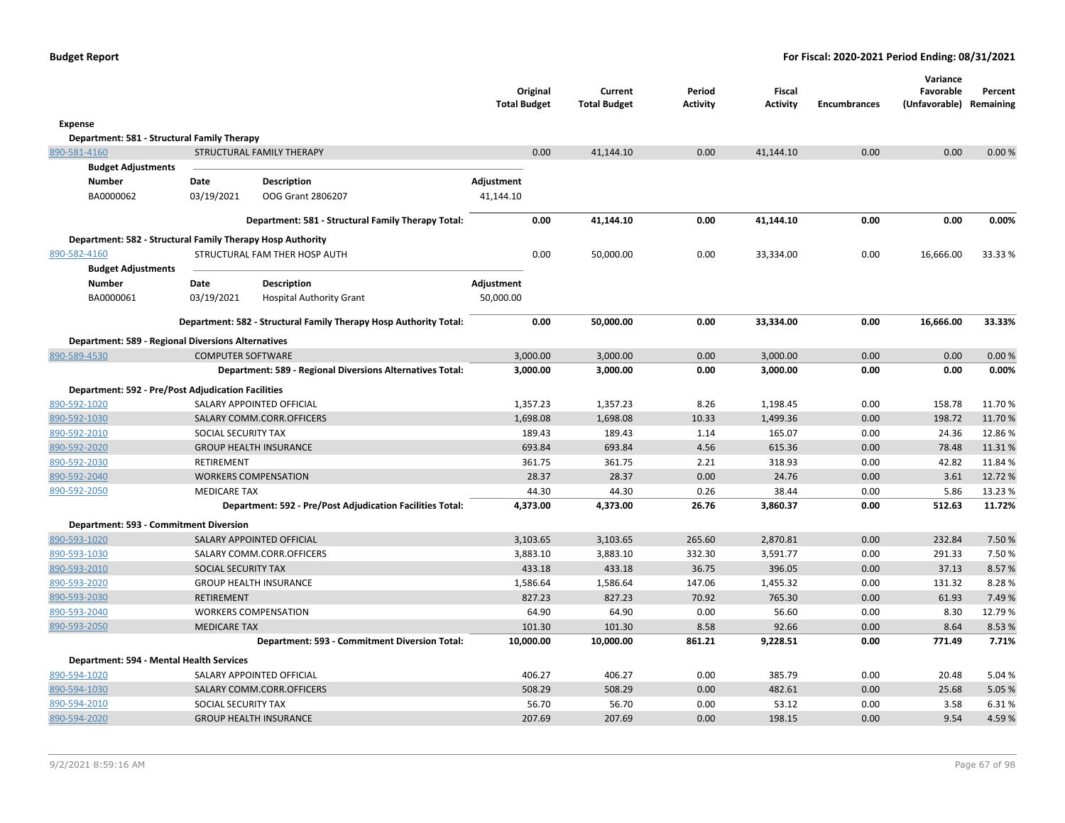**Budget Report** — For Fiscal: 2020-2021 Period Ending: 08/31/2021

| | | Original Total Budget | Current Total Budget | Period Activity | Fiscal Activity | Encumbrances | Variance Favorable (Unfavorable) | Percent Remaining |
|---|---|---|---|---|---|---|---|---|
| **Expense** | | | | | | | | |
| **Department: 581 - Structural Family Therapy** | | | | | | | | |
| 890-581-4160 | STRUCTURAL FAMILY THERAPY | 0.00 | 41,144.10 | 0.00 | 41,144.10 | 0.00 | 0.00 | 0.00 % |
| | **Department: 581 - Structural Family Therapy Total:** | **0.00** | **41,144.10** | **0.00** | **41,144.10** | **0.00** | **0.00** | **0.00%** |
| **Department: 582 - Structural Family Therapy Hosp Authority** | | | | | | | | |
| 890-582-4160 | STRUCTURAL FAM THER HOSP AUTH | 0.00 | 50,000.00 | 0.00 | 33,334.00 | 0.00 | 16,666.00 | 33.33 % |
| | **Department: 582 - Structural Family Therapy Hosp Authority Total:** | **0.00** | **50,000.00** | **0.00** | **33,334.00** | **0.00** | **16,666.00** | **33.33%** |
| **Department: 589 - Regional Diversions Alternatives** | | | | | | | | |
| 890-589-4530 | COMPUTER SOFTWARE | 3,000.00 | 3,000.00 | 0.00 | 3,000.00 | 0.00 | 0.00 | 0.00 % |
| | **Department: 589 - Regional Diversions Alternatives Total:** | **3,000.00** | **3,000.00** | **0.00** | **3,000.00** | **0.00** | **0.00** | **0.00%** |
| **Department: 592 - Pre/Post Adjudication Facilities** | | | | | | | | |
| 890-592-1020 | SALARY APPOINTED OFFICIAL | 1,357.23 | 1,357.23 | 8.26 | 1,198.45 | 0.00 | 158.78 | 11.70 % |
| 890-592-1030 | SALARY COMM.CORR.OFFICERS | 1,698.08 | 1,698.08 | 10.33 | 1,499.36 | 0.00 | 198.72 | 11.70 % |
| 890-592-2010 | SOCIAL SECURITY TAX | 189.43 | 189.43 | 1.14 | 165.07 | 0.00 | 24.36 | 12.86 % |
| 890-592-2020 | GROUP HEALTH INSURANCE | 693.84 | 693.84 | 4.56 | 615.36 | 0.00 | 78.48 | 11.31 % |
| 890-592-2030 | RETIREMENT | 361.75 | 361.75 | 2.21 | 318.93 | 0.00 | 42.82 | 11.84 % |
| 890-592-2040 | WORKERS COMPENSATION | 28.37 | 28.37 | 0.00 | 24.76 | 0.00 | 3.61 | 12.72 % |
| 890-592-2050 | MEDICARE TAX | 44.30 | 44.30 | 0.26 | 38.44 | 0.00 | 5.86 | 13.23 % |
| | **Department: 592 - Pre/Post Adjudication Facilities Total:** | **4,373.00** | **4,373.00** | **26.76** | **3,860.37** | **0.00** | **512.63** | **11.72%** |
| **Department: 593 - Commitment Diversion** | | | | | | | | |
| 890-593-1020 | SALARY APPOINTED OFFICIAL | 3,103.65 | 3,103.65 | 265.60 | 2,870.81 | 0.00 | 232.84 | 7.50 % |
| 890-593-1030 | SALARY COMM.CORR.OFFICERS | 3,883.10 | 3,883.10 | 332.30 | 3,591.77 | 0.00 | 291.33 | 7.50 % |
| 890-593-2010 | SOCIAL SECURITY TAX | 433.18 | 433.18 | 36.75 | 396.05 | 0.00 | 37.13 | 8.57 % |
| 890-593-2020 | GROUP HEALTH INSURANCE | 1,586.64 | 1,586.64 | 147.06 | 1,455.32 | 0.00 | 131.32 | 8.28 % |
| 890-593-2030 | RETIREMENT | 827.23 | 827.23 | 70.92 | 765.30 | 0.00 | 61.93 | 7.49 % |
| 890-593-2040 | WORKERS COMPENSATION | 64.90 | 64.90 | 0.00 | 56.60 | 0.00 | 8.30 | 12.79 % |
| 890-593-2050 | MEDICARE TAX | 101.30 | 101.30 | 8.58 | 92.66 | 0.00 | 8.64 | 8.53 % |
| | **Department: 593 - Commitment Diversion Total:** | **10,000.00** | **10,000.00** | **861.21** | **9,228.51** | **0.00** | **771.49** | **7.71%** |
| **Department: 594 - Mental Health Services** | | | | | | | | |
| 890-594-1020 | SALARY APPOINTED OFFICIAL | 406.27 | 406.27 | 0.00 | 385.79 | 0.00 | 20.48 | 5.04 % |
| 890-594-1030 | SALARY COMM.CORR.OFFICERS | 508.29 | 508.29 | 0.00 | 482.61 | 0.00 | 25.68 | 5.05 % |
| 890-594-2010 | SOCIAL SECURITY TAX | 56.70 | 56.70 | 0.00 | 53.12 | 0.00 | 3.58 | 6.31 % |
| 890-594-2020 | GROUP HEALTH INSURANCE | 207.69 | 207.69 | 0.00 | 198.15 | 0.00 | 9.54 | 4.59 % |

Budget Adjustments (890-581-4160):

| Number | Date | Description | Adjustment |
|---|---|---|---|
| BA0000062 | 03/19/2021 | OOG Grant 2806207 | 41,144.10 |

Budget Adjustments (890-582-4160):

| Number | Date | Description | Adjustment |
|---|---|---|---|
| BA0000061 | 03/19/2021 | Hospital Authority Grant | 50,000.00 |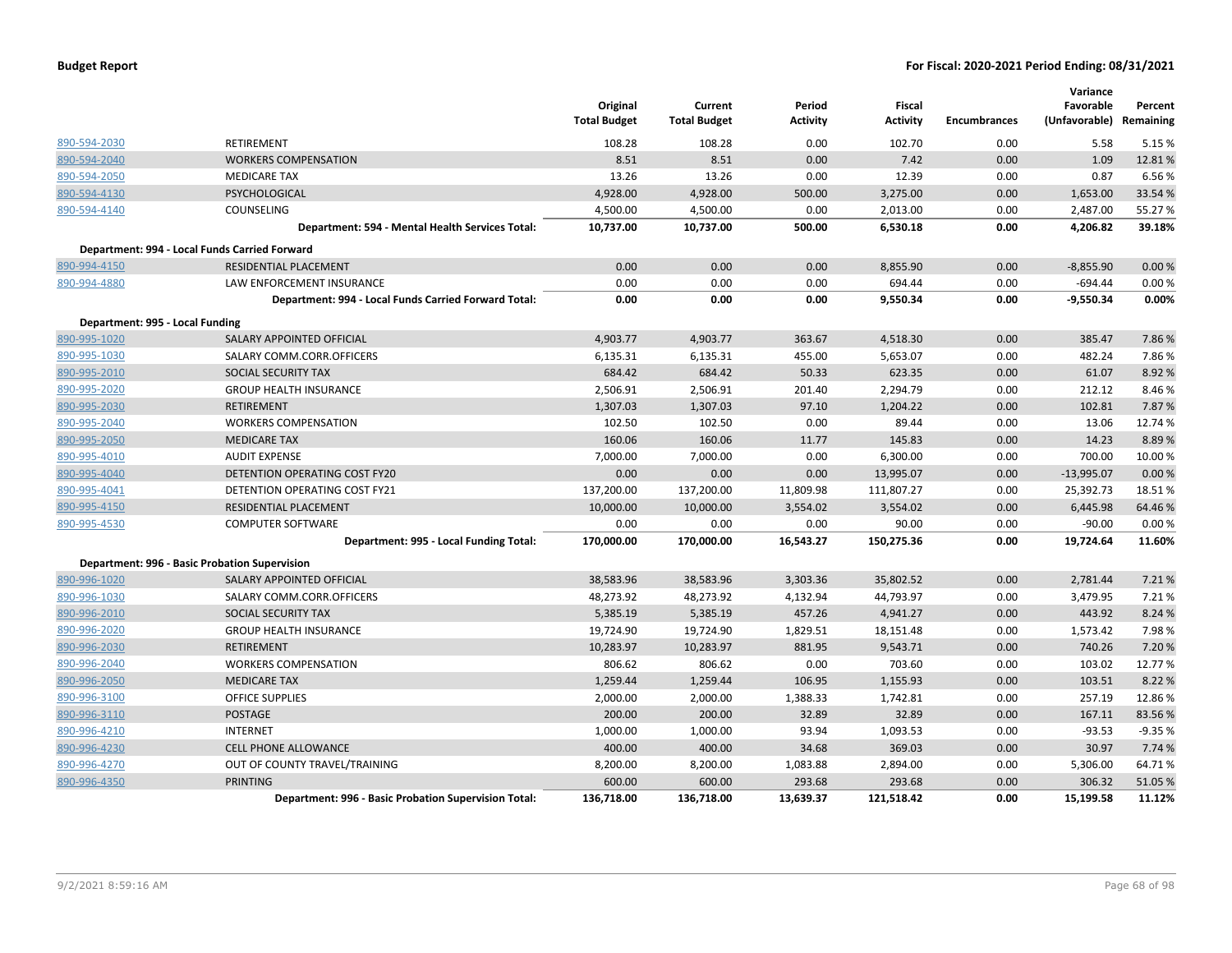| | | Original Total Budget | Current Total Budget | Period Activity | Fiscal Activity | Encumbrances | Variance Favorable (Unfavorable) | Percent Remaining |
|---|---|---|---|---|---|---|---|---|
| 890-594-2030 | RETIREMENT | 108.28 | 108.28 | 0.00 | 102.70 | 0.00 | 5.58 | 5.15 % |
| 890-594-2040 | WORKERS COMPENSATION | 8.51 | 8.51 | 0.00 | 7.42 | 0.00 | 1.09 | 12.81 % |
| 890-594-2050 | MEDICARE TAX | 13.26 | 13.26 | 0.00 | 12.39 | 0.00 | 0.87 | 6.56 % |
| 890-594-4130 | PSYCHOLOGICAL | 4,928.00 | 4,928.00 | 500.00 | 3,275.00 | 0.00 | 1,653.00 | 33.54 % |
| 890-594-4140 | COUNSELING | 4,500.00 | 4,500.00 | 0.00 | 2,013.00 | 0.00 | 2,487.00 | 55.27 % |
| | **Department: 594 - Mental Health Services Total:** | **10,737.00** | **10,737.00** | **500.00** | **6,530.18** | **0.00** | **4,206.82** | **39.18%** |
| **Department: 994 - Local Funds Carried Forward** | | | | | | | | |
| 890-994-4150 | RESIDENTIAL PLACEMENT | 0.00 | 0.00 | 0.00 | 8,855.90 | 0.00 | -8,855.90 | 0.00 % |
| 890-994-4880 | LAW ENFORCEMENT INSURANCE | 0.00 | 0.00 | 0.00 | 694.44 | 0.00 | -694.44 | 0.00 % |
| | **Department: 994 - Local Funds Carried Forward Total:** | **0.00** | **0.00** | **0.00** | **9,550.34** | **0.00** | **-9,550.34** | **0.00%** |
| **Department: 995 - Local Funding** | | | | | | | | |
| 890-995-1020 | SALARY APPOINTED OFFICIAL | 4,903.77 | 4,903.77 | 363.67 | 4,518.30 | 0.00 | 385.47 | 7.86 % |
| 890-995-1030 | SALARY COMM.CORR.OFFICERS | 6,135.31 | 6,135.31 | 455.00 | 5,653.07 | 0.00 | 482.24 | 7.86 % |
| 890-995-2010 | SOCIAL SECURITY TAX | 684.42 | 684.42 | 50.33 | 623.35 | 0.00 | 61.07 | 8.92 % |
| 890-995-2020 | GROUP HEALTH INSURANCE | 2,506.91 | 2,506.91 | 201.40 | 2,294.79 | 0.00 | 212.12 | 8.46 % |
| 890-995-2030 | RETIREMENT | 1,307.03 | 1,307.03 | 97.10 | 1,204.22 | 0.00 | 102.81 | 7.87 % |
| 890-995-2040 | WORKERS COMPENSATION | 102.50 | 102.50 | 0.00 | 89.44 | 0.00 | 13.06 | 12.74 % |
| 890-995-2050 | MEDICARE TAX | 160.06 | 160.06 | 11.77 | 145.83 | 0.00 | 14.23 | 8.89 % |
| 890-995-4010 | AUDIT EXPENSE | 7,000.00 | 7,000.00 | 0.00 | 6,300.00 | 0.00 | 700.00 | 10.00 % |
| 890-995-4040 | DETENTION OPERATING COST FY20 | 0.00 | 0.00 | 0.00 | 13,995.07 | 0.00 | -13,995.07 | 0.00 % |
| 890-995-4041 | DETENTION OPERATING COST FY21 | 137,200.00 | 137,200.00 | 11,809.98 | 111,807.27 | 0.00 | 25,392.73 | 18.51 % |
| 890-995-4150 | RESIDENTIAL PLACEMENT | 10,000.00 | 10,000.00 | 3,554.02 | 3,554.02 | 0.00 | 6,445.98 | 64.46 % |
| 890-995-4530 | COMPUTER SOFTWARE | 0.00 | 0.00 | 0.00 | 90.00 | 0.00 | -90.00 | 0.00 % |
| | **Department: 995 - Local Funding Total:** | **170,000.00** | **170,000.00** | **16,543.27** | **150,275.36** | **0.00** | **19,724.64** | **11.60%** |
| **Department: 996 - Basic Probation Supervision** | | | | | | | | |
| 890-996-1020 | SALARY APPOINTED OFFICIAL | 38,583.96 | 38,583.96 | 3,303.36 | 35,802.52 | 0.00 | 2,781.44 | 7.21 % |
| 890-996-1030 | SALARY COMM.CORR.OFFICERS | 48,273.92 | 48,273.92 | 4,132.94 | 44,793.97 | 0.00 | 3,479.95 | 7.21 % |
| 890-996-2010 | SOCIAL SECURITY TAX | 5,385.19 | 5,385.19 | 457.26 | 4,941.27 | 0.00 | 443.92 | 8.24 % |
| 890-996-2020 | GROUP HEALTH INSURANCE | 19,724.90 | 19,724.90 | 1,829.51 | 18,151.48 | 0.00 | 1,573.42 | 7.98 % |
| 890-996-2030 | RETIREMENT | 10,283.97 | 10,283.97 | 881.95 | 9,543.71 | 0.00 | 740.26 | 7.20 % |
| 890-996-2040 | WORKERS COMPENSATION | 806.62 | 806.62 | 0.00 | 703.60 | 0.00 | 103.02 | 12.77 % |
| 890-996-2050 | MEDICARE TAX | 1,259.44 | 1,259.44 | 106.95 | 1,155.93 | 0.00 | 103.51 | 8.22 % |
| 890-996-3100 | OFFICE SUPPLIES | 2,000.00 | 2,000.00 | 1,388.33 | 1,742.81 | 0.00 | 257.19 | 12.86 % |
| 890-996-3110 | POSTAGE | 200.00 | 200.00 | 32.89 | 32.89 | 0.00 | 167.11 | 83.56 % |
| 890-996-4210 | INTERNET | 1,000.00 | 1,000.00 | 93.94 | 1,093.53 | 0.00 | -93.53 | -9.35 % |
| 890-996-4230 | CELL PHONE ALLOWANCE | 400.00 | 400.00 | 34.68 | 369.03 | 0.00 | 30.97 | 7.74 % |
| 890-996-4270 | OUT OF COUNTY TRAVEL/TRAINING | 8,200.00 | 8,200.00 | 1,083.88 | 2,894.00 | 0.00 | 5,306.00 | 64.71 % |
| 890-996-4350 | PRINTING | 600.00 | 600.00 | 293.68 | 293.68 | 0.00 | 306.32 | 51.05 % |
| | **Department: 996 - Basic Probation Supervision Total:** | **136,718.00** | **136,718.00** | **13,639.37** | **121,518.42** | **0.00** | **15,199.58** | **11.12%** |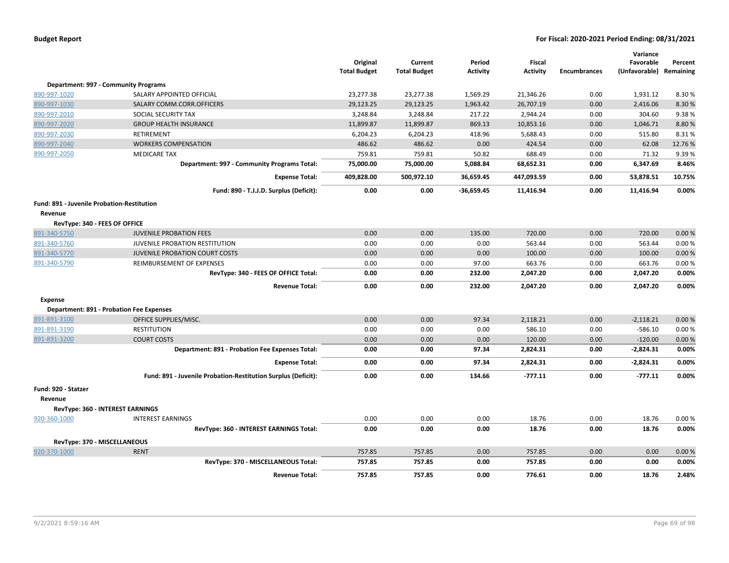| | | Original Total Budget | Current Total Budget | Period Activity | Fiscal Activity | Encumbrances | Variance Favorable (Unfavorable) | Percent Remaining |
|---|---|---|---|---|---|---|---|---|
| **Department: 997 - Community Programs** | | | | | | | | |
| 890-997-1020 | SALARY APPOINTED OFFICIAL | 23,277.38 | 23,277.38 | 1,569.29 | 21,346.26 | 0.00 | 1,931.12 | 8.30 % |
| 890-997-1030 | SALARY COMM.CORR.OFFICERS | 29,123.25 | 29,123.25 | 1,963.42 | 26,707.19 | 0.00 | 2,416.06 | 8.30 % |
| 890-997-2010 | SOCIAL SECURITY TAX | 3,248.84 | 3,248.84 | 217.22 | 2,944.24 | 0.00 | 304.60 | 9.38 % |
| 890-997-2020 | GROUP HEALTH INSURANCE | 11,899.87 | 11,899.87 | 869.13 | 10,853.16 | 0.00 | 1,046.71 | 8.80 % |
| 890-997-2030 | RETIREMENT | 6,204.23 | 6,204.23 | 418.96 | 5,688.43 | 0.00 | 515.80 | 8.31 % |
| 890-997-2040 | WORKERS COMPENSATION | 486.62 | 486.62 | 0.00 | 424.54 | 0.00 | 62.08 | 12.76 % |
| 890-997-2050 | MEDICARE TAX | 759.81 | 759.81 | 50.82 | 688.49 | 0.00 | 71.32 | 9.39 % |
| | **Department: 997 - Community Programs Total:** | **75,000.00** | **75,000.00** | **5,088.84** | **68,652.31** | **0.00** | **6,347.69** | **8.46%** |
| | **Expense Total:** | **409,828.00** | **500,972.10** | **36,659.45** | **447,093.59** | **0.00** | **53,878.51** | **10.75%** |
| | **Fund: 890 - T.J.J.D. Surplus (Deficit):** | **0.00** | **0.00** | **-36,659.45** | **11,416.94** | **0.00** | **11,416.94** | **0.00%** |
| **Fund: 891 - Juvenile Probation-Restitution** | | | | | | | | |
| **Revenue** | | | | | | | | |
| **RevType: 340 - FEES OF OFFICE** | | | | | | | | |
| 891-340-5750 | JUVENILE PROBATION FEES | 0.00 | 0.00 | 135.00 | 720.00 | 0.00 | 720.00 | 0.00 % |
| 891-340-5760 | JUVENILE PROBATION RESTITUTION | 0.00 | 0.00 | 0.00 | 563.44 | 0.00 | 563.44 | 0.00 % |
| 891-340-5770 | JUVENILE PROBATION COURT COSTS | 0.00 | 0.00 | 0.00 | 100.00 | 0.00 | 100.00 | 0.00 % |
| 891-340-5790 | REIMBURSEMENT OF EXPENSES | 0.00 | 0.00 | 97.00 | 663.76 | 0.00 | 663.76 | 0.00 % |
| | **RevType: 340 - FEES OF OFFICE Total:** | **0.00** | **0.00** | **232.00** | **2,047.20** | **0.00** | **2,047.20** | **0.00%** |
| | **Revenue Total:** | **0.00** | **0.00** | **232.00** | **2,047.20** | **0.00** | **2,047.20** | **0.00%** |
| **Expense** | | | | | | | | |
| **Department: 891 - Probation Fee Expenses** | | | | | | | | |
| 891-891-3100 | OFFICE SUPPLIES/MISC. | 0.00 | 0.00 | 97.34 | 2,118.21 | 0.00 | -2,118.21 | 0.00 % |
| 891-891-3190 | RESTITUTION | 0.00 | 0.00 | 0.00 | 586.10 | 0.00 | -586.10 | 0.00 % |
| 891-891-3200 | COURT COSTS | 0.00 | 0.00 | 0.00 | 120.00 | 0.00 | -120.00 | 0.00 % |
| | **Department: 891 - Probation Fee Expenses Total:** | **0.00** | **0.00** | **97.34** | **2,824.31** | **0.00** | **-2,824.31** | **0.00%** |
| | **Expense Total:** | **0.00** | **0.00** | **97.34** | **2,824.31** | **0.00** | **-2,824.31** | **0.00%** |
| | **Fund: 891 - Juvenile Probation-Restitution Surplus (Deficit):** | **0.00** | **0.00** | **134.66** | **-777.11** | **0.00** | **-777.11** | **0.00%** |
| **Fund: 920 - Statzer** | | | | | | | | |
| **Revenue** | | | | | | | | |
| **RevType: 360 - INTEREST EARNINGS** | | | | | | | | |
| 920-360-1000 | INTEREST EARNINGS | 0.00 | 0.00 | 0.00 | 18.76 | 0.00 | 18.76 | 0.00 % |
| | **RevType: 360 - INTEREST EARNINGS Total:** | **0.00** | **0.00** | **0.00** | **18.76** | **0.00** | **18.76** | **0.00%** |
| **RevType: 370 - MISCELLANEOUS** | | | | | | | | |
| 920-370-1000 | RENT | 757.85 | 757.85 | 0.00 | 757.85 | 0.00 | 0.00 | 0.00 % |
| | **RevType: 370 - MISCELLANEOUS Total:** | **757.85** | **757.85** | **0.00** | **757.85** | **0.00** | **0.00** | **0.00%** |
| | **Revenue Total:** | **757.85** | **757.85** | **0.00** | **776.61** | **0.00** | **18.76** | **2.48%** |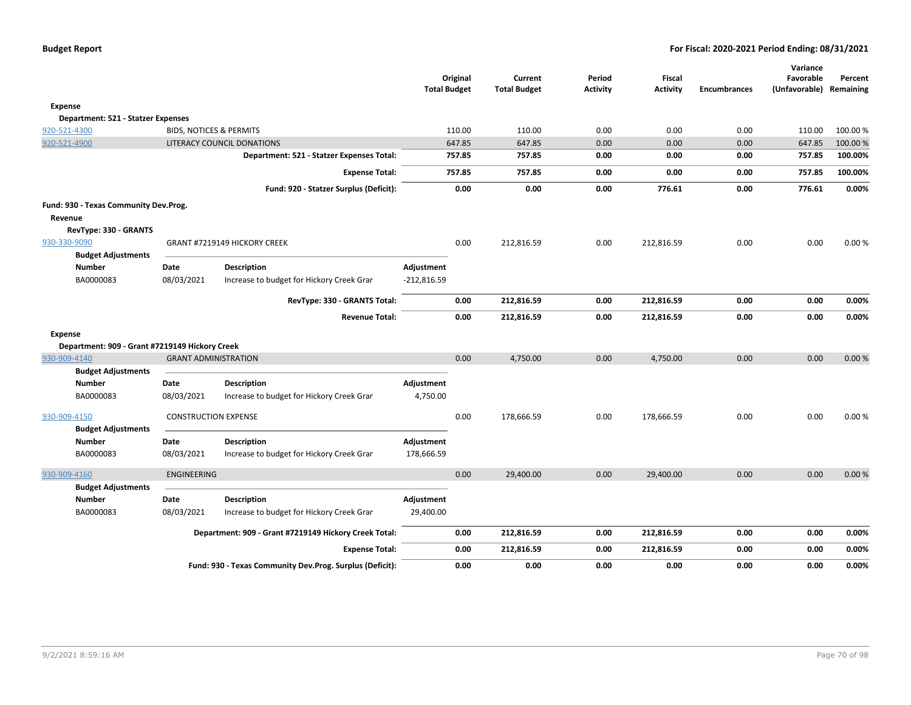| | | Original Total Budget | Current Total Budget | Period Activity | Fiscal Activity | Encumbrances | Variance Favorable (Unfavorable) | Percent Remaining |
|---|---|---|---|---|---|---|---|---|
| **Expense** | | | | | | | | |
| **Department: 521 - Statzer Expenses** | | | | | | | | |
| 920-521-4300 | BIDS, NOTICES & PERMITS | 110.00 | 110.00 | 0.00 | 0.00 | 0.00 | 110.00 | 100.00 % |
| 920-521-4900 | LITERACY COUNCIL DONATIONS | 647.85 | 647.85 | 0.00 | 0.00 | 0.00 | 647.85 | 100.00 % |
| | **Department: 521 - Statzer Expenses Total:** | **757.85** | **757.85** | **0.00** | **0.00** | **0.00** | **757.85** | **100.00%** |
| | **Expense Total:** | **757.85** | **757.85** | **0.00** | **0.00** | **0.00** | **757.85** | **100.00%** |
| | **Fund: 920 - Statzer Surplus (Deficit):** | **0.00** | **0.00** | **0.00** | **776.61** | **0.00** | **776.61** | **0.00%** |

**Fund: 930 - Texas Community Dev.Prog.**

**Revenue**

**RevType: 330 - GRANTS**

| | | Original Total Budget | Current Total Budget | Period Activity | Fiscal Activity | Encumbrances | Variance Favorable (Unfavorable) | Percent Remaining |
|---|---|---|---|---|---|---|---|---|
| 930-330-9090 | GRANT #7219149 HICKORY CREEK | 0.00 | 212,816.59 | 0.00 | 212,816.59 | 0.00 | 0.00 | 0.00 % |

**Budget Adjustments**

| Number | Date | Description | Adjustment |
|---|---|---|---|
| BA0000083 | 08/03/2021 | Increase to budget for Hickory Creek Grar | -212,816.59 |

| | | Original Total Budget | Current Total Budget | Period Activity | Fiscal Activity | Encumbrances | Variance Favorable (Unfavorable) | Percent Remaining |
|---|---|---|---|---|---|---|---|---|
| | **RevType: 330 - GRANTS Total:** | **0.00** | **212,816.59** | **0.00** | **212,816.59** | **0.00** | **0.00** | **0.00%** |
| | **Revenue Total:** | **0.00** | **212,816.59** | **0.00** | **212,816.59** | **0.00** | **0.00** | **0.00%** |

**Expense**

**Department: 909 - Grant #7219149 Hickory Creek**

| | | Original Total Budget | Current Total Budget | Period Activity | Fiscal Activity | Encumbrances | Variance Favorable (Unfavorable) | Percent Remaining |
|---|---|---|---|---|---|---|---|---|
| 930-909-4140 | GRANT ADMINISTRATION | 0.00 | 4,750.00 | 0.00 | 4,750.00 | 0.00 | 0.00 | 0.00 % |

**Budget Adjustments**

| Number | Date | Description | Adjustment |
|---|---|---|---|
| BA0000083 | 08/03/2021 | Increase to budget for Hickory Creek Grar | 4,750.00 |

| | | Original Total Budget | Current Total Budget | Period Activity | Fiscal Activity | Encumbrances | Variance Favorable (Unfavorable) | Percent Remaining |
|---|---|---|---|---|---|---|---|---|
| 930-909-4150 | CONSTRUCTION EXPENSE | 0.00 | 178,666.59 | 0.00 | 178,666.59 | 0.00 | 0.00 | 0.00 % |

**Budget Adjustments**

| Number | Date | Description | Adjustment |
|---|---|---|---|
| BA0000083 | 08/03/2021 | Increase to budget for Hickory Creek Grar | 178,666.59 |

| | | Original Total Budget | Current Total Budget | Period Activity | Fiscal Activity | Encumbrances | Variance Favorable (Unfavorable) | Percent Remaining |
|---|---|---|---|---|---|---|---|---|
| 930-909-4160 | ENGINEERING | 0.00 | 29,400.00 | 0.00 | 29,400.00 | 0.00 | 0.00 | 0.00 % |

**Budget Adjustments**

| Number | Date | Description | Adjustment |
|---|---|---|---|
| BA0000083 | 08/03/2021 | Increase to budget for Hickory Creek Grar | 29,400.00 |

| | | Original Total Budget | Current Total Budget | Period Activity | Fiscal Activity | Encumbrances | Variance Favorable (Unfavorable) | Percent Remaining |
|---|---|---|---|---|---|---|---|---|
| | **Department: 909 - Grant #7219149 Hickory Creek Total:** | **0.00** | **212,816.59** | **0.00** | **212,816.59** | **0.00** | **0.00** | **0.00%** |
| | **Expense Total:** | **0.00** | **212,816.59** | **0.00** | **212,816.59** | **0.00** | **0.00** | **0.00%** |
| | **Fund: 930 - Texas Community Dev.Prog. Surplus (Deficit):** | **0.00** | **0.00** | **0.00** | **0.00** | **0.00** | **0.00** | **0.00%** |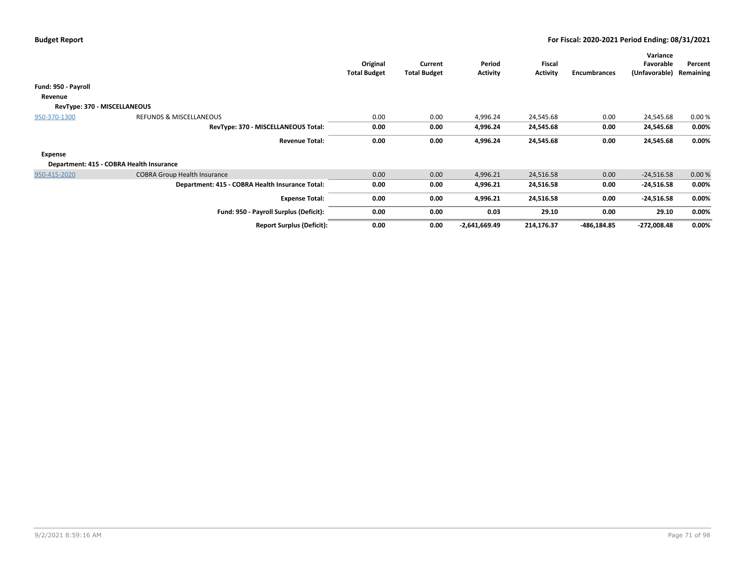**Budget Report** — **For Fiscal: 2020-2021 Period Ending: 08/31/2021**

| | | Original Total Budget | Current Total Budget | Period Activity | Fiscal Activity | Encumbrances | Variance Favorable (Unfavorable) | Percent Remaining |
|---|---|---|---|---|---|---|---|---|
| **Fund: 950 - Payroll** | | | | | | | | |
| **Revenue** | | | | | | | | |
| **RevType: 370 - MISCELLANEOUS** | | | | | | | | |
| 950-370-1300 | REFUNDS & MISCELLANEOUS | 0.00 | 0.00 | 4,996.24 | 24,545.68 | 0.00 | 24,545.68 | 0.00 % |
| | **RevType: 370 - MISCELLANEOUS Total:** | **0.00** | **0.00** | **4,996.24** | **24,545.68** | **0.00** | **24,545.68** | **0.00%** |
| | **Revenue Total:** | **0.00** | **0.00** | **4,996.24** | **24,545.68** | **0.00** | **24,545.68** | **0.00%** |
| **Expense** | | | | | | | | |
| **Department: 415 - COBRA Health Insurance** | | | | | | | | |
| 950-415-2020 | COBRA Group Health Insurance | 0.00 | 0.00 | 4,996.21 | 24,516.58 | 0.00 | -24,516.58 | 0.00 % |
| | **Department: 415 - COBRA Health Insurance Total:** | **0.00** | **0.00** | **4,996.21** | **24,516.58** | **0.00** | **-24,516.58** | **0.00%** |
| | **Expense Total:** | **0.00** | **0.00** | **4,996.21** | **24,516.58** | **0.00** | **-24,516.58** | **0.00%** |
| | **Fund: 950 - Payroll Surplus (Deficit):** | **0.00** | **0.00** | **0.03** | **29.10** | **0.00** | **29.10** | **0.00%** |
| | **Report Surplus (Deficit):** | **0.00** | **0.00** | **-2,641,669.49** | **214,176.37** | **-486,184.85** | **-272,008.48** | **0.00%** |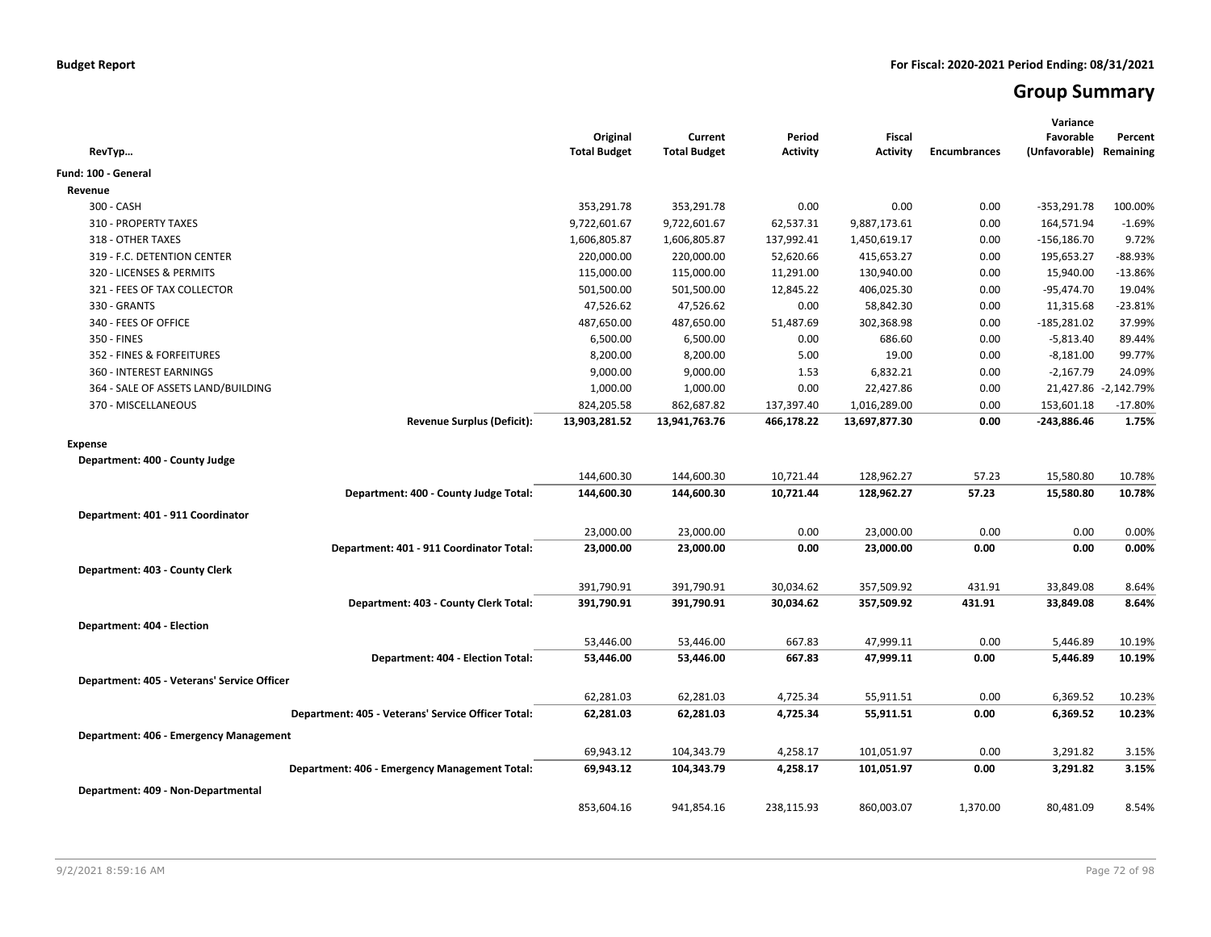**Budget Report** **For Fiscal: 2020-2021 Period Ending: 08/31/2021**

# Group Summary

| RevTyp... | Original Total Budget | Current Total Budget | Period Activity | Fiscal Activity | Encumbrances | Variance Favorable (Unfavorable) | Percent Remaining |
|---|---|---|---|---|---|---|---|
| **Fund: 100 - General** | | | | | | | |
| **Revenue** | | | | | | | |
| 300 - CASH | 353,291.78 | 353,291.78 | 0.00 | 0.00 | 0.00 | -353,291.78 | 100.00% |
| 310 - PROPERTY TAXES | 9,722,601.67 | 9,722,601.67 | 62,537.31 | 9,887,173.61 | 0.00 | 164,571.94 | -1.69% |
| 318 - OTHER TAXES | 1,606,805.87 | 1,606,805.87 | 137,992.41 | 1,450,619.17 | 0.00 | -156,186.70 | 9.72% |
| 319 - F.C. DETENTION CENTER | 220,000.00 | 220,000.00 | 52,620.66 | 415,653.27 | 0.00 | 195,653.27 | -88.93% |
| 320 - LICENSES & PERMITS | 115,000.00 | 115,000.00 | 11,291.00 | 130,940.00 | 0.00 | 15,940.00 | -13.86% |
| 321 - FEES OF TAX COLLECTOR | 501,500.00 | 501,500.00 | 12,845.22 | 406,025.30 | 0.00 | -95,474.70 | 19.04% |
| 330 - GRANTS | 47,526.62 | 47,526.62 | 0.00 | 58,842.30 | 0.00 | 11,315.68 | -23.81% |
| 340 - FEES OF OFFICE | 487,650.00 | 487,650.00 | 51,487.69 | 302,368.98 | 0.00 | -185,281.02 | 37.99% |
| 350 - FINES | 6,500.00 | 6,500.00 | 0.00 | 686.60 | 0.00 | -5,813.40 | 89.44% |
| 352 - FINES & FORFEITURES | 8,200.00 | 8,200.00 | 5.00 | 19.00 | 0.00 | -8,181.00 | 99.77% |
| 360 - INTEREST EARNINGS | 9,000.00 | 9,000.00 | 1.53 | 6,832.21 | 0.00 | -2,167.79 | 24.09% |
| 364 - SALE OF ASSETS LAND/BUILDING | 1,000.00 | 1,000.00 | 0.00 | 22,427.86 | 0.00 | 21,427.86 | -2,142.79% |
| 370 - MISCELLANEOUS | 824,205.58 | 862,687.82 | 137,397.40 | 1,016,289.00 | 0.00 | 153,601.18 | -17.80% |
| **Revenue Surplus (Deficit):** | **13,903,281.52** | **13,941,763.76** | **466,178.22** | **13,697,877.30** | **0.00** | **-243,886.46** | **1.75%** |
| **Expense** | | | | | | | |
| **Department: 400 - County Judge** | | | | | | | |
| | 144,600.30 | 144,600.30 | 10,721.44 | 128,962.27 | 57.23 | 15,580.80 | 10.78% |
| **Department: 400 - County Judge Total:** | **144,600.30** | **144,600.30** | **10,721.44** | **128,962.27** | **57.23** | **15,580.80** | **10.78%** |
| **Department: 401 - 911 Coordinator** | | | | | | | |
| | 23,000.00 | 23,000.00 | 0.00 | 23,000.00 | 0.00 | 0.00 | 0.00% |
| **Department: 401 - 911 Coordinator Total:** | **23,000.00** | **23,000.00** | **0.00** | **23,000.00** | **0.00** | **0.00** | **0.00%** |
| **Department: 403 - County Clerk** | | | | | | | |
| | 391,790.91 | 391,790.91 | 30,034.62 | 357,509.92 | 431.91 | 33,849.08 | 8.64% |
| **Department: 403 - County Clerk Total:** | **391,790.91** | **391,790.91** | **30,034.62** | **357,509.92** | **431.91** | **33,849.08** | **8.64%** |
| **Department: 404 - Election** | | | | | | | |
| | 53,446.00 | 53,446.00 | 667.83 | 47,999.11 | 0.00 | 5,446.89 | 10.19% |
| **Department: 404 - Election Total:** | **53,446.00** | **53,446.00** | **667.83** | **47,999.11** | **0.00** | **5,446.89** | **10.19%** |
| **Department: 405 - Veterans' Service Officer** | | | | | | | |
| | 62,281.03 | 62,281.03 | 4,725.34 | 55,911.51 | 0.00 | 6,369.52 | 10.23% |
| **Department: 405 - Veterans' Service Officer Total:** | **62,281.03** | **62,281.03** | **4,725.34** | **55,911.51** | **0.00** | **6,369.52** | **10.23%** |
| **Department: 406 - Emergency Management** | | | | | | | |
| | 69,943.12 | 104,343.79 | 4,258.17 | 101,051.97 | 0.00 | 3,291.82 | 3.15% |
| **Department: 406 - Emergency Management Total:** | **69,943.12** | **104,343.79** | **4,258.17** | **101,051.97** | **0.00** | **3,291.82** | **3.15%** |
| **Department: 409 - Non-Departmental** | | | | | | | |
| | 853,604.16 | 941,854.16 | 238,115.93 | 860,003.07 | 1,370.00 | 80,481.09 | 8.54% |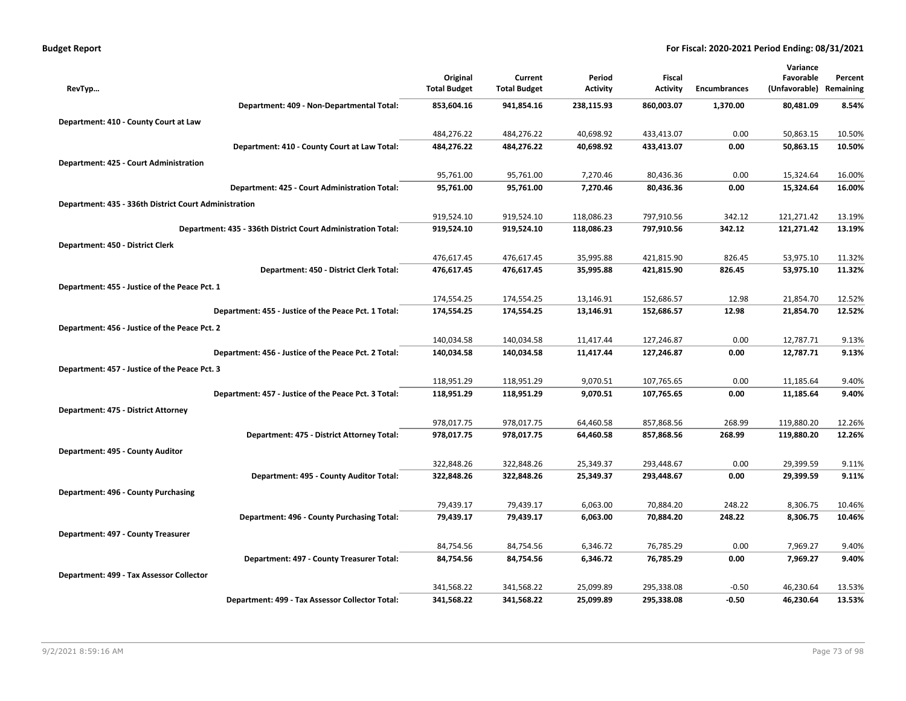**Budget Report** — **For Fiscal: 2020-2021 Period Ending: 08/31/2021**

| RevTyp… | Original Total Budget | Current Total Budget | Period Activity | Fiscal Activity | Encumbrances | Variance Favorable (Unfavorable) | Percent Remaining |
|---|---|---|---|---|---|---|---|
| **Department: 409 - Non-Departmental Total:** | **853,604.16** | **941,854.16** | **238,115.93** | **860,003.07** | **1,370.00** | **80,481.09** | **8.54%** |
| **Department: 410 - County Court at Law** | | | | | | | |
| | 484,276.22 | 484,276.22 | 40,698.92 | 433,413.07 | 0.00 | 50,863.15 | 10.50% |
| **Department: 410 - County Court at Law Total:** | **484,276.22** | **484,276.22** | **40,698.92** | **433,413.07** | **0.00** | **50,863.15** | **10.50%** |
| **Department: 425 - Court Administration** | | | | | | | |
| | 95,761.00 | 95,761.00 | 7,270.46 | 80,436.36 | 0.00 | 15,324.64 | 16.00% |
| **Department: 425 - Court Administration Total:** | **95,761.00** | **95,761.00** | **7,270.46** | **80,436.36** | **0.00** | **15,324.64** | **16.00%** |
| **Department: 435 - 336th District Court Administration** | | | | | | | |
| | 919,524.10 | 919,524.10 | 118,086.23 | 797,910.56 | 342.12 | 121,271.42 | 13.19% |
| **Department: 435 - 336th District Court Administration Total:** | **919,524.10** | **919,524.10** | **118,086.23** | **797,910.56** | **342.12** | **121,271.42** | **13.19%** |
| **Department: 450 - District Clerk** | | | | | | | |
| | 476,617.45 | 476,617.45 | 35,995.88 | 421,815.90 | 826.45 | 53,975.10 | 11.32% |
| **Department: 450 - District Clerk Total:** | **476,617.45** | **476,617.45** | **35,995.88** | **421,815.90** | **826.45** | **53,975.10** | **11.32%** |
| **Department: 455 - Justice of the Peace Pct. 1** | | | | | | | |
| | 174,554.25 | 174,554.25 | 13,146.91 | 152,686.57 | 12.98 | 21,854.70 | 12.52% |
| **Department: 455 - Justice of the Peace Pct. 1 Total:** | **174,554.25** | **174,554.25** | **13,146.91** | **152,686.57** | **12.98** | **21,854.70** | **12.52%** |
| **Department: 456 - Justice of the Peace Pct. 2** | | | | | | | |
| | 140,034.58 | 140,034.58 | 11,417.44 | 127,246.87 | 0.00 | 12,787.71 | 9.13% |
| **Department: 456 - Justice of the Peace Pct. 2 Total:** | **140,034.58** | **140,034.58** | **11,417.44** | **127,246.87** | **0.00** | **12,787.71** | **9.13%** |
| **Department: 457 - Justice of the Peace Pct. 3** | | | | | | | |
| | 118,951.29 | 118,951.29 | 9,070.51 | 107,765.65 | 0.00 | 11,185.64 | 9.40% |
| **Department: 457 - Justice of the Peace Pct. 3 Total:** | **118,951.29** | **118,951.29** | **9,070.51** | **107,765.65** | **0.00** | **11,185.64** | **9.40%** |
| **Department: 475 - District Attorney** | | | | | | | |
| | 978,017.75 | 978,017.75 | 64,460.58 | 857,868.56 | 268.99 | 119,880.20 | 12.26% |
| **Department: 475 - District Attorney Total:** | **978,017.75** | **978,017.75** | **64,460.58** | **857,868.56** | **268.99** | **119,880.20** | **12.26%** |
| **Department: 495 - County Auditor** | | | | | | | |
| | 322,848.26 | 322,848.26 | 25,349.37 | 293,448.67 | 0.00 | 29,399.59 | 9.11% |
| **Department: 495 - County Auditor Total:** | **322,848.26** | **322,848.26** | **25,349.37** | **293,448.67** | **0.00** | **29,399.59** | **9.11%** |
| **Department: 496 - County Purchasing** | | | | | | | |
| | 79,439.17 | 79,439.17 | 6,063.00 | 70,884.20 | 248.22 | 8,306.75 | 10.46% |
| **Department: 496 - County Purchasing Total:** | **79,439.17** | **79,439.17** | **6,063.00** | **70,884.20** | **248.22** | **8,306.75** | **10.46%** |
| **Department: 497 - County Treasurer** | | | | | | | |
| | 84,754.56 | 84,754.56 | 6,346.72 | 76,785.29 | 0.00 | 7,969.27 | 9.40% |
| **Department: 497 - County Treasurer Total:** | **84,754.56** | **84,754.56** | **6,346.72** | **76,785.29** | **0.00** | **7,969.27** | **9.40%** |
| **Department: 499 - Tax Assessor Collector** | | | | | | | |
| | 341,568.22 | 341,568.22 | 25,099.89 | 295,338.08 | -0.50 | 46,230.64 | 13.53% |
| **Department: 499 - Tax Assessor Collector Total:** | **341,568.22** | **341,568.22** | **25,099.89** | **295,338.08** | **-0.50** | **46,230.64** | **13.53%** |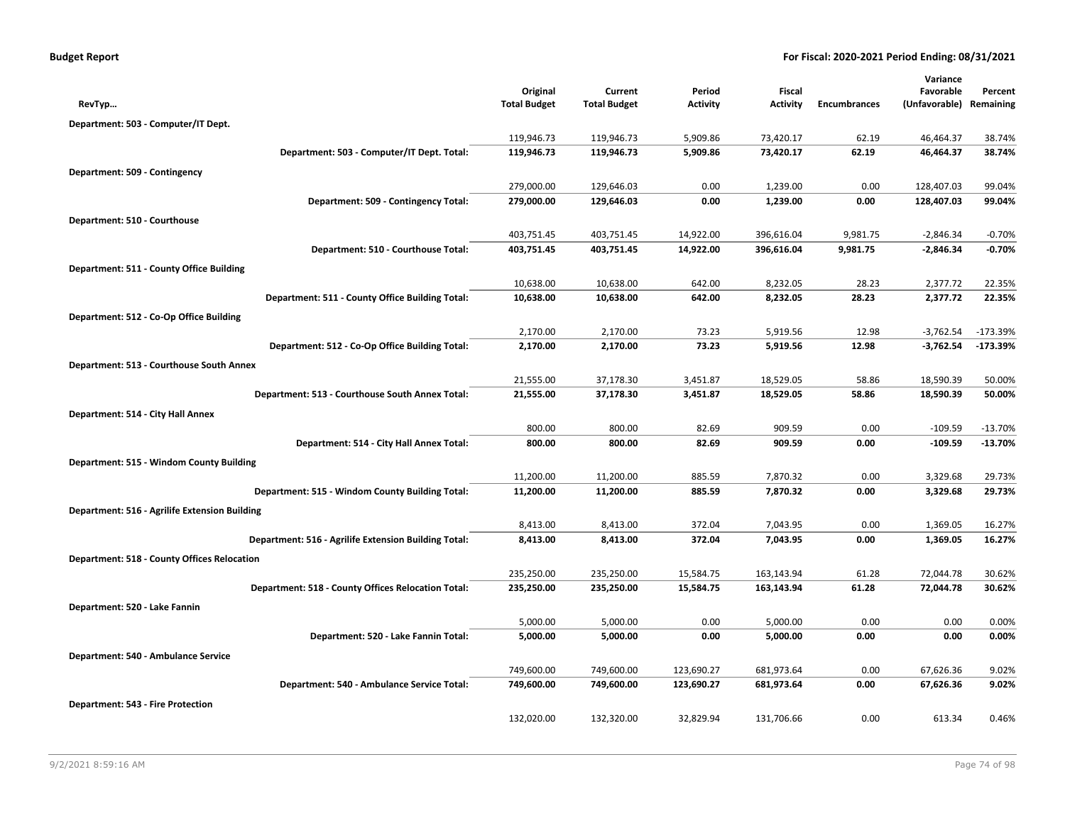**Budget Report** **For Fiscal: 2020-2021 Period Ending: 08/31/2021**

| RevTyp… | Original Total Budget | Current Total Budget | Period Activity | Fiscal Activity | Encumbrances | Variance Favorable (Unfavorable) | Percent Remaining |
|---|---|---|---|---|---|---|---|
| **Department: 503 - Computer/IT Dept.** | | | | | | | |
| | 119,946.73 | 119,946.73 | 5,909.86 | 73,420.17 | 62.19 | 46,464.37 | 38.74% |
| **Department: 503 - Computer/IT Dept. Total:** | **119,946.73** | **119,946.73** | **5,909.86** | **73,420.17** | **62.19** | **46,464.37** | **38.74%** |
| **Department: 509 - Contingency** | | | | | | | |
| | 279,000.00 | 129,646.03 | 0.00 | 1,239.00 | 0.00 | 128,407.03 | 99.04% |
| **Department: 509 - Contingency Total:** | **279,000.00** | **129,646.03** | **0.00** | **1,239.00** | **0.00** | **128,407.03** | **99.04%** |
| **Department: 510 - Courthouse** | | | | | | | |
| | 403,751.45 | 403,751.45 | 14,922.00 | 396,616.04 | 9,981.75 | -2,846.34 | -0.70% |
| **Department: 510 - Courthouse Total:** | **403,751.45** | **403,751.45** | **14,922.00** | **396,616.04** | **9,981.75** | **-2,846.34** | **-0.70%** |
| **Department: 511 - County Office Building** | | | | | | | |
| | 10,638.00 | 10,638.00 | 642.00 | 8,232.05 | 28.23 | 2,377.72 | 22.35% |
| **Department: 511 - County Office Building Total:** | **10,638.00** | **10,638.00** | **642.00** | **8,232.05** | **28.23** | **2,377.72** | **22.35%** |
| **Department: 512 - Co-Op Office Building** | | | | | | | |
| | 2,170.00 | 2,170.00 | 73.23 | 5,919.56 | 12.98 | -3,762.54 | -173.39% |
| **Department: 512 - Co-Op Office Building Total:** | **2,170.00** | **2,170.00** | **73.23** | **5,919.56** | **12.98** | **-3,762.54** | **-173.39%** |
| **Department: 513 - Courthouse South Annex** | | | | | | | |
| | 21,555.00 | 37,178.30 | 3,451.87 | 18,529.05 | 58.86 | 18,590.39 | 50.00% |
| **Department: 513 - Courthouse South Annex Total:** | **21,555.00** | **37,178.30** | **3,451.87** | **18,529.05** | **58.86** | **18,590.39** | **50.00%** |
| **Department: 514 - City Hall Annex** | | | | | | | |
| | 800.00 | 800.00 | 82.69 | 909.59 | 0.00 | -109.59 | -13.70% |
| **Department: 514 - City Hall Annex Total:** | **800.00** | **800.00** | **82.69** | **909.59** | **0.00** | **-109.59** | **-13.70%** |
| **Department: 515 - Windom County Building** | | | | | | | |
| | 11,200.00 | 11,200.00 | 885.59 | 7,870.32 | 0.00 | 3,329.68 | 29.73% |
| **Department: 515 - Windom County Building Total:** | **11,200.00** | **11,200.00** | **885.59** | **7,870.32** | **0.00** | **3,329.68** | **29.73%** |
| **Department: 516 - Agrilife Extension Building** | | | | | | | |
| | 8,413.00 | 8,413.00 | 372.04 | 7,043.95 | 0.00 | 1,369.05 | 16.27% |
| **Department: 516 - Agrilife Extension Building Total:** | **8,413.00** | **8,413.00** | **372.04** | **7,043.95** | **0.00** | **1,369.05** | **16.27%** |
| **Department: 518 - County Offices Relocation** | | | | | | | |
| | 235,250.00 | 235,250.00 | 15,584.75 | 163,143.94 | 61.28 | 72,044.78 | 30.62% |
| **Department: 518 - County Offices Relocation Total:** | **235,250.00** | **235,250.00** | **15,584.75** | **163,143.94** | **61.28** | **72,044.78** | **30.62%** |
| **Department: 520 - Lake Fannin** | | | | | | | |
| | 5,000.00 | 5,000.00 | 0.00 | 5,000.00 | 0.00 | 0.00 | 0.00% |
| **Department: 520 - Lake Fannin Total:** | **5,000.00** | **5,000.00** | **0.00** | **5,000.00** | **0.00** | **0.00** | **0.00%** |
| **Department: 540 - Ambulance Service** | | | | | | | |
| | 749,600.00 | 749,600.00 | 123,690.27 | 681,973.64 | 0.00 | 67,626.36 | 9.02% |
| **Department: 540 - Ambulance Service Total:** | **749,600.00** | **749,600.00** | **123,690.27** | **681,973.64** | **0.00** | **67,626.36** | **9.02%** |
| **Department: 543 - Fire Protection** | | | | | | | |
| | 132,020.00 | 132,320.00 | 32,829.94 | 131,706.66 | 0.00 | 613.34 | 0.46% |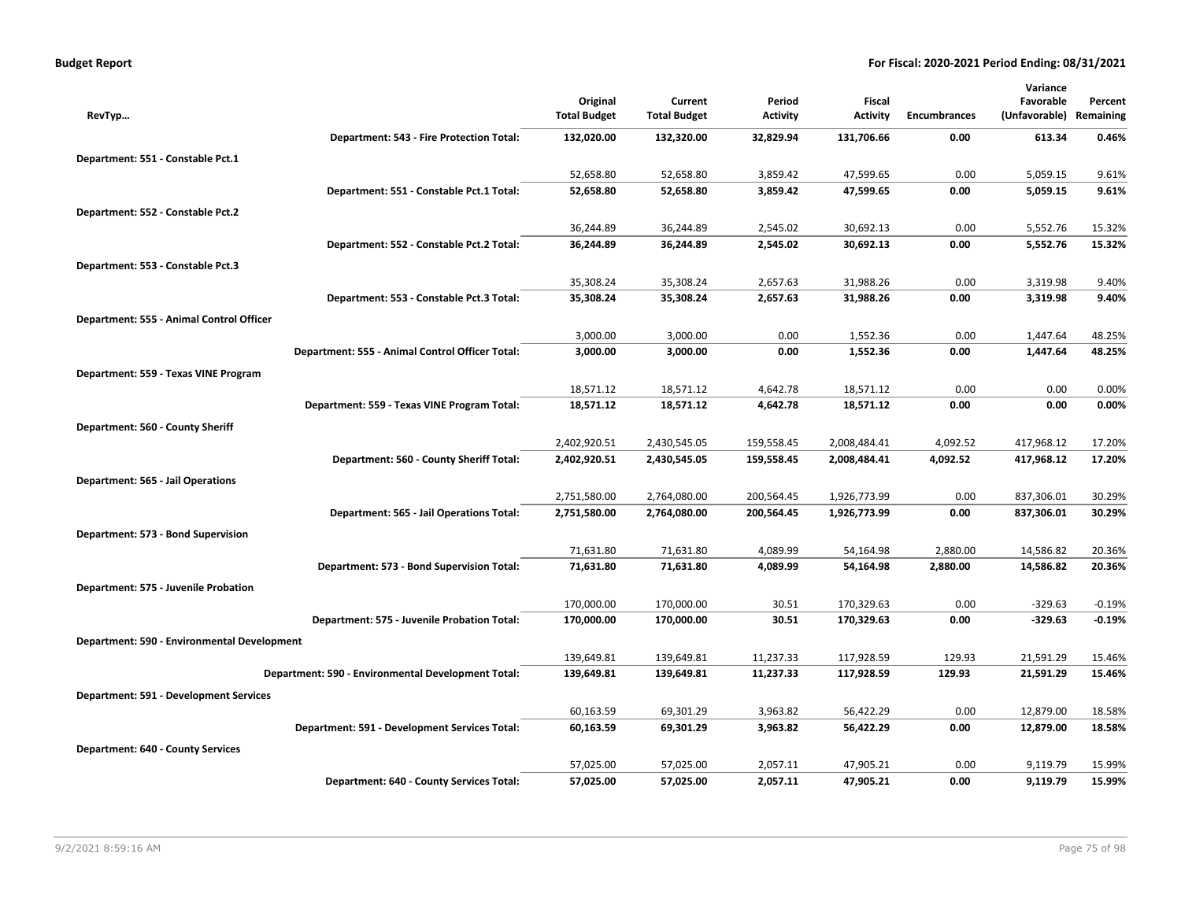**Budget Report** — For Fiscal: 2020-2021 Period Ending: 08/31/2021

| RevTyp... | Original Total Budget | Current Total Budget | Period Activity | Fiscal Activity | Encumbrances | Variance Favorable (Unfavorable) | Percent Remaining |
|---|---|---|---|---|---|---|---|
| **Department: 543 - Fire Protection Total:** | **132,020.00** | **132,320.00** | **32,829.94** | **131,706.66** | **0.00** | **613.34** | **0.46%** |
| **Department: 551 - Constable Pct.1** | | | | | | | |
| | 52,658.80 | 52,658.80 | 3,859.42 | 47,599.65 | 0.00 | 5,059.15 | 9.61% |
| **Department: 551 - Constable Pct.1 Total:** | **52,658.80** | **52,658.80** | **3,859.42** | **47,599.65** | **0.00** | **5,059.15** | **9.61%** |
| **Department: 552 - Constable Pct.2** | | | | | | | |
| | 36,244.89 | 36,244.89 | 2,545.02 | 30,692.13 | 0.00 | 5,552.76 | 15.32% |
| **Department: 552 - Constable Pct.2 Total:** | **36,244.89** | **36,244.89** | **2,545.02** | **30,692.13** | **0.00** | **5,552.76** | **15.32%** |
| **Department: 553 - Constable Pct.3** | | | | | | | |
| | 35,308.24 | 35,308.24 | 2,657.63 | 31,988.26 | 0.00 | 3,319.98 | 9.40% |
| **Department: 553 - Constable Pct.3 Total:** | **35,308.24** | **35,308.24** | **2,657.63** | **31,988.26** | **0.00** | **3,319.98** | **9.40%** |
| **Department: 555 - Animal Control Officer** | | | | | | | |
| | 3,000.00 | 3,000.00 | 0.00 | 1,552.36 | 0.00 | 1,447.64 | 48.25% |
| **Department: 555 - Animal Control Officer Total:** | **3,000.00** | **3,000.00** | **0.00** | **1,552.36** | **0.00** | **1,447.64** | **48.25%** |
| **Department: 559 - Texas VINE Program** | | | | | | | |
| | 18,571.12 | 18,571.12 | 4,642.78 | 18,571.12 | 0.00 | 0.00 | 0.00% |
| **Department: 559 - Texas VINE Program Total:** | **18,571.12** | **18,571.12** | **4,642.78** | **18,571.12** | **0.00** | **0.00** | **0.00%** |
| **Department: 560 - County Sheriff** | | | | | | | |
| | 2,402,920.51 | 2,430,545.05 | 159,558.45 | 2,008,484.41 | 4,092.52 | 417,968.12 | 17.20% |
| **Department: 560 - County Sheriff Total:** | **2,402,920.51** | **2,430,545.05** | **159,558.45** | **2,008,484.41** | **4,092.52** | **417,968.12** | **17.20%** |
| **Department: 565 - Jail Operations** | | | | | | | |
| | 2,751,580.00 | 2,764,080.00 | 200,564.45 | 1,926,773.99 | 0.00 | 837,306.01 | 30.29% |
| **Department: 565 - Jail Operations Total:** | **2,751,580.00** | **2,764,080.00** | **200,564.45** | **1,926,773.99** | **0.00** | **837,306.01** | **30.29%** |
| **Department: 573 - Bond Supervision** | | | | | | | |
| | 71,631.80 | 71,631.80 | 4,089.99 | 54,164.98 | 2,880.00 | 14,586.82 | 20.36% |
| **Department: 573 - Bond Supervision Total:** | **71,631.80** | **71,631.80** | **4,089.99** | **54,164.98** | **2,880.00** | **14,586.82** | **20.36%** |
| **Department: 575 - Juvenile Probation** | | | | | | | |
| | 170,000.00 | 170,000.00 | 30.51 | 170,329.63 | 0.00 | -329.63 | -0.19% |
| **Department: 575 - Juvenile Probation Total:** | **170,000.00** | **170,000.00** | **30.51** | **170,329.63** | **0.00** | **-329.63** | **-0.19%** |
| **Department: 590 - Environmental Development** | | | | | | | |
| | 139,649.81 | 139,649.81 | 11,237.33 | 117,928.59 | 129.93 | 21,591.29 | 15.46% |
| **Department: 590 - Environmental Development Total:** | **139,649.81** | **139,649.81** | **11,237.33** | **117,928.59** | **129.93** | **21,591.29** | **15.46%** |
| **Department: 591 - Development Services** | | | | | | | |
| | 60,163.59 | 69,301.29 | 3,963.82 | 56,422.29 | 0.00 | 12,879.00 | 18.58% |
| **Department: 591 - Development Services Total:** | **60,163.59** | **69,301.29** | **3,963.82** | **56,422.29** | **0.00** | **12,879.00** | **18.58%** |
| **Department: 640 - County Services** | | | | | | | |
| | 57,025.00 | 57,025.00 | 2,057.11 | 47,905.21 | 0.00 | 9,119.79 | 15.99% |
| **Department: 640 - County Services Total:** | **57,025.00** | **57,025.00** | **2,057.11** | **47,905.21** | **0.00** | **9,119.79** | **15.99%** |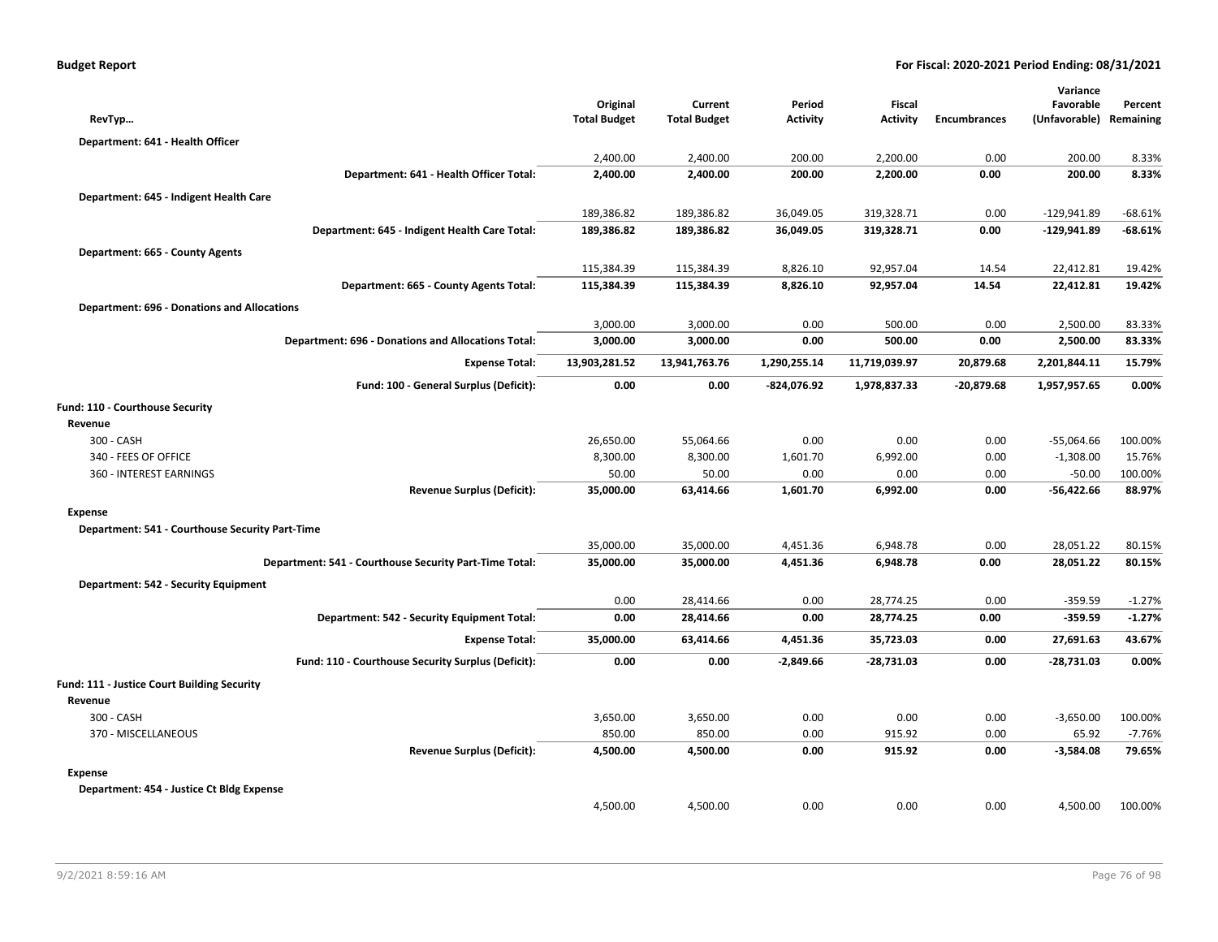**Budget Report** **For Fiscal: 2020-2021 Period Ending: 08/31/2021**

| RevTyp… | Original Total Budget | Current Total Budget | Period Activity | Fiscal Activity | Encumbrances | Variance Favorable (Unfavorable) | Percent Remaining |
|---|---|---|---|---|---|---|---|
| **Department: 641 - Health Officer** | | | | | | | |
| | 2,400.00 | 2,400.00 | 200.00 | 2,200.00 | 0.00 | 200.00 | 8.33% |
| **Department: 641 - Health Officer Total:** | **2,400.00** | **2,400.00** | **200.00** | **2,200.00** | **0.00** | **200.00** | **8.33%** |
| **Department: 645 - Indigent Health Care** | | | | | | | |
| | 189,386.82 | 189,386.82 | 36,049.05 | 319,328.71 | 0.00 | -129,941.89 | -68.61% |
| **Department: 645 - Indigent Health Care Total:** | **189,386.82** | **189,386.82** | **36,049.05** | **319,328.71** | **0.00** | **-129,941.89** | **-68.61%** |
| **Department: 665 - County Agents** | | | | | | | |
| | 115,384.39 | 115,384.39 | 8,826.10 | 92,957.04 | 14.54 | 22,412.81 | 19.42% |
| **Department: 665 - County Agents Total:** | **115,384.39** | **115,384.39** | **8,826.10** | **92,957.04** | **14.54** | **22,412.81** | **19.42%** |
| **Department: 696 - Donations and Allocations** | | | | | | | |
| | 3,000.00 | 3,000.00 | 0.00 | 500.00 | 0.00 | 2,500.00 | 83.33% |
| **Department: 696 - Donations and Allocations Total:** | **3,000.00** | **3,000.00** | **0.00** | **500.00** | **0.00** | **2,500.00** | **83.33%** |
| **Expense Total:** | **13,903,281.52** | **13,941,763.76** | **1,290,255.14** | **11,719,039.97** | **20,879.68** | **2,201,844.11** | **15.79%** |
| **Fund: 100 - General Surplus (Deficit):** | **0.00** | **0.00** | **-824,076.92** | **1,978,837.33** | **-20,879.68** | **1,957,957.65** | **0.00%** |
| **Fund: 110 - Courthouse Security** | | | | | | | |
| **Revenue** | | | | | | | |
| 300 - CASH | 26,650.00 | 55,064.66 | 0.00 | 0.00 | 0.00 | -55,064.66 | 100.00% |
| 340 - FEES OF OFFICE | 8,300.00 | 8,300.00 | 1,601.70 | 6,992.00 | 0.00 | -1,308.00 | 15.76% |
| 360 - INTEREST EARNINGS | 50.00 | 50.00 | 0.00 | 0.00 | 0.00 | -50.00 | 100.00% |
| **Revenue Surplus (Deficit):** | **35,000.00** | **63,414.66** | **1,601.70** | **6,992.00** | **0.00** | **-56,422.66** | **88.97%** |
| **Expense** | | | | | | | |
| **Department: 541 - Courthouse Security Part-Time** | | | | | | | |
| | 35,000.00 | 35,000.00 | 4,451.36 | 6,948.78 | 0.00 | 28,051.22 | 80.15% |
| **Department: 541 - Courthouse Security Part-Time Total:** | **35,000.00** | **35,000.00** | **4,451.36** | **6,948.78** | **0.00** | **28,051.22** | **80.15%** |
| **Department: 542 - Security Equipment** | | | | | | | |
| | 0.00 | 28,414.66 | 0.00 | 28,774.25 | 0.00 | -359.59 | -1.27% |
| **Department: 542 - Security Equipment Total:** | **0.00** | **28,414.66** | **0.00** | **28,774.25** | **0.00** | **-359.59** | **-1.27%** |
| **Expense Total:** | **35,000.00** | **63,414.66** | **4,451.36** | **35,723.03** | **0.00** | **27,691.63** | **43.67%** |
| **Fund: 110 - Courthouse Security Surplus (Deficit):** | **0.00** | **0.00** | **-2,849.66** | **-28,731.03** | **0.00** | **-28,731.03** | **0.00%** |
| **Fund: 111 - Justice Court Building Security** | | | | | | | |
| **Revenue** | | | | | | | |
| 300 - CASH | 3,650.00 | 3,650.00 | 0.00 | 0.00 | 0.00 | -3,650.00 | 100.00% |
| 370 - MISCELLANEOUS | 850.00 | 850.00 | 0.00 | 915.92 | 0.00 | 65.92 | -7.76% |
| **Revenue Surplus (Deficit):** | **4,500.00** | **4,500.00** | **0.00** | **915.92** | **0.00** | **-3,584.08** | **79.65%** |
| **Expense** | | | | | | | |
| **Department: 454 - Justice Ct Bldg Expense** | | | | | | | |
| | 4,500.00 | 4,500.00 | 0.00 | 0.00 | 0.00 | 4,500.00 | 100.00% |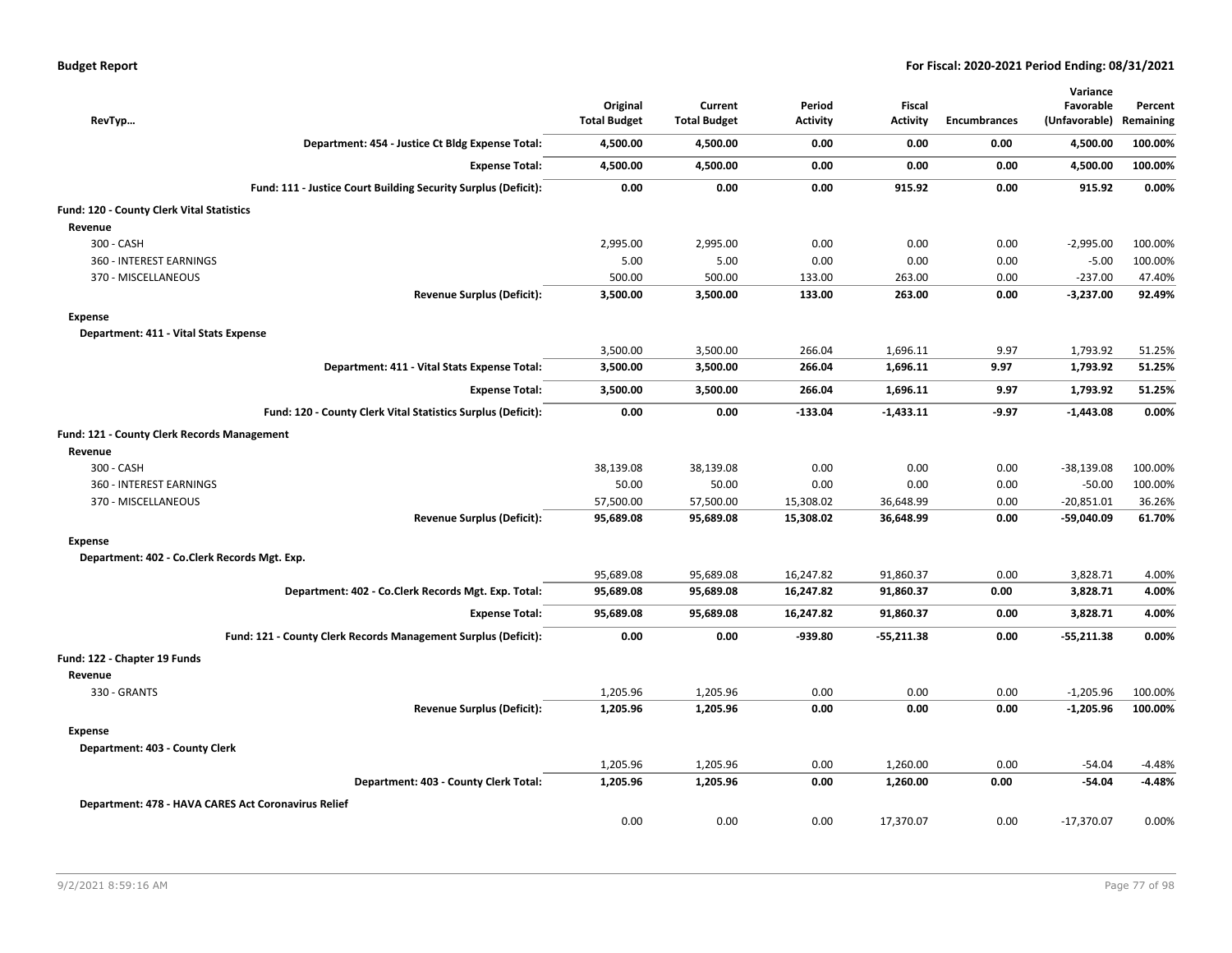| RevTyp... | Original Total Budget | Current Total Budget | Period Activity | Fiscal Activity | Encumbrances | Variance Favorable (Unfavorable) | Percent Remaining |
|---|---|---|---|---|---|---|---|
| **Department: 454 - Justice Ct Bldg Expense Total:** | **4,500.00** | **4,500.00** | **0.00** | **0.00** | **0.00** | **4,500.00** | **100.00%** |
| **Expense Total:** | **4,500.00** | **4,500.00** | **0.00** | **0.00** | **0.00** | **4,500.00** | **100.00%** |
| **Fund: 111 - Justice Court Building Security Surplus (Deficit):** | **0.00** | **0.00** | **0.00** | **915.92** | **0.00** | **915.92** | **0.00%** |
| **Fund: 120 - County Clerk Vital Statistics** | | | | | | | |
| **Revenue** | | | | | | | |
| 300 - CASH | 2,995.00 | 2,995.00 | 0.00 | 0.00 | 0.00 | -2,995.00 | 100.00% |
| 360 - INTEREST EARNINGS | 5.00 | 5.00 | 0.00 | 0.00 | 0.00 | -5.00 | 100.00% |
| 370 - MISCELLANEOUS | 500.00 | 500.00 | 133.00 | 263.00 | 0.00 | -237.00 | 47.40% |
| **Revenue Surplus (Deficit):** | **3,500.00** | **3,500.00** | **133.00** | **263.00** | **0.00** | **-3,237.00** | **92.49%** |
| **Expense** | | | | | | | |
| **Department: 411 - Vital Stats Expense** | | | | | | | |
| | 3,500.00 | 3,500.00 | 266.04 | 1,696.11 | 9.97 | 1,793.92 | 51.25% |
| **Department: 411 - Vital Stats Expense Total:** | **3,500.00** | **3,500.00** | **266.04** | **1,696.11** | **9.97** | **1,793.92** | **51.25%** |
| **Expense Total:** | **3,500.00** | **3,500.00** | **266.04** | **1,696.11** | **9.97** | **1,793.92** | **51.25%** |
| **Fund: 120 - County Clerk Vital Statistics Surplus (Deficit):** | **0.00** | **0.00** | **-133.04** | **-1,433.11** | **-9.97** | **-1,443.08** | **0.00%** |
| **Fund: 121 - County Clerk Records Management** | | | | | | | |
| **Revenue** | | | | | | | |
| 300 - CASH | 38,139.08 | 38,139.08 | 0.00 | 0.00 | 0.00 | -38,139.08 | 100.00% |
| 360 - INTEREST EARNINGS | 50.00 | 50.00 | 0.00 | 0.00 | 0.00 | -50.00 | 100.00% |
| 370 - MISCELLANEOUS | 57,500.00 | 57,500.00 | 15,308.02 | 36,648.99 | 0.00 | -20,851.01 | 36.26% |
| **Revenue Surplus (Deficit):** | **95,689.08** | **95,689.08** | **15,308.02** | **36,648.99** | **0.00** | **-59,040.09** | **61.70%** |
| **Expense** | | | | | | | |
| **Department: 402 - Co.Clerk Records Mgt. Exp.** | | | | | | | |
| | 95,689.08 | 95,689.08 | 16,247.82 | 91,860.37 | 0.00 | 3,828.71 | 4.00% |
| **Department: 402 - Co.Clerk Records Mgt. Exp. Total:** | **95,689.08** | **95,689.08** | **16,247.82** | **91,860.37** | **0.00** | **3,828.71** | **4.00%** |
| **Expense Total:** | **95,689.08** | **95,689.08** | **16,247.82** | **91,860.37** | **0.00** | **3,828.71** | **4.00%** |
| **Fund: 121 - County Clerk Records Management Surplus (Deficit):** | **0.00** | **0.00** | **-939.80** | **-55,211.38** | **0.00** | **-55,211.38** | **0.00%** |
| **Fund: 122 - Chapter 19 Funds** | | | | | | | |
| **Revenue** | | | | | | | |
| 330 - GRANTS | 1,205.96 | 1,205.96 | 0.00 | 0.00 | 0.00 | -1,205.96 | 100.00% |
| **Revenue Surplus (Deficit):** | **1,205.96** | **1,205.96** | **0.00** | **0.00** | **0.00** | **-1,205.96** | **100.00%** |
| **Expense** | | | | | | | |
| **Department: 403 - County Clerk** | | | | | | | |
| | 1,205.96 | 1,205.96 | 0.00 | 1,260.00 | 0.00 | -54.04 | -4.48% |
| **Department: 403 - County Clerk Total:** | **1,205.96** | **1,205.96** | **0.00** | **1,260.00** | **0.00** | **-54.04** | **-4.48%** |
| **Department: 478 - HAVA CARES Act Coronavirus Relief** | | | | | | | |
| | 0.00 | 0.00 | 0.00 | 17,370.07 | 0.00 | -17,370.07 | 0.00% |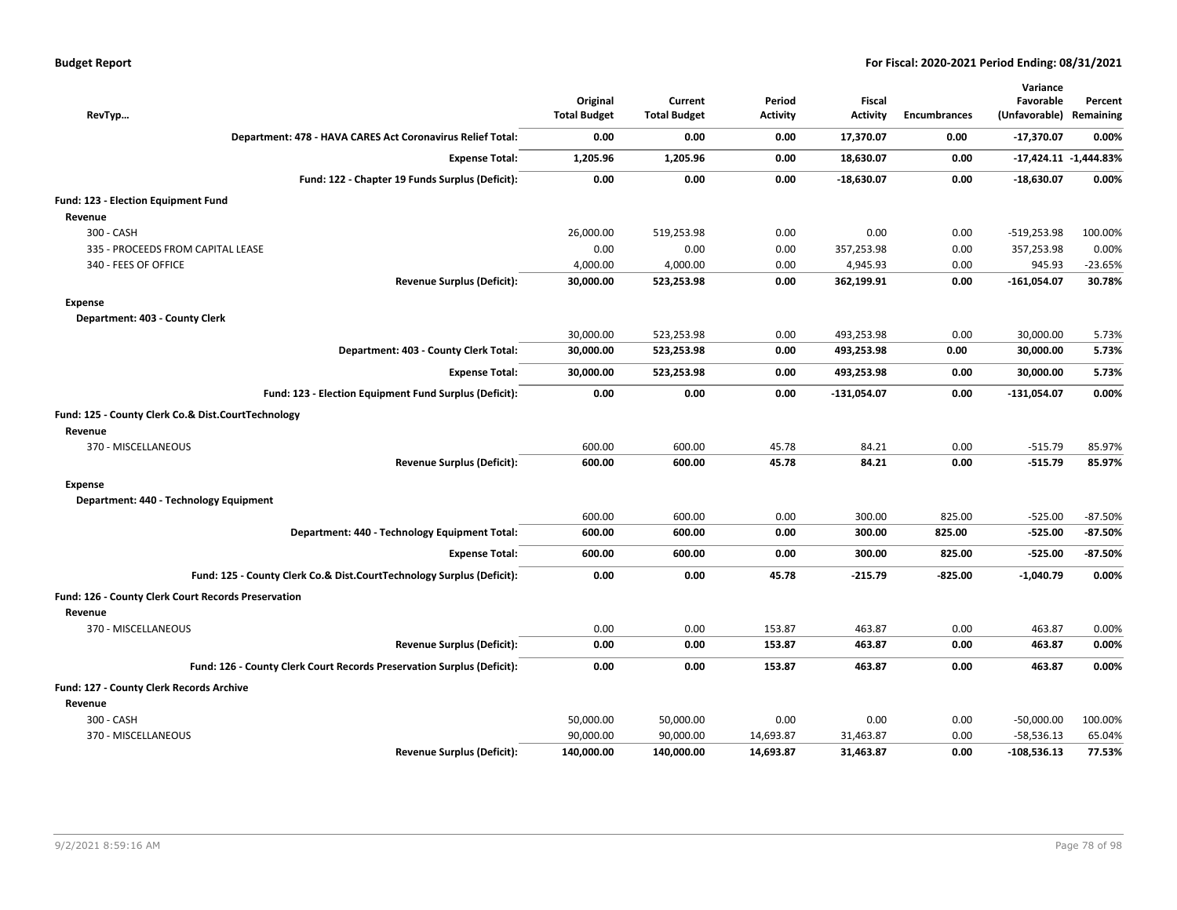**Budget Report** — **For Fiscal: 2020-2021 Period Ending: 08/31/2021**

| RevTyp… | Original Total Budget | Current Total Budget | Period Activity | Fiscal Activity | Encumbrances | Variance Favorable (Unfavorable) | Percent Remaining |
|---|---|---|---|---|---|---|---|
| **Department: 478 - HAVA CARES Act Coronavirus Relief Total:** | **0.00** | **0.00** | **0.00** | **17,370.07** | **0.00** | **-17,370.07** | **0.00%** |
| **Expense Total:** | **1,205.96** | **1,205.96** | **0.00** | **18,630.07** | **0.00** | **-17,424.11** | **-1,444.83%** |
| **Fund: 122 - Chapter 19 Funds Surplus (Deficit):** | **0.00** | **0.00** | **0.00** | **-18,630.07** | **0.00** | **-18,630.07** | **0.00%** |
| **Fund: 123 - Election Equipment Fund** | | | | | | | |
| **Revenue** | | | | | | | |
| 300 - CASH | 26,000.00 | 519,253.98 | 0.00 | 0.00 | 0.00 | -519,253.98 | 100.00% |
| 335 - PROCEEDS FROM CAPITAL LEASE | 0.00 | 0.00 | 0.00 | 357,253.98 | 0.00 | 357,253.98 | 0.00% |
| 340 - FEES OF OFFICE | 4,000.00 | 4,000.00 | 0.00 | 4,945.93 | 0.00 | 945.93 | -23.65% |
| **Revenue Surplus (Deficit):** | **30,000.00** | **523,253.98** | **0.00** | **362,199.91** | **0.00** | **-161,054.07** | **30.78%** |
| **Expense** | | | | | | | |
| **Department: 403 - County Clerk** | | | | | | | |
| | 30,000.00 | 523,253.98 | 0.00 | 493,253.98 | 0.00 | 30,000.00 | 5.73% |
| **Department: 403 - County Clerk Total:** | **30,000.00** | **523,253.98** | **0.00** | **493,253.98** | **0.00** | **30,000.00** | **5.73%** |
| **Expense Total:** | **30,000.00** | **523,253.98** | **0.00** | **493,253.98** | **0.00** | **30,000.00** | **5.73%** |
| **Fund: 123 - Election Equipment Fund Surplus (Deficit):** | **0.00** | **0.00** | **0.00** | **-131,054.07** | **0.00** | **-131,054.07** | **0.00%** |
| **Fund: 125 - County Clerk Co.& Dist.CourtTechnology** | | | | | | | |
| **Revenue** | | | | | | | |
| 370 - MISCELLANEOUS | 600.00 | 600.00 | 45.78 | 84.21 | 0.00 | -515.79 | 85.97% |
| **Revenue Surplus (Deficit):** | **600.00** | **600.00** | **45.78** | **84.21** | **0.00** | **-515.79** | **85.97%** |
| **Expense** | | | | | | | |
| **Department: 440 - Technology Equipment** | | | | | | | |
| | 600.00 | 600.00 | 0.00 | 300.00 | 825.00 | -525.00 | -87.50% |
| **Department: 440 - Technology Equipment Total:** | **600.00** | **600.00** | **0.00** | **300.00** | **825.00** | **-525.00** | **-87.50%** |
| **Expense Total:** | **600.00** | **600.00** | **0.00** | **300.00** | **825.00** | **-525.00** | **-87.50%** |
| **Fund: 125 - County Clerk Co.& Dist.CourtTechnology Surplus (Deficit):** | **0.00** | **0.00** | **45.78** | **-215.79** | **-825.00** | **-1,040.79** | **0.00%** |
| **Fund: 126 - County Clerk Court Records Preservation** | | | | | | | |
| **Revenue** | | | | | | | |
| 370 - MISCELLANEOUS | 0.00 | 0.00 | 153.87 | 463.87 | 0.00 | 463.87 | 0.00% |
| **Revenue Surplus (Deficit):** | **0.00** | **0.00** | **153.87** | **463.87** | **0.00** | **463.87** | **0.00%** |
| **Fund: 126 - County Clerk Court Records Preservation Surplus (Deficit):** | **0.00** | **0.00** | **153.87** | **463.87** | **0.00** | **463.87** | **0.00%** |
| **Fund: 127 - County Clerk Records Archive** | | | | | | | |
| **Revenue** | | | | | | | |
| 300 - CASH | 50,000.00 | 50,000.00 | 0.00 | 0.00 | 0.00 | -50,000.00 | 100.00% |
| 370 - MISCELLANEOUS | 90,000.00 | 90,000.00 | 14,693.87 | 31,463.87 | 0.00 | -58,536.13 | 65.04% |
| **Revenue Surplus (Deficit):** | **140,000.00** | **140,000.00** | **14,693.87** | **31,463.87** | **0.00** | **-108,536.13** | **77.53%** |

9/2/2021 8:59:16 AM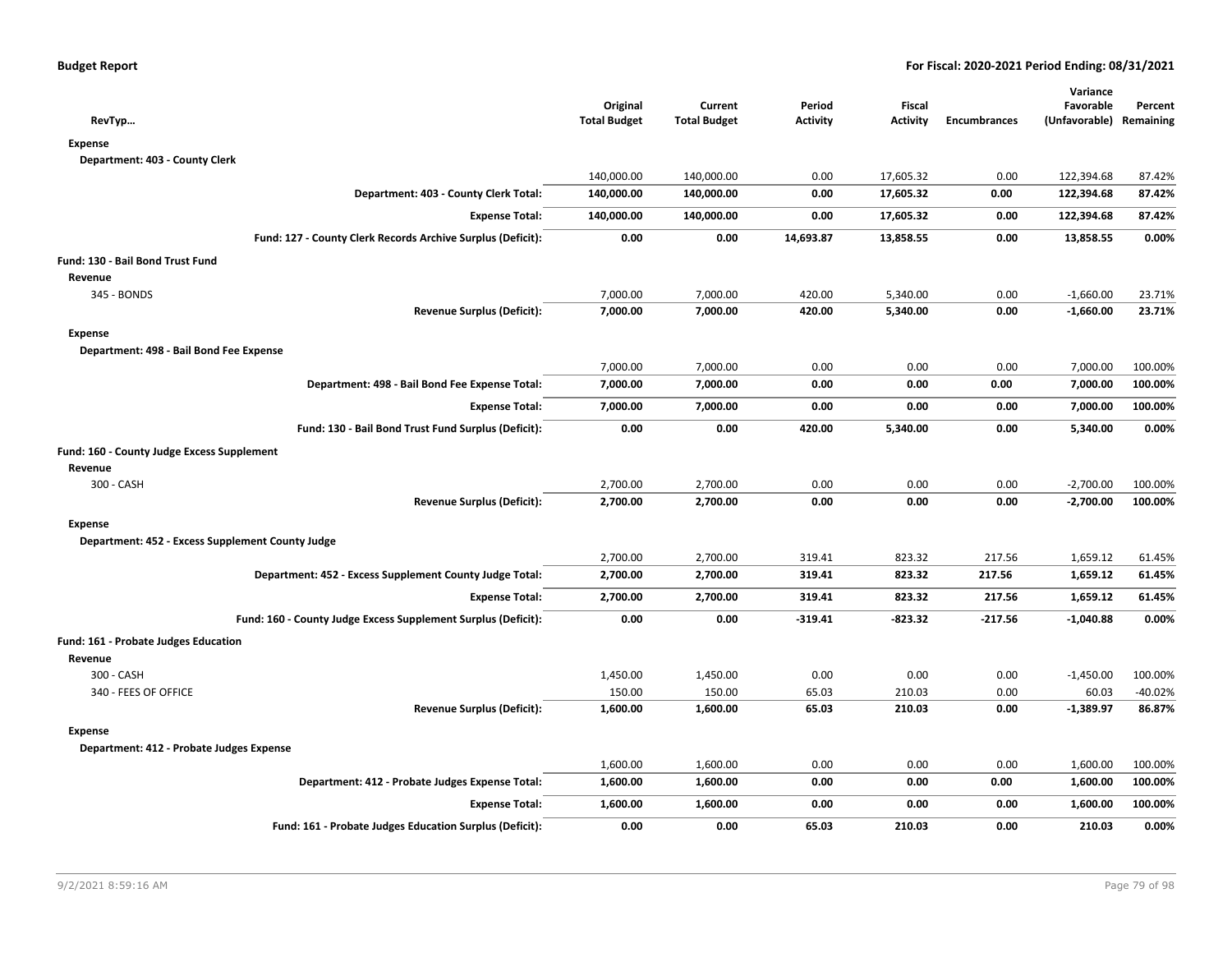**Budget Report** **For Fiscal: 2020-2021 Period Ending: 08/31/2021**

| RevTyp... | Original Total Budget | Current Total Budget | Period Activity | Fiscal Activity | Encumbrances | Variance Favorable (Unfavorable) | Percent Remaining |
|---|---|---|---|---|---|---|---|
| **Expense** | | | | | | | |
| **Department: 403 - County Clerk** | | | | | | | |
| | 140,000.00 | 140,000.00 | 0.00 | 17,605.32 | 0.00 | 122,394.68 | 87.42% |
| **Department: 403 - County Clerk Total:** | **140,000.00** | **140,000.00** | **0.00** | **17,605.32** | **0.00** | **122,394.68** | **87.42%** |
| **Expense Total:** | **140,000.00** | **140,000.00** | **0.00** | **17,605.32** | **0.00** | **122,394.68** | **87.42%** |
| **Fund: 127 - County Clerk Records Archive Surplus (Deficit):** | **0.00** | **0.00** | **14,693.87** | **13,858.55** | **0.00** | **13,858.55** | **0.00%** |
| **Fund: 130 - Bail Bond Trust Fund** | | | | | | | |
| **Revenue** | | | | | | | |
| 345 - BONDS | 7,000.00 | 7,000.00 | 420.00 | 5,340.00 | 0.00 | -1,660.00 | 23.71% |
| **Revenue Surplus (Deficit):** | **7,000.00** | **7,000.00** | **420.00** | **5,340.00** | **0.00** | **-1,660.00** | **23.71%** |
| **Expense** | | | | | | | |
| **Department: 498 - Bail Bond Fee Expense** | | | | | | | |
| | 7,000.00 | 7,000.00 | 0.00 | 0.00 | 0.00 | 7,000.00 | 100.00% |
| **Department: 498 - Bail Bond Fee Expense Total:** | **7,000.00** | **7,000.00** | **0.00** | **0.00** | **0.00** | **7,000.00** | **100.00%** |
| **Expense Total:** | **7,000.00** | **7,000.00** | **0.00** | **0.00** | **0.00** | **7,000.00** | **100.00%** |
| **Fund: 130 - Bail Bond Trust Fund Surplus (Deficit):** | **0.00** | **0.00** | **420.00** | **5,340.00** | **0.00** | **5,340.00** | **0.00%** |
| **Fund: 160 - County Judge Excess Supplement** | | | | | | | |
| **Revenue** | | | | | | | |
| 300 - CASH | 2,700.00 | 2,700.00 | 0.00 | 0.00 | 0.00 | -2,700.00 | 100.00% |
| **Revenue Surplus (Deficit):** | **2,700.00** | **2,700.00** | **0.00** | **0.00** | **0.00** | **-2,700.00** | **100.00%** |
| **Expense** | | | | | | | |
| **Department: 452 - Excess Supplement County Judge** | | | | | | | |
| | 2,700.00 | 2,700.00 | 319.41 | 823.32 | 217.56 | 1,659.12 | 61.45% |
| **Department: 452 - Excess Supplement County Judge Total:** | **2,700.00** | **2,700.00** | **319.41** | **823.32** | **217.56** | **1,659.12** | **61.45%** |
| **Expense Total:** | **2,700.00** | **2,700.00** | **319.41** | **823.32** | **217.56** | **1,659.12** | **61.45%** |
| **Fund: 160 - County Judge Excess Supplement Surplus (Deficit):** | **0.00** | **0.00** | **-319.41** | **-823.32** | **-217.56** | **-1,040.88** | **0.00%** |
| **Fund: 161 - Probate Judges Education** | | | | | | | |
| **Revenue** | | | | | | | |
| 300 - CASH | 1,450.00 | 1,450.00 | 0.00 | 0.00 | 0.00 | -1,450.00 | 100.00% |
| 340 - FEES OF OFFICE | 150.00 | 150.00 | 65.03 | 210.03 | 0.00 | 60.03 | -40.02% |
| **Revenue Surplus (Deficit):** | **1,600.00** | **1,600.00** | **65.03** | **210.03** | **0.00** | **-1,389.97** | **86.87%** |
| **Expense** | | | | | | | |
| **Department: 412 - Probate Judges Expense** | | | | | | | |
| | 1,600.00 | 1,600.00 | 0.00 | 0.00 | 0.00 | 1,600.00 | 100.00% |
| **Department: 412 - Probate Judges Expense Total:** | **1,600.00** | **1,600.00** | **0.00** | **0.00** | **0.00** | **1,600.00** | **100.00%** |
| **Expense Total:** | **1,600.00** | **1,600.00** | **0.00** | **0.00** | **0.00** | **1,600.00** | **100.00%** |
| **Fund: 161 - Probate Judges Education Surplus (Deficit):** | **0.00** | **0.00** | **65.03** | **210.03** | **0.00** | **210.03** | **0.00%** |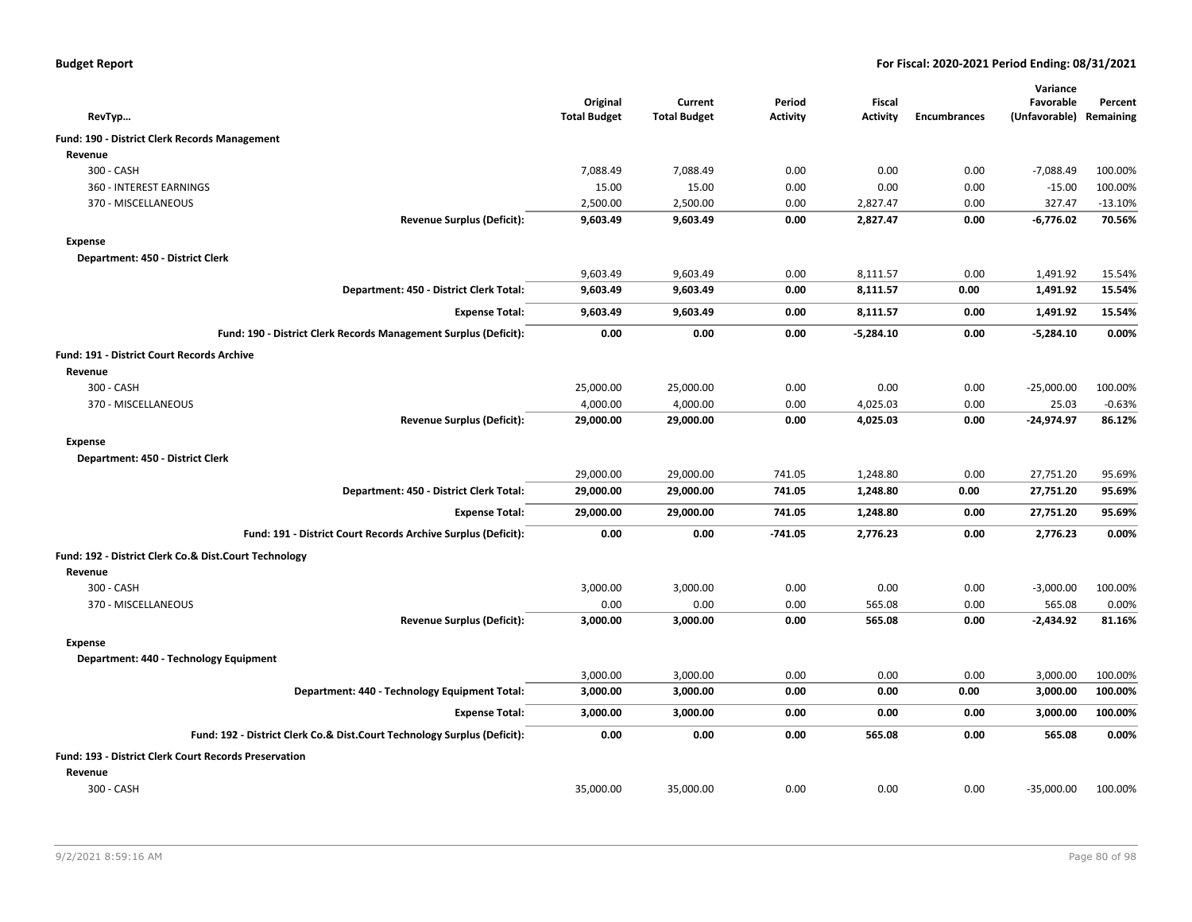| RevTyp… | Original Total Budget | Current Total Budget | Period Activity | Fiscal Activity | Encumbrances | Variance Favorable (Unfavorable) | Percent Remaining |
|---|---|---|---|---|---|---|---|
| **Fund: 190 - District Clerk Records Management** | | | | | | | |
| **Revenue** | | | | | | | |
| 300 - CASH | 7,088.49 | 7,088.49 | 0.00 | 0.00 | 0.00 | -7,088.49 | 100.00% |
| 360 - INTEREST EARNINGS | 15.00 | 15.00 | 0.00 | 0.00 | 0.00 | -15.00 | 100.00% |
| 370 - MISCELLANEOUS | 2,500.00 | 2,500.00 | 0.00 | 2,827.47 | 0.00 | 327.47 | -13.10% |
| **Revenue Surplus (Deficit):** | **9,603.49** | **9,603.49** | **0.00** | **2,827.47** | **0.00** | **-6,776.02** | **70.56%** |
| **Expense** | | | | | | | |
| **Department: 450 - District Clerk** | | | | | | | |
| | 9,603.49 | 9,603.49 | 0.00 | 8,111.57 | 0.00 | 1,491.92 | 15.54% |
| **Department: 450 - District Clerk Total:** | **9,603.49** | **9,603.49** | **0.00** | **8,111.57** | **0.00** | **1,491.92** | **15.54%** |
| **Expense Total:** | **9,603.49** | **9,603.49** | **0.00** | **8,111.57** | **0.00** | **1,491.92** | **15.54%** |
| **Fund: 190 - District Clerk Records Management Surplus (Deficit):** | **0.00** | **0.00** | **0.00** | **-5,284.10** | **0.00** | **-5,284.10** | **0.00%** |
| **Fund: 191 - District Court Records Archive** | | | | | | | |
| **Revenue** | | | | | | | |
| 300 - CASH | 25,000.00 | 25,000.00 | 0.00 | 0.00 | 0.00 | -25,000.00 | 100.00% |
| 370 - MISCELLANEOUS | 4,000.00 | 4,000.00 | 0.00 | 4,025.03 | 0.00 | 25.03 | -0.63% |
| **Revenue Surplus (Deficit):** | **29,000.00** | **29,000.00** | **0.00** | **4,025.03** | **0.00** | **-24,974.97** | **86.12%** |
| **Expense** | | | | | | | |
| **Department: 450 - District Clerk** | | | | | | | |
| | 29,000.00 | 29,000.00 | 741.05 | 1,248.80 | 0.00 | 27,751.20 | 95.69% |
| **Department: 450 - District Clerk Total:** | **29,000.00** | **29,000.00** | **741.05** | **1,248.80** | **0.00** | **27,751.20** | **95.69%** |
| **Expense Total:** | **29,000.00** | **29,000.00** | **741.05** | **1,248.80** | **0.00** | **27,751.20** | **95.69%** |
| **Fund: 191 - District Court Records Archive Surplus (Deficit):** | **0.00** | **0.00** | **-741.05** | **2,776.23** | **0.00** | **2,776.23** | **0.00%** |
| **Fund: 192 - District Clerk Co.& Dist.Court Technology** | | | | | | | |
| **Revenue** | | | | | | | |
| 300 - CASH | 3,000.00 | 3,000.00 | 0.00 | 0.00 | 0.00 | -3,000.00 | 100.00% |
| 370 - MISCELLANEOUS | 0.00 | 0.00 | 0.00 | 565.08 | 0.00 | 565.08 | 0.00% |
| **Revenue Surplus (Deficit):** | **3,000.00** | **3,000.00** | **0.00** | **565.08** | **0.00** | **-2,434.92** | **81.16%** |
| **Expense** | | | | | | | |
| **Department: 440 - Technology Equipment** | | | | | | | |
| | 3,000.00 | 3,000.00 | 0.00 | 0.00 | 0.00 | 3,000.00 | 100.00% |
| **Department: 440 - Technology Equipment Total:** | **3,000.00** | **3,000.00** | **0.00** | **0.00** | **0.00** | **3,000.00** | **100.00%** |
| **Expense Total:** | **3,000.00** | **3,000.00** | **0.00** | **0.00** | **0.00** | **3,000.00** | **100.00%** |
| **Fund: 192 - District Clerk Co.& Dist.Court Technology Surplus (Deficit):** | **0.00** | **0.00** | **0.00** | **565.08** | **0.00** | **565.08** | **0.00%** |
| **Fund: 193 - District Clerk Court Records Preservation** | | | | | | | |
| **Revenue** | | | | | | | |
| 300 - CASH | 35,000.00 | 35,000.00 | 0.00 | 0.00 | 0.00 | -35,000.00 | 100.00% |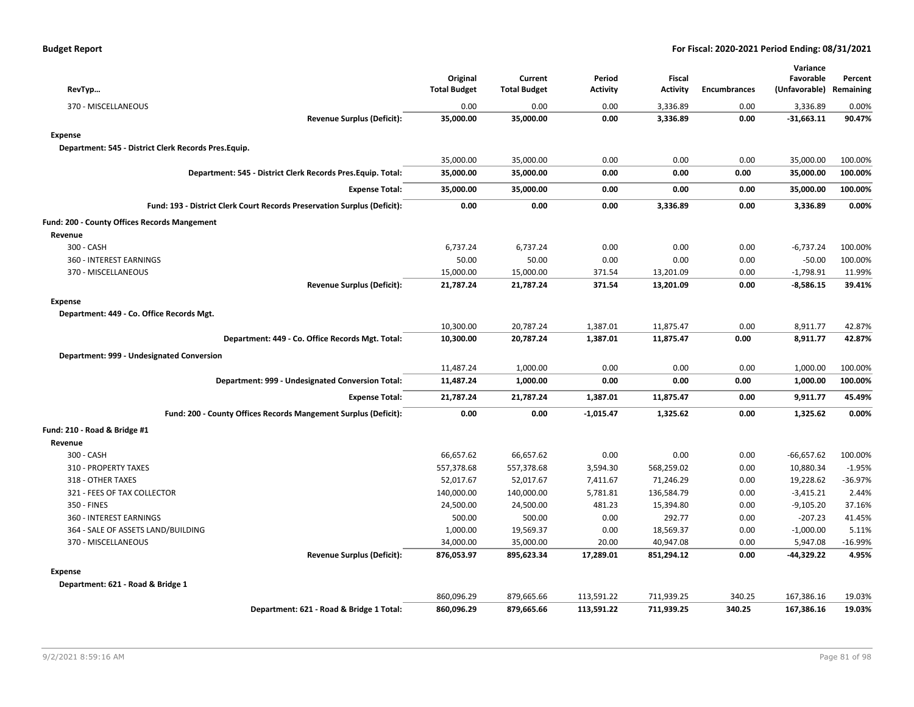**Budget Report** — **For Fiscal: 2020-2021 Period Ending: 08/31/2021**

| RevTyp... | Original Total Budget | Current Total Budget | Period Activity | Fiscal Activity | Encumbrances | Variance Favorable (Unfavorable) | Percent Remaining |
|---|---|---|---|---|---|---|---|
| 370 - MISCELLANEOUS | 0.00 | 0.00 | 0.00 | 3,336.89 | 0.00 | 3,336.89 | 0.00% |
| **Revenue Surplus (Deficit):** | **35,000.00** | **35,000.00** | **0.00** | **3,336.89** | **0.00** | **-31,663.11** | **90.47%** |
| **Expense** | | | | | | | |
| **Department: 545 - District Clerk Records Pres.Equip.** | | | | | | | |
| | 35,000.00 | 35,000.00 | 0.00 | 0.00 | 0.00 | 35,000.00 | 100.00% |
| **Department: 545 - District Clerk Records Pres.Equip. Total:** | **35,000.00** | **35,000.00** | **0.00** | **0.00** | **0.00** | **35,000.00** | **100.00%** |
| **Expense Total:** | **35,000.00** | **35,000.00** | **0.00** | **0.00** | **0.00** | **35,000.00** | **100.00%** |
| **Fund: 193 - District Clerk Court Records Preservation Surplus (Deficit):** | **0.00** | **0.00** | **0.00** | **3,336.89** | **0.00** | **3,336.89** | **0.00%** |
| **Fund: 200 - County Offices Records Mangement** | | | | | | | |
| **Revenue** | | | | | | | |
| 300 - CASH | 6,737.24 | 6,737.24 | 0.00 | 0.00 | 0.00 | -6,737.24 | 100.00% |
| 360 - INTEREST EARNINGS | 50.00 | 50.00 | 0.00 | 0.00 | 0.00 | -50.00 | 100.00% |
| 370 - MISCELLANEOUS | 15,000.00 | 15,000.00 | 371.54 | 13,201.09 | 0.00 | -1,798.91 | 11.99% |
| **Revenue Surplus (Deficit):** | **21,787.24** | **21,787.24** | **371.54** | **13,201.09** | **0.00** | **-8,586.15** | **39.41%** |
| **Expense** | | | | | | | |
| **Department: 449 - Co. Office Records Mgt.** | | | | | | | |
| | 10,300.00 | 20,787.24 | 1,387.01 | 11,875.47 | 0.00 | 8,911.77 | 42.87% |
| **Department: 449 - Co. Office Records Mgt. Total:** | **10,300.00** | **20,787.24** | **1,387.01** | **11,875.47** | **0.00** | **8,911.77** | **42.87%** |
| **Department: 999 - Undesignated Conversion** | | | | | | | |
| | 11,487.24 | 1,000.00 | 0.00 | 0.00 | 0.00 | 1,000.00 | 100.00% |
| **Department: 999 - Undesignated Conversion Total:** | **11,487.24** | **1,000.00** | **0.00** | **0.00** | **0.00** | **1,000.00** | **100.00%** |
| **Expense Total:** | **21,787.24** | **21,787.24** | **1,387.01** | **11,875.47** | **0.00** | **9,911.77** | **45.49%** |
| **Fund: 200 - County Offices Records Mangement Surplus (Deficit):** | **0.00** | **0.00** | **-1,015.47** | **1,325.62** | **0.00** | **1,325.62** | **0.00%** |
| **Fund: 210 - Road & Bridge #1** | | | | | | | |
| **Revenue** | | | | | | | |
| 300 - CASH | 66,657.62 | 66,657.62 | 0.00 | 0.00 | 0.00 | -66,657.62 | 100.00% |
| 310 - PROPERTY TAXES | 557,378.68 | 557,378.68 | 3,594.30 | 568,259.02 | 0.00 | 10,880.34 | -1.95% |
| 318 - OTHER TAXES | 52,017.67 | 52,017.67 | 7,411.67 | 71,246.29 | 0.00 | 19,228.62 | -36.97% |
| 321 - FEES OF TAX COLLECTOR | 140,000.00 | 140,000.00 | 5,781.81 | 136,584.79 | 0.00 | -3,415.21 | 2.44% |
| 350 - FINES | 24,500.00 | 24,500.00 | 481.23 | 15,394.80 | 0.00 | -9,105.20 | 37.16% |
| 360 - INTEREST EARNINGS | 500.00 | 500.00 | 0.00 | 292.77 | 0.00 | -207.23 | 41.45% |
| 364 - SALE OF ASSETS LAND/BUILDING | 1,000.00 | 19,569.37 | 0.00 | 18,569.37 | 0.00 | -1,000.00 | 5.11% |
| 370 - MISCELLANEOUS | 34,000.00 | 35,000.00 | 20.00 | 40,947.08 | 0.00 | 5,947.08 | -16.99% |
| **Revenue Surplus (Deficit):** | **876,053.97** | **895,623.34** | **17,289.01** | **851,294.12** | **0.00** | **-44,329.22** | **4.95%** |
| **Expense** | | | | | | | |
| **Department: 621 - Road & Bridge 1** | | | | | | | |
| | 860,096.29 | 879,665.66 | 113,591.22 | 711,939.25 | 340.25 | 167,386.16 | 19.03% |
| **Department: 621 - Road & Bridge 1 Total:** | **860,096.29** | **879,665.66** | **113,591.22** | **711,939.25** | **340.25** | **167,386.16** | **19.03%** |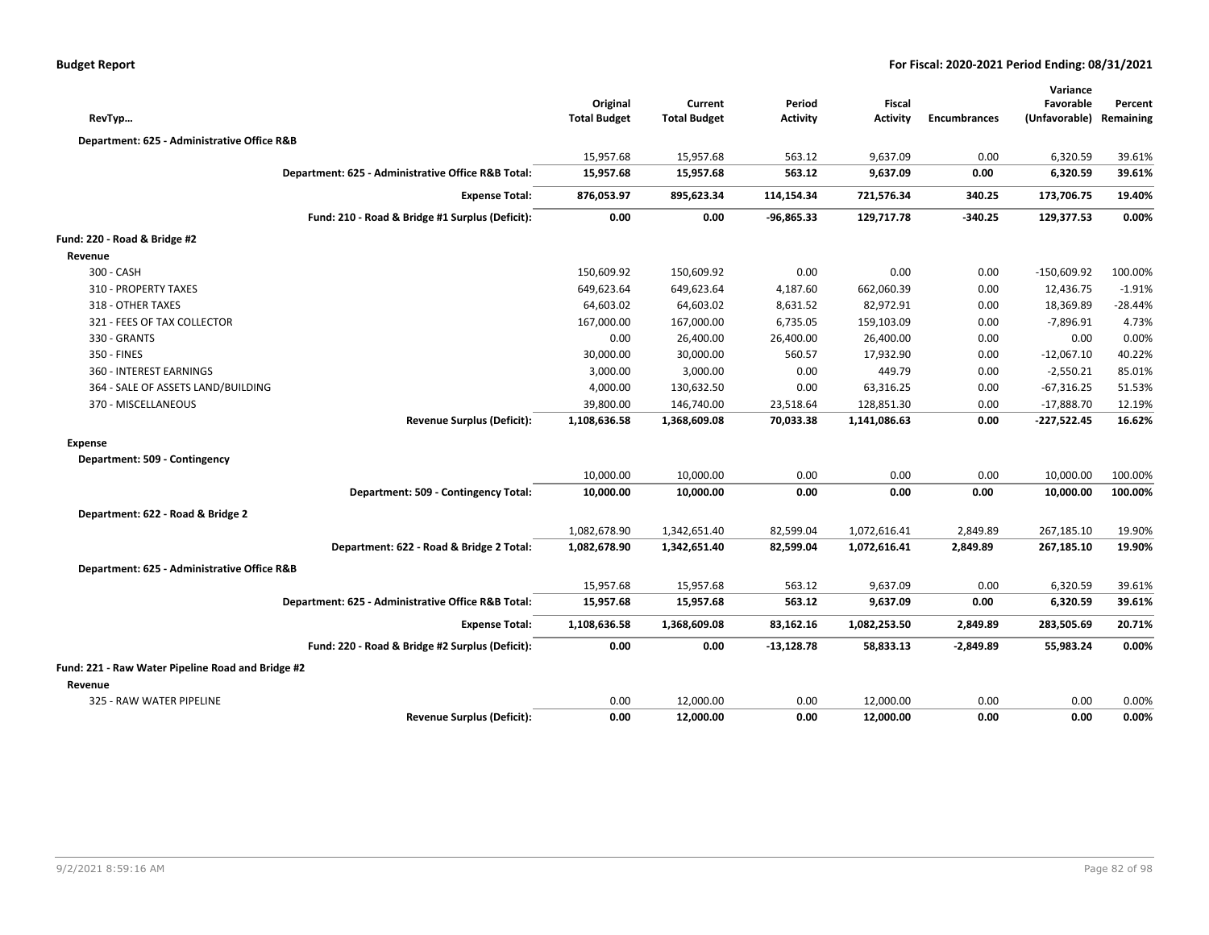| RevTyp… | Original Total Budget | Current Total Budget | Period Activity | Fiscal Activity | Encumbrances | Variance Favorable (Unfavorable) | Percent Remaining |
|---|---|---|---|---|---|---|---|
| **Department: 625 - Administrative Office R&B** | | | | | | | |
| | 15,957.68 | 15,957.68 | 563.12 | 9,637.09 | 0.00 | 6,320.59 | 39.61% |
| **Department: 625 - Administrative Office R&B Total:** | **15,957.68** | **15,957.68** | **563.12** | **9,637.09** | **0.00** | **6,320.59** | **39.61%** |
| **Expense Total:** | **876,053.97** | **895,623.34** | **114,154.34** | **721,576.34** | **340.25** | **173,706.75** | **19.40%** |
| **Fund: 210 - Road & Bridge #1 Surplus (Deficit):** | **0.00** | **0.00** | **-96,865.33** | **129,717.78** | **-340.25** | **129,377.53** | **0.00%** |
| **Fund: 220 - Road & Bridge #2** | | | | | | | |
| **Revenue** | | | | | | | |
| 300 - CASH | 150,609.92 | 150,609.92 | 0.00 | 0.00 | 0.00 | -150,609.92 | 100.00% |
| 310 - PROPERTY TAXES | 649,623.64 | 649,623.64 | 4,187.60 | 662,060.39 | 0.00 | 12,436.75 | -1.91% |
| 318 - OTHER TAXES | 64,603.02 | 64,603.02 | 8,631.52 | 82,972.91 | 0.00 | 18,369.89 | -28.44% |
| 321 - FEES OF TAX COLLECTOR | 167,000.00 | 167,000.00 | 6,735.05 | 159,103.09 | 0.00 | -7,896.91 | 4.73% |
| 330 - GRANTS | 0.00 | 26,400.00 | 26,400.00 | 26,400.00 | 0.00 | 0.00 | 0.00% |
| 350 - FINES | 30,000.00 | 30,000.00 | 560.57 | 17,932.90 | 0.00 | -12,067.10 | 40.22% |
| 360 - INTEREST EARNINGS | 3,000.00 | 3,000.00 | 0.00 | 449.79 | 0.00 | -2,550.21 | 85.01% |
| 364 - SALE OF ASSETS LAND/BUILDING | 4,000.00 | 130,632.50 | 0.00 | 63,316.25 | 0.00 | -67,316.25 | 51.53% |
| 370 - MISCELLANEOUS | 39,800.00 | 146,740.00 | 23,518.64 | 128,851.30 | 0.00 | -17,888.70 | 12.19% |
| **Revenue Surplus (Deficit):** | **1,108,636.58** | **1,368,609.08** | **70,033.38** | **1,141,086.63** | **0.00** | **-227,522.45** | **16.62%** |
| **Expense** | | | | | | | |
| **Department: 509 - Contingency** | | | | | | | |
| | 10,000.00 | 10,000.00 | 0.00 | 0.00 | 0.00 | 10,000.00 | 100.00% |
| **Department: 509 - Contingency Total:** | **10,000.00** | **10,000.00** | **0.00** | **0.00** | **0.00** | **10,000.00** | **100.00%** |
| **Department: 622 - Road & Bridge 2** | | | | | | | |
| | 1,082,678.90 | 1,342,651.40 | 82,599.04 | 1,072,616.41 | 2,849.89 | 267,185.10 | 19.90% |
| **Department: 622 - Road & Bridge 2 Total:** | **1,082,678.90** | **1,342,651.40** | **82,599.04** | **1,072,616.41** | **2,849.89** | **267,185.10** | **19.90%** |
| **Department: 625 - Administrative Office R&B** | | | | | | | |
| | 15,957.68 | 15,957.68 | 563.12 | 9,637.09 | 0.00 | 6,320.59 | 39.61% |
| **Department: 625 - Administrative Office R&B Total:** | **15,957.68** | **15,957.68** | **563.12** | **9,637.09** | **0.00** | **6,320.59** | **39.61%** |
| **Expense Total:** | **1,108,636.58** | **1,368,609.08** | **83,162.16** | **1,082,253.50** | **2,849.89** | **283,505.69** | **20.71%** |
| **Fund: 220 - Road & Bridge #2 Surplus (Deficit):** | **0.00** | **0.00** | **-13,128.78** | **58,833.13** | **-2,849.89** | **55,983.24** | **0.00%** |
| **Fund: 221 - Raw Water Pipeline Road and Bridge #2** | | | | | | | |
| **Revenue** | | | | | | | |
| 325 - RAW WATER PIPELINE | 0.00 | 12,000.00 | 0.00 | 12,000.00 | 0.00 | 0.00 | 0.00% |
| **Revenue Surplus (Deficit):** | **0.00** | **12,000.00** | **0.00** | **12,000.00** | **0.00** | **0.00** | **0.00%** |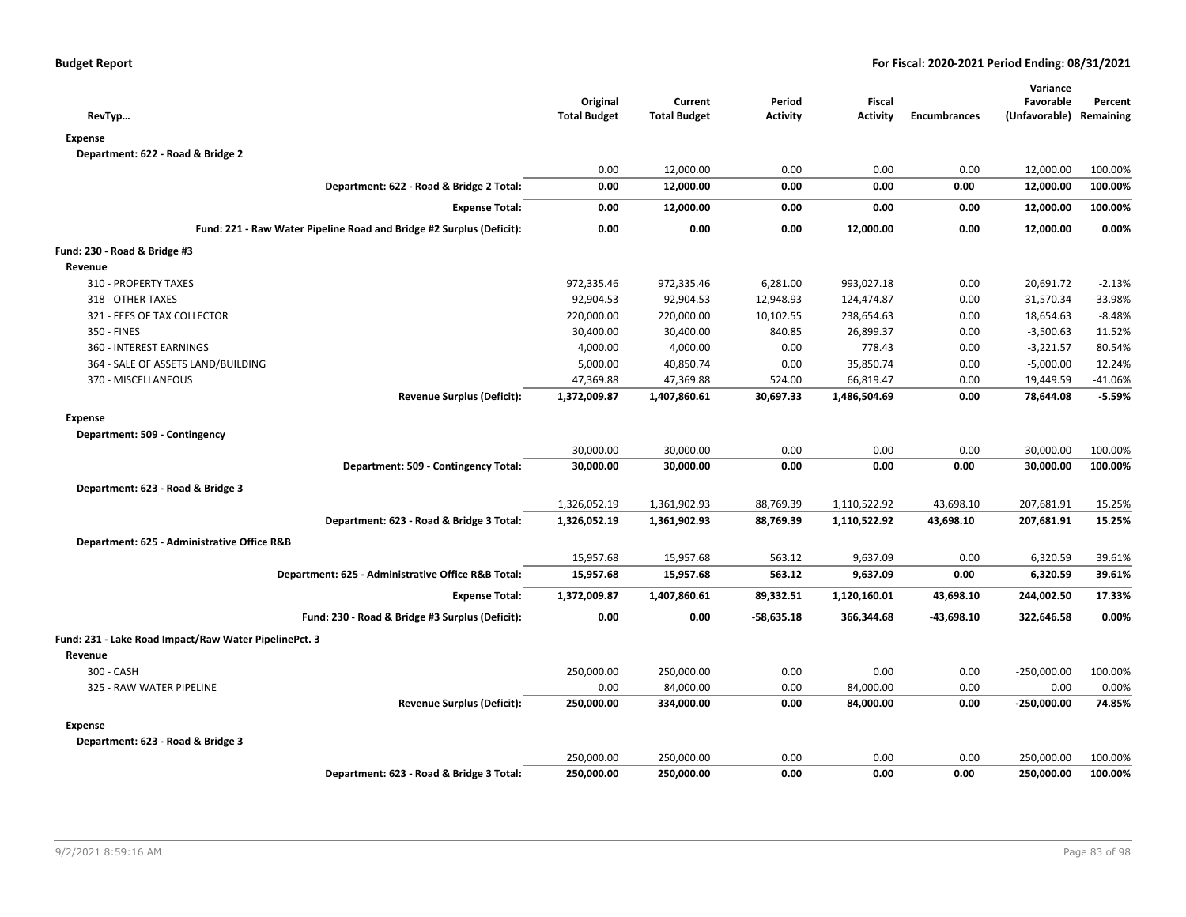**Budget Report** — **For Fiscal: 2020-2021 Period Ending: 08/31/2021**

| RevTyp… | Original Total Budget | Current Total Budget | Period Activity | Fiscal Activity | Encumbrances | Variance Favorable (Unfavorable) | Percent Remaining |
|---|---|---|---|---|---|---|---|
| **Expense** | | | | | | | |
| **Department: 622 - Road & Bridge 2** | | | | | | | |
| | 0.00 | 12,000.00 | 0.00 | 0.00 | 0.00 | 12,000.00 | 100.00% |
| **Department: 622 - Road & Bridge 2 Total:** | **0.00** | **12,000.00** | **0.00** | **0.00** | **0.00** | **12,000.00** | **100.00%** |
| **Expense Total:** | **0.00** | **12,000.00** | **0.00** | **0.00** | **0.00** | **12,000.00** | **100.00%** |
| **Fund: 221 - Raw Water Pipeline Road and Bridge #2 Surplus (Deficit):** | **0.00** | **0.00** | **0.00** | **12,000.00** | **0.00** | **12,000.00** | **0.00%** |
| **Fund: 230 - Road & Bridge #3** | | | | | | | |
| **Revenue** | | | | | | | |
| 310 - PROPERTY TAXES | 972,335.46 | 972,335.46 | 6,281.00 | 993,027.18 | 0.00 | 20,691.72 | -2.13% |
| 318 - OTHER TAXES | 92,904.53 | 92,904.53 | 12,948.93 | 124,474.87 | 0.00 | 31,570.34 | -33.98% |
| 321 - FEES OF TAX COLLECTOR | 220,000.00 | 220,000.00 | 10,102.55 | 238,654.63 | 0.00 | 18,654.63 | -8.48% |
| 350 - FINES | 30,400.00 | 30,400.00 | 840.85 | 26,899.37 | 0.00 | -3,500.63 | 11.52% |
| 360 - INTEREST EARNINGS | 4,000.00 | 4,000.00 | 0.00 | 778.43 | 0.00 | -3,221.57 | 80.54% |
| 364 - SALE OF ASSETS LAND/BUILDING | 5,000.00 | 40,850.74 | 0.00 | 35,850.74 | 0.00 | -5,000.00 | 12.24% |
| 370 - MISCELLANEOUS | 47,369.88 | 47,369.88 | 524.00 | 66,819.47 | 0.00 | 19,449.59 | -41.06% |
| **Revenue Surplus (Deficit):** | **1,372,009.87** | **1,407,860.61** | **30,697.33** | **1,486,504.69** | **0.00** | **78,644.08** | **-5.59%** |
| **Expense** | | | | | | | |
| **Department: 509 - Contingency** | | | | | | | |
| | 30,000.00 | 30,000.00 | 0.00 | 0.00 | 0.00 | 30,000.00 | 100.00% |
| **Department: 509 - Contingency Total:** | **30,000.00** | **30,000.00** | **0.00** | **0.00** | **0.00** | **30,000.00** | **100.00%** |
| **Department: 623 - Road & Bridge 3** | | | | | | | |
| | 1,326,052.19 | 1,361,902.93 | 88,769.39 | 1,110,522.92 | 43,698.10 | 207,681.91 | 15.25% |
| **Department: 623 - Road & Bridge 3 Total:** | **1,326,052.19** | **1,361,902.93** | **88,769.39** | **1,110,522.92** | **43,698.10** | **207,681.91** | **15.25%** |
| **Department: 625 - Administrative Office R&B** | | | | | | | |
| | 15,957.68 | 15,957.68 | 563.12 | 9,637.09 | 0.00 | 6,320.59 | 39.61% |
| **Department: 625 - Administrative Office R&B Total:** | **15,957.68** | **15,957.68** | **563.12** | **9,637.09** | **0.00** | **6,320.59** | **39.61%** |
| **Expense Total:** | **1,372,009.87** | **1,407,860.61** | **89,332.51** | **1,120,160.01** | **43,698.10** | **244,002.50** | **17.33%** |
| **Fund: 230 - Road & Bridge #3 Surplus (Deficit):** | **0.00** | **0.00** | **-58,635.18** | **366,344.68** | **-43,698.10** | **322,646.58** | **0.00%** |
| **Fund: 231 - Lake Road Impact/Raw Water PipelinePct. 3** | | | | | | | |
| **Revenue** | | | | | | | |
| 300 - CASH | 250,000.00 | 250,000.00 | 0.00 | 0.00 | 0.00 | -250,000.00 | 100.00% |
| 325 - RAW WATER PIPELINE | 0.00 | 84,000.00 | 0.00 | 84,000.00 | 0.00 | 0.00 | 0.00% |
| **Revenue Surplus (Deficit):** | **250,000.00** | **334,000.00** | **0.00** | **84,000.00** | **0.00** | **-250,000.00** | **74.85%** |
| **Expense** | | | | | | | |
| **Department: 623 - Road & Bridge 3** | | | | | | | |
| | 250,000.00 | 250,000.00 | 0.00 | 0.00 | 0.00 | 250,000.00 | 100.00% |
| **Department: 623 - Road & Bridge 3 Total:** | **250,000.00** | **250,000.00** | **0.00** | **0.00** | **0.00** | **250,000.00** | **100.00%** |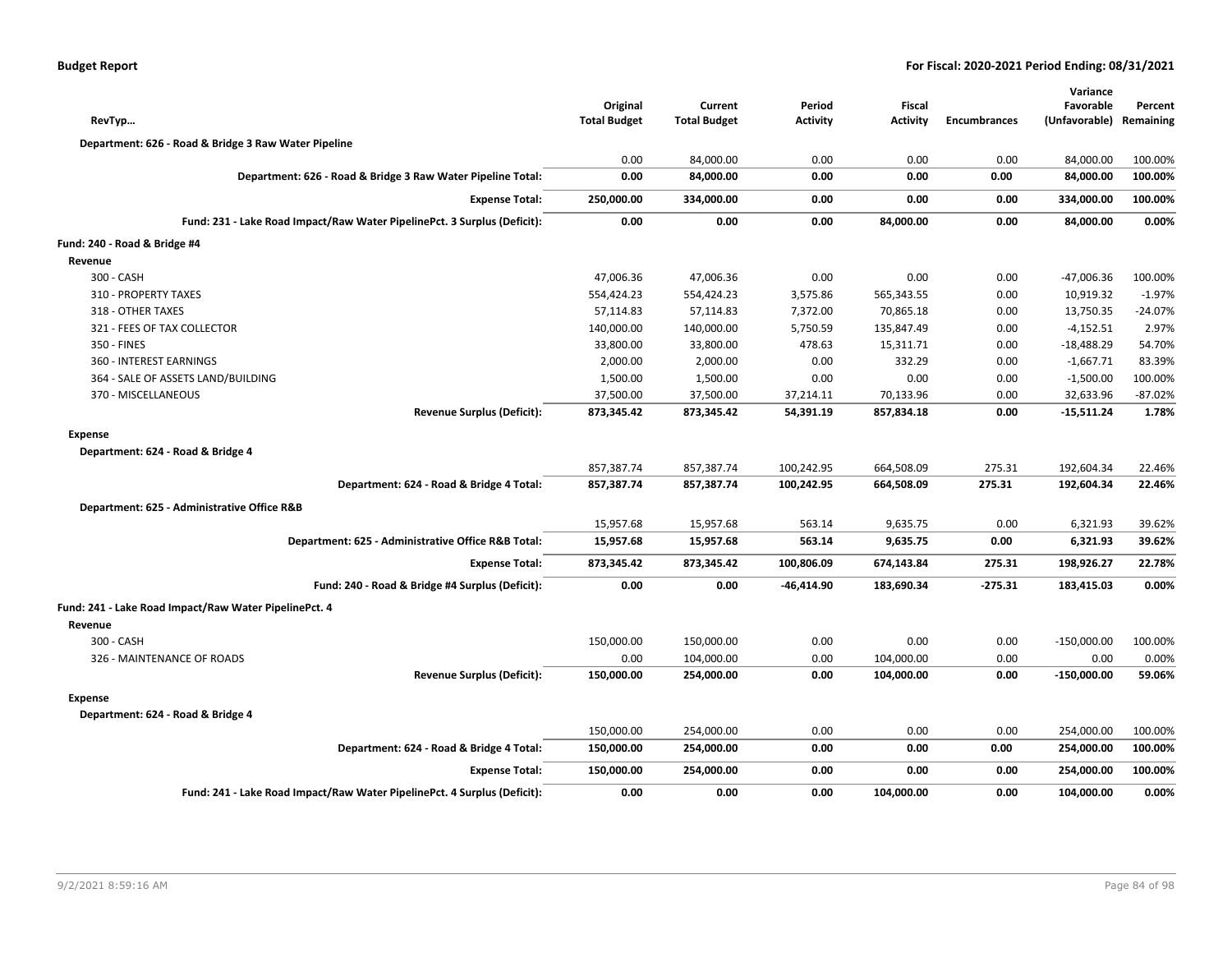**Budget Report** — **For Fiscal: 2020-2021 Period Ending: 08/31/2021**

| RevTyp… | Original Total Budget | Current Total Budget | Period Activity | Fiscal Activity | Encumbrances | Variance Favorable (Unfavorable) | Percent Remaining |
|---|---|---|---|---|---|---|---|
| **Department: 626 - Road & Bridge 3 Raw Water Pipeline** | | | | | | | |
| | 0.00 | 84,000.00 | 0.00 | 0.00 | 0.00 | 84,000.00 | 100.00% |
| **Department: 626 - Road & Bridge 3 Raw Water Pipeline Total:** | **0.00** | **84,000.00** | **0.00** | **0.00** | **0.00** | **84,000.00** | **100.00%** |
| **Expense Total:** | **250,000.00** | **334,000.00** | **0.00** | **0.00** | **0.00** | **334,000.00** | **100.00%** |
| **Fund: 231 - Lake Road Impact/Raw Water PipelinePct. 3 Surplus (Deficit):** | **0.00** | **0.00** | **0.00** | **84,000.00** | **0.00** | **84,000.00** | **0.00%** |
| **Fund: 240 - Road & Bridge #4** | | | | | | | |
| **Revenue** | | | | | | | |
| 300 - CASH | 47,006.36 | 47,006.36 | 0.00 | 0.00 | 0.00 | -47,006.36 | 100.00% |
| 310 - PROPERTY TAXES | 554,424.23 | 554,424.23 | 3,575.86 | 565,343.55 | 0.00 | 10,919.32 | -1.97% |
| 318 - OTHER TAXES | 57,114.83 | 57,114.83 | 7,372.00 | 70,865.18 | 0.00 | 13,750.35 | -24.07% |
| 321 - FEES OF TAX COLLECTOR | 140,000.00 | 140,000.00 | 5,750.59 | 135,847.49 | 0.00 | -4,152.51 | 2.97% |
| 350 - FINES | 33,800.00 | 33,800.00 | 478.63 | 15,311.71 | 0.00 | -18,488.29 | 54.70% |
| 360 - INTEREST EARNINGS | 2,000.00 | 2,000.00 | 0.00 | 332.29 | 0.00 | -1,667.71 | 83.39% |
| 364 - SALE OF ASSETS LAND/BUILDING | 1,500.00 | 1,500.00 | 0.00 | 0.00 | 0.00 | -1,500.00 | 100.00% |
| 370 - MISCELLANEOUS | 37,500.00 | 37,500.00 | 37,214.11 | 70,133.96 | 0.00 | 32,633.96 | -87.02% |
| **Revenue Surplus (Deficit):** | **873,345.42** | **873,345.42** | **54,391.19** | **857,834.18** | **0.00** | **-15,511.24** | **1.78%** |
| **Expense** | | | | | | | |
| **Department: 624 - Road & Bridge 4** | | | | | | | |
| | 857,387.74 | 857,387.74 | 100,242.95 | 664,508.09 | 275.31 | 192,604.34 | 22.46% |
| **Department: 624 - Road & Bridge 4 Total:** | **857,387.74** | **857,387.74** | **100,242.95** | **664,508.09** | **275.31** | **192,604.34** | **22.46%** |
| **Department: 625 - Administrative Office R&B** | | | | | | | |
| | 15,957.68 | 15,957.68 | 563.14 | 9,635.75 | 0.00 | 6,321.93 | 39.62% |
| **Department: 625 - Administrative Office R&B Total:** | **15,957.68** | **15,957.68** | **563.14** | **9,635.75** | **0.00** | **6,321.93** | **39.62%** |
| **Expense Total:** | **873,345.42** | **873,345.42** | **100,806.09** | **674,143.84** | **275.31** | **198,926.27** | **22.78%** |
| **Fund: 240 - Road & Bridge #4 Surplus (Deficit):** | **0.00** | **0.00** | **-46,414.90** | **183,690.34** | **-275.31** | **183,415.03** | **0.00%** |
| **Fund: 241 - Lake Road Impact/Raw Water PipelinePct. 4** | | | | | | | |
| **Revenue** | | | | | | | |
| 300 - CASH | 150,000.00 | 150,000.00 | 0.00 | 0.00 | 0.00 | -150,000.00 | 100.00% |
| 326 - MAINTENANCE OF ROADS | 0.00 | 104,000.00 | 0.00 | 104,000.00 | 0.00 | 0.00 | 0.00% |
| **Revenue Surplus (Deficit):** | **150,000.00** | **254,000.00** | **0.00** | **104,000.00** | **0.00** | **-150,000.00** | **59.06%** |
| **Expense** | | | | | | | |
| **Department: 624 - Road & Bridge 4** | | | | | | | |
| | 150,000.00 | 254,000.00 | 0.00 | 0.00 | 0.00 | 254,000.00 | 100.00% |
| **Department: 624 - Road & Bridge 4 Total:** | **150,000.00** | **254,000.00** | **0.00** | **0.00** | **0.00** | **254,000.00** | **100.00%** |
| **Expense Total:** | **150,000.00** | **254,000.00** | **0.00** | **0.00** | **0.00** | **254,000.00** | **100.00%** |
| **Fund: 241 - Lake Road Impact/Raw Water PipelinePct. 4 Surplus (Deficit):** | **0.00** | **0.00** | **0.00** | **104,000.00** | **0.00** | **104,000.00** | **0.00%** |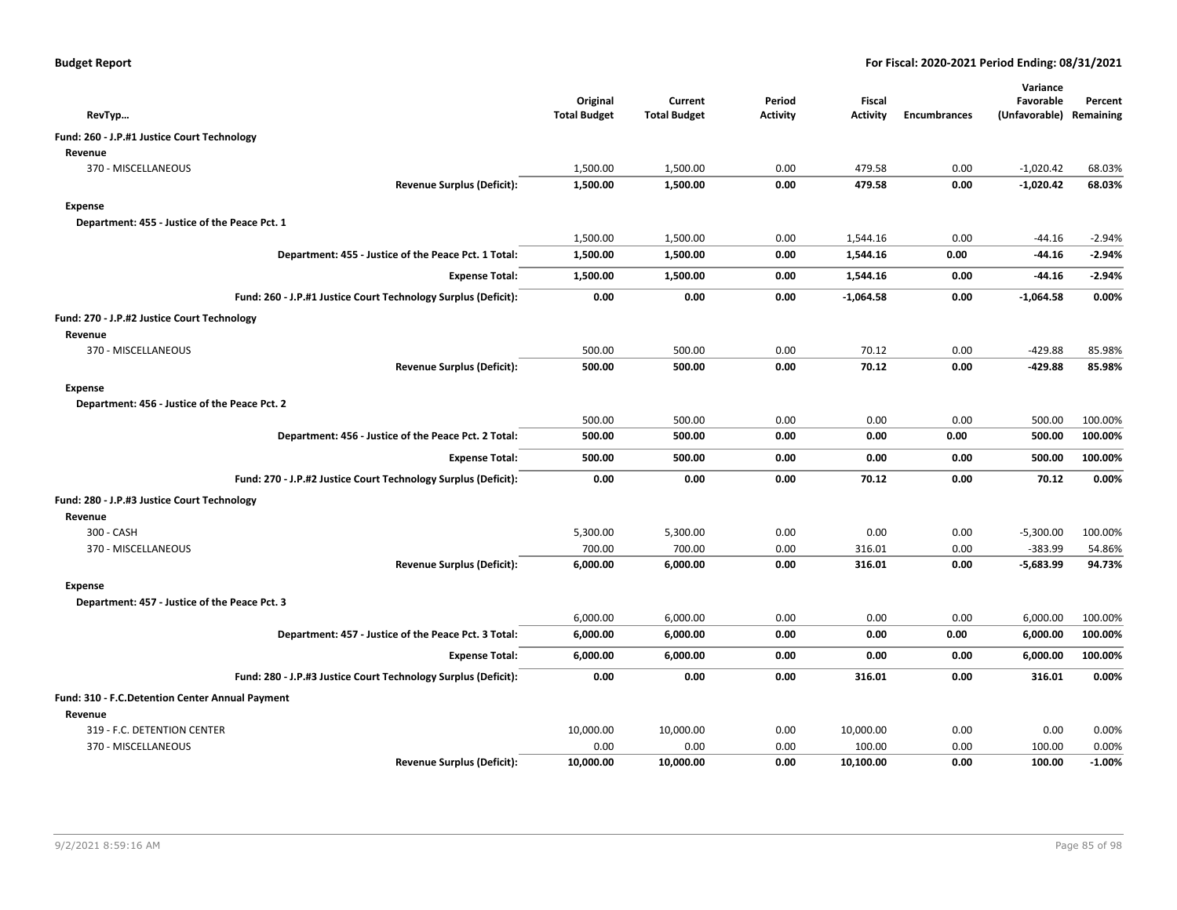**Budget Report** — **For Fiscal: 2020-2021 Period Ending: 08/31/2021**

| RevTyp... | Original Total Budget | Current Total Budget | Period Activity | Fiscal Activity | Encumbrances | Variance Favorable (Unfavorable) | Percent Remaining |
|---|---|---|---|---|---|---|---|
| **Fund: 260 - J.P.#1 Justice Court Technology** | | | | | | | |
| **Revenue** | | | | | | | |
| 370 - MISCELLANEOUS | 1,500.00 | 1,500.00 | 0.00 | 479.58 | 0.00 | -1,020.42 | 68.03% |
| **Revenue Surplus (Deficit):** | **1,500.00** | **1,500.00** | **0.00** | **479.58** | **0.00** | **-1,020.42** | **68.03%** |
| **Expense** | | | | | | | |
| **Department: 455 - Justice of the Peace Pct. 1** | | | | | | | |
| | 1,500.00 | 1,500.00 | 0.00 | 1,544.16 | 0.00 | -44.16 | -2.94% |
| **Department: 455 - Justice of the Peace Pct. 1 Total:** | **1,500.00** | **1,500.00** | **0.00** | **1,544.16** | **0.00** | **-44.16** | **-2.94%** |
| **Expense Total:** | **1,500.00** | **1,500.00** | **0.00** | **1,544.16** | **0.00** | **-44.16** | **-2.94%** |
| **Fund: 260 - J.P.#1 Justice Court Technology Surplus (Deficit):** | **0.00** | **0.00** | **0.00** | **-1,064.58** | **0.00** | **-1,064.58** | **0.00%** |
| **Fund: 270 - J.P.#2 Justice Court Technology** | | | | | | | |
| **Revenue** | | | | | | | |
| 370 - MISCELLANEOUS | 500.00 | 500.00 | 0.00 | 70.12 | 0.00 | -429.88 | 85.98% |
| **Revenue Surplus (Deficit):** | **500.00** | **500.00** | **0.00** | **70.12** | **0.00** | **-429.88** | **85.98%** |
| **Expense** | | | | | | | |
| **Department: 456 - Justice of the Peace Pct. 2** | | | | | | | |
| | 500.00 | 500.00 | 0.00 | 0.00 | 0.00 | 500.00 | 100.00% |
| **Department: 456 - Justice of the Peace Pct. 2 Total:** | **500.00** | **500.00** | **0.00** | **0.00** | **0.00** | **500.00** | **100.00%** |
| **Expense Total:** | **500.00** | **500.00** | **0.00** | **0.00** | **0.00** | **500.00** | **100.00%** |
| **Fund: 270 - J.P.#2 Justice Court Technology Surplus (Deficit):** | **0.00** | **0.00** | **0.00** | **70.12** | **0.00** | **70.12** | **0.00%** |
| **Fund: 280 - J.P.#3 Justice Court Technology** | | | | | | | |
| **Revenue** | | | | | | | |
| 300 - CASH | 5,300.00 | 5,300.00 | 0.00 | 0.00 | 0.00 | -5,300.00 | 100.00% |
| 370 - MISCELLANEOUS | 700.00 | 700.00 | 0.00 | 316.01 | 0.00 | -383.99 | 54.86% |
| **Revenue Surplus (Deficit):** | **6,000.00** | **6,000.00** | **0.00** | **316.01** | **0.00** | **-5,683.99** | **94.73%** |
| **Expense** | | | | | | | |
| **Department: 457 - Justice of the Peace Pct. 3** | | | | | | | |
| | 6,000.00 | 6,000.00 | 0.00 | 0.00 | 0.00 | 6,000.00 | 100.00% |
| **Department: 457 - Justice of the Peace Pct. 3 Total:** | **6,000.00** | **6,000.00** | **0.00** | **0.00** | **0.00** | **6,000.00** | **100.00%** |
| **Expense Total:** | **6,000.00** | **6,000.00** | **0.00** | **0.00** | **0.00** | **6,000.00** | **100.00%** |
| **Fund: 280 - J.P.#3 Justice Court Technology Surplus (Deficit):** | **0.00** | **0.00** | **0.00** | **316.01** | **0.00** | **316.01** | **0.00%** |
| **Fund: 310 - F.C.Detention Center Annual Payment** | | | | | | | |
| **Revenue** | | | | | | | |
| 319 - F.C. DETENTION CENTER | 10,000.00 | 10,000.00 | 0.00 | 10,000.00 | 0.00 | 0.00 | 0.00% |
| 370 - MISCELLANEOUS | 0.00 | 0.00 | 0.00 | 100.00 | 0.00 | 100.00 | 0.00% |
| **Revenue Surplus (Deficit):** | **10,000.00** | **10,000.00** | **0.00** | **10,100.00** | **0.00** | **100.00** | **-1.00%** |

9/2/2021 8:59:16 AM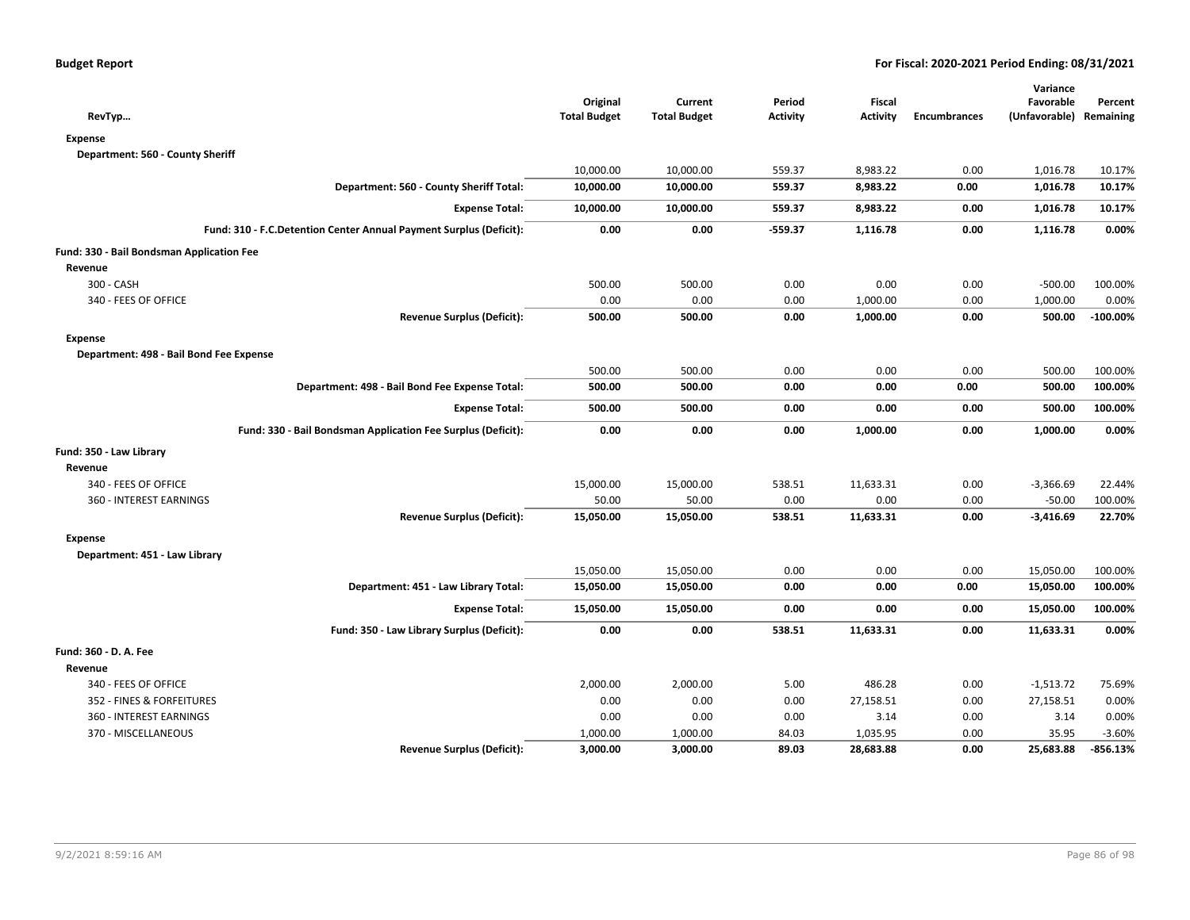| RevTyp… | Original Total Budget | Current Total Budget | Period Activity | Fiscal Activity | Encumbrances | Variance Favorable (Unfavorable) | Percent Remaining |
|---|---|---|---|---|---|---|---|
| **Expense** | | | | | | | |
| **Department: 560 - County Sheriff** | | | | | | | |
| | 10,000.00 | 10,000.00 | 559.37 | 8,983.22 | 0.00 | 1,016.78 | 10.17% |
| **Department: 560 - County Sheriff Total:** | **10,000.00** | **10,000.00** | **559.37** | **8,983.22** | **0.00** | **1,016.78** | **10.17%** |
| **Expense Total:** | **10,000.00** | **10,000.00** | **559.37** | **8,983.22** | **0.00** | **1,016.78** | **10.17%** |
| **Fund: 310 - F.C.Detention Center Annual Payment Surplus (Deficit):** | **0.00** | **0.00** | **-559.37** | **1,116.78** | **0.00** | **1,116.78** | **0.00%** |
| **Fund: 330 - Bail Bondsman Application Fee** | | | | | | | |
| **Revenue** | | | | | | | |
| 300 - CASH | 500.00 | 500.00 | 0.00 | 0.00 | 0.00 | -500.00 | 100.00% |
| 340 - FEES OF OFFICE | 0.00 | 0.00 | 0.00 | 1,000.00 | 0.00 | 1,000.00 | 0.00% |
| **Revenue Surplus (Deficit):** | **500.00** | **500.00** | **0.00** | **1,000.00** | **0.00** | **500.00** | **-100.00%** |
| **Expense** | | | | | | | |
| **Department: 498 - Bail Bond Fee Expense** | | | | | | | |
| | 500.00 | 500.00 | 0.00 | 0.00 | 0.00 | 500.00 | 100.00% |
| **Department: 498 - Bail Bond Fee Expense Total:** | **500.00** | **500.00** | **0.00** | **0.00** | **0.00** | **500.00** | **100.00%** |
| **Expense Total:** | **500.00** | **500.00** | **0.00** | **0.00** | **0.00** | **500.00** | **100.00%** |
| **Fund: 330 - Bail Bondsman Application Fee Surplus (Deficit):** | **0.00** | **0.00** | **0.00** | **1,000.00** | **0.00** | **1,000.00** | **0.00%** |
| **Fund: 350 - Law Library** | | | | | | | |
| **Revenue** | | | | | | | |
| 340 - FEES OF OFFICE | 15,000.00 | 15,000.00 | 538.51 | 11,633.31 | 0.00 | -3,366.69 | 22.44% |
| 360 - INTEREST EARNINGS | 50.00 | 50.00 | 0.00 | 0.00 | 0.00 | -50.00 | 100.00% |
| **Revenue Surplus (Deficit):** | **15,050.00** | **15,050.00** | **538.51** | **11,633.31** | **0.00** | **-3,416.69** | **22.70%** |
| **Expense** | | | | | | | |
| **Department: 451 - Law Library** | | | | | | | |
| | 15,050.00 | 15,050.00 | 0.00 | 0.00 | 0.00 | 15,050.00 | 100.00% |
| **Department: 451 - Law Library Total:** | **15,050.00** | **15,050.00** | **0.00** | **0.00** | **0.00** | **15,050.00** | **100.00%** |
| **Expense Total:** | **15,050.00** | **15,050.00** | **0.00** | **0.00** | **0.00** | **15,050.00** | **100.00%** |
| **Fund: 350 - Law Library Surplus (Deficit):** | **0.00** | **0.00** | **538.51** | **11,633.31** | **0.00** | **11,633.31** | **0.00%** |
| **Fund: 360 - D. A. Fee** | | | | | | | |
| **Revenue** | | | | | | | |
| 340 - FEES OF OFFICE | 2,000.00 | 2,000.00 | 5.00 | 486.28 | 0.00 | -1,513.72 | 75.69% |
| 352 - FINES & FORFEITURES | 0.00 | 0.00 | 0.00 | 27,158.51 | 0.00 | 27,158.51 | 0.00% |
| 360 - INTEREST EARNINGS | 0.00 | 0.00 | 0.00 | 3.14 | 0.00 | 3.14 | 0.00% |
| 370 - MISCELLANEOUS | 1,000.00 | 1,000.00 | 84.03 | 1,035.95 | 0.00 | 35.95 | -3.60% |
| **Revenue Surplus (Deficit):** | **3,000.00** | **3,000.00** | **89.03** | **28,683.88** | **0.00** | **25,683.88** | **-856.13%** |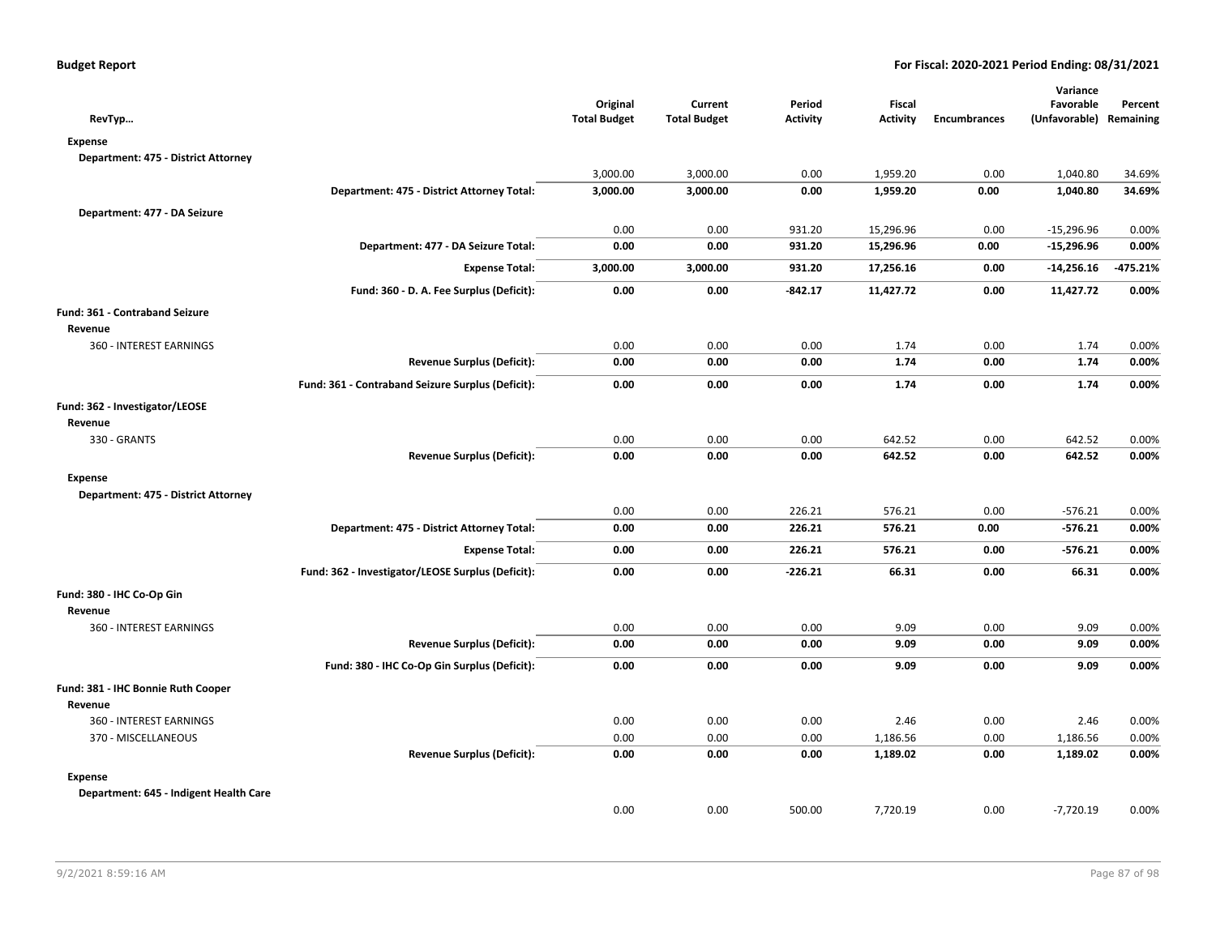**Budget Report** — For Fiscal: 2020-2021 Period Ending: 08/31/2021

| RevTyp... | | Original Total Budget | Current Total Budget | Period Activity | Fiscal Activity | Encumbrances | Variance Favorable (Unfavorable) | Percent Remaining |
|---|---|---|---|---|---|---|---|---|
| **Expense** | | | | | | | | |
| **Department: 475 - District Attorney** | | | | | | | | |
| | | 3,000.00 | 3,000.00 | 0.00 | 1,959.20 | 0.00 | 1,040.80 | 34.69% |
| | **Department: 475 - District Attorney Total:** | **3,000.00** | **3,000.00** | **0.00** | **1,959.20** | **0.00** | **1,040.80** | **34.69%** |
| **Department: 477 - DA Seizure** | | | | | | | | |
| | | 0.00 | 0.00 | 931.20 | 15,296.96 | 0.00 | -15,296.96 | 0.00% |
| | **Department: 477 - DA Seizure Total:** | **0.00** | **0.00** | **931.20** | **15,296.96** | **0.00** | **-15,296.96** | **0.00%** |
| | **Expense Total:** | **3,000.00** | **3,000.00** | **931.20** | **17,256.16** | **0.00** | **-14,256.16** | **-475.21%** |
| | **Fund: 360 - D. A. Fee Surplus (Deficit):** | **0.00** | **0.00** | **-842.17** | **11,427.72** | **0.00** | **11,427.72** | **0.00%** |
| **Fund: 361 - Contraband Seizure** | | | | | | | | |
| **Revenue** | | | | | | | | |
| 360 - INTEREST EARNINGS | | 0.00 | 0.00 | 0.00 | 1.74 | 0.00 | 1.74 | 0.00% |
| | **Revenue Surplus (Deficit):** | **0.00** | **0.00** | **0.00** | **1.74** | **0.00** | **1.74** | **0.00%** |
| | **Fund: 361 - Contraband Seizure Surplus (Deficit):** | **0.00** | **0.00** | **0.00** | **1.74** | **0.00** | **1.74** | **0.00%** |
| **Fund: 362 - Investigator/LEOSE** | | | | | | | | |
| **Revenue** | | | | | | | | |
| 330 - GRANTS | | 0.00 | 0.00 | 0.00 | 642.52 | 0.00 | 642.52 | 0.00% |
| | **Revenue Surplus (Deficit):** | **0.00** | **0.00** | **0.00** | **642.52** | **0.00** | **642.52** | **0.00%** |
| **Expense** | | | | | | | | |
| **Department: 475 - District Attorney** | | | | | | | | |
| | | 0.00 | 0.00 | 226.21 | 576.21 | 0.00 | -576.21 | 0.00% |
| | **Department: 475 - District Attorney Total:** | **0.00** | **0.00** | **226.21** | **576.21** | **0.00** | **-576.21** | **0.00%** |
| | **Expense Total:** | **0.00** | **0.00** | **226.21** | **576.21** | **0.00** | **-576.21** | **0.00%** |
| | **Fund: 362 - Investigator/LEOSE Surplus (Deficit):** | **0.00** | **0.00** | **-226.21** | **66.31** | **0.00** | **66.31** | **0.00%** |
| **Fund: 380 - IHC Co-Op Gin** | | | | | | | | |
| **Revenue** | | | | | | | | |
| 360 - INTEREST EARNINGS | | 0.00 | 0.00 | 0.00 | 9.09 | 0.00 | 9.09 | 0.00% |
| | **Revenue Surplus (Deficit):** | **0.00** | **0.00** | **0.00** | **9.09** | **0.00** | **9.09** | **0.00%** |
| | **Fund: 380 - IHC Co-Op Gin Surplus (Deficit):** | **0.00** | **0.00** | **0.00** | **9.09** | **0.00** | **9.09** | **0.00%** |
| **Fund: 381 - IHC Bonnie Ruth Cooper** | | | | | | | | |
| **Revenue** | | | | | | | | |
| 360 - INTEREST EARNINGS | | 0.00 | 0.00 | 0.00 | 2.46 | 0.00 | 2.46 | 0.00% |
| 370 - MISCELLANEOUS | | 0.00 | 0.00 | 0.00 | 1,186.56 | 0.00 | 1,186.56 | 0.00% |
| | **Revenue Surplus (Deficit):** | **0.00** | **0.00** | **0.00** | **1,189.02** | **0.00** | **1,189.02** | **0.00%** |
| **Expense** | | | | | | | | |
| **Department: 645 - Indigent Health Care** | | | | | | | | |
| | | 0.00 | 0.00 | 500.00 | 7,720.19 | 0.00 | -7,720.19 | 0.00% |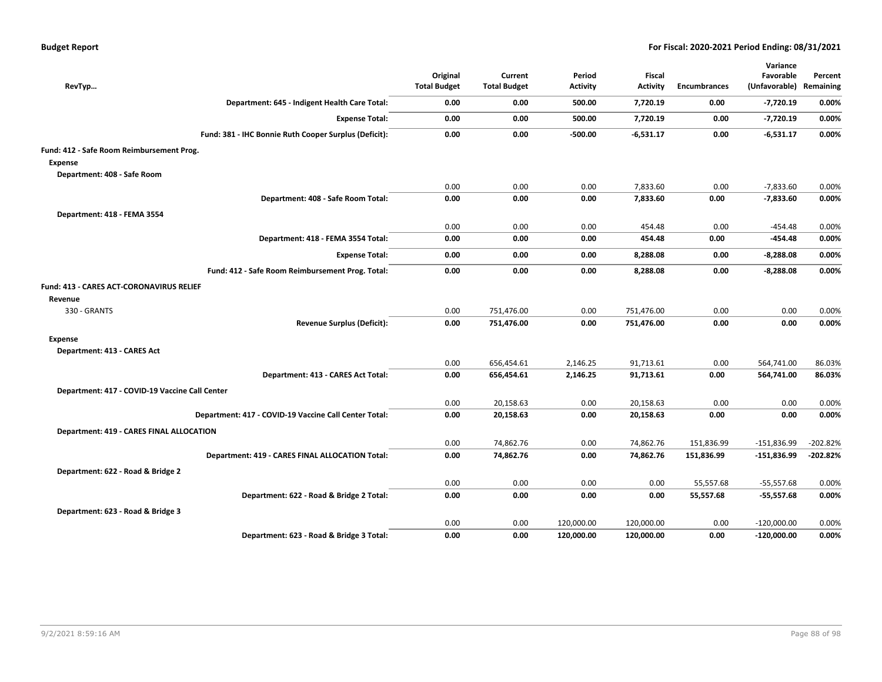| RevTyp… | Original Total Budget | Current Total Budget | Period Activity | Fiscal Activity | Encumbrances | Variance Favorable (Unfavorable) | Percent Remaining |
|---|---|---|---|---|---|---|---|
| **Department: 645 - Indigent Health Care Total:** | **0.00** | **0.00** | **500.00** | **7,720.19** | **0.00** | **-7,720.19** | **0.00%** |
| **Expense Total:** | **0.00** | **0.00** | **500.00** | **7,720.19** | **0.00** | **-7,720.19** | **0.00%** |
| **Fund: 381 - IHC Bonnie Ruth Cooper Surplus (Deficit):** | **0.00** | **0.00** | **-500.00** | **-6,531.17** | **0.00** | **-6,531.17** | **0.00%** |
| **Fund: 412 - Safe Room Reimbursement Prog.** | | | | | | | |
| **Expense** | | | | | | | |
| **Department: 408 - Safe Room** | | | | | | | |
| | 0.00 | 0.00 | 0.00 | 7,833.60 | 0.00 | -7,833.60 | 0.00% |
| **Department: 408 - Safe Room Total:** | **0.00** | **0.00** | **0.00** | **7,833.60** | **0.00** | **-7,833.60** | **0.00%** |
| **Department: 418 - FEMA 3554** | | | | | | | |
| | 0.00 | 0.00 | 0.00 | 454.48 | 0.00 | -454.48 | 0.00% |
| **Department: 418 - FEMA 3554 Total:** | **0.00** | **0.00** | **0.00** | **454.48** | **0.00** | **-454.48** | **0.00%** |
| **Expense Total:** | **0.00** | **0.00** | **0.00** | **8,288.08** | **0.00** | **-8,288.08** | **0.00%** |
| **Fund: 412 - Safe Room Reimbursement Prog. Total:** | **0.00** | **0.00** | **0.00** | **8,288.08** | **0.00** | **-8,288.08** | **0.00%** |
| **Fund: 413 - CARES ACT-CORONAVIRUS RELIEF** | | | | | | | |
| **Revenue** | | | | | | | |
| 330 - GRANTS | 0.00 | 751,476.00 | 0.00 | 751,476.00 | 0.00 | 0.00 | 0.00% |
| **Revenue Surplus (Deficit):** | **0.00** | **751,476.00** | **0.00** | **751,476.00** | **0.00** | **0.00** | **0.00%** |
| **Expense** | | | | | | | |
| **Department: 413 - CARES Act** | | | | | | | |
| | 0.00 | 656,454.61 | 2,146.25 | 91,713.61 | 0.00 | 564,741.00 | 86.03% |
| **Department: 413 - CARES Act Total:** | **0.00** | **656,454.61** | **2,146.25** | **91,713.61** | **0.00** | **564,741.00** | **86.03%** |
| **Department: 417 - COVID-19 Vaccine Call Center** | | | | | | | |
| | 0.00 | 20,158.63 | 0.00 | 20,158.63 | 0.00 | 0.00 | 0.00% |
| **Department: 417 - COVID-19 Vaccine Call Center Total:** | **0.00** | **20,158.63** | **0.00** | **20,158.63** | **0.00** | **0.00** | **0.00%** |
| **Department: 419 - CARES FINAL ALLOCATION** | | | | | | | |
| | 0.00 | 74,862.76 | 0.00 | 74,862.76 | 151,836.99 | -151,836.99 | -202.82% |
| **Department: 419 - CARES FINAL ALLOCATION Total:** | **0.00** | **74,862.76** | **0.00** | **74,862.76** | **151,836.99** | **-151,836.99** | **-202.82%** |
| **Department: 622 - Road & Bridge 2** | | | | | | | |
| | 0.00 | 0.00 | 0.00 | 0.00 | 55,557.68 | -55,557.68 | 0.00% |
| **Department: 622 - Road & Bridge 2 Total:** | **0.00** | **0.00** | **0.00** | **0.00** | **55,557.68** | **-55,557.68** | **0.00%** |
| **Department: 623 - Road & Bridge 3** | | | | | | | |
| | 0.00 | 0.00 | 120,000.00 | 120,000.00 | 0.00 | -120,000.00 | 0.00% |
| **Department: 623 - Road & Bridge 3 Total:** | **0.00** | **0.00** | **120,000.00** | **120,000.00** | **0.00** | **-120,000.00** | **0.00%** |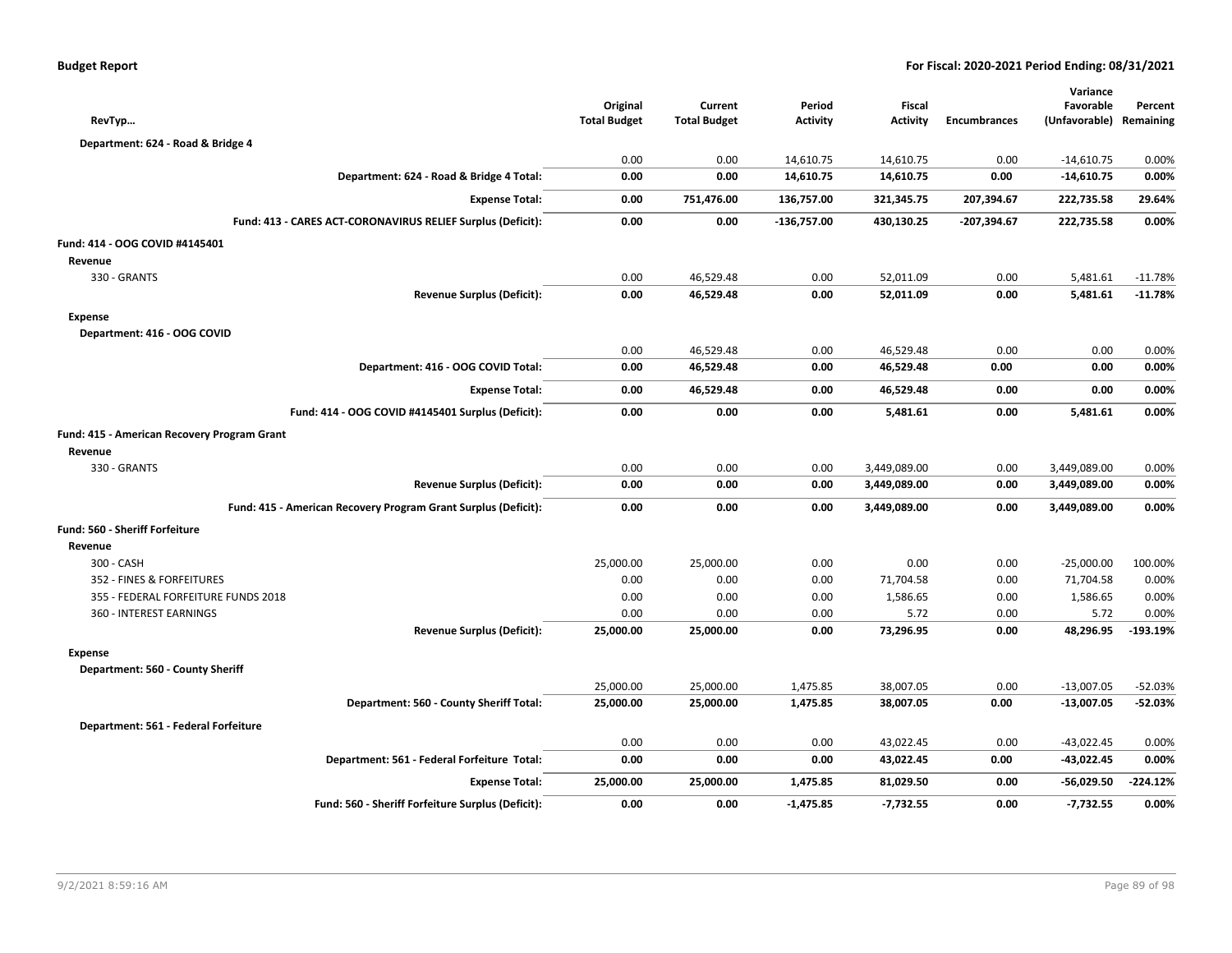**Budget Report** **For Fiscal: 2020-2021 Period Ending: 08/31/2021**

| RevTyp… | Original Total Budget | Current Total Budget | Period Activity | Fiscal Activity | Encumbrances | Variance Favorable (Unfavorable) | Percent Remaining |
|---|---|---|---|---|---|---|---|
| **Department: 624 - Road & Bridge 4** | | | | | | | |
| | 0.00 | 0.00 | 14,610.75 | 14,610.75 | 0.00 | -14,610.75 | 0.00% |
| **Department: 624 - Road & Bridge 4 Total:** | **0.00** | **0.00** | **14,610.75** | **14,610.75** | **0.00** | **-14,610.75** | **0.00%** |
| **Expense Total:** | **0.00** | **751,476.00** | **136,757.00** | **321,345.75** | **207,394.67** | **222,735.58** | **29.64%** |
| **Fund: 413 - CARES ACT-CORONAVIRUS RELIEF Surplus (Deficit):** | **0.00** | **0.00** | **-136,757.00** | **430,130.25** | **-207,394.67** | **222,735.58** | **0.00%** |
| **Fund: 414 - OOG COVID #4145401** | | | | | | | |
| **Revenue** | | | | | | | |
| 330 - GRANTS | 0.00 | 46,529.48 | 0.00 | 52,011.09 | 0.00 | 5,481.61 | -11.78% |
| **Revenue Surplus (Deficit):** | **0.00** | **46,529.48** | **0.00** | **52,011.09** | **0.00** | **5,481.61** | **-11.78%** |
| **Expense** | | | | | | | |
| **Department: 416 - OOG COVID** | | | | | | | |
| | 0.00 | 46,529.48 | 0.00 | 46,529.48 | 0.00 | 0.00 | 0.00% |
| **Department: 416 - OOG COVID Total:** | **0.00** | **46,529.48** | **0.00** | **46,529.48** | **0.00** | **0.00** | **0.00%** |
| **Expense Total:** | **0.00** | **46,529.48** | **0.00** | **46,529.48** | **0.00** | **0.00** | **0.00%** |
| **Fund: 414 - OOG COVID #4145401 Surplus (Deficit):** | **0.00** | **0.00** | **0.00** | **5,481.61** | **0.00** | **5,481.61** | **0.00%** |
| **Fund: 415 - American Recovery Program Grant** | | | | | | | |
| **Revenue** | | | | | | | |
| 330 - GRANTS | 0.00 | 0.00 | 0.00 | 3,449,089.00 | 0.00 | 3,449,089.00 | 0.00% |
| **Revenue Surplus (Deficit):** | **0.00** | **0.00** | **0.00** | **3,449,089.00** | **0.00** | **3,449,089.00** | **0.00%** |
| **Fund: 415 - American Recovery Program Grant Surplus (Deficit):** | **0.00** | **0.00** | **0.00** | **3,449,089.00** | **0.00** | **3,449,089.00** | **0.00%** |
| **Fund: 560 - Sheriff Forfeiture** | | | | | | | |
| **Revenue** | | | | | | | |
| 300 - CASH | 25,000.00 | 25,000.00 | 0.00 | 0.00 | 0.00 | -25,000.00 | 100.00% |
| 352 - FINES & FORFEITURES | 0.00 | 0.00 | 0.00 | 71,704.58 | 0.00 | 71,704.58 | 0.00% |
| 355 - FEDERAL FORFEITURE FUNDS 2018 | 0.00 | 0.00 | 0.00 | 1,586.65 | 0.00 | 1,586.65 | 0.00% |
| 360 - INTEREST EARNINGS | 0.00 | 0.00 | 0.00 | 5.72 | 0.00 | 5.72 | 0.00% |
| **Revenue Surplus (Deficit):** | **25,000.00** | **25,000.00** | **0.00** | **73,296.95** | **0.00** | **48,296.95** | **-193.19%** |
| **Expense** | | | | | | | |
| **Department: 560 - County Sheriff** | | | | | | | |
| | 25,000.00 | 25,000.00 | 1,475.85 | 38,007.05 | 0.00 | -13,007.05 | -52.03% |
| **Department: 560 - County Sheriff Total:** | **25,000.00** | **25,000.00** | **1,475.85** | **38,007.05** | **0.00** | **-13,007.05** | **-52.03%** |
| **Department: 561 - Federal Forfeiture** | | | | | | | |
| | 0.00 | 0.00 | 0.00 | 43,022.45 | 0.00 | -43,022.45 | 0.00% |
| **Department: 561 - Federal Forfeiture Total:** | **0.00** | **0.00** | **0.00** | **43,022.45** | **0.00** | **-43,022.45** | **0.00%** |
| **Expense Total:** | **25,000.00** | **25,000.00** | **1,475.85** | **81,029.50** | **0.00** | **-56,029.50** | **-224.12%** |
| **Fund: 560 - Sheriff Forfeiture Surplus (Deficit):** | **0.00** | **0.00** | **-1,475.85** | **-7,732.55** | **0.00** | **-7,732.55** | **0.00%** |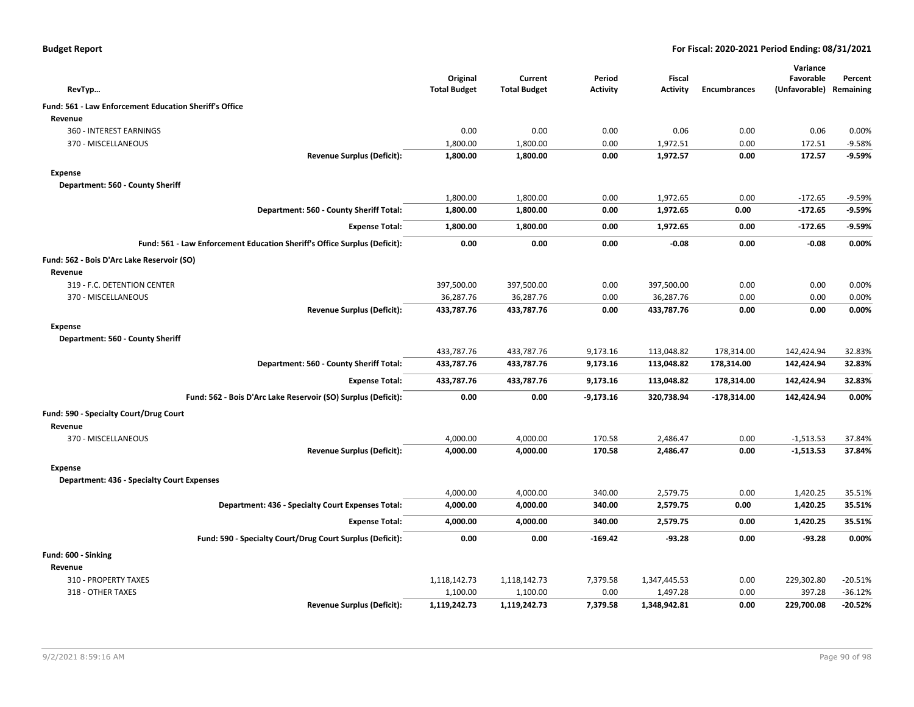**Budget Report** — **For Fiscal: 2020-2021 Period Ending: 08/31/2021**

| RevTyp... | Original Total Budget | Current Total Budget | Period Activity | Fiscal Activity | Encumbrances | Variance Favorable (Unfavorable) | Percent Remaining |
|---|---|---|---|---|---|---|---|
| **Fund: 561 - Law Enforcement Education Sheriff's Office** | | | | | | | |
| **Revenue** | | | | | | | |
| 360 - INTEREST EARNINGS | 0.00 | 0.00 | 0.00 | 0.06 | 0.00 | 0.06 | 0.00% |
| 370 - MISCELLANEOUS | 1,800.00 | 1,800.00 | 0.00 | 1,972.51 | 0.00 | 172.51 | -9.58% |
| **Revenue Surplus (Deficit):** | **1,800.00** | **1,800.00** | **0.00** | **1,972.57** | **0.00** | **172.57** | **-9.59%** |
| **Expense** | | | | | | | |
| **Department: 560 - County Sheriff** | | | | | | | |
| | 1,800.00 | 1,800.00 | 0.00 | 1,972.65 | 0.00 | -172.65 | -9.59% |
| **Department: 560 - County Sheriff Total:** | **1,800.00** | **1,800.00** | **0.00** | **1,972.65** | **0.00** | **-172.65** | **-9.59%** |
| **Expense Total:** | **1,800.00** | **1,800.00** | **0.00** | **1,972.65** | **0.00** | **-172.65** | **-9.59%** |
| **Fund: 561 - Law Enforcement Education Sheriff's Office Surplus (Deficit):** | **0.00** | **0.00** | **0.00** | **-0.08** | **0.00** | **-0.08** | **0.00%** |
| **Fund: 562 - Bois D'Arc Lake Reservoir (SO)** | | | | | | | |
| **Revenue** | | | | | | | |
| 319 - F.C. DETENTION CENTER | 397,500.00 | 397,500.00 | 0.00 | 397,500.00 | 0.00 | 0.00 | 0.00% |
| 370 - MISCELLANEOUS | 36,287.76 | 36,287.76 | 0.00 | 36,287.76 | 0.00 | 0.00 | 0.00% |
| **Revenue Surplus (Deficit):** | **433,787.76** | **433,787.76** | **0.00** | **433,787.76** | **0.00** | **0.00** | **0.00%** |
| **Expense** | | | | | | | |
| **Department: 560 - County Sheriff** | | | | | | | |
| | 433,787.76 | 433,787.76 | 9,173.16 | 113,048.82 | 178,314.00 | 142,424.94 | 32.83% |
| **Department: 560 - County Sheriff Total:** | **433,787.76** | **433,787.76** | **9,173.16** | **113,048.82** | **178,314.00** | **142,424.94** | **32.83%** |
| **Expense Total:** | **433,787.76** | **433,787.76** | **9,173.16** | **113,048.82** | **178,314.00** | **142,424.94** | **32.83%** |
| **Fund: 562 - Bois D'Arc Lake Reservoir (SO) Surplus (Deficit):** | **0.00** | **0.00** | **-9,173.16** | **320,738.94** | **-178,314.00** | **142,424.94** | **0.00%** |
| **Fund: 590 - Specialty Court/Drug Court** | | | | | | | |
| **Revenue** | | | | | | | |
| 370 - MISCELLANEOUS | 4,000.00 | 4,000.00 | 170.58 | 2,486.47 | 0.00 | -1,513.53 | 37.84% |
| **Revenue Surplus (Deficit):** | **4,000.00** | **4,000.00** | **170.58** | **2,486.47** | **0.00** | **-1,513.53** | **37.84%** |
| **Expense** | | | | | | | |
| **Department: 436 - Specialty Court Expenses** | | | | | | | |
| | 4,000.00 | 4,000.00 | 340.00 | 2,579.75 | 0.00 | 1,420.25 | 35.51% |
| **Department: 436 - Specialty Court Expenses Total:** | **4,000.00** | **4,000.00** | **340.00** | **2,579.75** | **0.00** | **1,420.25** | **35.51%** |
| **Expense Total:** | **4,000.00** | **4,000.00** | **340.00** | **2,579.75** | **0.00** | **1,420.25** | **35.51%** |
| **Fund: 590 - Specialty Court/Drug Court Surplus (Deficit):** | **0.00** | **0.00** | **-169.42** | **-93.28** | **0.00** | **-93.28** | **0.00%** |
| **Fund: 600 - Sinking** | | | | | | | |
| **Revenue** | | | | | | | |
| 310 - PROPERTY TAXES | 1,118,142.73 | 1,118,142.73 | 7,379.58 | 1,347,445.53 | 0.00 | 229,302.80 | -20.51% |
| 318 - OTHER TAXES | 1,100.00 | 1,100.00 | 0.00 | 1,497.28 | 0.00 | 397.28 | -36.12% |
| **Revenue Surplus (Deficit):** | **1,119,242.73** | **1,119,242.73** | **7,379.58** | **1,348,942.81** | **0.00** | **229,700.08** | **-20.52%** |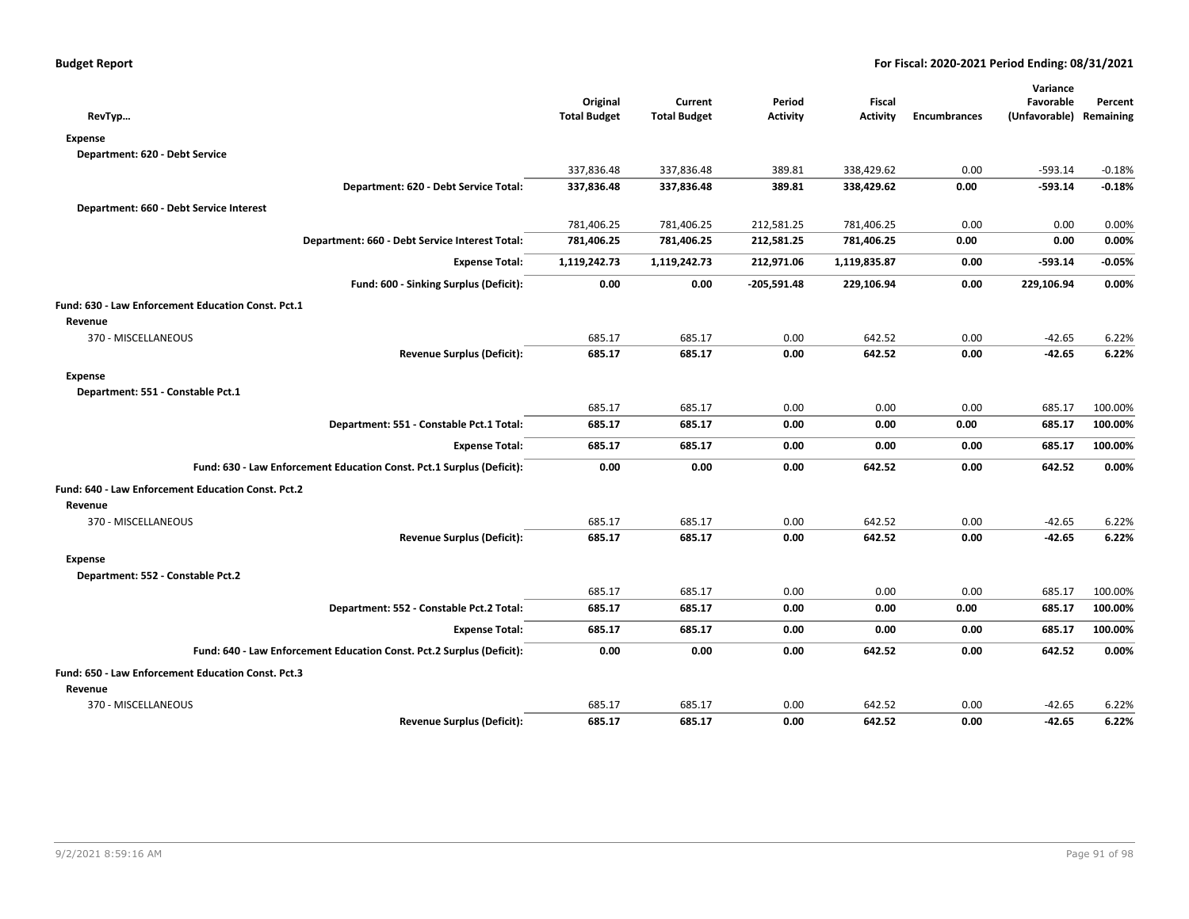**Budget Report** — For Fiscal: 2020-2021 Period Ending: 08/31/2021

| RevTyp… | Original Total Budget | Current Total Budget | Period Activity | Fiscal Activity | Encumbrances | Variance Favorable (Unfavorable) | Percent Remaining |
|---|---|---|---|---|---|---|---|
| **Expense** | | | | | | | |
| **Department: 620 - Debt Service** | | | | | | | |
| | 337,836.48 | 337,836.48 | 389.81 | 338,429.62 | 0.00 | -593.14 | -0.18% |
| **Department: 620 - Debt Service Total:** | **337,836.48** | **337,836.48** | **389.81** | **338,429.62** | **0.00** | **-593.14** | **-0.18%** |
| **Department: 660 - Debt Service Interest** | | | | | | | |
| | 781,406.25 | 781,406.25 | 212,581.25 | 781,406.25 | 0.00 | 0.00 | 0.00% |
| **Department: 660 - Debt Service Interest Total:** | **781,406.25** | **781,406.25** | **212,581.25** | **781,406.25** | **0.00** | **0.00** | **0.00%** |
| **Expense Total:** | **1,119,242.73** | **1,119,242.73** | **212,971.06** | **1,119,835.87** | **0.00** | **-593.14** | **-0.05%** |
| **Fund: 600 - Sinking Surplus (Deficit):** | **0.00** | **0.00** | **-205,591.48** | **229,106.94** | **0.00** | **229,106.94** | **0.00%** |
| **Fund: 630 - Law Enforcement Education Const. Pct.1** | | | | | | | |
| **Revenue** | | | | | | | |
| 370 - MISCELLANEOUS | 685.17 | 685.17 | 0.00 | 642.52 | 0.00 | -42.65 | 6.22% |
| **Revenue Surplus (Deficit):** | **685.17** | **685.17** | **0.00** | **642.52** | **0.00** | **-42.65** | **6.22%** |
| **Expense** | | | | | | | |
| **Department: 551 - Constable Pct.1** | | | | | | | |
| | 685.17 | 685.17 | 0.00 | 0.00 | 0.00 | 685.17 | 100.00% |
| **Department: 551 - Constable Pct.1 Total:** | **685.17** | **685.17** | **0.00** | **0.00** | **0.00** | **685.17** | **100.00%** |
| **Expense Total:** | **685.17** | **685.17** | **0.00** | **0.00** | **0.00** | **685.17** | **100.00%** |
| **Fund: 630 - Law Enforcement Education Const. Pct.1 Surplus (Deficit):** | **0.00** | **0.00** | **0.00** | **642.52** | **0.00** | **642.52** | **0.00%** |
| **Fund: 640 - Law Enforcement Education Const. Pct.2** | | | | | | | |
| **Revenue** | | | | | | | |
| 370 - MISCELLANEOUS | 685.17 | 685.17 | 0.00 | 642.52 | 0.00 | -42.65 | 6.22% |
| **Revenue Surplus (Deficit):** | **685.17** | **685.17** | **0.00** | **642.52** | **0.00** | **-42.65** | **6.22%** |
| **Expense** | | | | | | | |
| **Department: 552 - Constable Pct.2** | | | | | | | |
| | 685.17 | 685.17 | 0.00 | 0.00 | 0.00 | 685.17 | 100.00% |
| **Department: 552 - Constable Pct.2 Total:** | **685.17** | **685.17** | **0.00** | **0.00** | **0.00** | **685.17** | **100.00%** |
| **Expense Total:** | **685.17** | **685.17** | **0.00** | **0.00** | **0.00** | **685.17** | **100.00%** |
| **Fund: 640 - Law Enforcement Education Const. Pct.2 Surplus (Deficit):** | **0.00** | **0.00** | **0.00** | **642.52** | **0.00** | **642.52** | **0.00%** |
| **Fund: 650 - Law Enforcement Education Const. Pct.3** | | | | | | | |
| **Revenue** | | | | | | | |
| 370 - MISCELLANEOUS | 685.17 | 685.17 | 0.00 | 642.52 | 0.00 | -42.65 | 6.22% |
| **Revenue Surplus (Deficit):** | **685.17** | **685.17** | **0.00** | **642.52** | **0.00** | **-42.65** | **6.22%** |

9/2/2021 8:59:16 AM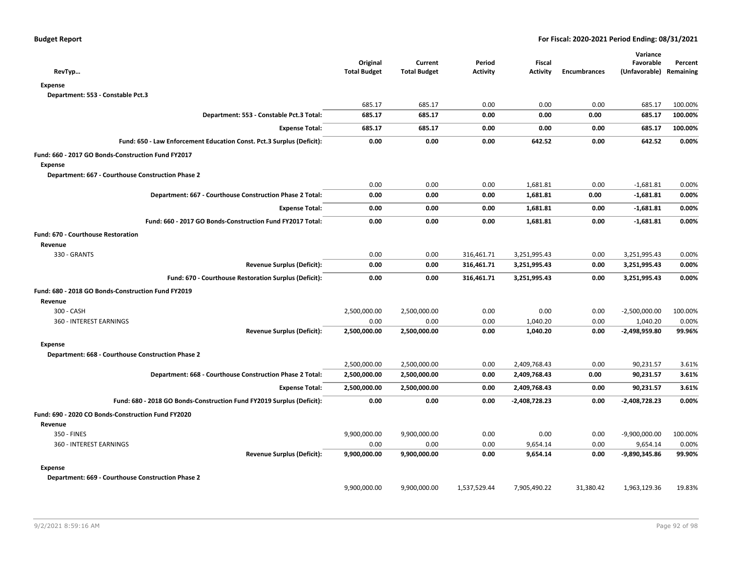**Budget Report** | **For Fiscal: 2020-2021 Period Ending: 08/31/2021**

| RevTyp… | Original Total Budget | Current Total Budget | Period Activity | Fiscal Activity | Encumbrances | Variance Favorable (Unfavorable) | Percent Remaining |
|---|---|---|---|---|---|---|---|
| **Expense** | | | | | | | |
| Department: 553 - Constable Pct.3 | | | | | | | |
| | 685.17 | 685.17 | 0.00 | 0.00 | 0.00 | 685.17 | 100.00% |
| **Department: 553 - Constable Pct.3 Total:** | **685.17** | **685.17** | **0.00** | **0.00** | **0.00** | **685.17** | **100.00%** |
| **Expense Total:** | **685.17** | **685.17** | **0.00** | **0.00** | **0.00** | **685.17** | **100.00%** |
| **Fund: 650 - Law Enforcement Education Const. Pct.3 Surplus (Deficit):** | **0.00** | **0.00** | **0.00** | **642.52** | **0.00** | **642.52** | **0.00%** |
| **Fund: 660 - 2017 GO Bonds-Construction Fund FY2017** | | | | | | | |
| **Expense** | | | | | | | |
| Department: 667 - Courthouse Construction Phase 2 | | | | | | | |
| | 0.00 | 0.00 | 0.00 | 1,681.81 | 0.00 | -1,681.81 | 0.00% |
| **Department: 667 - Courthouse Construction Phase 2 Total:** | **0.00** | **0.00** | **0.00** | **1,681.81** | **0.00** | **-1,681.81** | **0.00%** |
| **Expense Total:** | **0.00** | **0.00** | **0.00** | **1,681.81** | **0.00** | **-1,681.81** | **0.00%** |
| **Fund: 660 - 2017 GO Bonds-Construction Fund FY2017 Total:** | **0.00** | **0.00** | **0.00** | **1,681.81** | **0.00** | **-1,681.81** | **0.00%** |
| **Fund: 670 - Courthouse Restoration** | | | | | | | |
| **Revenue** | | | | | | | |
| 330 - GRANTS | 0.00 | 0.00 | 316,461.71 | 3,251,995.43 | 0.00 | 3,251,995.43 | 0.00% |
| **Revenue Surplus (Deficit):** | **0.00** | **0.00** | **316,461.71** | **3,251,995.43** | **0.00** | **3,251,995.43** | **0.00%** |
| **Fund: 670 - Courthouse Restoration Surplus (Deficit):** | **0.00** | **0.00** | **316,461.71** | **3,251,995.43** | **0.00** | **3,251,995.43** | **0.00%** |
| **Fund: 680 - 2018 GO Bonds-Construction Fund FY2019** | | | | | | | |
| **Revenue** | | | | | | | |
| 300 - CASH | 2,500,000.00 | 2,500,000.00 | 0.00 | 0.00 | 0.00 | -2,500,000.00 | 100.00% |
| 360 - INTEREST EARNINGS | 0.00 | 0.00 | 0.00 | 1,040.20 | 0.00 | 1,040.20 | 0.00% |
| **Revenue Surplus (Deficit):** | **2,500,000.00** | **2,500,000.00** | **0.00** | **1,040.20** | **0.00** | **-2,498,959.80** | **99.96%** |
| **Expense** | | | | | | | |
| Department: 668 - Courthouse Construction Phase 2 | | | | | | | |
| | 2,500,000.00 | 2,500,000.00 | 0.00 | 2,409,768.43 | 0.00 | 90,231.57 | 3.61% |
| **Department: 668 - Courthouse Construction Phase 2 Total:** | **2,500,000.00** | **2,500,000.00** | **0.00** | **2,409,768.43** | **0.00** | **90,231.57** | **3.61%** |
| **Expense Total:** | **2,500,000.00** | **2,500,000.00** | **0.00** | **2,409,768.43** | **0.00** | **90,231.57** | **3.61%** |
| **Fund: 680 - 2018 GO Bonds-Construction Fund FY2019 Surplus (Deficit):** | **0.00** | **0.00** | **0.00** | **-2,408,728.23** | **0.00** | **-2,408,728.23** | **0.00%** |
| **Fund: 690 - 2020 CO Bonds-Construction Fund FY2020** | | | | | | | |
| **Revenue** | | | | | | | |
| 350 - FINES | 9,900,000.00 | 9,900,000.00 | 0.00 | 0.00 | 0.00 | -9,900,000.00 | 100.00% |
| 360 - INTEREST EARNINGS | 0.00 | 0.00 | 0.00 | 9,654.14 | 0.00 | 9,654.14 | 0.00% |
| **Revenue Surplus (Deficit):** | **9,900,000.00** | **9,900,000.00** | **0.00** | **9,654.14** | **0.00** | **-9,890,345.86** | **99.90%** |
| **Expense** | | | | | | | |
| Department: 669 - Courthouse Construction Phase 2 | | | | | | | |
| | 9,900,000.00 | 9,900,000.00 | 1,537,529.44 | 7,905,490.22 | 31,380.42 | 1,963,129.36 | 19.83% |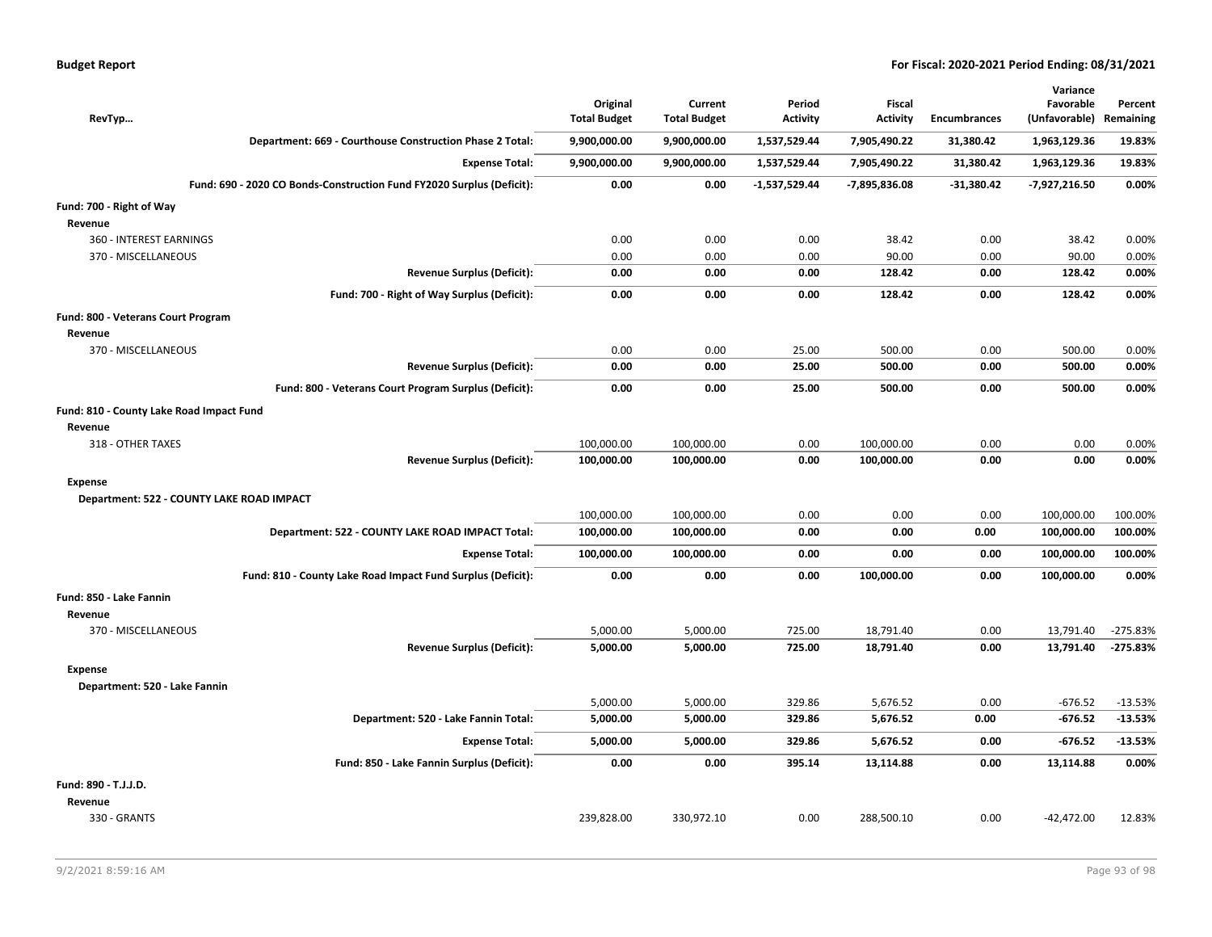| RevTyp… | Original Total Budget | Current Total Budget | Period Activity | Fiscal Activity | Encumbrances | Variance Favorable (Unfavorable) | Percent Remaining |
|---|---|---|---|---|---|---|---|
| **Department: 669 - Courthouse Construction Phase 2 Total:** | **9,900,000.00** | **9,900,000.00** | **1,537,529.44** | **7,905,490.22** | **31,380.42** | **1,963,129.36** | **19.83%** |
| **Expense Total:** | **9,900,000.00** | **9,900,000.00** | **1,537,529.44** | **7,905,490.22** | **31,380.42** | **1,963,129.36** | **19.83%** |
| **Fund: 690 - 2020 CO Bonds-Construction Fund FY2020 Surplus (Deficit):** | **0.00** | **0.00** | **-1,537,529.44** | **-7,895,836.08** | **-31,380.42** | **-7,927,216.50** | **0.00%** |
| **Fund: 700 - Right of Way** | | | | | | | |
| **Revenue** | | | | | | | |
| 360 - INTEREST EARNINGS | 0.00 | 0.00 | 0.00 | 38.42 | 0.00 | 38.42 | 0.00% |
| 370 - MISCELLANEOUS | 0.00 | 0.00 | 0.00 | 90.00 | 0.00 | 90.00 | 0.00% |
| **Revenue Surplus (Deficit):** | **0.00** | **0.00** | **0.00** | **128.42** | **0.00** | **128.42** | **0.00%** |
| **Fund: 700 - Right of Way Surplus (Deficit):** | **0.00** | **0.00** | **0.00** | **128.42** | **0.00** | **128.42** | **0.00%** |
| **Fund: 800 - Veterans Court Program** | | | | | | | |
| **Revenue** | | | | | | | |
| 370 - MISCELLANEOUS | 0.00 | 0.00 | 25.00 | 500.00 | 0.00 | 500.00 | 0.00% |
| **Revenue Surplus (Deficit):** | **0.00** | **0.00** | **25.00** | **500.00** | **0.00** | **500.00** | **0.00%** |
| **Fund: 800 - Veterans Court Program Surplus (Deficit):** | **0.00** | **0.00** | **25.00** | **500.00** | **0.00** | **500.00** | **0.00%** |
| **Fund: 810 - County Lake Road Impact Fund** | | | | | | | |
| **Revenue** | | | | | | | |
| 318 - OTHER TAXES | 100,000.00 | 100,000.00 | 0.00 | 100,000.00 | 0.00 | 0.00 | 0.00% |
| **Revenue Surplus (Deficit):** | **100,000.00** | **100,000.00** | **0.00** | **100,000.00** | **0.00** | **0.00** | **0.00%** |
| **Expense** | | | | | | | |
| **Department: 522 - COUNTY LAKE ROAD IMPACT** | | | | | | | |
| | 100,000.00 | 100,000.00 | 0.00 | 0.00 | 0.00 | 100,000.00 | 100.00% |
| **Department: 522 - COUNTY LAKE ROAD IMPACT Total:** | **100,000.00** | **100,000.00** | **0.00** | **0.00** | **0.00** | **100,000.00** | **100.00%** |
| **Expense Total:** | **100,000.00** | **100,000.00** | **0.00** | **0.00** | **0.00** | **100,000.00** | **100.00%** |
| **Fund: 810 - County Lake Road Impact Fund Surplus (Deficit):** | **0.00** | **0.00** | **0.00** | **100,000.00** | **0.00** | **100,000.00** | **0.00%** |
| **Fund: 850 - Lake Fannin** | | | | | | | |
| **Revenue** | | | | | | | |
| 370 - MISCELLANEOUS | 5,000.00 | 5,000.00 | 725.00 | 18,791.40 | 0.00 | 13,791.40 | -275.83% |
| **Revenue Surplus (Deficit):** | **5,000.00** | **5,000.00** | **725.00** | **18,791.40** | **0.00** | **13,791.40** | **-275.83%** |
| **Expense** | | | | | | | |
| **Department: 520 - Lake Fannin** | | | | | | | |
| | 5,000.00 | 5,000.00 | 329.86 | 5,676.52 | 0.00 | -676.52 | -13.53% |
| **Department: 520 - Lake Fannin Total:** | **5,000.00** | **5,000.00** | **329.86** | **5,676.52** | **0.00** | **-676.52** | **-13.53%** |
| **Expense Total:** | **5,000.00** | **5,000.00** | **329.86** | **5,676.52** | **0.00** | **-676.52** | **-13.53%** |
| **Fund: 850 - Lake Fannin Surplus (Deficit):** | **0.00** | **0.00** | **395.14** | **13,114.88** | **0.00** | **13,114.88** | **0.00%** |
| **Fund: 890 - T.J.J.D.** | | | | | | | |
| **Revenue** | | | | | | | |
| 330 - GRANTS | 239,828.00 | 330,972.10 | 0.00 | 288,500.10 | 0.00 | -42,472.00 | 12.83% |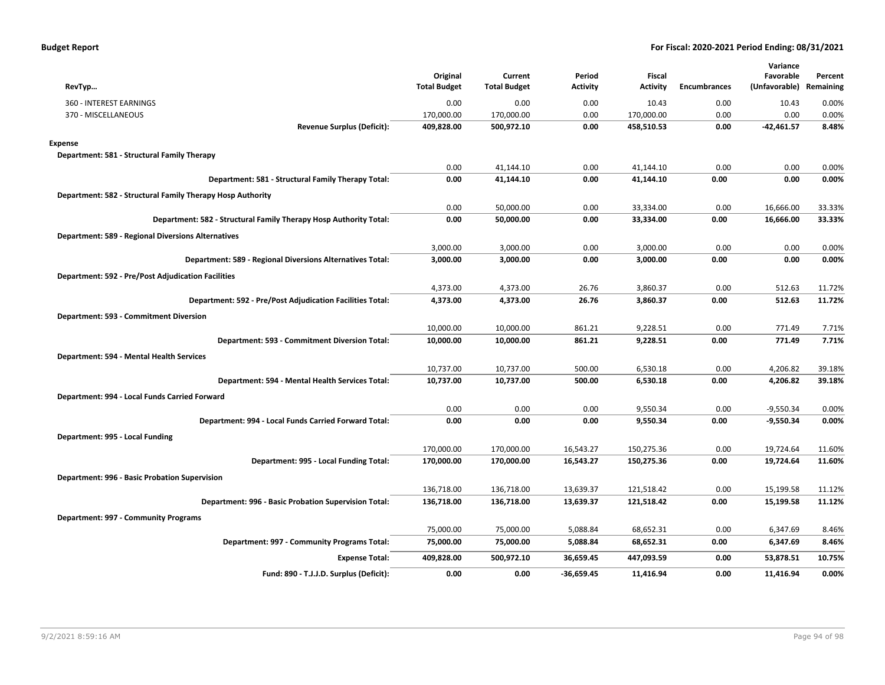**Budget Report** **For Fiscal: 2020-2021 Period Ending: 08/31/2021**

| RevTyp... | Original Total Budget | Current Total Budget | Period Activity | Fiscal Activity | Encumbrances | Variance Favorable (Unfavorable) | Percent Remaining |
|---|---|---|---|---|---|---|---|
| 360 - INTEREST EARNINGS | 0.00 | 0.00 | 0.00 | 10.43 | 0.00 | 10.43 | 0.00% |
| 370 - MISCELLANEOUS | 170,000.00 | 170,000.00 | 0.00 | 170,000.00 | 0.00 | 0.00 | 0.00% |
| **Revenue Surplus (Deficit):** | **409,828.00** | **500,972.10** | **0.00** | **458,510.53** | **0.00** | **-42,461.57** | **8.48%** |
| **Expense** | | | | | | | |
| **Department: 581 - Structural Family Therapy** | | | | | | | |
| | 0.00 | 41,144.10 | 0.00 | 41,144.10 | 0.00 | 0.00 | 0.00% |
| **Department: 581 - Structural Family Therapy Total:** | **0.00** | **41,144.10** | **0.00** | **41,144.10** | **0.00** | **0.00** | **0.00%** |
| **Department: 582 - Structural Family Therapy Hosp Authority** | | | | | | | |
| | 0.00 | 50,000.00 | 0.00 | 33,334.00 | 0.00 | 16,666.00 | 33.33% |
| **Department: 582 - Structural Family Therapy Hosp Authority Total:** | **0.00** | **50,000.00** | **0.00** | **33,334.00** | **0.00** | **16,666.00** | **33.33%** |
| **Department: 589 - Regional Diversions Alternatives** | | | | | | | |
| | 3,000.00 | 3,000.00 | 0.00 | 3,000.00 | 0.00 | 0.00 | 0.00% |
| **Department: 589 - Regional Diversions Alternatives Total:** | **3,000.00** | **3,000.00** | **0.00** | **3,000.00** | **0.00** | **0.00** | **0.00%** |
| **Department: 592 - Pre/Post Adjudication Facilities** | | | | | | | |
| | 4,373.00 | 4,373.00 | 26.76 | 3,860.37 | 0.00 | 512.63 | 11.72% |
| **Department: 592 - Pre/Post Adjudication Facilities Total:** | **4,373.00** | **4,373.00** | **26.76** | **3,860.37** | **0.00** | **512.63** | **11.72%** |
| **Department: 593 - Commitment Diversion** | | | | | | | |
| | 10,000.00 | 10,000.00 | 861.21 | 9,228.51 | 0.00 | 771.49 | 7.71% |
| **Department: 593 - Commitment Diversion Total:** | **10,000.00** | **10,000.00** | **861.21** | **9,228.51** | **0.00** | **771.49** | **7.71%** |
| **Department: 594 - Mental Health Services** | | | | | | | |
| | 10,737.00 | 10,737.00 | 500.00 | 6,530.18 | 0.00 | 4,206.82 | 39.18% |
| **Department: 594 - Mental Health Services Total:** | **10,737.00** | **10,737.00** | **500.00** | **6,530.18** | **0.00** | **4,206.82** | **39.18%** |
| **Department: 994 - Local Funds Carried Forward** | | | | | | | |
| | 0.00 | 0.00 | 0.00 | 9,550.34 | 0.00 | -9,550.34 | 0.00% |
| **Department: 994 - Local Funds Carried Forward Total:** | **0.00** | **0.00** | **0.00** | **9,550.34** | **0.00** | **-9,550.34** | **0.00%** |
| **Department: 995 - Local Funding** | | | | | | | |
| | 170,000.00 | 170,000.00 | 16,543.27 | 150,275.36 | 0.00 | 19,724.64 | 11.60% |
| **Department: 995 - Local Funding Total:** | **170,000.00** | **170,000.00** | **16,543.27** | **150,275.36** | **0.00** | **19,724.64** | **11.60%** |
| **Department: 996 - Basic Probation Supervision** | | | | | | | |
| | 136,718.00 | 136,718.00 | 13,639.37 | 121,518.42 | 0.00 | 15,199.58 | 11.12% |
| **Department: 996 - Basic Probation Supervision Total:** | **136,718.00** | **136,718.00** | **13,639.37** | **121,518.42** | **0.00** | **15,199.58** | **11.12%** |
| **Department: 997 - Community Programs** | | | | | | | |
| | 75,000.00 | 75,000.00 | 5,088.84 | 68,652.31 | 0.00 | 6,347.69 | 8.46% |
| **Department: 997 - Community Programs Total:** | **75,000.00** | **75,000.00** | **5,088.84** | **68,652.31** | **0.00** | **6,347.69** | **8.46%** |
| **Expense Total:** | **409,828.00** | **500,972.10** | **36,659.45** | **447,093.59** | **0.00** | **53,878.51** | **10.75%** |
| **Fund: 890 - T.J.J.D. Surplus (Deficit):** | **0.00** | **0.00** | **-36,659.45** | **11,416.94** | **0.00** | **11,416.94** | **0.00%** |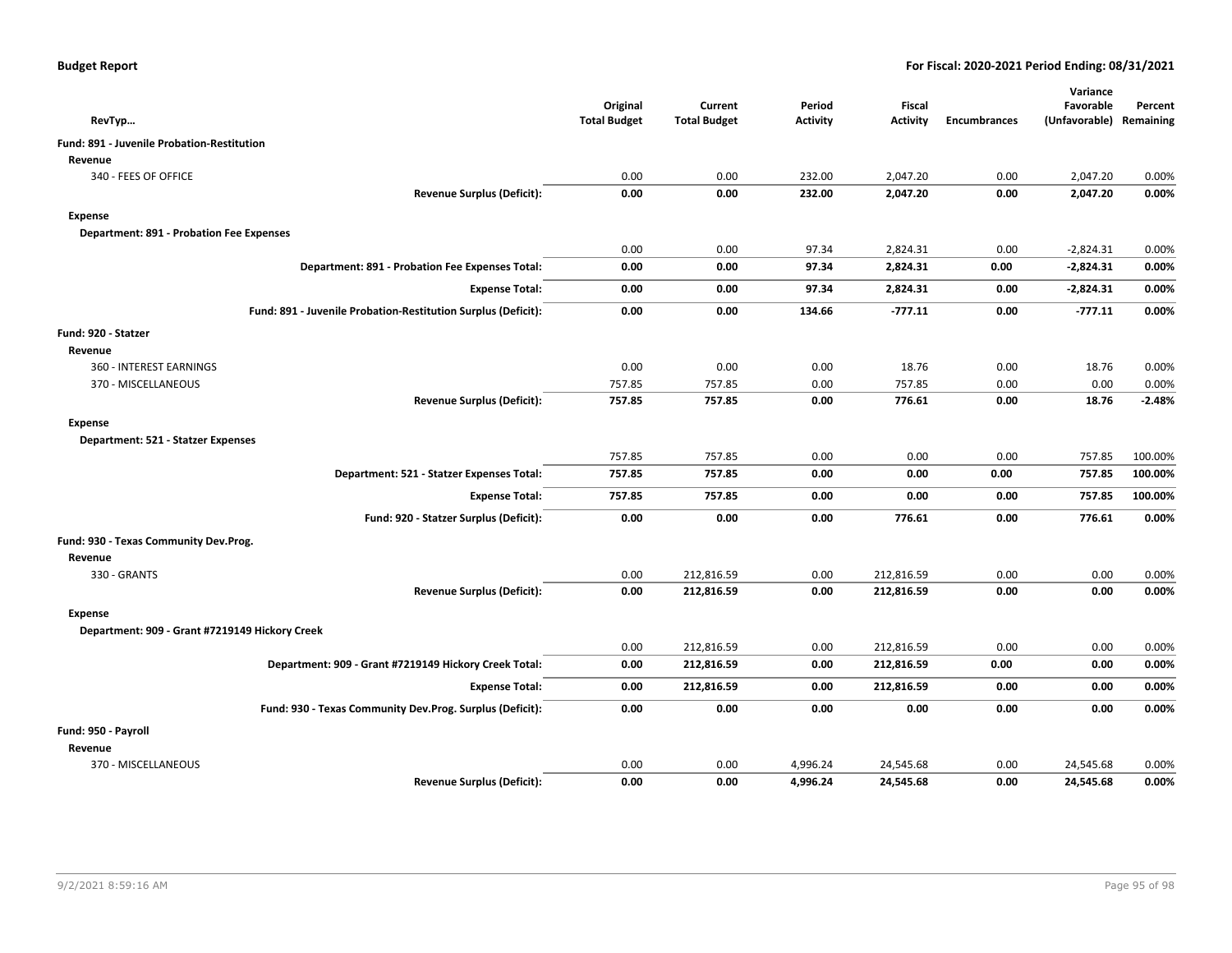**Budget Report** | **For Fiscal: 2020-2021 Period Ending: 08/31/2021**

| RevTyp… | Original Total Budget | Current Total Budget | Period Activity | Fiscal Activity | Encumbrances | Variance Favorable (Unfavorable) | Percent Remaining |
|---|---|---|---|---|---|---|---|
| **Fund: 891 - Juvenile Probation-Restitution** | | | | | | | |
| **Revenue** | | | | | | | |
| 340 - FEES OF OFFICE | 0.00 | 0.00 | 232.00 | 2,047.20 | 0.00 | 2,047.20 | 0.00% |
| **Revenue Surplus (Deficit):** | **0.00** | **0.00** | **232.00** | **2,047.20** | **0.00** | **2,047.20** | **0.00%** |
| **Expense** | | | | | | | |
| **Department: 891 - Probation Fee Expenses** | | | | | | | |
| | 0.00 | 0.00 | 97.34 | 2,824.31 | 0.00 | -2,824.31 | 0.00% |
| **Department: 891 - Probation Fee Expenses Total:** | **0.00** | **0.00** | **97.34** | **2,824.31** | **0.00** | **-2,824.31** | **0.00%** |
| **Expense Total:** | **0.00** | **0.00** | **97.34** | **2,824.31** | **0.00** | **-2,824.31** | **0.00%** |
| **Fund: 891 - Juvenile Probation-Restitution Surplus (Deficit):** | **0.00** | **0.00** | **134.66** | **-777.11** | **0.00** | **-777.11** | **0.00%** |
| **Fund: 920 - Statzer** | | | | | | | |
| **Revenue** | | | | | | | |
| 360 - INTEREST EARNINGS | 0.00 | 0.00 | 0.00 | 18.76 | 0.00 | 18.76 | 0.00% |
| 370 - MISCELLANEOUS | 757.85 | 757.85 | 0.00 | 757.85 | 0.00 | 0.00 | 0.00% |
| **Revenue Surplus (Deficit):** | **757.85** | **757.85** | **0.00** | **776.61** | **0.00** | **18.76** | **-2.48%** |
| **Expense** | | | | | | | |
| **Department: 521 - Statzer Expenses** | | | | | | | |
| | 757.85 | 757.85 | 0.00 | 0.00 | 0.00 | 757.85 | 100.00% |
| **Department: 521 - Statzer Expenses Total:** | **757.85** | **757.85** | **0.00** | **0.00** | **0.00** | **757.85** | **100.00%** |
| **Expense Total:** | **757.85** | **757.85** | **0.00** | **0.00** | **0.00** | **757.85** | **100.00%** |
| **Fund: 920 - Statzer Surplus (Deficit):** | **0.00** | **0.00** | **0.00** | **776.61** | **0.00** | **776.61** | **0.00%** |
| **Fund: 930 - Texas Community Dev.Prog.** | | | | | | | |
| **Revenue** | | | | | | | |
| 330 - GRANTS | 0.00 | 212,816.59 | 0.00 | 212,816.59 | 0.00 | 0.00 | 0.00% |
| **Revenue Surplus (Deficit):** | **0.00** | **212,816.59** | **0.00** | **212,816.59** | **0.00** | **0.00** | **0.00%** |
| **Expense** | | | | | | | |
| **Department: 909 - Grant #7219149 Hickory Creek** | | | | | | | |
| | 0.00 | 212,816.59 | 0.00 | 212,816.59 | 0.00 | 0.00 | 0.00% |
| **Department: 909 - Grant #7219149 Hickory Creek Total:** | **0.00** | **212,816.59** | **0.00** | **212,816.59** | **0.00** | **0.00** | **0.00%** |
| **Expense Total:** | **0.00** | **212,816.59** | **0.00** | **212,816.59** | **0.00** | **0.00** | **0.00%** |
| **Fund: 930 - Texas Community Dev.Prog. Surplus (Deficit):** | **0.00** | **0.00** | **0.00** | **0.00** | **0.00** | **0.00** | **0.00%** |
| **Fund: 950 - Payroll** | | | | | | | |
| **Revenue** | | | | | | | |
| 370 - MISCELLANEOUS | 0.00 | 0.00 | 4,996.24 | 24,545.68 | 0.00 | 24,545.68 | 0.00% |
| **Revenue Surplus (Deficit):** | **0.00** | **0.00** | **4,996.24** | **24,545.68** | **0.00** | **24,545.68** | **0.00%** |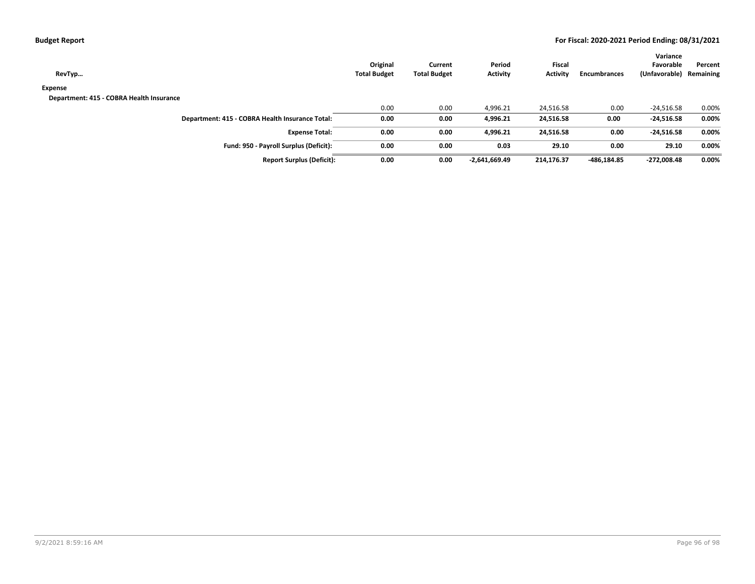| RevTyp… | Original Total Budget | Current Total Budget | Period Activity | Fiscal Activity | Encumbrances | Variance Favorable (Unfavorable) | Percent Remaining |
|---|---|---|---|---|---|---|---|
| **Expense** | | | | | | | |
| **Department: 415 - COBRA Health Insurance** | | | | | | | |
| | 0.00 | 0.00 | 4,996.21 | 24,516.58 | 0.00 | -24,516.58 | 0.00% |
| **Department: 415 - COBRA Health Insurance Total:** | **0.00** | **0.00** | **4,996.21** | **24,516.58** | **0.00** | **-24,516.58** | **0.00%** |
| **Expense Total:** | **0.00** | **0.00** | **4,996.21** | **24,516.58** | **0.00** | **-24,516.58** | **0.00%** |
| **Fund: 950 - Payroll Surplus (Deficit):** | **0.00** | **0.00** | **0.03** | **29.10** | **0.00** | **29.10** | **0.00%** |
| **Report Surplus (Deficit):** | **0.00** | **0.00** | **-2,641,669.49** | **214,176.37** | **-486,184.85** | **-272,008.48** | **0.00%** |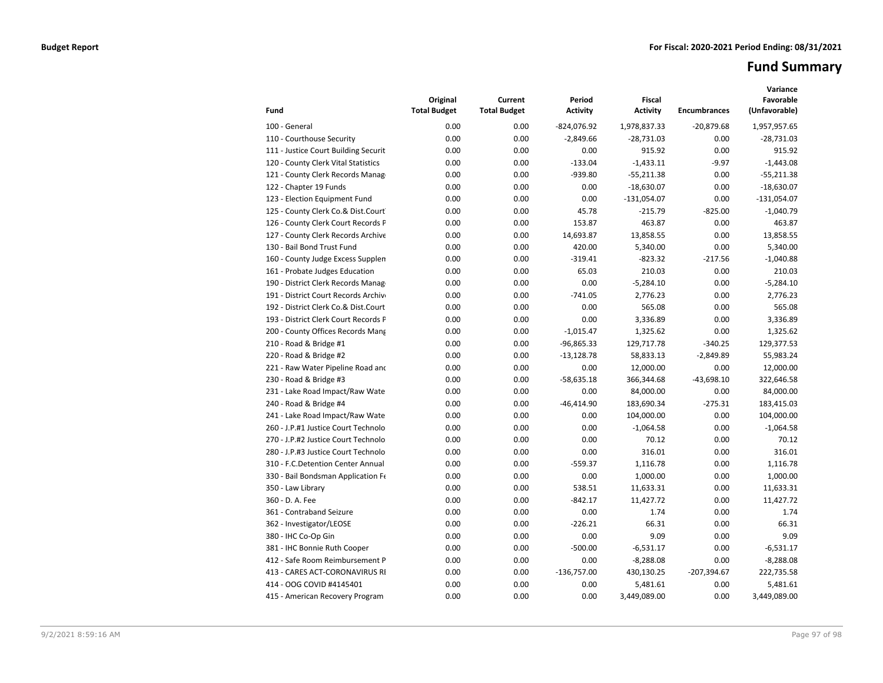**Budget Report** | **For Fiscal: 2020-2021 Period Ending: 08/31/2021**

# Fund Summary

| Fund | Original Total Budget | Current Total Budget | Period Activity | Fiscal Activity | Encumbrances | Variance Favorable (Unfavorable) |
|---|---|---|---|---|---|---|
| 100 - General | 0.00 | 0.00 | -824,076.92 | 1,978,837.33 | -20,879.68 | 1,957,957.65 |
| 110 - Courthouse Security | 0.00 | 0.00 | -2,849.66 | -28,731.03 | 0.00 | -28,731.03 |
| 111 - Justice Court Building Securit | 0.00 | 0.00 | 0.00 | 915.92 | 0.00 | 915.92 |
| 120 - County Clerk Vital Statistics | 0.00 | 0.00 | -133.04 | -1,433.11 | -9.97 | -1,443.08 |
| 121 - County Clerk Records Manag | 0.00 | 0.00 | -939.80 | -55,211.38 | 0.00 | -55,211.38 |
| 122 - Chapter 19 Funds | 0.00 | 0.00 | 0.00 | -18,630.07 | 0.00 | -18,630.07 |
| 123 - Election Equipment Fund | 0.00 | 0.00 | 0.00 | -131,054.07 | 0.00 | -131,054.07 |
| 125 - County Clerk Co.& Dist.Court | 0.00 | 0.00 | 45.78 | -215.79 | -825.00 | -1,040.79 |
| 126 - County Clerk Court Records F | 0.00 | 0.00 | 153.87 | 463.87 | 0.00 | 463.87 |
| 127 - County Clerk Records Archive | 0.00 | 0.00 | 14,693.87 | 13,858.55 | 0.00 | 13,858.55 |
| 130 - Bail Bond Trust Fund | 0.00 | 0.00 | 420.00 | 5,340.00 | 0.00 | 5,340.00 |
| 160 - County Judge Excess Supplen | 0.00 | 0.00 | -319.41 | -823.32 | -217.56 | -1,040.88 |
| 161 - Probate Judges Education | 0.00 | 0.00 | 65.03 | 210.03 | 0.00 | 210.03 |
| 190 - District Clerk Records Manag | 0.00 | 0.00 | 0.00 | -5,284.10 | 0.00 | -5,284.10 |
| 191 - District Court Records Archiv | 0.00 | 0.00 | -741.05 | 2,776.23 | 0.00 | 2,776.23 |
| 192 - District Clerk Co.& Dist.Court | 0.00 | 0.00 | 0.00 | 565.08 | 0.00 | 565.08 |
| 193 - District Clerk Court Records F | 0.00 | 0.00 | 0.00 | 3,336.89 | 0.00 | 3,336.89 |
| 200 - County Offices Records Mang | 0.00 | 0.00 | -1,015.47 | 1,325.62 | 0.00 | 1,325.62 |
| 210 - Road & Bridge #1 | 0.00 | 0.00 | -96,865.33 | 129,717.78 | -340.25 | 129,377.53 |
| 220 - Road & Bridge #2 | 0.00 | 0.00 | -13,128.78 | 58,833.13 | -2,849.89 | 55,983.24 |
| 221 - Raw Water Pipeline Road anc | 0.00 | 0.00 | 0.00 | 12,000.00 | 0.00 | 12,000.00 |
| 230 - Road & Bridge #3 | 0.00 | 0.00 | -58,635.18 | 366,344.68 | -43,698.10 | 322,646.58 |
| 231 - Lake Road Impact/Raw Wate | 0.00 | 0.00 | 0.00 | 84,000.00 | 0.00 | 84,000.00 |
| 240 - Road & Bridge #4 | 0.00 | 0.00 | -46,414.90 | 183,690.34 | -275.31 | 183,415.03 |
| 241 - Lake Road Impact/Raw Wate | 0.00 | 0.00 | 0.00 | 104,000.00 | 0.00 | 104,000.00 |
| 260 - J.P.#1 Justice Court Technolo | 0.00 | 0.00 | 0.00 | -1,064.58 | 0.00 | -1,064.58 |
| 270 - J.P.#2 Justice Court Technolo | 0.00 | 0.00 | 0.00 | 70.12 | 0.00 | 70.12 |
| 280 - J.P.#3 Justice Court Technolo | 0.00 | 0.00 | 0.00 | 316.01 | 0.00 | 316.01 |
| 310 - F.C.Detention Center Annual | 0.00 | 0.00 | -559.37 | 1,116.78 | 0.00 | 1,116.78 |
| 330 - Bail Bondsman Application Fe | 0.00 | 0.00 | 0.00 | 1,000.00 | 0.00 | 1,000.00 |
| 350 - Law Library | 0.00 | 0.00 | 538.51 | 11,633.31 | 0.00 | 11,633.31 |
| 360 - D. A. Fee | 0.00 | 0.00 | -842.17 | 11,427.72 | 0.00 | 11,427.72 |
| 361 - Contraband Seizure | 0.00 | 0.00 | 0.00 | 1.74 | 0.00 | 1.74 |
| 362 - Investigator/LEOSE | 0.00 | 0.00 | -226.21 | 66.31 | 0.00 | 66.31 |
| 380 - IHC Co-Op Gin | 0.00 | 0.00 | 0.00 | 9.09 | 0.00 | 9.09 |
| 381 - IHC Bonnie Ruth Cooper | 0.00 | 0.00 | -500.00 | -6,531.17 | 0.00 | -6,531.17 |
| 412 - Safe Room Reimbursement P | 0.00 | 0.00 | 0.00 | -8,288.08 | 0.00 | -8,288.08 |
| 413 - CARES ACT-CORONAVIRUS RI | 0.00 | 0.00 | -136,757.00 | 430,130.25 | -207,394.67 | 222,735.58 |
| 414 - OOG COVID #4145401 | 0.00 | 0.00 | 0.00 | 5,481.61 | 0.00 | 5,481.61 |
| 415 - American Recovery Program | 0.00 | 0.00 | 0.00 | 3,449,089.00 | 0.00 | 3,449,089.00 |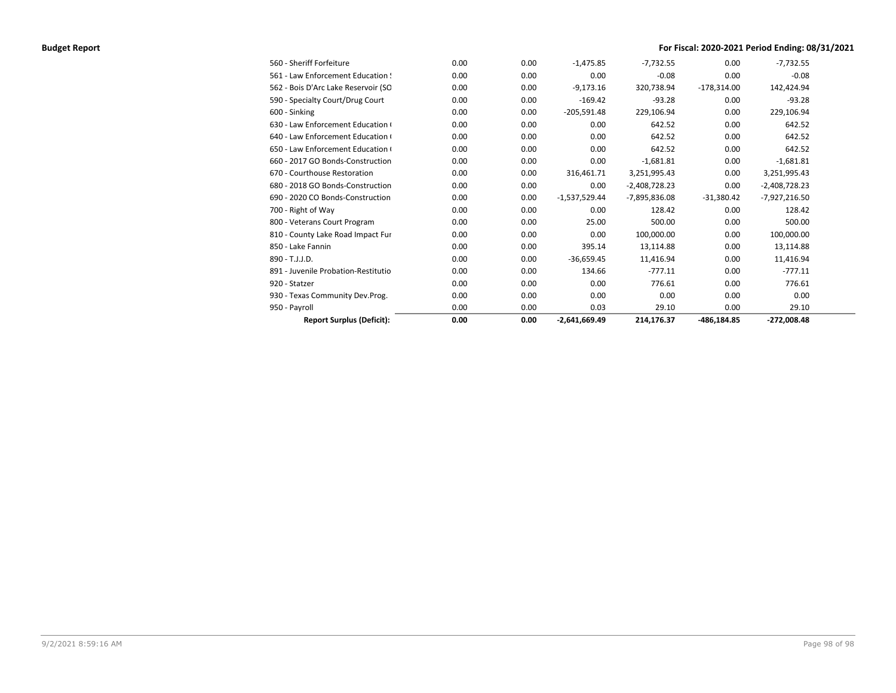| | | | | | | |
|---|---|---|---|---|---|---|
| 560 - Sheriff Forfeiture | 0.00 | 0.00 | -1,475.85 | -7,732.55 | 0.00 | -7,732.55 |
| 561 - Law Enforcement Education S | 0.00 | 0.00 | 0.00 | -0.08 | 0.00 | -0.08 |
| 562 - Bois D'Arc Lake Reservoir (SO | 0.00 | 0.00 | -9,173.16 | 320,738.94 | -178,314.00 | 142,424.94 |
| 590 - Specialty Court/Drug Court | 0.00 | 0.00 | -169.42 | -93.28 | 0.00 | -93.28 |
| 600 - Sinking | 0.00 | 0.00 | -205,591.48 | 229,106.94 | 0.00 | 229,106.94 |
| 630 - Law Enforcement Education ( | 0.00 | 0.00 | 0.00 | 642.52 | 0.00 | 642.52 |
| 640 - Law Enforcement Education ( | 0.00 | 0.00 | 0.00 | 642.52 | 0.00 | 642.52 |
| 650 - Law Enforcement Education ( | 0.00 | 0.00 | 0.00 | 642.52 | 0.00 | 642.52 |
| 660 - 2017 GO Bonds-Construction | 0.00 | 0.00 | 0.00 | -1,681.81 | 0.00 | -1,681.81 |
| 670 - Courthouse Restoration | 0.00 | 0.00 | 316,461.71 | 3,251,995.43 | 0.00 | 3,251,995.43 |
| 680 - 2018 GO Bonds-Construction | 0.00 | 0.00 | 0.00 | -2,408,728.23 | 0.00 | -2,408,728.23 |
| 690 - 2020 CO Bonds-Construction | 0.00 | 0.00 | -1,537,529.44 | -7,895,836.08 | -31,380.42 | -7,927,216.50 |
| 700 - Right of Way | 0.00 | 0.00 | 0.00 | 128.42 | 0.00 | 128.42 |
| 800 - Veterans Court Program | 0.00 | 0.00 | 25.00 | 500.00 | 0.00 | 500.00 |
| 810 - County Lake Road Impact Fur | 0.00 | 0.00 | 0.00 | 100,000.00 | 0.00 | 100,000.00 |
| 850 - Lake Fannin | 0.00 | 0.00 | 395.14 | 13,114.88 | 0.00 | 13,114.88 |
| 890 - T.J.J.D. | 0.00 | 0.00 | -36,659.45 | 11,416.94 | 0.00 | 11,416.94 |
| 891 - Juvenile Probation-Restitutio | 0.00 | 0.00 | 134.66 | -777.11 | 0.00 | -777.11 |
| 920 - Statzer | 0.00 | 0.00 | 0.00 | 776.61 | 0.00 | 776.61 |
| 930 - Texas Community Dev.Prog. | 0.00 | 0.00 | 0.00 | 0.00 | 0.00 | 0.00 |
| 950 - Payroll | 0.00 | 0.00 | 0.03 | 29.10 | 0.00 | 29.10 |
| **Report Surplus (Deficit):** | **0.00** | **0.00** | **-2,641,669.49** | **214,176.37** | **-486,184.85** | **-272,008.48** |